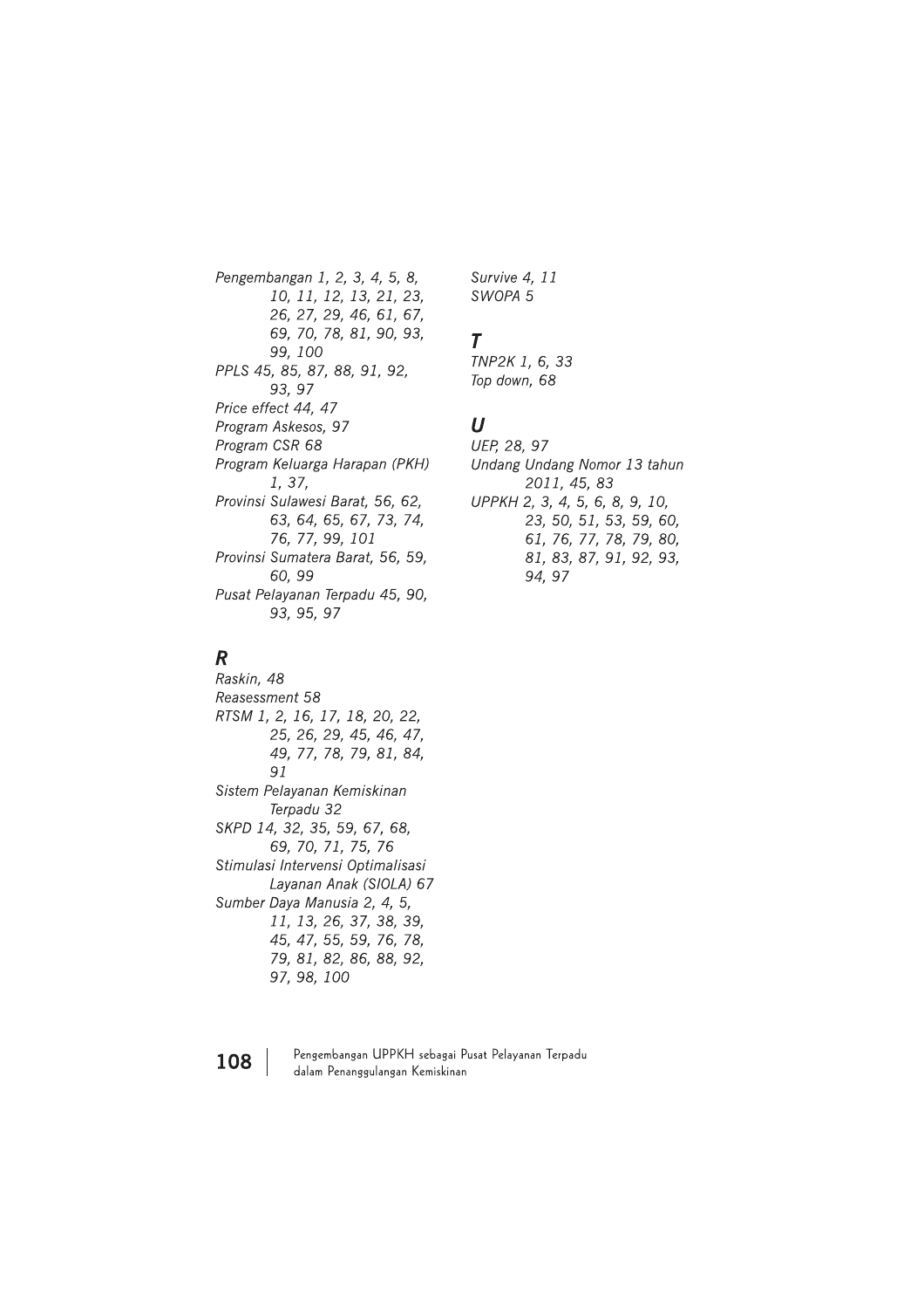*Pengembangan 1, 2, 3, 4, 5, 8, 10, 11, 12, 13, 21, 23, 26, 27, 29, 46, 61, 67, 69, 70, 78, 81, 90, 93, 99, 100*
*PPLS 45, 85, 87, 88, 91, 92, 93, 97*
*Price effect 44, 47*
*Program Askesos, 97*
*Program CSR 68*
*Program Keluarga Harapan (PKH) 1, 37,*
*Provinsi Sulawesi Barat, 56, 62, 63, 64, 65, 67, 73, 74, 76, 77, 99, 101*
*Provinsi Sumatera Barat, 56, 59, 60, 99*
*Pusat Pelayanan Terpadu 45, 90, 93, 95, 97*

## R

*Raskin, 48*
*Reasessment 58*
*RTSM 1, 2, 16, 17, 18, 20, 22, 25, 26, 29, 45, 46, 47, 49, 77, 78, 79, 81, 84, 91*
*Sistem Pelayanan Kemiskinan Terpadu 32*
*SKPD 14, 32, 35, 59, 67, 68, 69, 70, 71, 75, 76*
*Stimulasi Intervensi Optimalisasi Layanan Anak (SIOLA) 67*
*Sumber Daya Manusia 2, 4, 5, 11, 13, 26, 37, 38, 39, 45, 47, 55, 59, 76, 78, 79, 81, 82, 86, 88, 92, 97, 98, 100*
*Survive 4, 11*
*SWOPA 5*

## T

*TNP2K 1, 6, 33*
*Top down, 68*

## U

*UEP, 28, 97*
*Undang Undang Nomor 13 tahun 2011, 45, 83*
*UPPKH 2, 3, 4, 5, 6, 8, 9, 10, 23, 50, 51, 53, 59, 60, 61, 76, 77, 78, 79, 80, 81, 83, 87, 91, 92, 93, 94, 97*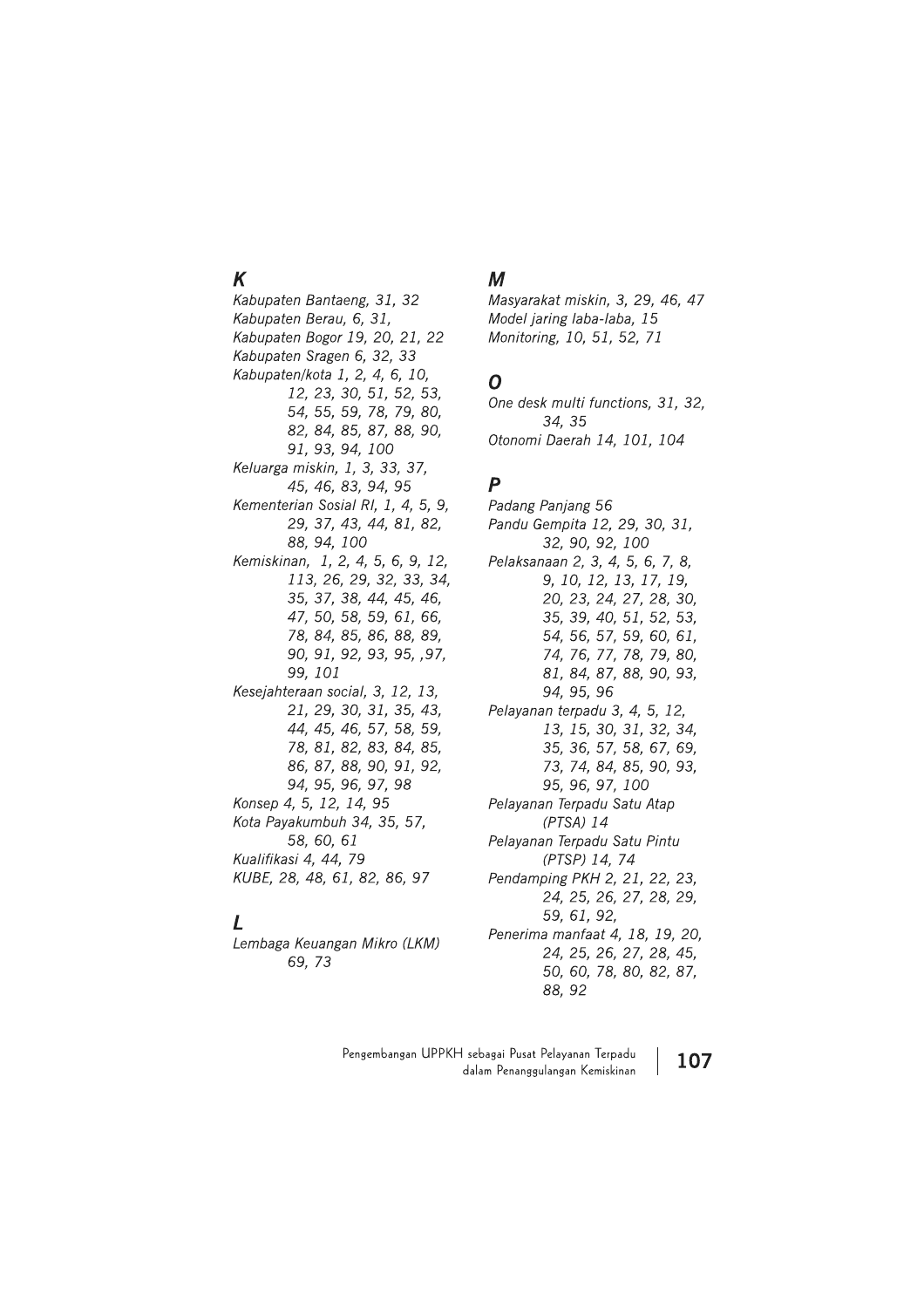## K

*Kabupaten Bantaeng, 31, 32*
*Kabupaten Berau, 6, 31,*
*Kabupaten Bogor 19, 20, 21, 22*
*Kabupaten Sragen 6, 32, 33*
*Kabupaten/kota 1, 2, 4, 6, 10, 12, 23, 30, 51, 52, 53, 54, 55, 59, 78, 79, 80, 82, 84, 85, 87, 88, 90, 91, 93, 94, 100*
*Keluarga miskin, 1, 3, 33, 37, 45, 46, 83, 94, 95*
*Kementerian Sosial RI, 1, 4, 5, 9, 29, 37, 43, 44, 81, 82, 88, 94, 100*
*Kemiskinan, 1, 2, 4, 5, 6, 9, 12, 113, 26, 29, 32, 33, 34, 35, 37, 38, 44, 45, 46, 47, 50, 58, 59, 61, 66, 78, 84, 85, 86, 88, 89, 90, 91, 92, 93, 95, ,97, 99, 101*
*Kesejahteraan social, 3, 12, 13, 21, 29, 30, 31, 35, 43, 44, 45, 46, 57, 58, 59, 78, 81, 82, 83, 84, 85, 86, 87, 88, 90, 91, 92, 94, 95, 96, 97, 98*
*Konsep 4, 5, 12, 14, 95*
*Kota Payakumbuh 34, 35, 57, 58, 60, 61*
*Kualifikasi 4, 44, 79*
*KUBE, 28, 48, 61, 82, 86, 97*

## L

*Lembaga Keuangan Mikro (LKM) 69, 73*

## M

*Masyarakat miskin, 3, 29, 46, 47*
*Model jaring laba-laba, 15*
*Monitoring, 10, 51, 52, 71*

## O

*One desk multi functions, 31, 32, 34, 35*
*Otonomi Daerah 14, 101, 104*

## P

*Padang Panjang 56*
*Pandu Gempita 12, 29, 30, 31, 32, 90, 92, 100*
*Pelaksanaan 2, 3, 4, 5, 6, 7, 8, 9, 10, 12, 13, 17, 19, 20, 23, 24, 27, 28, 30, 35, 39, 40, 51, 52, 53, 54, 56, 57, 59, 60, 61, 74, 76, 77, 78, 79, 80, 81, 84, 87, 88, 90, 93, 94, 95, 96*
*Pelayanan terpadu 3, 4, 5, 12, 13, 15, 30, 31, 32, 34, 35, 36, 57, 58, 67, 69, 73, 74, 84, 85, 90, 93, 95, 96, 97, 100*
*Pelayanan Terpadu Satu Atap (PTSA) 14*
*Pelayanan Terpadu Satu Pintu (PTSP) 14, 74*
*Pendamping PKH 2, 21, 22, 23, 24, 25, 26, 27, 28, 29, 59, 61, 92,*
*Penerima manfaat 4, 18, 19, 20, 24, 25, 26, 27, 28, 45, 50, 60, 78, 80, 82, 87, 88, 92*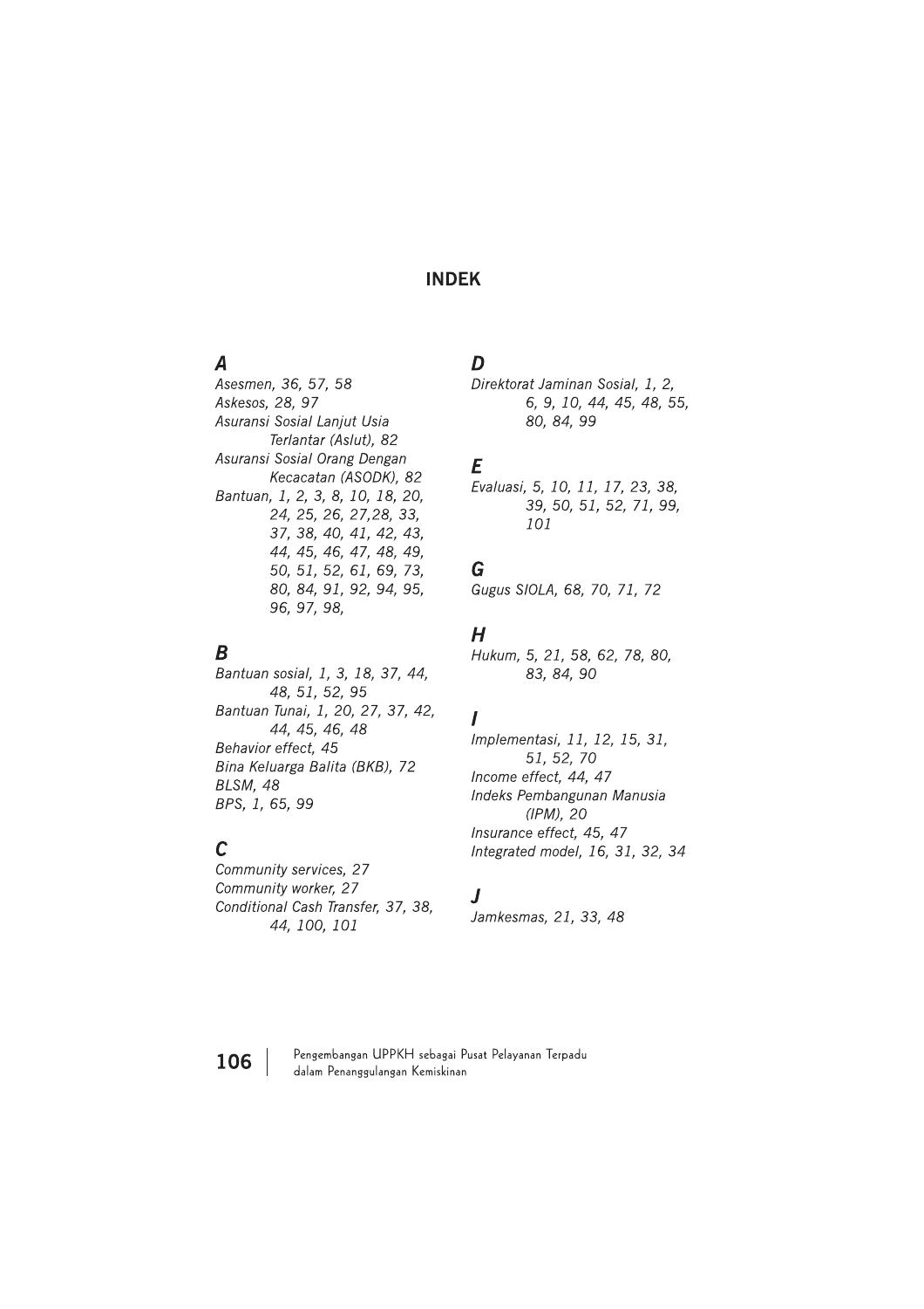# INDEK

## *A*

*Asesmen, 36, 57, 58*
*Askesos, 28, 97*
*Asuransi Sosial Lanjut Usia Terlantar (Aslut), 82*
*Asuransi Sosial Orang Dengan Kecacatan (ASODK), 82*
*Bantuan, 1, 2, 3, 8, 10, 18, 20, 24, 25, 26, 27,28, 33, 37, 38, 40, 41, 42, 43, 44, 45, 46, 47, 48, 49, 50, 51, 52, 61, 69, 73, 80, 84, 91, 92, 94, 95, 96, 97, 98,*

## *B*

*Bantuan sosial, 1, 3, 18, 37, 44, 48, 51, 52, 95*
*Bantuan Tunai, 1, 20, 27, 37, 42, 44, 45, 46, 48*
*Behavior effect, 45*
*Bina Keluarga Balita (BKB), 72*
*BLSM, 48*
*BPS, 1, 65, 99*

## *C*

*Community services, 27*
*Community worker, 27*
*Conditional Cash Transfer, 37, 38, 44, 100, 101*

## *D*

*Direktorat Jaminan Sosial, 1, 2, 6, 9, 10, 44, 45, 48, 55, 80, 84, 99*

## *E*

*Evaluasi, 5, 10, 11, 17, 23, 38, 39, 50, 51, 52, 71, 99, 101*

## *G*

*Gugus SIOLA, 68, 70, 71, 72*

## *H*

*Hukum, 5, 21, 58, 62, 78, 80, 83, 84, 90*

## *I*

*Implementasi, 11, 12, 15, 31, 51, 52, 70*
*Income effect, 44, 47*
*Indeks Pembangunan Manusia (IPM), 20*
*Insurance effect, 45, 47*
*Integrated model, 16, 31, 32, 34*

## *J*

*Jamkesmas, 21, 33, 48*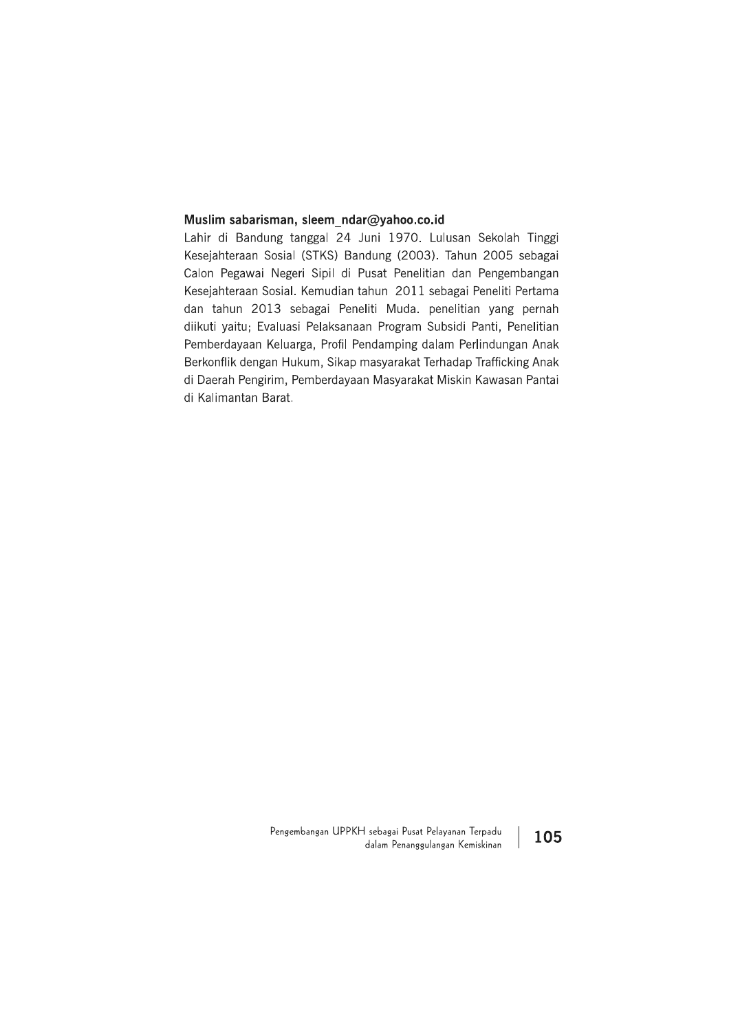**Muslim sabarisman, sleem_ndar@yahoo.co.id**

Lahir di Bandung tanggal 24 Juni 1970. Lulusan Sekolah Tinggi Kesejahteraan Sosial (STKS) Bandung (2003). Tahun 2005 sebagai Calon Pegawai Negeri Sipil di Pusat Penelitian dan Pengembangan Kesejahteraan Sosial. Kemudian tahun 2011 sebagai Peneliti Pertama dan tahun 2013 sebagai Peneliti Muda. penelitian yang pernah diikuti yaitu; Evaluasi Pelaksanaan Program Subsidi Panti, Penelitian Pemberdayaan Keluarga, Profil Pendamping dalam Perlindungan Anak Berkonflik dengan Hukum, Sikap masyarakat Terhadap Trafficking Anak di Daerah Pengirim, Pemberdayaan Masyarakat Miskin Kawasan Pantai di Kalimantan Barat.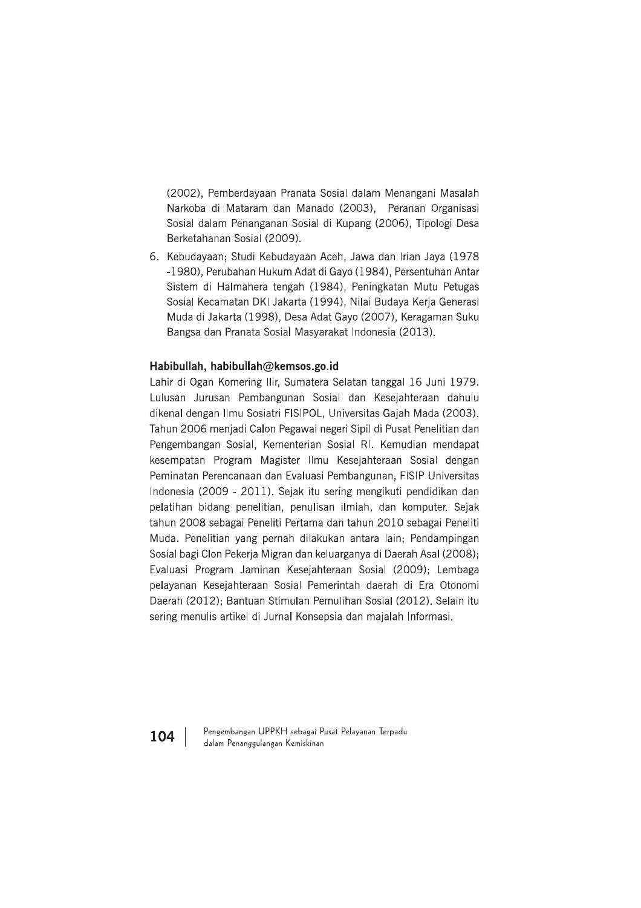(2002), Pemberdayaan Pranata Sosial dalam Menangani Masalah Narkoba di Mataram dan Manado (2003), Peranan Organisasi Sosial dalam Penanganan Sosial di Kupang (2006), Tipologi Desa Berketahanan Sosial (2009).

6. Kebudayaan; Studi Kebudayaan Aceh, Jawa dan Irian Jaya (1978 -1980), Perubahan Hukum Adat di Gayo (1984), Persentuhan Antar Sistem di Halmahera tengah (1984), Peningkatan Mutu Petugas Sosial Kecamatan DKI Jakarta (1994), Nilai Budaya Kerja Generasi Muda di Jakarta (1998), Desa Adat Gayo (2007), Keragaman Suku Bangsa dan Pranata Sosial Masyarakat Indonesia (2013).

**Habibullah, habibullah@kemsos.go.id**

Lahir di Ogan Komering Ilir, Sumatera Selatan tanggal 16 Juni 1979. Lulusan Jurusan Pembangunan Sosial dan Kesejahteraan dahulu dikenal dengan Ilmu Sosiatri FISIPOL, Universitas Gajah Mada (2003). Tahun 2006 menjadi Calon Pegawai negeri Sipil di Pusat Penelitian dan Pengembangan Sosial, Kementerian Sosial RI. Kemudian mendapat kesempatan Program Magister Ilmu Kesejahteraan Sosial dengan Peminatan Perencanaan dan Evaluasi Pembangunan, FISIP Universitas Indonesia (2009 - 2011). Sejak itu sering mengikuti pendidikan dan pelatihan bidang penelitian, penulisan ilmiah, dan komputer. Sejak tahun 2008 sebagai Peneliti Pertama dan tahun 2010 sebagai Peneliti Muda. Penelitian yang pernah dilakukan antara lain; Pendampingan Sosial bagi Clon Pekerja Migran dan keluarganya di Daerah Asal (2008); Evaluasi Program Jaminan Kesejahteraan Sosial (2009); Lembaga pelayanan Kesejahteraan Sosial Pemerintah daerah di Era Otonomi Daerah (2012); Bantuan Stimulan Pemulihan Sosial (2012). Selain itu sering menulis artikel di Jurnal Konsepsia dan majalah Informasi.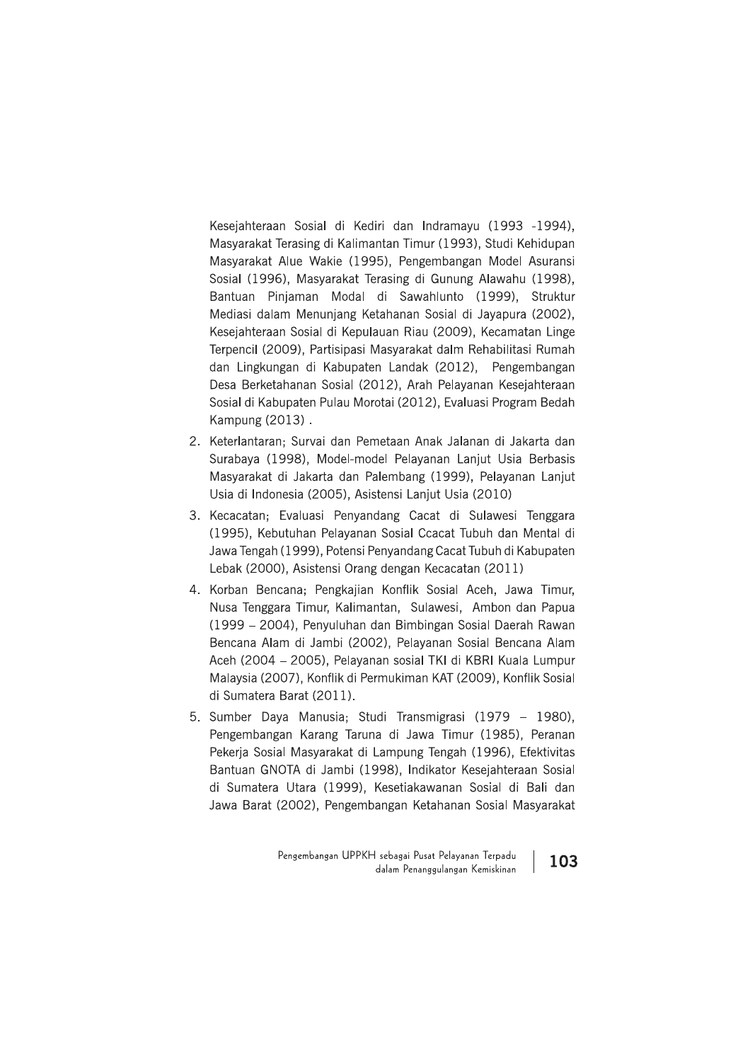Kesejahteraan Sosial di Kediri dan Indramayu (1993 -1994), Masyarakat Terasing di Kalimantan Timur (1993), Studi Kehidupan Masyarakat Alue Wakie (1995), Pengembangan Model Asuransi Sosial (1996), Masyarakat Terasing di Gunung Alawahu (1998), Bantuan Pinjaman Modal di Sawahlunto (1999), Struktur Mediasi dalam Menunjang Ketahanan Sosial di Jayapura (2002), Kesejahteraan Sosial di Kepulauan Riau (2009), Kecamatan Linge Terpencil (2009), Partisipasi Masyarakat dalm Rehabilitasi Rumah dan Lingkungan di Kabupaten Landak (2012), Pengembangan Desa Berketahanan Sosial (2012), Arah Pelayanan Kesejahteraan Sosial di Kabupaten Pulau Morotai (2012), Evaluasi Program Bedah Kampung (2013) .

2. Keterlantaran; Survai dan Pemetaan Anak Jalanan di Jakarta dan Surabaya (1998), Model-model Pelayanan Lanjut Usia Berbasis Masyarakat di Jakarta dan Palembang (1999), Pelayanan Lanjut Usia di Indonesia (2005), Asistensi Lanjut Usia (2010)
3. Kecacatan; Evaluasi Penyandang Cacat di Sulawesi Tenggara (1995), Kebutuhan Pelayanan Sosial Ccacat Tubuh dan Mental di Jawa Tengah (1999), Potensi Penyandang Cacat Tubuh di Kabupaten Lebak (2000), Asistensi Orang dengan Kecacatan (2011)
4. Korban Bencana; Pengkajian Konflik Sosial Aceh, Jawa Timur, Nusa Tenggara Timur, Kalimantan, Sulawesi, Ambon dan Papua (1999 – 2004), Penyuluhan dan Bimbingan Sosial Daerah Rawan Bencana Alam di Jambi (2002), Pelayanan Sosial Bencana Alam Aceh (2004 – 2005), Pelayanan sosial TKI di KBRI Kuala Lumpur Malaysia (2007), Konflik di Permukiman KAT (2009), Konflik Sosial di Sumatera Barat (2011).
5. Sumber Daya Manusia; Studi Transmigrasi (1979 – 1980), Pengembangan Karang Taruna di Jawa Timur (1985), Peranan Pekerja Sosial Masyarakat di Lampung Tengah (1996), Efektivitas Bantuan GNOTA di Jambi (1998), Indikator Kesejahteraan Sosial di Sumatera Utara (1999), Kesetiakawanan Sosial di Bali dan Jawa Barat (2002), Pengembangan Ketahanan Sosial Masyarakat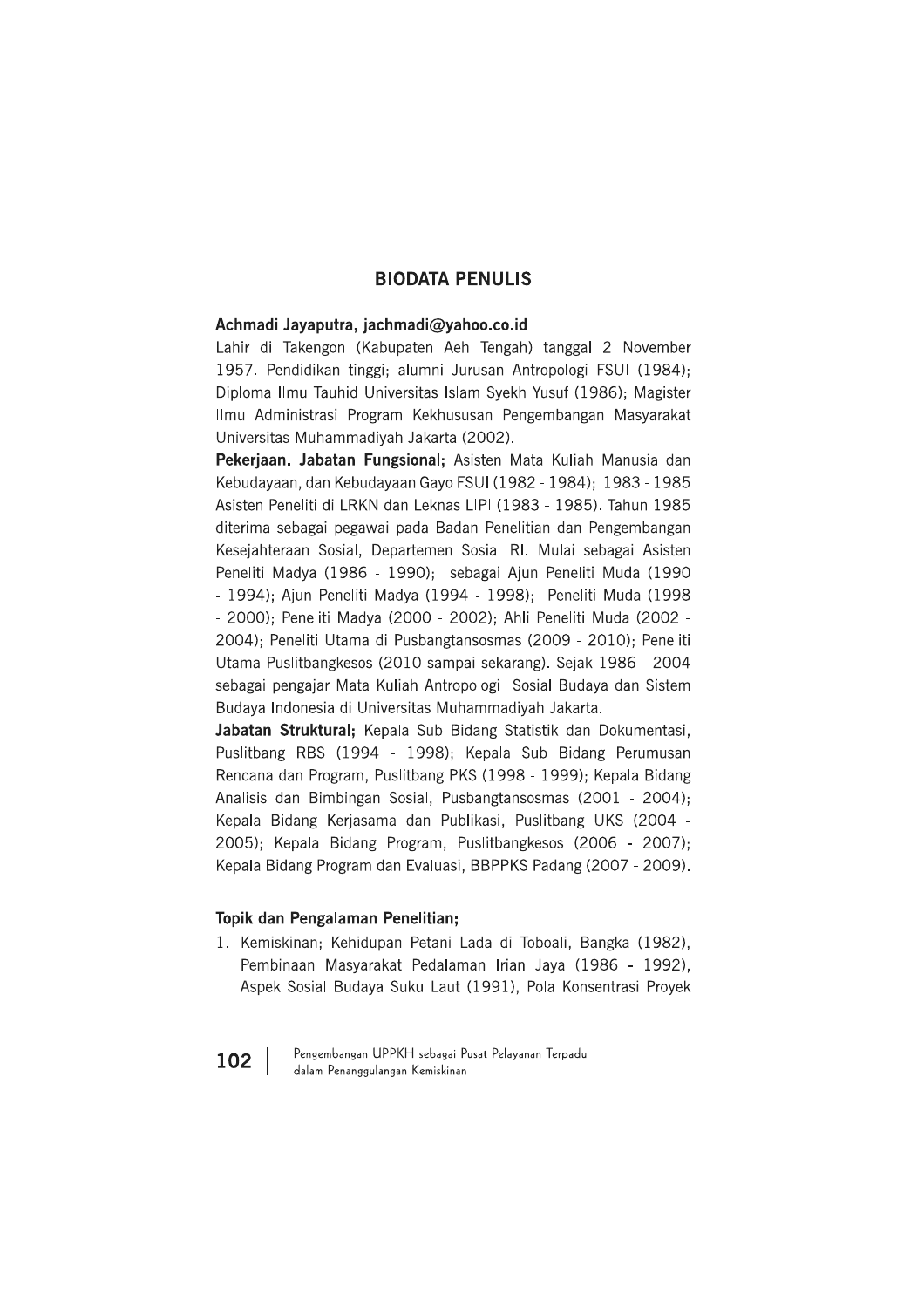## BIODATA PENULIS

**Achmadi Jayaputra, jachmadi@yahoo.co.id**

Lahir di Takengon (Kabupaten Aeh Tengah) tanggal 2 November 1957. Pendidikan tinggi; alumni Jurusan Antropologi FSUI (1984); Diploma Ilmu Tauhid Universitas Islam Syekh Yusuf (1986); Magister Ilmu Administrasi Program Kekhususan Pengembangan Masyarakat Universitas Muhammadiyah Jakarta (2002).

**Pekerjaan. Jabatan Fungsional;** Asisten Mata Kuliah Manusia dan Kebudayaan, dan Kebudayaan Gayo FSUI (1982 - 1984); 1983 - 1985 Asisten Peneliti di LRKN dan Leknas LIPI (1983 - 1985). Tahun 1985 diterima sebagai pegawai pada Badan Penelitian dan Pengembangan Kesejahteraan Sosial, Departemen Sosial RI. Mulai sebagai Asisten Peneliti Madya (1986 - 1990); sebagai Ajun Peneliti Muda (1990 - 1994); Ajun Peneliti Madya (1994 - 1998); Peneliti Muda (1998 - 2000); Peneliti Madya (2000 - 2002); Ahli Peneliti Muda (2002 - 2004); Peneliti Utama di Pusbangtansosmas (2009 - 2010); Peneliti Utama Puslitbangkesos (2010 sampai sekarang). Sejak 1986 - 2004 sebagai pengajar Mata Kuliah Antropologi Sosial Budaya dan Sistem Budaya Indonesia di Universitas Muhammadiyah Jakarta.

**Jabatan Struktural;** Kepala Sub Bidang Statistik dan Dokumentasi, Puslitbang RBS (1994 - 1998); Kepala Sub Bidang Perumusan Rencana dan Program, Puslitbang PKS (1998 - 1999); Kepala Bidang Analisis dan Bimbingan Sosial, Pusbangtansosmas (2001 - 2004); Kepala Bidang Kerjasama dan Publikasi, Puslitbang UKS (2004 - 2005); Kepala Bidang Program, Puslitbangkesos (2006 - 2007); Kepala Bidang Program dan Evaluasi, BBPPKS Padang (2007 - 2009).

**Topik dan Pengalaman Penelitian;**

1. Kemiskinan; Kehidupan Petani Lada di Toboali, Bangka (1982), Pembinaan Masyarakat Pedalaman Irian Jaya (1986 - 1992), Aspek Sosial Budaya Suku Laut (1991), Pola Konsentrasi Proyek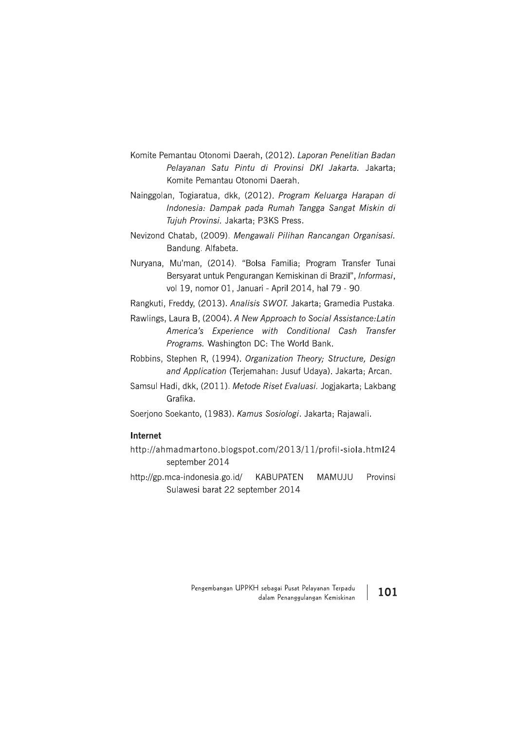Komite Pemantau Otonomi Daerah, (2012). *Laporan Penelitian Badan Pelayanan Satu Pintu di Provinsi DKI Jakarta.* Jakarta; Komite Pemantau Otonomi Daerah.

Nainggolan, Togiaratua, dkk, (2012). *Program Keluarga Harapan di Indonesia: Dampak pada Rumah Tangga Sangat Miskin di Tujuh Provinsi.* Jakarta; P3KS Press.

Nevizond Chatab, (2009). *Mengawali Pilihan Rancangan Organisasi.* Bandung. Alfabeta.

Nuryana, Mu'man, (2014). "Bolsa Familia; Program Transfer Tunai Bersyarat untuk Pengurangan Kemiskinan di Brazil", *Informasi*, vol 19, nomor 01, Januari - April 2014, hal 79 - 90.

Rangkuti, Freddy, (2013). *Analisis SWOT.* Jakarta; Gramedia Pustaka.

Rawlings, Laura B, (2004). *A New Approach to Social Assistance:Latin America's Experience with Conditional Cash Transfer Programs.* Washington DC: The World Bank.

Robbins, Stephen R, (1994). *Organization Theory; Structure, Design and Application* (Terjemahan: Jusuf Udaya). Jakarta; Arcan.

Samsul Hadi, dkk, (2011). *Metode Riset Evaluasi.* Jogjakarta; Lakbang Grafika.

Soerjono Soekanto, (1983). *Kamus Sosiologi*. Jakarta; Rajawali.

**Internet**

http://ahmadmartono.blogspot.com/2013/11/profil-siola.html24 september 2014

http://gp.mca-indonesia.go.id/ KABUPATEN MAMUJU Provinsi Sulawesi barat 22 september 2014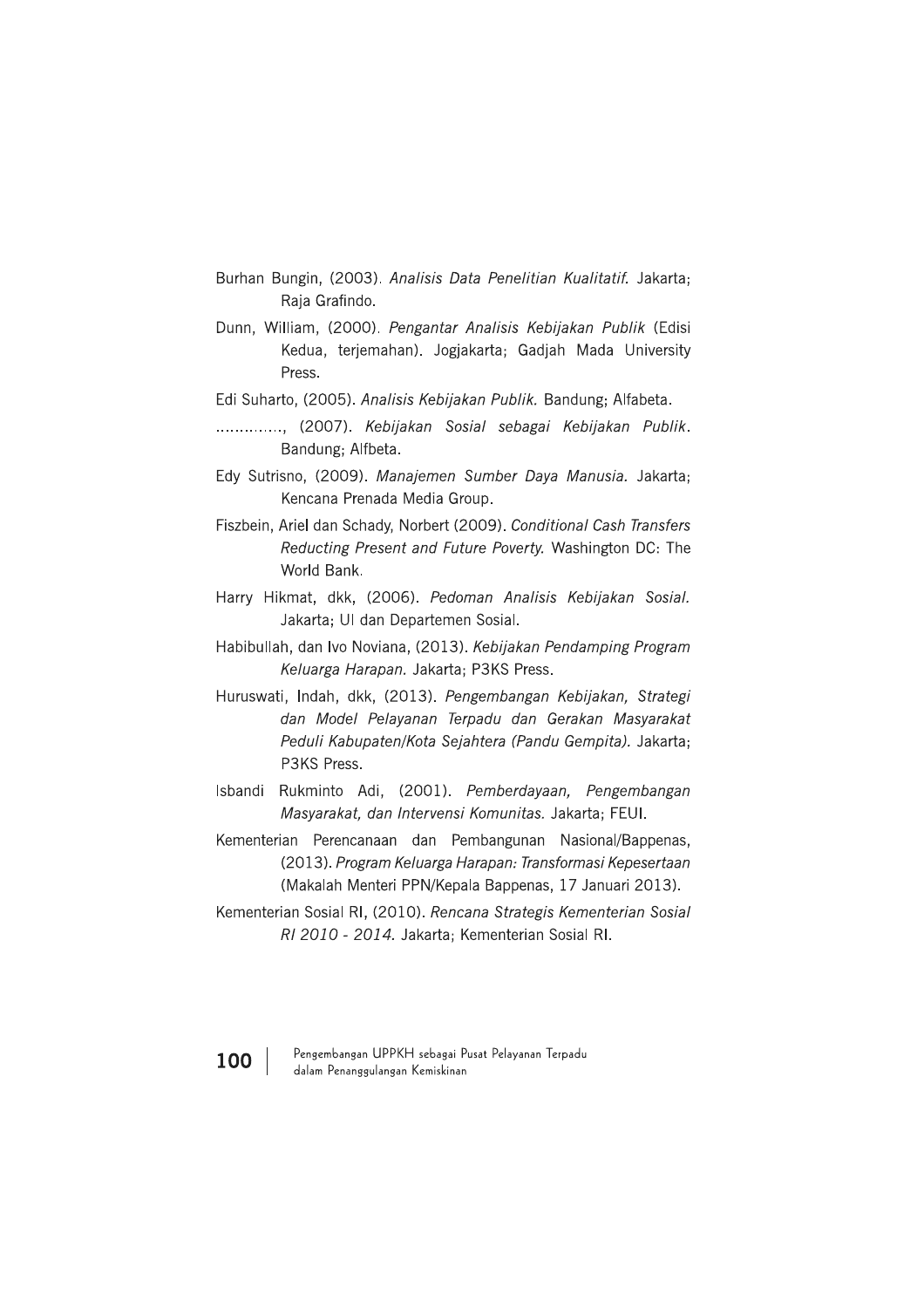Burhan Bungin, (2003). *Analisis Data Penelitian Kualitatif.* Jakarta; Raja Grafindo.

Dunn, William, (2000). *Pengantar Analisis Kebijakan Publik* (Edisi Kedua, terjemahan). Jogjakarta; Gadjah Mada University Press.

Edi Suharto, (2005). *Analisis Kebijakan Publik.* Bandung; Alfabeta.

.............., (2007). *Kebijakan Sosial sebagai Kebijakan Publik*. Bandung; Alfbeta.

Edy Sutrisno, (2009). *Manajemen Sumber Daya Manusia.* Jakarta; Kencana Prenada Media Group.

Fiszbein, Ariel dan Schady, Norbert (2009). *Conditional Cash Transfers Reducting Present and Future Poverty.* Washington DC: The World Bank.

Harry Hikmat, dkk, (2006). *Pedoman Analisis Kebijakan Sosial.* Jakarta; UI dan Departemen Sosial.

Habibullah, dan Ivo Noviana, (2013). *Kebijakan Pendamping Program Keluarga Harapan.* Jakarta; P3KS Press.

Huruswati, Indah, dkk, (2013). *Pengembangan Kebijakan, Strategi dan Model Pelayanan Terpadu dan Gerakan Masyarakat Peduli Kabupaten/Kota Sejahtera (Pandu Gempita).* Jakarta; P3KS Press.

Isbandi Rukminto Adi, (2001). *Pemberdayaan, Pengembangan Masyarakat, dan Intervensi Komunitas.* Jakarta; FEUI.

Kementerian Perencanaan dan Pembangunan Nasional/Bappenas, (2013). *Program Keluarga Harapan: Transformasi Kepesertaan* (Makalah Menteri PPN/Kepala Bappenas, 17 Januari 2013).

Kementerian Sosial RI, (2010). *Rencana Strategis Kementerian Sosial RI 2010 - 2014.* Jakarta; Kementerian Sosial RI.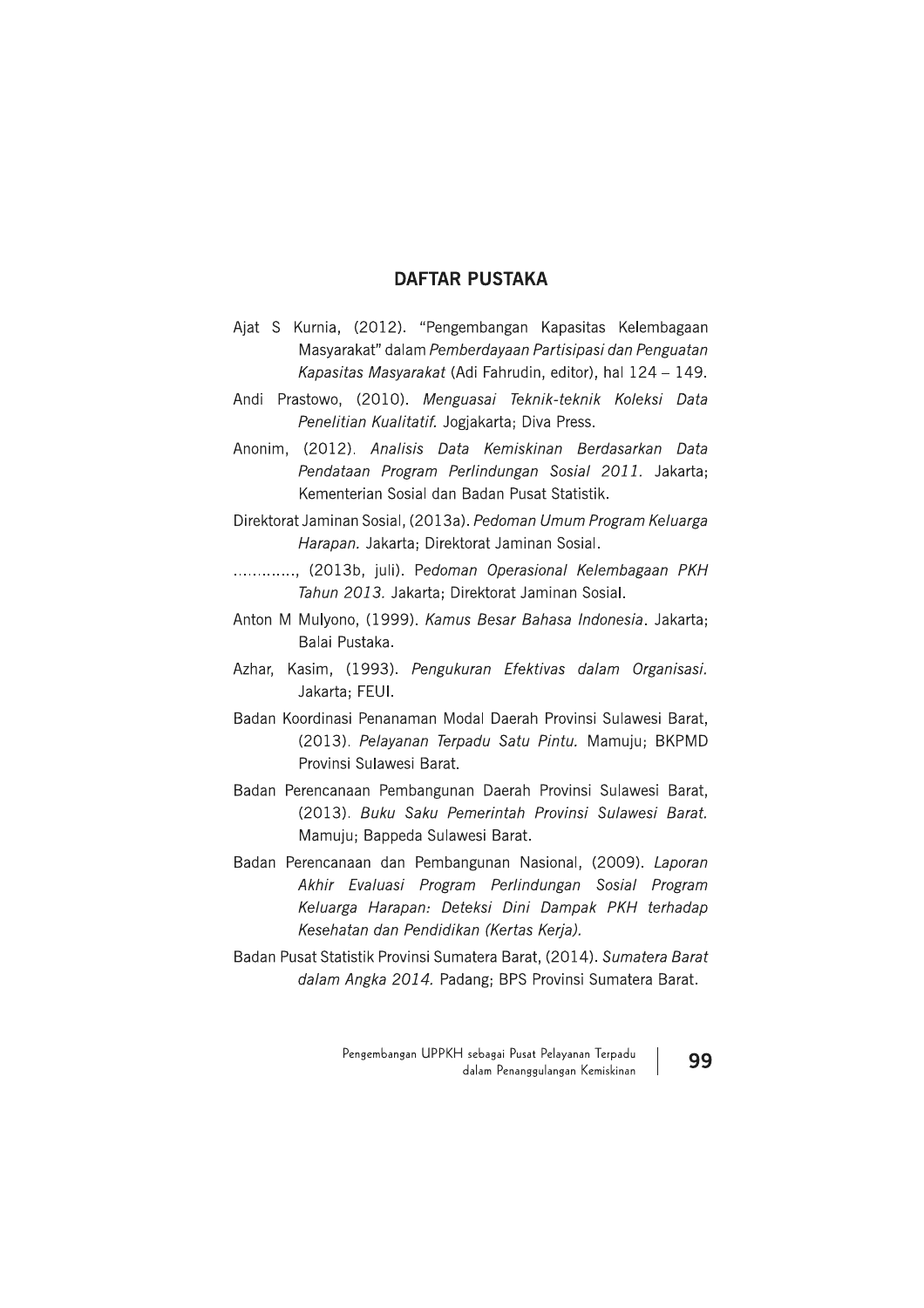## DAFTAR PUSTAKA

Ajat S Kurnia, (2012). "Pengembangan Kapasitas Kelembagaan Masyarakat" dalam *Pemberdayaan Partisipasi dan Penguatan Kapasitas Masyarakat* (Adi Fahrudin, editor), hal 124 – 149.

Andi Prastowo, (2010). *Menguasai Teknik-teknik Koleksi Data Penelitian Kualitatif.* Jogjakarta; Diva Press.

Anonim, (2012). *Analisis Data Kemiskinan Berdasarkan Data Pendataan Program Perlindungan Sosial 2011.* Jakarta; Kementerian Sosial dan Badan Pusat Statistik.

Direktorat Jaminan Sosial, (2013a). *Pedoman Umum Program Keluarga Harapan.* Jakarta; Direktorat Jaminan Sosial.

…………., (2013b, juli). *Pedoman Operasional Kelembagaan PKH Tahun 2013.* Jakarta; Direktorat Jaminan Sosial.

Anton M Mulyono, (1999). *Kamus Besar Bahasa Indonesia*. Jakarta; Balai Pustaka.

Azhar, Kasim, (1993). *Pengukuran Efektivas dalam Organisasi.* Jakarta; FEUI.

Badan Koordinasi Penanaman Modal Daerah Provinsi Sulawesi Barat, (2013). *Pelayanan Terpadu Satu Pintu.* Mamuju; BKPMD Provinsi Sulawesi Barat.

Badan Perencanaan Pembangunan Daerah Provinsi Sulawesi Barat, (2013). *Buku Saku Pemerintah Provinsi Sulawesi Barat.* Mamuju; Bappeda Sulawesi Barat.

Badan Perencanaan dan Pembangunan Nasional, (2009). *Laporan Akhir Evaluasi Program Perlindungan Sosial Program Keluarga Harapan: Deteksi Dini Dampak PKH terhadap Kesehatan dan Pendidikan (Kertas Kerja).*

Badan Pusat Statistik Provinsi Sumatera Barat, (2014). *Sumatera Barat dalam Angka 2014.* Padang; BPS Provinsi Sumatera Barat.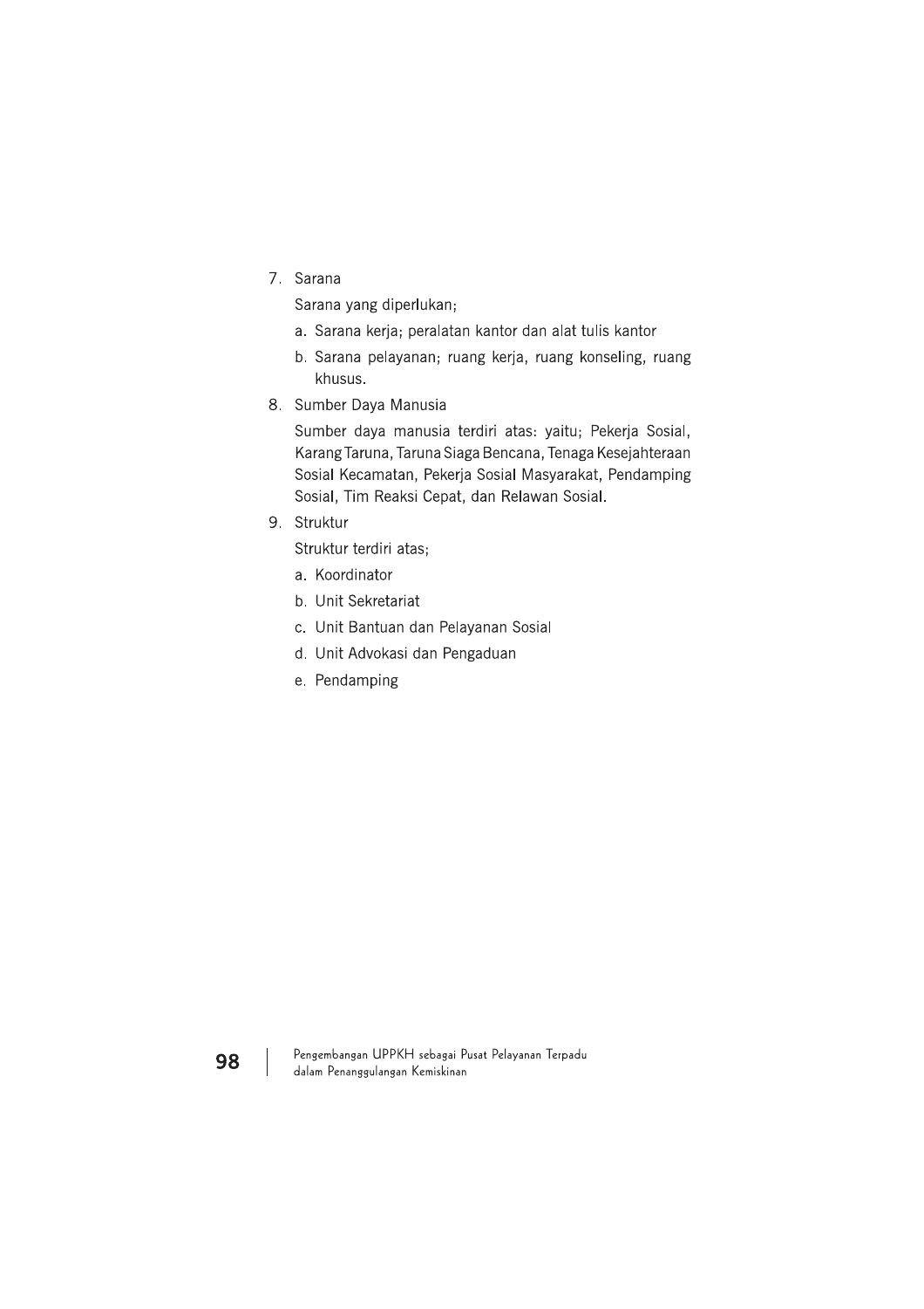7. Sarana

   Sarana yang diperlukan;

   a. Sarana kerja; peralatan kantor dan alat tulis kantor
   b. Sarana pelayanan; ruang kerja, ruang konseling, ruang khusus.

8. Sumber Daya Manusia

   Sumber daya manusia terdiri atas: yaitu; Pekerja Sosial, Karang Taruna, Taruna Siaga Bencana, Tenaga Kesejahteraan Sosial Kecamatan, Pekerja Sosial Masyarakat, Pendamping Sosial, Tim Reaksi Cepat, dan Relawan Sosial.

9. Struktur

   Struktur terdiri atas;

   a. Koordinator
   b. Unit Sekretariat
   c. Unit Bantuan dan Pelayanan Sosial
   d. Unit Advokasi dan Pengaduan
   e. Pendamping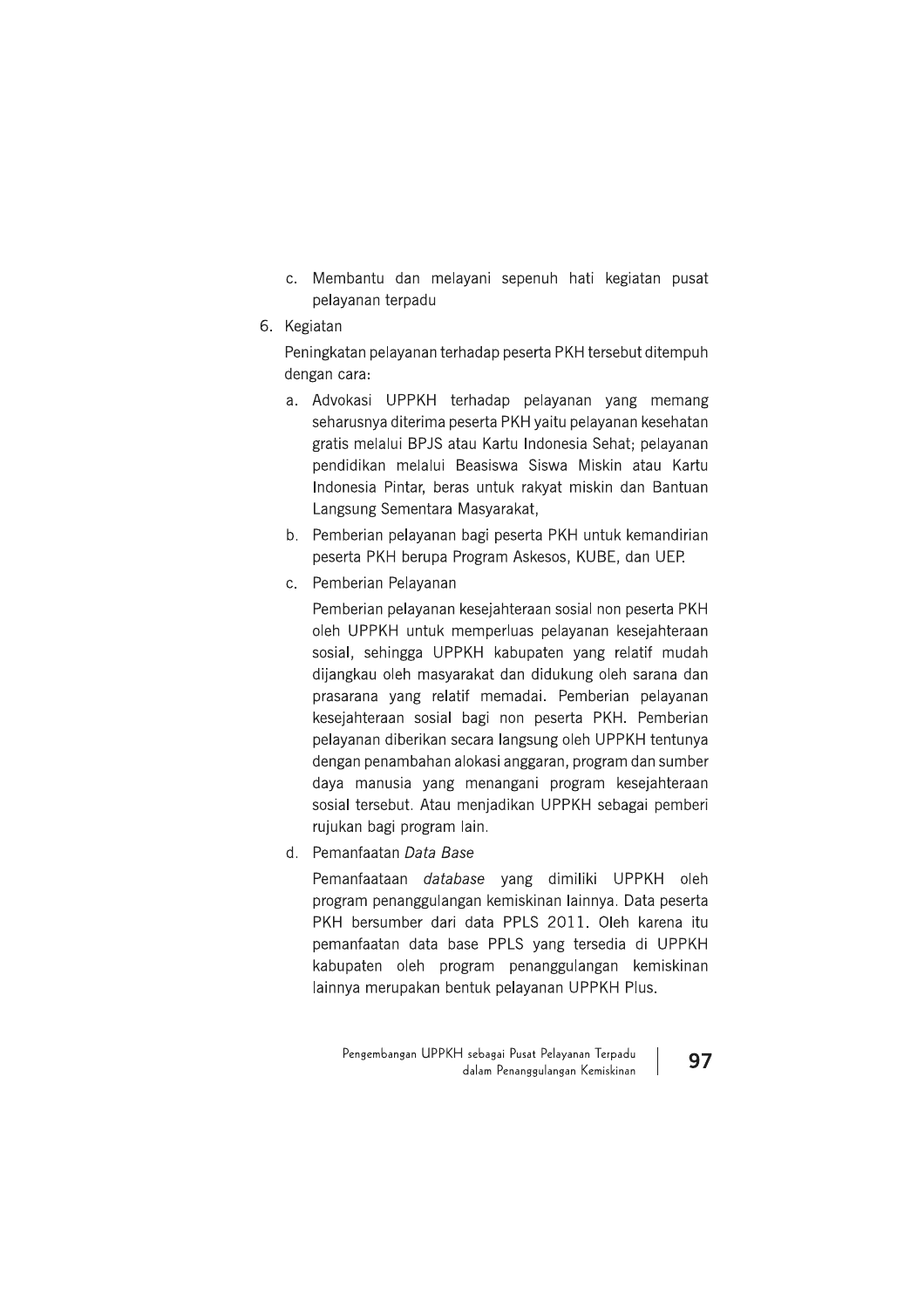c. Membantu dan melayani sepenuh hati kegiatan pusat pelayanan terpadu

6. Kegiatan

   Peningkatan pelayanan terhadap peserta PKH tersebut ditempuh dengan cara:

   a. Advokasi UPPKH terhadap pelayanan yang memang seharusnya diterima peserta PKH yaitu pelayanan kesehatan gratis melalui BPJS atau Kartu Indonesia Sehat; pelayanan pendidikan melalui Beasiswa Siswa Miskin atau Kartu Indonesia Pintar, beras untuk rakyat miskin dan Bantuan Langsung Sementara Masyarakat,

   b. Pemberian pelayanan bagi peserta PKH untuk kemandirian peserta PKH berupa Program Askesos, KUBE, dan UEP.

   c. Pemberian Pelayanan

      Pemberian pelayanan kesejahteraan sosial non peserta PKH oleh UPPKH untuk memperluas pelayanan kesejahteraan sosial, sehingga UPPKH kabupaten yang relatif mudah dijangkau oleh masyarakat dan didukung oleh sarana dan prasarana yang relatif memadai. Pemberian pelayanan kesejahteraan sosial bagi non peserta PKH. Pemberian pelayanan diberikan secara langsung oleh UPPKH tentunya dengan penambahan alokasi anggaran, program dan sumber daya manusia yang menangani program kesejahteraan sosial tersebut. Atau menjadikan UPPKH sebagai pemberi rujukan bagi program lain.

   d. Pemanfaatan *Data Base*

      Pemanfaataan *database* yang dimiliki UPPKH oleh program penanggulangan kemiskinan lainnya. Data peserta PKH bersumber dari data PPLS 2011. Oleh karena itu pemanfaatan data base PPLS yang tersedia di UPPKH kabupaten oleh program penanggulangan kemiskinan lainnya merupakan bentuk pelayanan UPPKH Plus.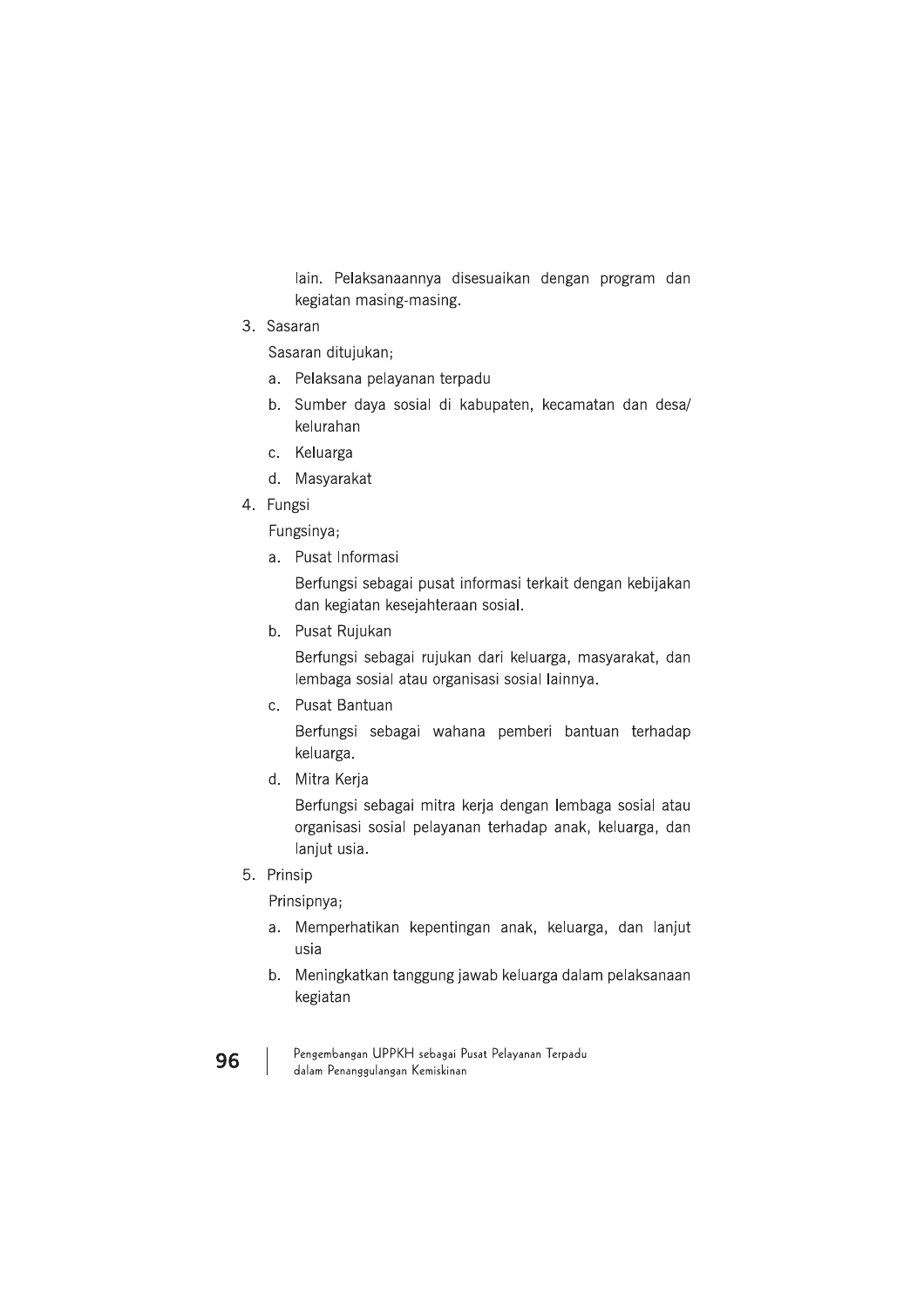lain. Pelaksanaannya disesuaikan dengan program dan kegiatan masing-masing.

3. Sasaran

   Sasaran ditujukan;

   a. Pelaksana pelayanan terpadu
   b. Sumber daya sosial di kabupaten, kecamatan dan desa/kelurahan
   c. Keluarga
   d. Masyarakat

4. Fungsi

   Fungsinya;

   a. Pusat Informasi

      Berfungsi sebagai pusat informasi terkait dengan kebijakan dan kegiatan kesejahteraan sosial.

   b. Pusat Rujukan

      Berfungsi sebagai rujukan dari keluarga, masyarakat, dan lembaga sosial atau organisasi sosial lainnya.

   c. Pusat Bantuan

      Berfungsi sebagai wahana pemberi bantuan terhadap keluarga.

   d. Mitra Kerja

      Berfungsi sebagai mitra kerja dengan lembaga sosial atau organisasi sosial pelayanan terhadap anak, keluarga, dan lanjut usia.

5. Prinsip

   Prinsipnya;

   a. Memperhatikan kepentingan anak, keluarga, dan lanjut usia
   b. Meningkatkan tanggung jawab keluarga dalam pelaksanaan kegiatan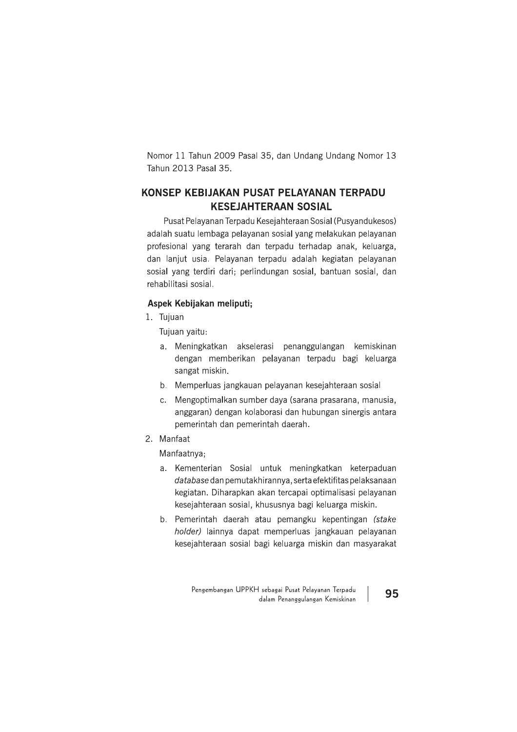Nomor 11 Tahun 2009 Pasal 35, dan Undang Undang Nomor 13 Tahun 2013 Pasal 35.

## KONSEP KEBIJAKAN PUSAT PELAYANAN TERPADU KESEJAHTERAAN SOSIAL

Pusat Pelayanan Terpadu Kesejahteraan Sosial (Pusyandukesos) adalah suatu lembaga pelayanan sosial yang melakukan pelayanan profesional yang terarah dan terpadu terhadap anak, keluarga, dan lanjut usia. Pelayanan terpadu adalah kegiatan pelayanan sosial yang terdiri dari; perlindungan sosial, bantuan sosial, dan rehabilitasi sosial.

**Aspek Kebijakan meliputi;**

1. Tujuan

   Tujuan yaitu:

   a. Meningkatkan akselerasi penanggulangan kemiskinan dengan memberikan pelayanan terpadu bagi keluarga sangat miskin.

   b. Memperluas jangkauan pelayanan kesejahteraan sosial

   c. Mengoptimalkan sumber daya (sarana prasarana, manusia, anggaran) dengan kolaborasi dan hubungan sinergis antara pemerintah dan pemerintah daerah.

2. Manfaat

   Manfaatnya;

   a. Kementerian Sosial untuk meningkatkan keterpaduan *database* dan pemutakhirannya, serta efektifitas pelaksanaan kegiatan. Diharapkan akan tercapai optimalisasi pelayanan kesejahteraan sosial, khususnya bagi keluarga miskin.

   b. Pemerintah daerah atau pemangku kepentingan *(stake holder)* lainnya dapat memperluas jangkauan pelayanan kesejahteraan sosial bagi keluarga miskin dan masyarakat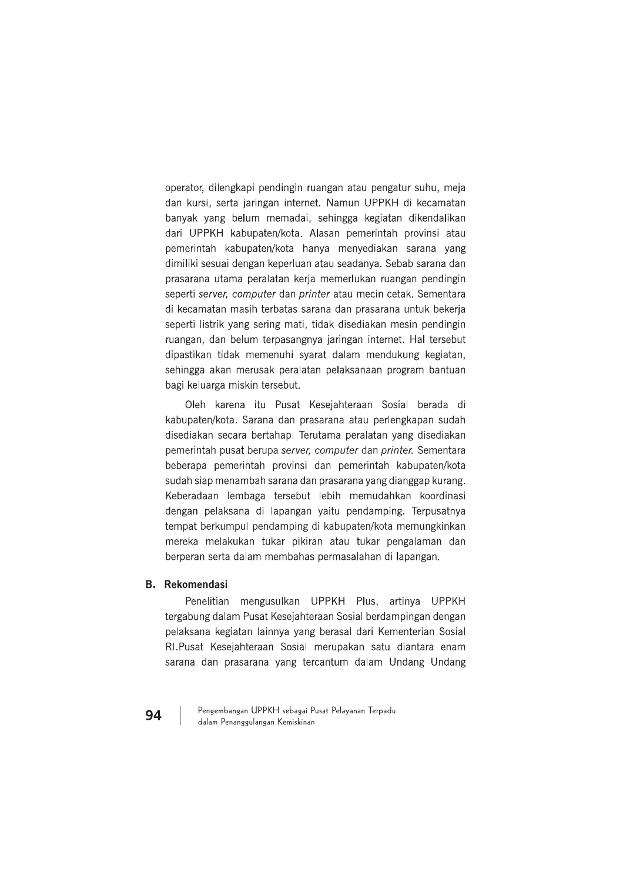operator, dilengkapi pendingin ruangan atau pengatur suhu, meja dan kursi, serta jaringan internet. Namun UPPKH di kecamatan banyak yang belum memadai, sehingga kegiatan dikendalikan dari UPPKH kabupaten/kota. Alasan pemerintah provinsi atau pemerintah kabupaten/kota hanya menyediakan sarana yang dimiliki sesuai dengan keperluan atau seadanya. Sebab sarana dan prasarana utama peralatan kerja memerlukan ruangan pendingin seperti *server, computer* dan *printer* atau mecin cetak. Sementara di kecamatan masih terbatas sarana dan prasarana untuk bekerja seperti listrik yang sering mati, tidak disediakan mesin pendingin ruangan, dan belum terpasangnya jaringan internet. Hal tersebut dipastikan tidak memenuhi syarat dalam mendukung kegiatan, sehingga akan merusak peralatan pelaksanaan program bantuan bagi keluarga miskin tersebut.

Oleh karena itu Pusat Kesejahteraan Sosial berada di kabupaten/kota. Sarana dan prasarana atau perlengkapan sudah disediakan secara bertahap. Terutama peralatan yang disediakan pemerintah pusat berupa *server, computer* dan *printer.* Sementara beberapa pemerintah provinsi dan pemerintah kabupaten/kota sudah siap menambah sarana dan prasarana yang dianggap kurang. Keberadaan lembaga tersebut lebih memudahkan koordinasi dengan pelaksana di lapangan yaitu pendamping. Terpusatnya tempat berkumpul pendamping di kabupaten/kota memungkinkan mereka melakukan tukar pikiran atau tukar pengalaman dan berperan serta dalam membahas permasalahan di lapangan.

## B. Rekomendasi

Penelitian mengusulkan UPPKH Plus, artinya UPPKH tergabung dalam Pusat Kesejahteraan Sosial berdampingan dengan pelaksana kegiatan lainnya yang berasal dari Kementerian Sosial RI.Pusat Kesejahteraan Sosial merupakan satu diantara enam sarana dan prasarana yang tercantum dalam Undang Undang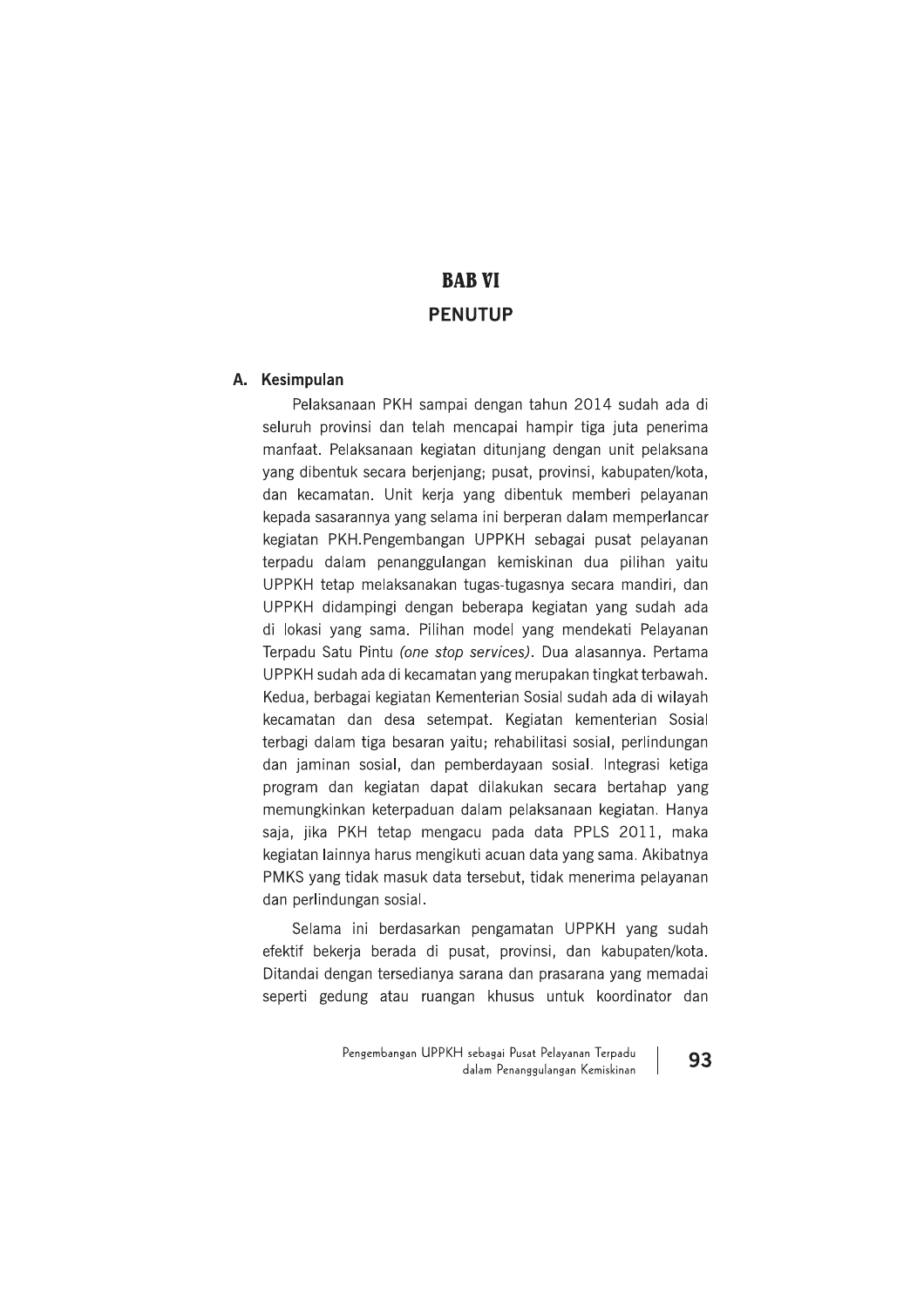# BAB VI

## PENUTUP

### A. Kesimpulan

Pelaksanaan PKH sampai dengan tahun 2014 sudah ada di seluruh provinsi dan telah mencapai hampir tiga juta penerima manfaat. Pelaksanaan kegiatan ditunjang dengan unit pelaksana yang dibentuk secara berjenjang; pusat, provinsi, kabupaten/kota, dan kecamatan. Unit kerja yang dibentuk memberi pelayanan kepada sasarannya yang selama ini berperan dalam memperlancar kegiatan PKH.Pengembangan UPPKH sebagai pusat pelayanan terpadu dalam penanggulangan kemiskinan dua pilihan yaitu UPPKH tetap melaksanakan tugas-tugasnya secara mandiri, dan UPPKH didampingi dengan beberapa kegiatan yang sudah ada di lokasi yang sama. Pilihan model yang mendekati Pelayanan Terpadu Satu Pintu *(one stop services)*. Dua alasannya. Pertama UPPKH sudah ada di kecamatan yang merupakan tingkat terbawah. Kedua, berbagai kegiatan Kementerian Sosial sudah ada di wilayah kecamatan dan desa setempat. Kegiatan kementerian Sosial terbagi dalam tiga besaran yaitu; rehabilitasi sosial, perlindungan dan jaminan sosial, dan pemberdayaan sosial. Integrasi ketiga program dan kegiatan dapat dilakukan secara bertahap yang memungkinkan keterpaduan dalam pelaksanaan kegiatan. Hanya saja, jika PKH tetap mengacu pada data PPLS 2011, maka kegiatan lainnya harus mengikuti acuan data yang sama. Akibatnya PMKS yang tidak masuk data tersebut, tidak menerima pelayanan dan perlindungan sosial.

Selama ini berdasarkan pengamatan UPPKH yang sudah efektif bekerja berada di pusat, provinsi, dan kabupaten/kota. Ditandai dengan tersedianya sarana dan prasarana yang memadai seperti gedung atau ruangan khusus untuk koordinator dan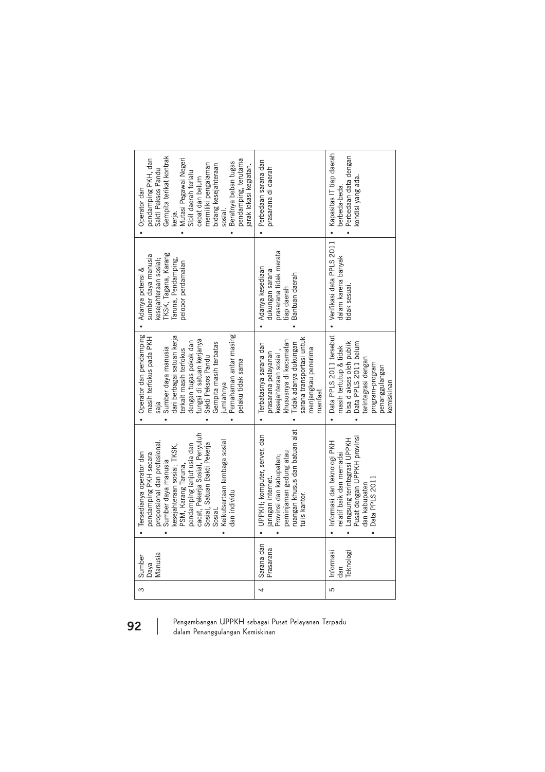| 3 | Sumber Daya Manusia | • Tersedianya operator dan pendamping PKH secara proporsional dan profesional.<br>• Sumber daya manusia kesejahteraan sosial; TKSK, PSM, Karang Taruna, pendamping lanjut usia dan cacat, Pekerja Sosial, Penyuluh Sosial, Satuan Bakti Pekerja Sosial.<br>• Keikutsertaan lembaga sosial dan individu | • Operator dan pendamping masih terfokus pada PKH saja<br>• Sumber daya manusia dari berbagai satuan kerja terkait masih terfokus dengan tugas pokok dan fungsi di satuan kerjanya<br>• Sakti Peksos Pandu Gempita masih terbatas jumlahnya<br>• Pemahaman antar masing pelaku tidak sama | • Adanya potensi & sumber daya manusia kesejahteraan sosial; TKSK, Tagana, Karang Taruna, Pendamping, pelopor perdamaian | • Operator dan pendamping PKH, dan Sakti Peksos Pandu Gempita terikat kontrak kerja.<br>• Mutasi Pegawai Negeri Sipil daerah terlalu cepat dan belum memiliki pengalaman bidang kesejahteraan sosial.<br>• Beratnya beban tugas pendamping, terutama jarak lokasi kegiatan. |
|---|---|---|---|---|---|
| 4 | Sarana dan Prasarana | • UPPKH; komputer, server, dan jaringan internet.<br>• Provinsi dan kabupaten; peminjaman gedung atau ruangan khusus dan batuan alat tulis kantor. | • Terbatasnya sarana dan prasarana pelayanan kesejahteraan sosial , khususnya di kecamatan<br>• Tidak adanya dukungan sarana transportasi untuk menjangkau penerima manfaat. | • Adanya kesediaan dukungan sarana prasarana tidak merata tiap daerah<br>• Bantuan daerah | • Perbedaan sarana dan prasarana di daerah |
| 5 | Informasi dan Teknologi | • Informasi dan teknologi PKH relatif baik dan memadai<br>• Langsung terintegrasi UPPKH Pusat dengan UPPKH provinsi dan kabupaten<br>• Data PPLS 2011 | • Data PPLS 2011 tersebut masih tertutup & tidak bisa d akses oleh publik<br>• Data PPLS 2011 belum terintegrasi dengan program-program penanggulangan kemiskinan | • Verifikasi data PPLS 2011 dalam karena banyak tidak sesuai. | • Kapasitas IT tiap daerah berbeda-beda.<br>• Perbedaan data dengan kondisi yang ada. |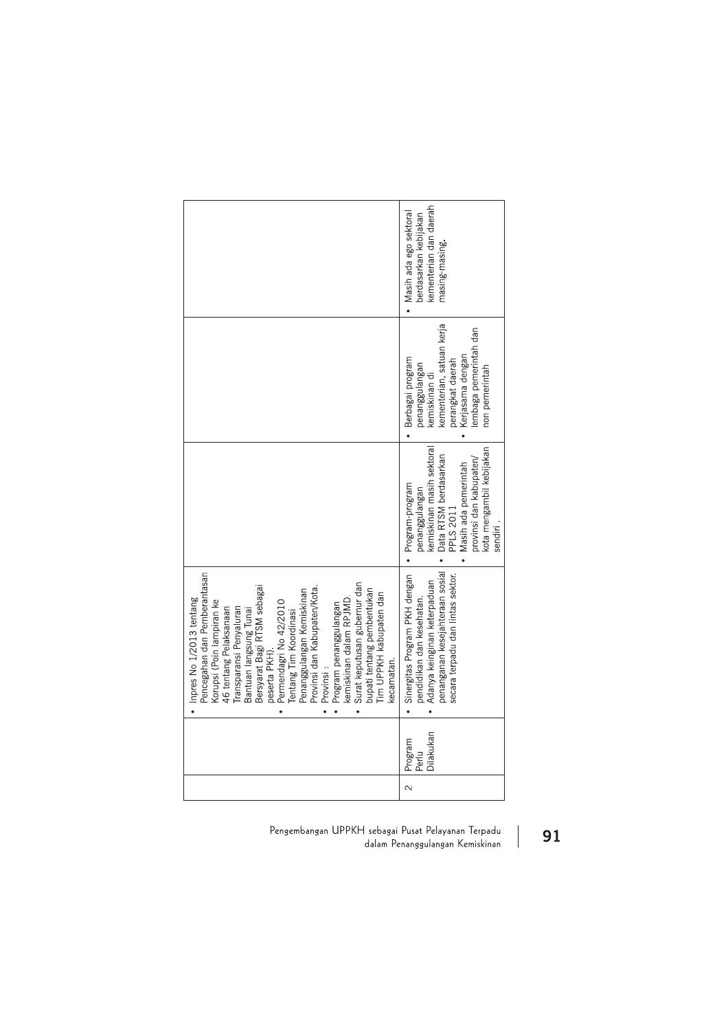| | | | | | |
|---|---|---|---|---|---|
| | | • Inpres No 1/2013 tentang Pencegahan dan Pemberantasan Korupsi (Poin lampiran ke 46 tentang Pelaksanaan Transparansi Penyaluran Bantuan langsung Tunai Bersyarat Bagi RTSM sebagai peserta PKH).<br>• Permendagri No 42/2010 Tentang Tim Koordinasi Penanggulangan Kemiskinan Provinsi dan Kabupaten/Kota.<br>• Provinsi :<br>• Program penanggulangan kemiskinan dalam RPJMD.<br>• Surat keputusan gubernur dan bupati tentang pembentukan Tim UPPKH kabupaten dan kecamatan. | | | |
| 2 | Program Perlu Dilakukan | • Sinergitas Program PKH dengan pendidikan dan kesehatan.<br>• Adanya keinginan keterpaduan penanganan kesejahteraan sosial secara terpadu dan lintas sektor. | • Program-program penanggulangan kemiskinan masih sektoral<br>• Data RTSM berdasarkan PPLS 2011<br>• Masih ada pemerintah provinsi dan kabupaten/ kota mengambil kebijakan sendiri . | • Berbagai program penanggulangan kemiskinan di kementerian, satuan kerja perangkat daerah<br>• Kerjasama dengan lembaga pemerintah dan non pemerintah | • Masih ada ego sektoral berdasarkan kebijakan kementerian dan daerah masing-masing. |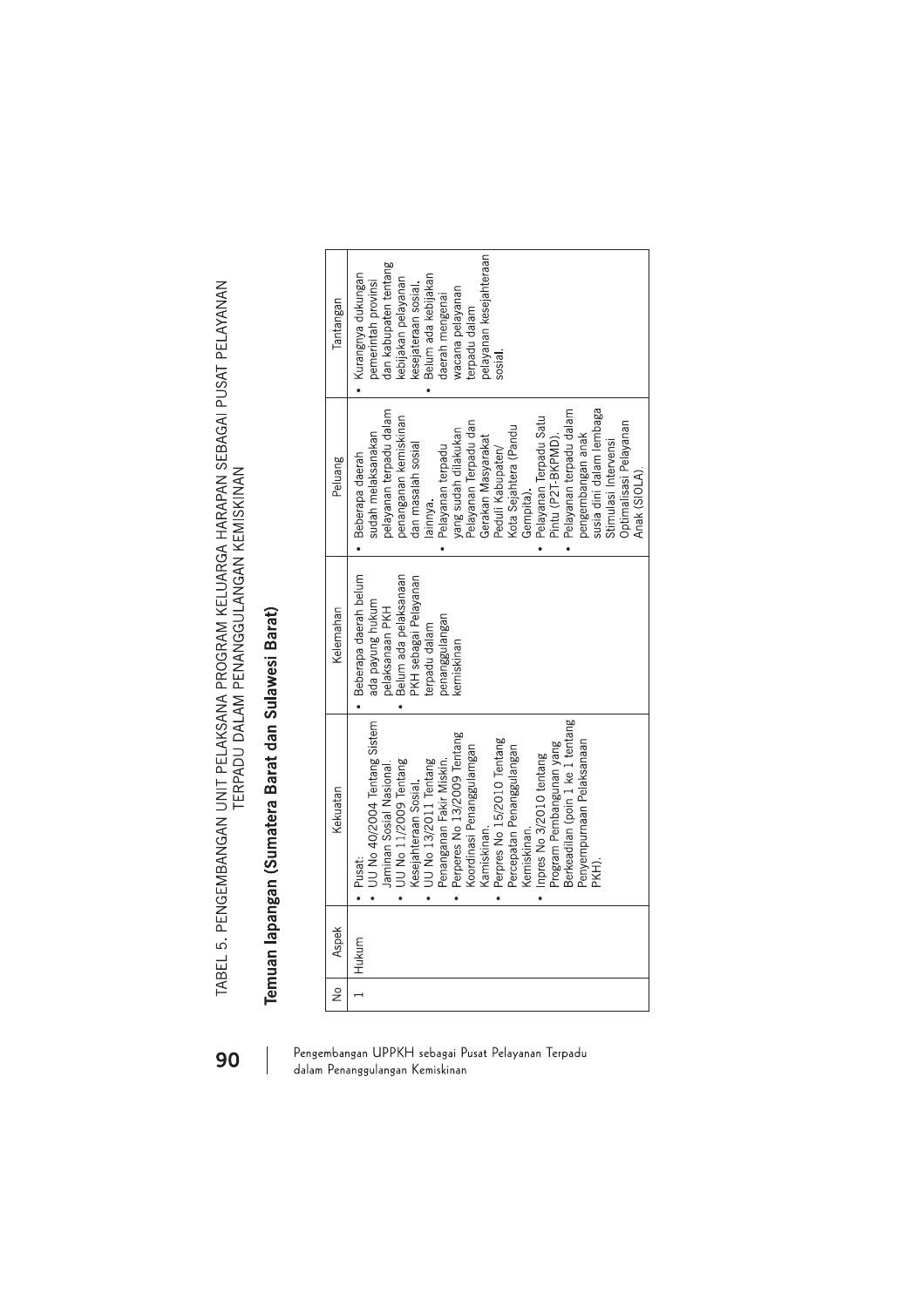TABEL 5. PENGEMBANGAN UNIT PELAKSANA PROGRAM KELUARGA HARAPAN SEBAGAI PUSAT PELAYANAN TERPADU DALAM PENANGGULANGAN KEMISKINAN

## Temuan lapangan (Sumatera Barat dan Sulawesi Barat)

| No | Aspek | Kekuatan | Kelemahan | Peluang | Tantangan |
|---|---|---|---|---|---|
| 1 | Hukum | • Pusat: <br>• UU No 40/2004 Tentang Sistem Jaminan Sosial Nasional. <br>• UU No 11/2009 Tentang Kesejahteraan Sosial. <br>• UU No 13/2011 Tentang Penanganan Fakir Miskin. <br>• Perperes No 13/2009 Tentang Koordinasi Penanggulamgan Kamiskinan. <br>• Perpres No 15/2010 Tentang Percepatan Penanggulangan Kemiskinan. <br>• Inpres No 3/2010 tentang Program Pembangunan yang Berkeadilan (poin 1 ke 1 tentang Penyempurnaan Pelaksanaan PKH). | • Beberapa daerah belum ada payung hukum pelaksanaan PKH <br>• Belum ada pelaksanaan PKH sebagai Pelayanan terpadu dalam penanggulangan kemiskinan | • Beberapa daerah sudah melaksanakan pelayanan terpadu dalam penanganan kemiskinan dan masalah sosial lainnya. <br>• Pelayanan terpadu yang sudah dilakukan Pelayanan Terpadu dan Gerakan Masyarakat Peduli Kabupaten/ Kota Sejahtera (Pandu Gempita). <br>• Pelayanan Terpadu Satu Pintu (P2T-BKPMD). <br>• Pelayanan terpadu dalam pengembangan anak susia dini dalam lembaga Stimulasi Intervensi Optimalisasi Pelayanan Anak (SIOLA). | • Kurangnya dukungan pemerintah provinsi dan kabupaten tentang kebijakan pelayanan kesejateraan sosial. <br>• Belum ada kebijakan daerah mengenai wacana pelayanan terpadu dalam pelayanan kesejahteraan sosial. |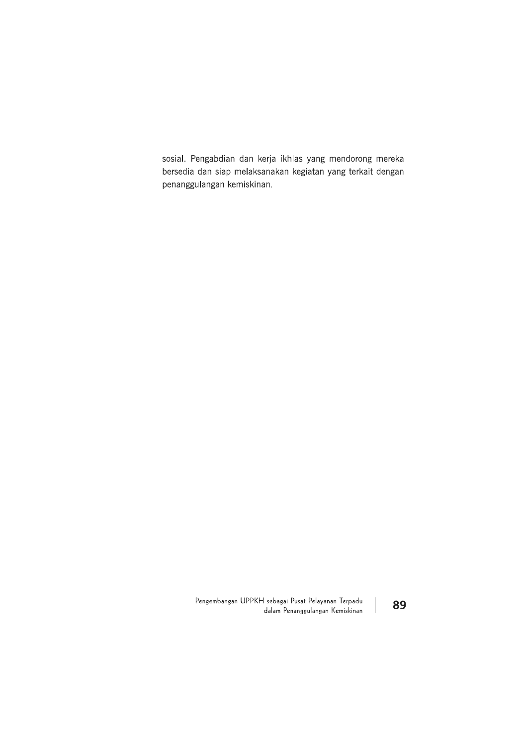sosial. Pengabdian dan kerja ikhlas yang mendorong mereka bersedia dan siap melaksanakan kegiatan yang terkait dengan penanggulangan kemiskinan.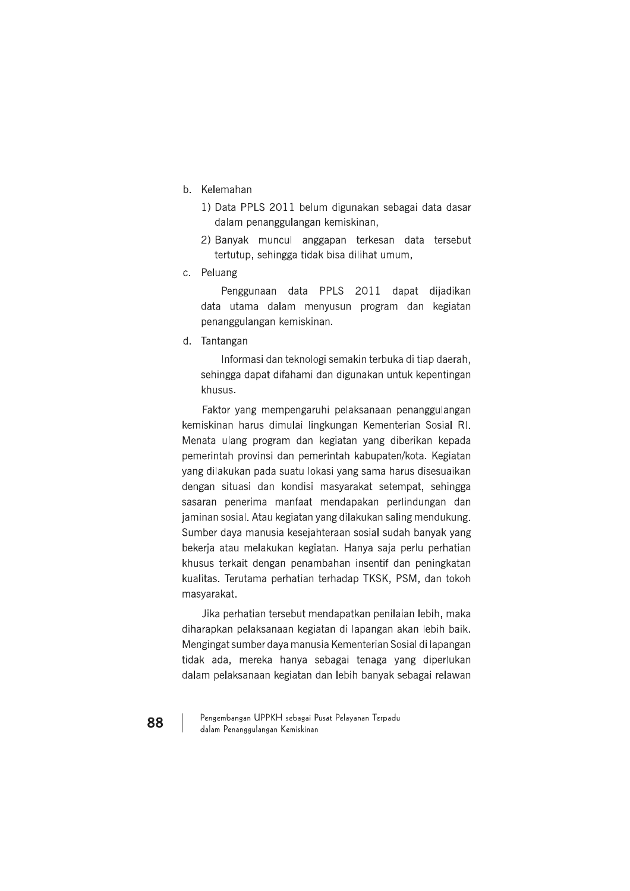b. Kelemahan

   1) Data PPLS 2011 belum digunakan sebagai data dasar dalam penanggulangan kemiskinan,
   2) Banyak muncul anggapan terkesan data tersebut tertutup, sehingga tidak bisa dilihat umum,

c. Peluang

   Penggunaan data PPLS 2011 dapat dijadikan data utama dalam menyusun program dan kegiatan penanggulangan kemiskinan.

d. Tantangan

   Informasi dan teknologi semakin terbuka di tiap daerah, sehingga dapat difahami dan digunakan untuk kepentingan khusus.

Faktor yang mempengaruhi pelaksanaan penanggulangan kemiskinan harus dimulai lingkungan Kementerian Sosial RI. Menata ulang program dan kegiatan yang diberikan kepada pemerintah provinsi dan pemerintah kabupaten/kota. Kegiatan yang dilakukan pada suatu lokasi yang sama harus disesuaikan dengan situasi dan kondisi masyarakat setempat, sehingga sasaran penerima manfaat mendapakan perlindungan dan jaminan sosial. Atau kegiatan yang dilakukan saling mendukung. Sumber daya manusia kesejahteraan sosial sudah banyak yang bekerja atau melakukan kegiatan. Hanya saja perlu perhatian khusus terkait dengan penambahan insentif dan peningkatan kualitas. Terutama perhatian terhadap TKSK, PSM, dan tokoh masyarakat.

Jika perhatian tersebut mendapatkan penilaian lebih, maka diharapkan pelaksanaan kegiatan di lapangan akan lebih baik. Mengingat sumber daya manusia Kementerian Sosial di lapangan tidak ada, mereka hanya sebagai tenaga yang diperlukan dalam pelaksanaan kegiatan dan lebih banyak sebagai relawan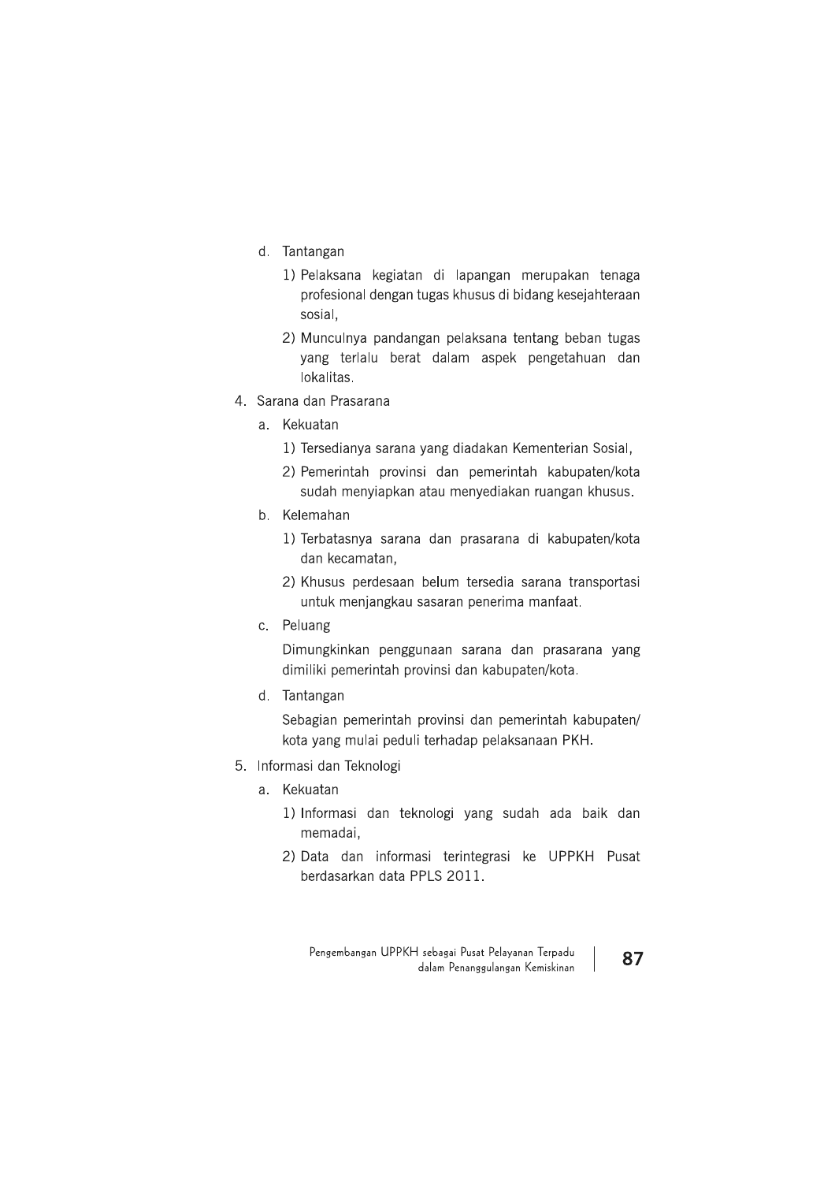d. Tantangan

   1) Pelaksana kegiatan di lapangan merupakan tenaga profesional dengan tugas khusus di bidang kesejahteraan sosial,

   2) Munculnya pandangan pelaksana tentang beban tugas yang terlalu berat dalam aspek pengetahuan dan lokalitas.

4. Sarana dan Prasarana

   a. Kekuatan

      1) Tersedianya sarana yang diadakan Kementerian Sosial,

      2) Pemerintah provinsi dan pemerintah kabupaten/kota sudah menyiapkan atau menyediakan ruangan khusus.

   b. Kelemahan

      1) Terbatasnya sarana dan prasarana di kabupaten/kota dan kecamatan,

      2) Khusus perdesaan belum tersedia sarana transportasi untuk menjangkau sasaran penerima manfaat.

   c. Peluang

      Dimungkinkan penggunaan sarana dan prasarana yang dimiliki pemerintah provinsi dan kabupaten/kota.

   d. Tantangan

      Sebagian pemerintah provinsi dan pemerintah kabupaten/kota yang mulai peduli terhadap pelaksanaan PKH.

5. Informasi dan Teknologi

   a. Kekuatan

      1) Informasi dan teknologi yang sudah ada baik dan memadai,

      2) Data dan informasi terintegrasi ke UPPKH Pusat berdasarkan data PPLS 2011.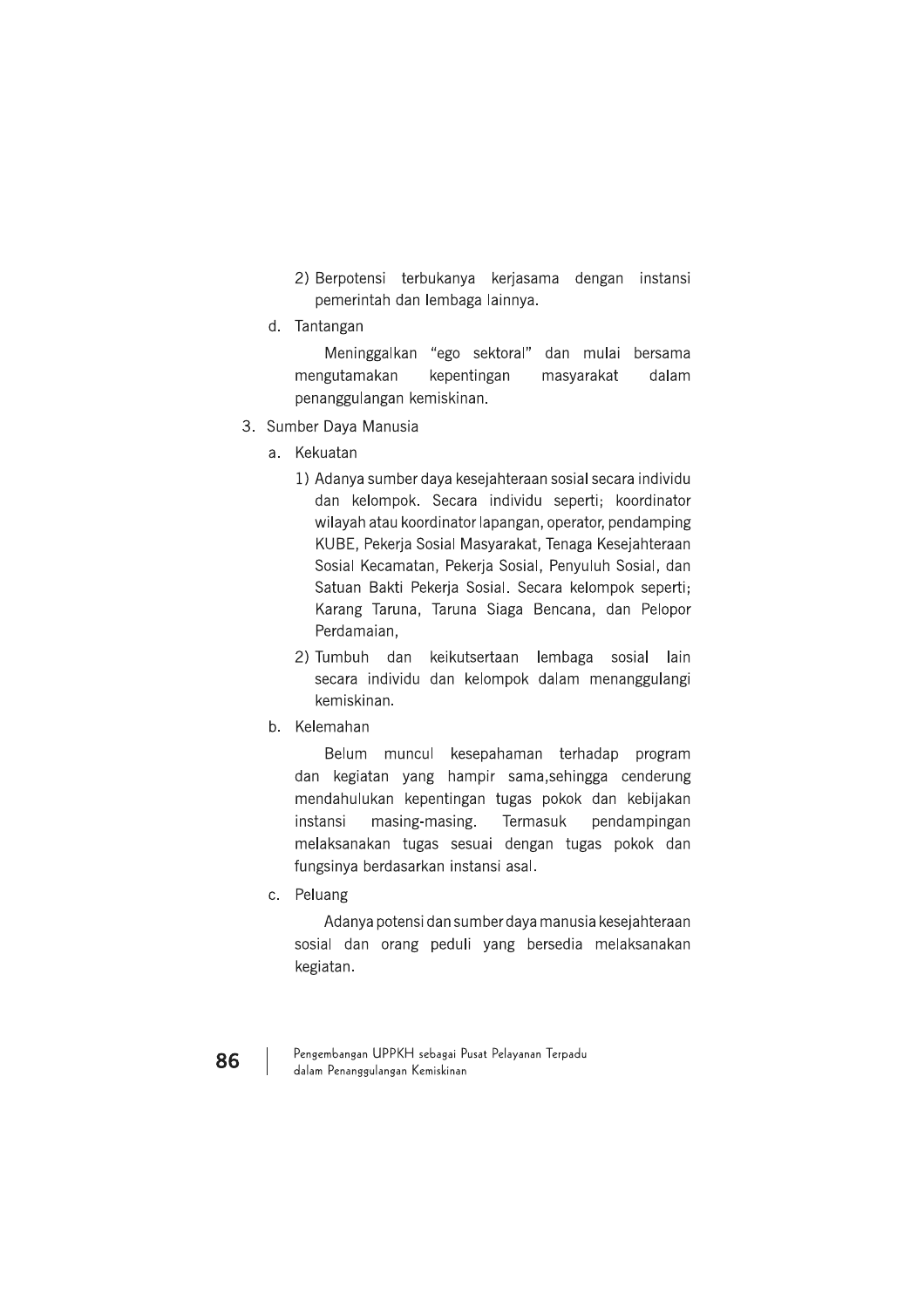2) Berpotensi terbukanya kerjasama dengan instansi pemerintah dan lembaga lainnya.

d. Tantangan

Meninggalkan "ego sektoral" dan mulai bersama mengutamakan kepentingan masyarakat dalam penanggulangan kemiskinan.

3. Sumber Daya Manusia

a. Kekuatan

1) Adanya sumber daya kesejahteraan sosial secara individu dan kelompok. Secara individu seperti; koordinator wilayah atau koordinator lapangan, operator, pendamping KUBE, Pekerja Sosial Masyarakat, Tenaga Kesejahteraan Sosial Kecamatan, Pekerja Sosial, Penyuluh Sosial, dan Satuan Bakti Pekerja Sosial. Secara kelompok seperti; Karang Taruna, Taruna Siaga Bencana, dan Pelopor Perdamaian,

2) Tumbuh dan keikutsertaan lembaga sosial lain secara individu dan kelompok dalam menanggulangi kemiskinan.

b. Kelemahan

Belum muncul kesepahaman terhadap program dan kegiatan yang hampir sama,sehingga cenderung mendahulukan kepentingan tugas pokok dan kebijakan instansi masing-masing. Termasuk pendampingan melaksanakan tugas sesuai dengan tugas pokok dan fungsinya berdasarkan instansi asal.

c. Peluang

Adanya potensi dan sumber daya manusia kesejahteraan sosial dan orang peduli yang bersedia melaksanakan kegiatan.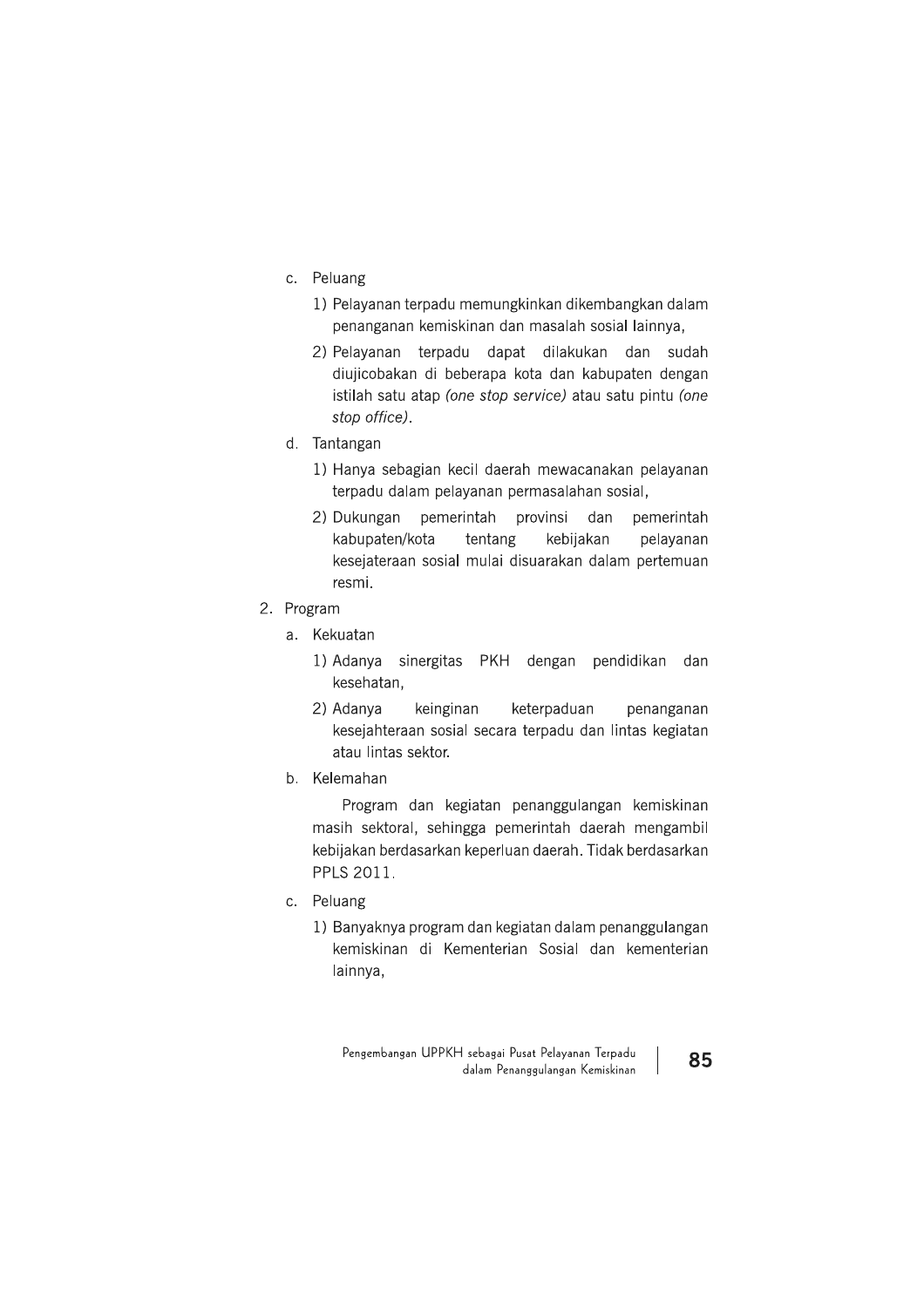c. Peluang

   1) Pelayanan terpadu memungkinkan dikembangkan dalam penanganan kemiskinan dan masalah sosial lainnya,

   2) Pelayanan terpadu dapat dilakukan dan sudah diujicobakan di beberapa kota dan kabupaten dengan istilah satu atap *(one stop service)* atau satu pintu *(one stop office)*.

d. Tantangan

   1) Hanya sebagian kecil daerah mewacanakan pelayanan terpadu dalam pelayanan permasalahan sosial,

   2) Dukungan pemerintah provinsi dan pemerintah kabupaten/kota tentang kebijakan pelayanan kesejateraan sosial mulai disuarakan dalam pertemuan resmi.

2. Program

   a. Kekuatan

      1) Adanya sinergitas PKH dengan pendidikan dan kesehatan,

      2) Adanya keinginan keterpaduan penanganan kesejahteraan sosial secara terpadu dan lintas kegiatan atau lintas sektor.

   b. Kelemahan

      Program dan kegiatan penanggulangan kemiskinan masih sektoral, sehingga pemerintah daerah mengambil kebijakan berdasarkan keperluan daerah. Tidak berdasarkan PPLS 2011.

   c. Peluang

      1) Banyaknya program dan kegiatan dalam penanggulangan kemiskinan di Kementerian Sosial dan kementerian lainnya,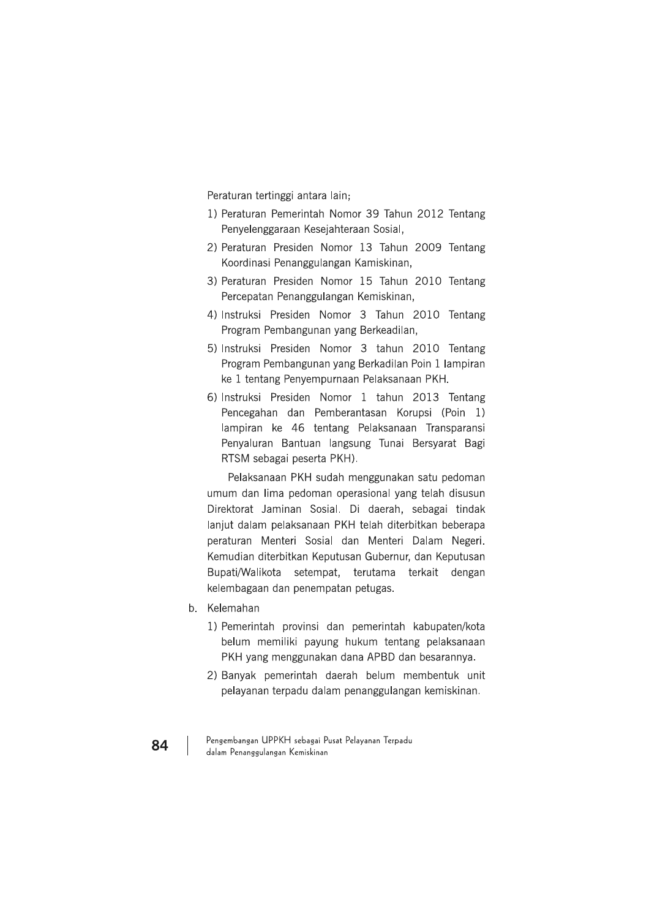Peraturan tertinggi antara lain;

1) Peraturan Pemerintah Nomor 39 Tahun 2012 Tentang Penyelenggaraan Kesejahteraan Sosial,
2) Peraturan Presiden Nomor 13 Tahun 2009 Tentang Koordinasi Penanggulangan Kamiskinan,
3) Peraturan Presiden Nomor 15 Tahun 2010 Tentang Percepatan Penanggulangan Kemiskinan,
4) Instruksi Presiden Nomor 3 Tahun 2010 Tentang Program Pembangunan yang Berkeadilan,
5) Instruksi Presiden Nomor 3 tahun 2010 Tentang Program Pembangunan yang Berkadilan Poin 1 lampiran ke 1 tentang Penyempurnaan Pelaksanaan PKH.
6) Instruksi Presiden Nomor 1 tahun 2013 Tentang Pencegahan dan Pemberantasan Korupsi (Poin 1) lampiran ke 46 tentang Pelaksanaan Transparansi Penyaluran Bantuan langsung Tunai Bersyarat Bagi RTSM sebagai peserta PKH).

Pelaksanaan PKH sudah menggunakan satu pedoman umum dan lima pedoman operasional yang telah disusun Direktorat Jaminan Sosial. Di daerah, sebagai tindak lanjut dalam pelaksanaan PKH telah diterbitkan beberapa peraturan Menteri Sosial dan Menteri Dalam Negeri. Kemudian diterbitkan Keputusan Gubernur, dan Keputusan Bupati/Walikota setempat, terutama terkait dengan kelembagaan dan penempatan petugas.

b. Kelemahan

1) Pemerintah provinsi dan pemerintah kabupaten/kota belum memiliki payung hukum tentang pelaksanaan PKH yang menggunakan dana APBD dan besarannya.
2) Banyak pemerintah daerah belum membentuk unit pelayanan terpadu dalam penanggulangan kemiskinan.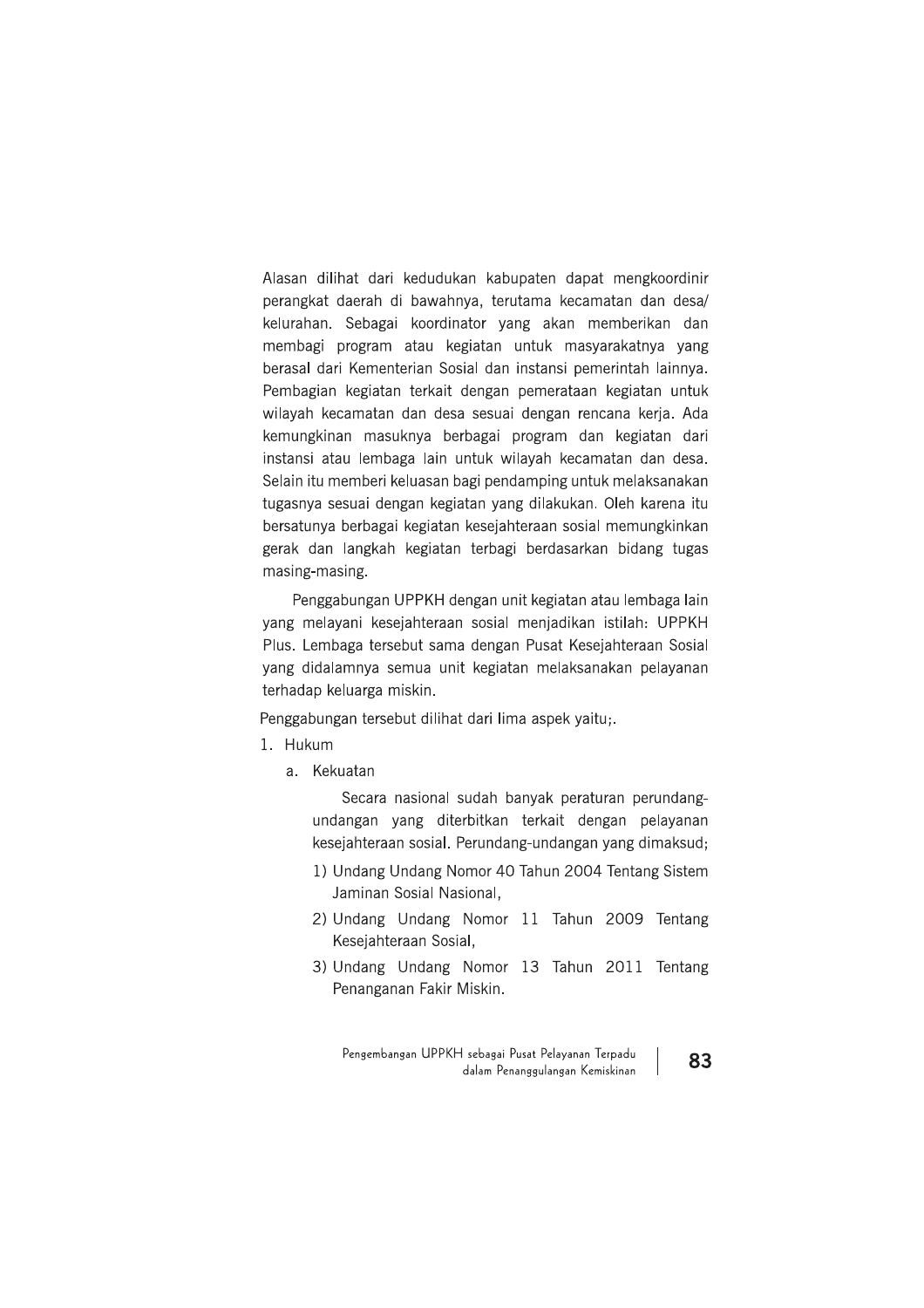Alasan dilihat dari kedudukan kabupaten dapat mengkoordinir perangkat daerah di bawahnya, terutama kecamatan dan desa/ kelurahan. Sebagai koordinator yang akan memberikan dan membagi program atau kegiatan untuk masyarakatnya yang berasal dari Kementerian Sosial dan instansi pemerintah lainnya. Pembagian kegiatan terkait dengan pemerataan kegiatan untuk wilayah kecamatan dan desa sesuai dengan rencana kerja. Ada kemungkinan masuknya berbagai program dan kegiatan dari instansi atau lembaga lain untuk wilayah kecamatan dan desa. Selain itu memberi keluasan bagi pendamping untuk melaksanakan tugasnya sesuai dengan kegiatan yang dilakukan. Oleh karena itu bersatunya berbagai kegiatan kesejahteraan sosial memungkinkan gerak dan langkah kegiatan terbagi berdasarkan bidang tugas masing-masing.

Penggabungan UPPKH dengan unit kegiatan atau lembaga lain yang melayani kesejahteraan sosial menjadikan istilah: UPPKH Plus. Lembaga tersebut sama dengan Pusat Kesejahteraan Sosial yang didalamnya semua unit kegiatan melaksanakan pelayanan terhadap keluarga miskin.

Penggabungan tersebut dilihat dari lima aspek yaitu;.

1. Hukum
   a. Kekuatan

      Secara nasional sudah banyak peraturan perundang-undangan yang diterbitkan terkait dengan pelayanan kesejahteraan sosial. Perundang-undangan yang dimaksud;

      1) Undang Undang Nomor 40 Tahun 2004 Tentang Sistem Jaminan Sosial Nasional,
      2) Undang Undang Nomor 11 Tahun 2009 Tentang Kesejahteraan Sosial,
      3) Undang Undang Nomor 13 Tahun 2011 Tentang Penanganan Fakir Miskin.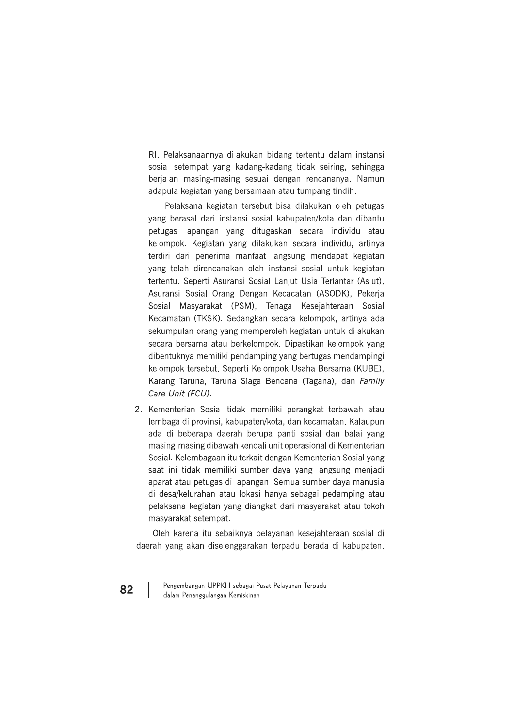RI. Pelaksanaannya dilakukan bidang tertentu dalam instansi sosial setempat yang kadang-kadang tidak seiring, sehingga berjalan masing-masing sesuai dengan rencananya. Namun adapula kegiatan yang bersamaan atau tumpang tindih.

Pelaksana kegiatan tersebut bisa dilakukan oleh petugas yang berasal dari instansi sosial kabupaten/kota dan dibantu petugas lapangan yang ditugaskan secara individu atau kelompok. Kegiatan yang dilakukan secara individu, artinya terdiri dari penerima manfaat langsung mendapat kegiatan yang telah direncanakan oleh instansi sosial untuk kegiatan tertentu. Seperti Asuransi Sosial Lanjut Usia Terlantar (Aslut), Asuransi Sosial Orang Dengan Kecacatan (ASODK), Pekerja Sosial Masyarakat (PSM), Tenaga Kesejahteraan Sosial Kecamatan (TKSK). Sedangkan secara kelompok, artinya ada sekumpulan orang yang memperoleh kegiatan untuk dilakukan secara bersama atau berkelompok. Dipastikan kelompok yang dibentuknya memiliki pendamping yang bertugas mendampingi kelompok tersebut. Seperti Kelompok Usaha Bersama (KUBE), Karang Taruna, Taruna Siaga Bencana (Tagana), dan *Family Care Unit (FCU)*.

2. Kementerian Sosial tidak memiliki perangkat terbawah atau lembaga di provinsi, kabupaten/kota, dan kecamatan. Kalaupun ada di beberapa daerah berupa panti sosial dan balai yang masing-masing dibawah kendali unit operasional di Kementerian Sosial. Kelembagaan itu terkait dengan Kementerian Sosial yang saat ini tidak memiliki sumber daya yang langsung menjadi aparat atau petugas di lapangan. Semua sumber daya manusia di desa/kelurahan atau lokasi hanya sebagai pedamping atau pelaksana kegiatan yang diangkat dari masyarakat atau tokoh masyarakat setempat.

Oleh karena itu sebaiknya pelayanan kesejahteraan sosial di daerah yang akan diselenggarakan terpadu berada di kabupaten.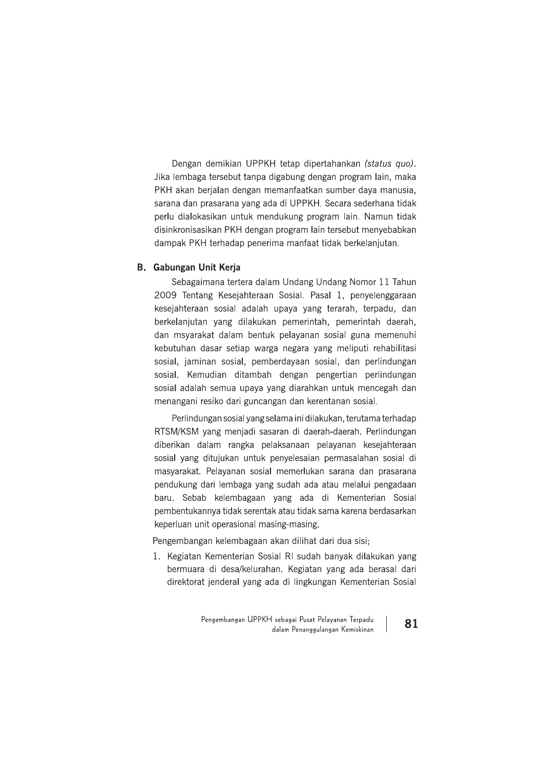Dengan demikian UPPKH tetap dipertahankan *(status quo)*. Jika lembaga tersebut tanpa digabung dengan program lain, maka PKH akan berjalan dengan memanfaatkan sumber daya manusia, sarana dan prasarana yang ada di UPPKH. Secara sederhana tidak perlu dialokasikan untuk mendukung program lain. Namun tidak disinkronisasikan PKH dengan program lain tersebut menyebabkan dampak PKH terhadap penerima manfaat tidak berkelanjutan.

## B. Gabungan Unit Kerja

Sebagaimana tertera dalam Undang Undang Nomor 11 Tahun 2009 Tentang Kesejahteraan Sosial. Pasal 1, penyelenggaraan kesejahteraan sosial adalah upaya yang terarah, terpadu, dan berkelanjutan yang dilakukan pemerintah, pemerintah daerah, dan msyarakat dalam bentuk pelayanan sosial guna memenuhi kebutuhan dasar setiap warga negara yang meliputi rehabilitasi sosial, jaminan sosial, pemberdayaan sosial, dan perlindungan sosial. Kemudian ditambah dengan pengertian perlindungan sosial adalah semua upaya yang diarahkan untuk mencegah dan menangani resiko dari guncangan dan kerentanan sosial.

Perlindungan sosial yang selama ini dilakukan, terutama terhadap RTSM/KSM yang menjadi sasaran di daerah-daerah. Perlindungan diberikan dalam rangka pelaksanaan pelayanan kesejahteraan sosial yang ditujukan untuk penyelesaian permasalahan sosial di masyarakat. Pelayanan sosial memerlukan sarana dan prasarana pendukung dari lembaga yang sudah ada atau melalui pengadaan baru. Sebab kelembagaan yang ada di Kementerian Sosial pembentukannya tidak serentak atau tidak sama karena berdasarkan keperluan unit operasional masing-masing.

Pengembangan kelembagaan akan dilihat dari dua sisi;

1. Kegiatan Kementerian Sosial RI sudah banyak dilakukan yang bermuara di desa/kelurahan. Kegiatan yang ada berasal dari direktorat jenderal yang ada di lingkungan Kementerian Sosial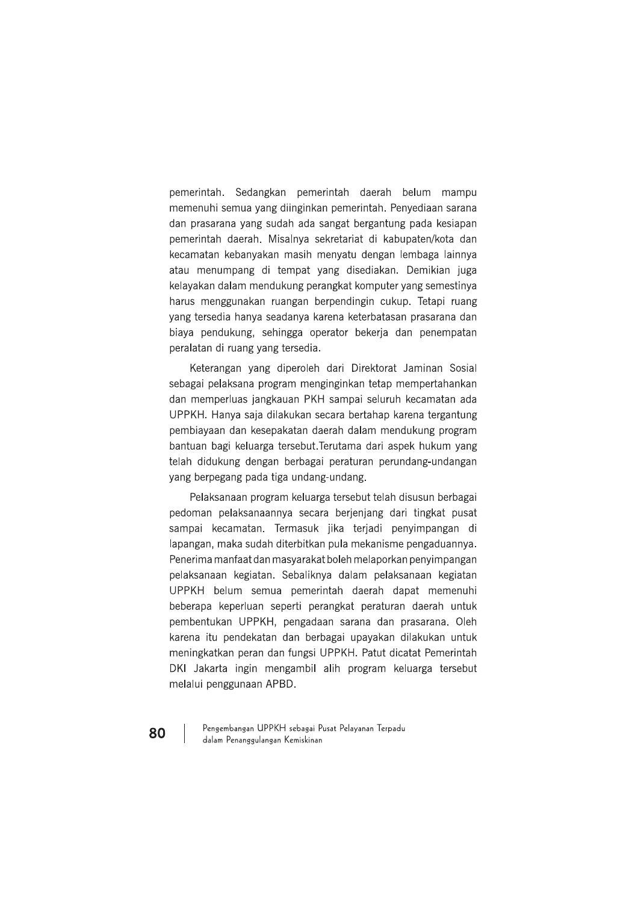pemerintah. Sedangkan pemerintah daerah belum mampu memenuhi semua yang diinginkan pemerintah. Penyediaan sarana dan prasarana yang sudah ada sangat bergantung pada kesiapan pemerintah daerah. Misalnya sekretariat di kabupaten/kota dan kecamatan kebanyakan masih menyatu dengan lembaga lainnya atau menumpang di tempat yang disediakan. Demikian juga kelayakan dalam mendukung perangkat komputer yang semestinya harus menggunakan ruangan berpendingin cukup. Tetapi ruang yang tersedia hanya seadanya karena keterbatasan prasarana dan biaya pendukung, sehingga operator bekerja dan penempatan peralatan di ruang yang tersedia.

Keterangan yang diperoleh dari Direktorat Jaminan Sosial sebagai pelaksana program menginginkan tetap mempertahankan dan memperluas jangkauan PKH sampai seluruh kecamatan ada UPPKH. Hanya saja dilakukan secara bertahap karena tergantung pembiayaan dan kesepakatan daerah dalam mendukung program bantuan bagi keluarga tersebut.Terutama dari aspek hukum yang telah didukung dengan berbagai peraturan perundang-undangan yang berpegang pada tiga undang-undang.

Pelaksanaan program keluarga tersebut telah disusun berbagai pedoman pelaksanaannya secara berjenjang dari tingkat pusat sampai kecamatan. Termasuk jika terjadi penyimpangan di lapangan, maka sudah diterbitkan pula mekanisme pengaduannya. Penerima manfaat dan masyarakat boleh melaporkan penyimpangan pelaksanaan kegiatan. Sebaliknya dalam pelaksanaan kegiatan UPPKH belum semua pemerintah daerah dapat memenuhi beberapa keperluan seperti perangkat peraturan daerah untuk pembentukan UPPKH, pengadaan sarana dan prasarana. Oleh karena itu pendekatan dan berbagai upayakan dilakukan untuk meningkatkan peran dan fungsi UPPKH. Patut dicatat Pemerintah DKI Jakarta ingin mengambil alih program keluarga tersebut melalui penggunaan APBD.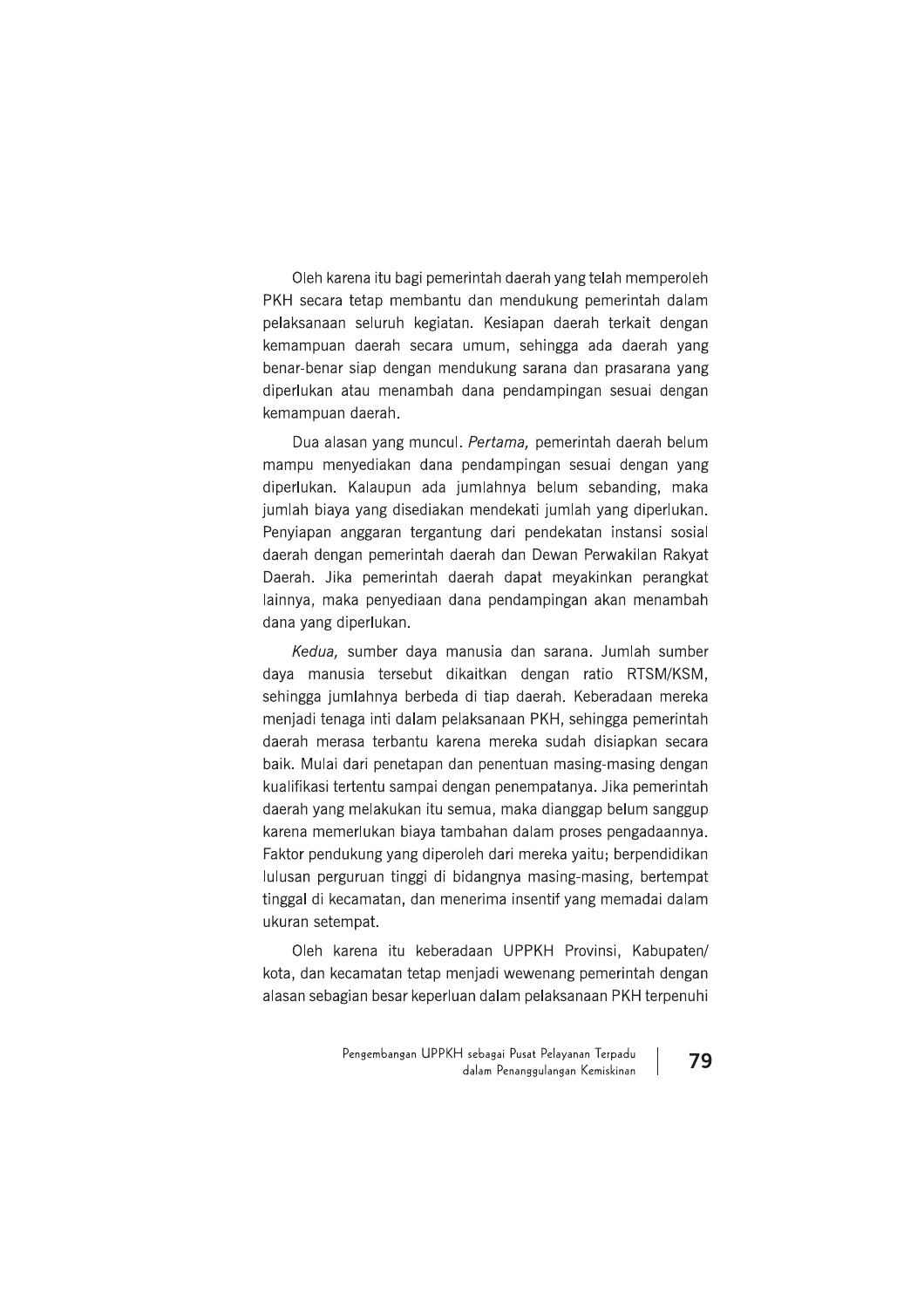Oleh karena itu bagi pemerintah daerah yang telah memperoleh PKH secara tetap membantu dan mendukung pemerintah dalam pelaksanaan seluruh kegiatan. Kesiapan daerah terkait dengan kemampuan daerah secara umum, sehingga ada daerah yang benar-benar siap dengan mendukung sarana dan prasarana yang diperlukan atau menambah dana pendampingan sesuai dengan kemampuan daerah.

Dua alasan yang muncul. *Pertama,* pemerintah daerah belum mampu menyediakan dana pendampingan sesuai dengan yang diperlukan. Kalaupun ada jumlahnya belum sebanding, maka jumlah biaya yang disediakan mendekati jumlah yang diperlukan. Penyiapan anggaran tergantung dari pendekatan instansi sosial daerah dengan pemerintah daerah dan Dewan Perwakilan Rakyat Daerah. Jika pemerintah daerah dapat meyakinkan perangkat lainnya, maka penyediaan dana pendampingan akan menambah dana yang diperlukan.

*Kedua,* sumber daya manusia dan sarana. Jumlah sumber daya manusia tersebut dikaitkan dengan ratio RTSM/KSM, sehingga jumlahnya berbeda di tiap daerah. Keberadaan mereka menjadi tenaga inti dalam pelaksanaan PKH, sehingga pemerintah daerah merasa terbantu karena mereka sudah disiapkan secara baik. Mulai dari penetapan dan penentuan masing-masing dengan kualifikasi tertentu sampai dengan penempatanya. Jika pemerintah daerah yang melakukan itu semua, maka dianggap belum sanggup karena memerlukan biaya tambahan dalam proses pengadaannya. Faktor pendukung yang diperoleh dari mereka yaitu; berpendidikan lulusan perguruan tinggi di bidangnya masing-masing, bertempat tinggal di kecamatan, dan menerima insentif yang memadai dalam ukuran setempat.

Oleh karena itu keberadaan UPPKH Provinsi, Kabupaten/ kota, dan kecamatan tetap menjadi wewenang pemerintah dengan alasan sebagian besar keperluan dalam pelaksanaan PKH terpenuhi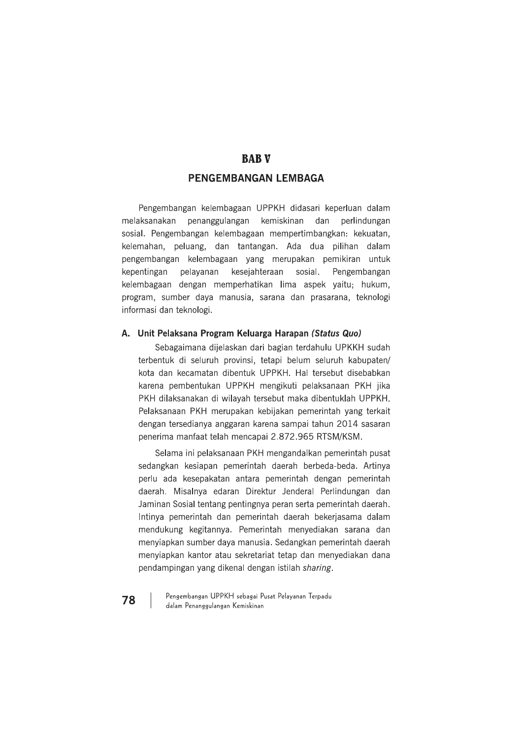# BAB V

## PENGEMBANGAN LEMBAGA

Pengembangan kelembagaan UPPKH didasari keperluan dalam melaksanakan penanggulangan kemiskinan dan perlindungan sosial. Pengembangan kelembagaan mempertimbangkan: kekuatan, kelemahan, peluang, dan tantangan. Ada dua pilihan dalam pengembangan kelembagaan yang merupakan pemikiran untuk kepentingan pelayanan kesejahteraan sosial. Pengembangan kelembagaan dengan memperhatikan lima aspek yaitu; hukum, program, sumber daya manusia, sarana dan prasarana, teknologi informasi dan teknologi.

### A. Unit Pelaksana Program Keluarga Harapan *(Status Quo)*

Sebagaimana dijelaskan dari bagian terdahulu UPKKH sudah terbentuk di seluruh provinsi, tetapi belum seluruh kabupaten/ kota dan kecamatan dibentuk UPPKH. Hal tersebut disebabkan karena pembentukan UPPKH mengikuti pelaksanaan PKH jika PKH dilaksanakan di wilayah tersebut maka dibentuklah UPPKH. Pelaksanaan PKH merupakan kebijakan pemerintah yang terkait dengan tersedianya anggaran karena sampai tahun 2014 sasaran penerima manfaat telah mencapai 2.872.965 RTSM/KSM.

Selama ini pelaksanaan PKH mengandalkan pemerintah pusat sedangkan kesiapan pemerintah daerah berbeda-beda. Artinya perlu ada kesepakatan antara pemerintah dengan pemerintah daerah. Misalnya edaran Direktur Jenderal Perlindungan dan Jaminan Sosial tentang pentingnya peran serta pemerintah daerah. Intinya pemerintah dan pemerintah daerah bekerjasama dalam mendukung kegitannya. Pemerintah menyediakan sarana dan menyiapkan sumber daya manusia. Sedangkan pemerintah daerah menyiapkan kantor atau sekretariat tetap dan menyediakan dana pendampingan yang dikenal dengan istilah *sharing*.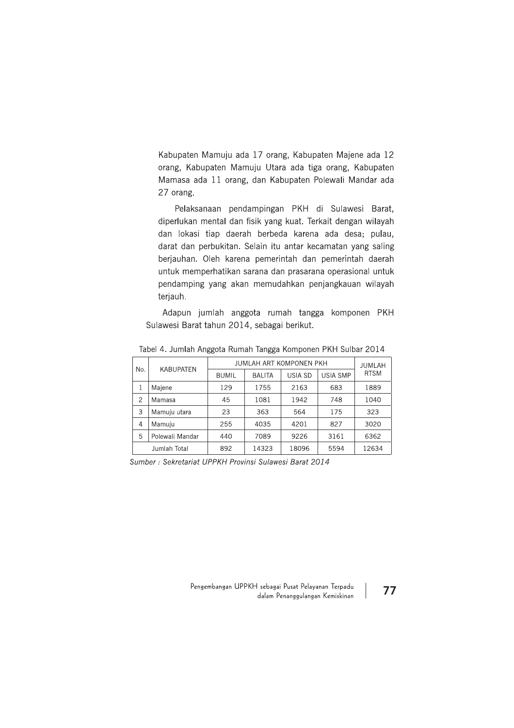Kabupaten Mamuju ada 17 orang, Kabupaten Majene ada 12 orang, Kabupaten Mamuju Utara ada tiga orang, Kabupaten Mamasa ada 11 orang, dan Kabupaten Polewali Mandar ada 27 orang.

Pelaksanaan pendampingan PKH di Sulawesi Barat, diperlukan mental dan fisik yang kuat. Terkait dengan wilayah dan lokasi tiap daerah berbeda karena ada desa; pulau, darat dan perbukitan. Selain itu antar kecamatan yang saling berjauhan. Oleh karena pemerintah dan pemerintah daerah untuk memperhatikan sarana dan prasarana operasional untuk pendamping yang akan memudahkan penjangkauan wilayah terjauh.

Adapun jumlah anggota rumah tangga komponen PKH Sulawesi Barat tahun 2014, sebagai berikut.

Tabel 4. Jumlah Anggota Rumah Tangga Komponen PKH Sulbar 2014

| No. | KABUPATEN | JUMLAH ART KOMPONEN PKH | | | | JUMLAH RTSM |
|---|---|---|---|---|---|---|
| | | BUMIL | BALITA | USIA SD | USIA SMP | |
| 1 | Majene | 129 | 1755 | 2163 | 683 | 1889 |
| 2 | Mamasa | 45 | 1081 | 1942 | 748 | 1040 |
| 3 | Mamuju utara | 23 | 363 | 564 | 175 | 323 |
| 4 | Mamuju | 255 | 4035 | 4201 | 827 | 3020 |
| 5 | Polewali Mandar | 440 | 7089 | 9226 | 3161 | 6362 |
| | Jumlah Total | 892 | 14323 | 18096 | 5594 | 12634 |

*Sumber : Sekretariat UPPKH Provinsi Sulawesi Barat 2014*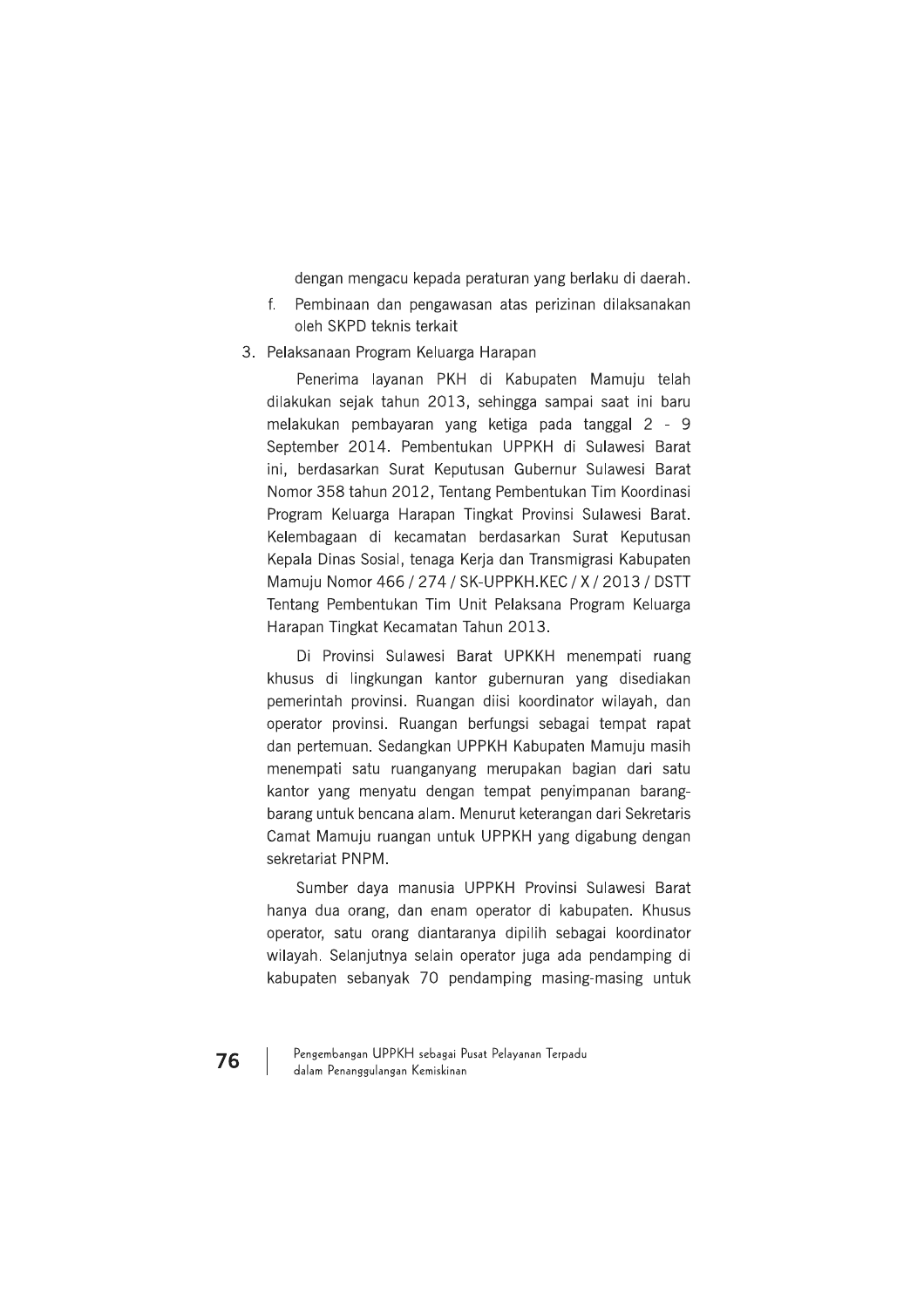dengan mengacu kepada peraturan yang berlaku di daerah.

f. Pembinaan dan pengawasan atas perizinan dilaksanakan oleh SKPD teknis terkait

3. Pelaksanaan Program Keluarga Harapan

Penerima layanan PKH di Kabupaten Mamuju telah dilakukan sejak tahun 2013, sehingga sampai saat ini baru melakukan pembayaran yang ketiga pada tanggal 2 - 9 September 2014. Pembentukan UPPKH di Sulawesi Barat ini, berdasarkan Surat Keputusan Gubernur Sulawesi Barat Nomor 358 tahun 2012, Tentang Pembentukan Tim Koordinasi Program Keluarga Harapan Tingkat Provinsi Sulawesi Barat. Kelembagaan di kecamatan berdasarkan Surat Keputusan Kepala Dinas Sosial, tenaga Kerja dan Transmigrasi Kabupaten Mamuju Nomor 466 / 274 / SK-UPPKH.KEC / X / 2013 / DSTT Tentang Pembentukan Tim Unit Pelaksana Program Keluarga Harapan Tingkat Kecamatan Tahun 2013.

Di Provinsi Sulawesi Barat UPKKH menempati ruang khusus di lingkungan kantor gubernuran yang disediakan pemerintah provinsi. Ruangan diisi koordinator wilayah, dan operator provinsi. Ruangan berfungsi sebagai tempat rapat dan pertemuan. Sedangkan UPPKH Kabupaten Mamuju masih menempati satu ruanganyang merupakan bagian dari satu kantor yang menyatu dengan tempat penyimpanan barang-barang untuk bencana alam. Menurut keterangan dari Sekretaris Camat Mamuju ruangan untuk UPPKH yang digabung dengan sekretariat PNPM.

Sumber daya manusia UPPKH Provinsi Sulawesi Barat hanya dua orang, dan enam operator di kabupaten. Khusus operator, satu orang diantaranya dipilih sebagai koordinator wilayah. Selanjutnya selain operator juga ada pendamping di kabupaten sebanyak 70 pendamping masing-masing untuk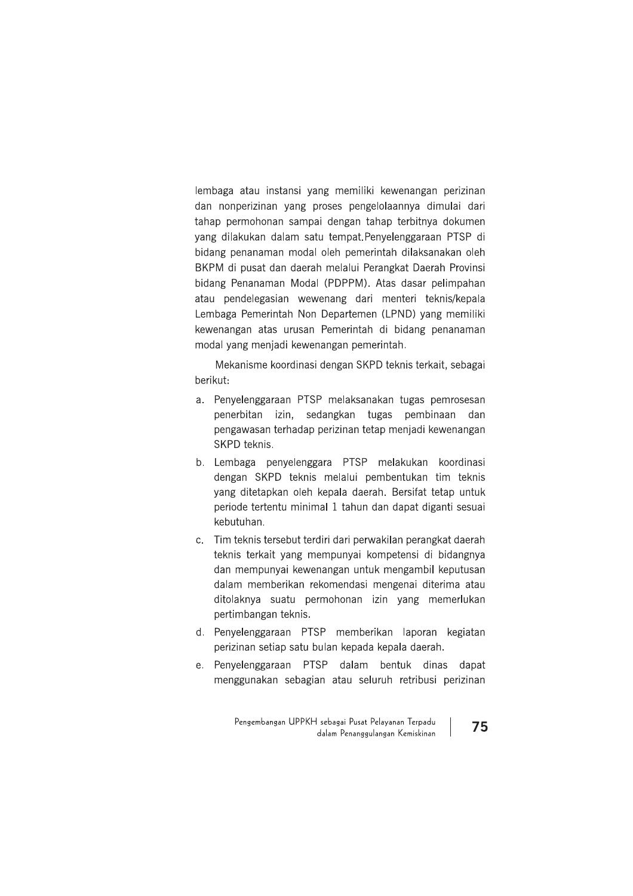lembaga atau instansi yang memiliki kewenangan perizinan dan nonperizinan yang proses pengelolaannya dimulai dari tahap permohonan sampai dengan tahap terbitnya dokumen yang dilakukan dalam satu tempat.Penyelenggaraan PTSP di bidang penanaman modal oleh pemerintah dilaksanakan oleh BKPM di pusat dan daerah melalui Perangkat Daerah Provinsi bidang Penanaman Modal (PDPPM). Atas dasar pelimpahan atau pendelegasian wewenang dari menteri teknis/kepala Lembaga Pemerintah Non Departemen (LPND) yang memiliki kewenangan atas urusan Pemerintah di bidang penanaman modal yang menjadi kewenangan pemerintah.

Mekanisme koordinasi dengan SKPD teknis terkait, sebagai berikut:

a. Penyelenggaraan PTSP melaksanakan tugas pemrosesan penerbitan izin, sedangkan tugas pembinaan dan pengawasan terhadap perizinan tetap menjadi kewenangan SKPD teknis.
b. Lembaga penyelenggara PTSP melakukan koordinasi dengan SKPD teknis melalui pembentukan tim teknis yang ditetapkan oleh kepala daerah. Bersifat tetap untuk periode tertentu minimal 1 tahun dan dapat diganti sesuai kebutuhan.
c. Tim teknis tersebut terdiri dari perwakilan perangkat daerah teknis terkait yang mempunyai kompetensi di bidangnya dan mempunyai kewenangan untuk mengambil keputusan dalam memberikan rekomendasi mengenai diterima atau ditolaknya suatu permohonan izin yang memerlukan pertimbangan teknis.
d. Penyelenggaraan PTSP memberikan laporan kegiatan perizinan setiap satu bulan kepada kepala daerah.
e. Penyelenggaraan PTSP dalam bentuk dinas dapat menggunakan sebagian atau seluruh retribusi perizinan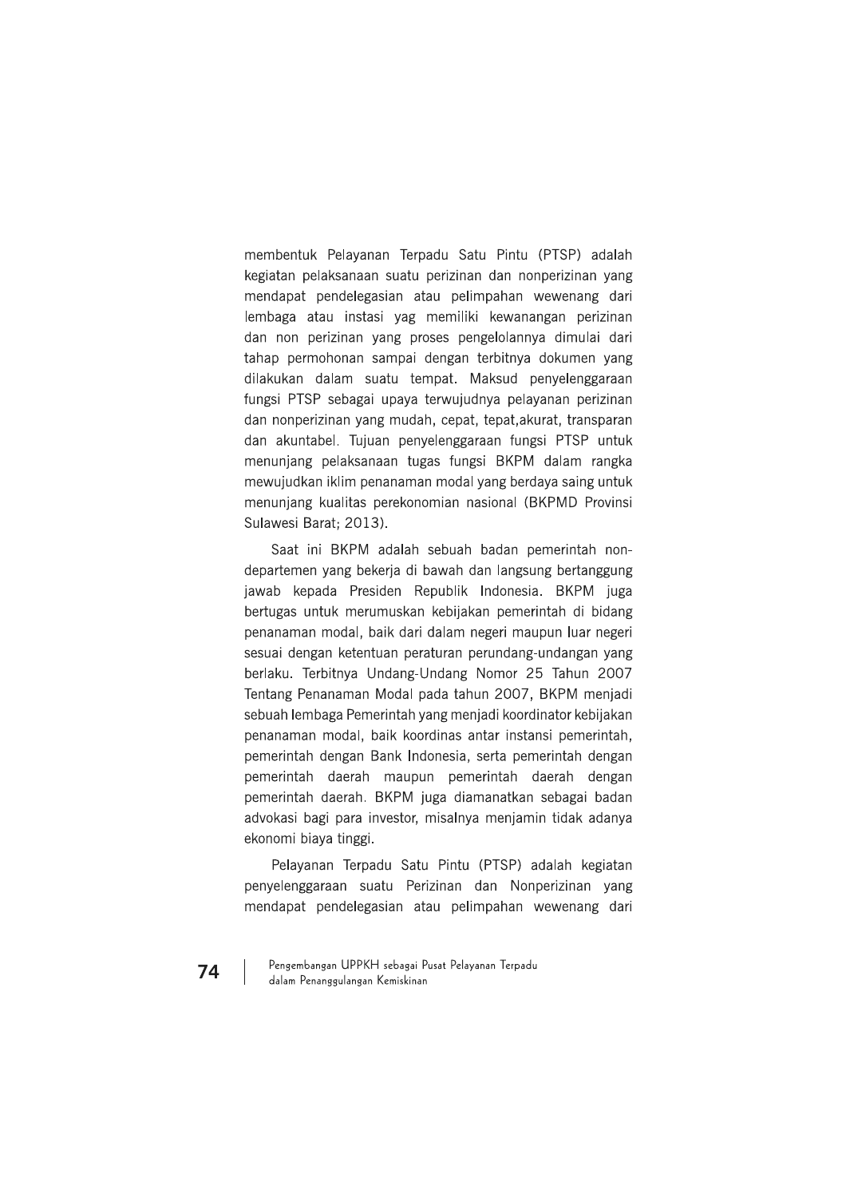membentuk Pelayanan Terpadu Satu Pintu (PTSP) adalah kegiatan pelaksanaan suatu perizinan dan nonperizinan yang mendapat pendelegasian atau pelimpahan wewenang dari lembaga atau instasi yag memiliki kewanangan perizinan dan non perizinan yang proses pengelolannya dimulai dari tahap permohonan sampai dengan terbitnya dokumen yang dilakukan dalam suatu tempat. Maksud penyelenggaraan fungsi PTSP sebagai upaya terwujudnya pelayanan perizinan dan nonperizinan yang mudah, cepat, tepat,akurat, transparan dan akuntabel. Tujuan penyelenggaraan fungsi PTSP untuk menunjang pelaksanaan tugas fungsi BKPM dalam rangka mewujudkan iklim penanaman modal yang berdaya saing untuk menunjang kualitas perekonomian nasional (BKPMD Provinsi Sulawesi Barat; 2013).

Saat ini BKPM adalah sebuah badan pemerintah non-departemen yang bekerja di bawah dan langsung bertanggung jawab kepada Presiden Republik Indonesia. BKPM juga bertugas untuk merumuskan kebijakan pemerintah di bidang penanaman modal, baik dari dalam negeri maupun luar negeri sesuai dengan ketentuan peraturan perundang-undangan yang berlaku. Terbitnya Undang-Undang Nomor 25 Tahun 2007 Tentang Penanaman Modal pada tahun 2007, BKPM menjadi sebuah lembaga Pemerintah yang menjadi koordinator kebijakan penanaman modal, baik koordinas antar instansi pemerintah, pemerintah dengan Bank Indonesia, serta pemerintah dengan pemerintah daerah maupun pemerintah daerah dengan pemerintah daerah. BKPM juga diamanatkan sebagai badan advokasi bagi para investor, misalnya menjamin tidak adanya ekonomi biaya tinggi.

Pelayanan Terpadu Satu Pintu (PTSP) adalah kegiatan penyelenggaraan suatu Perizinan dan Nonperizinan yang mendapat pendelegasian atau pelimpahan wewenang dari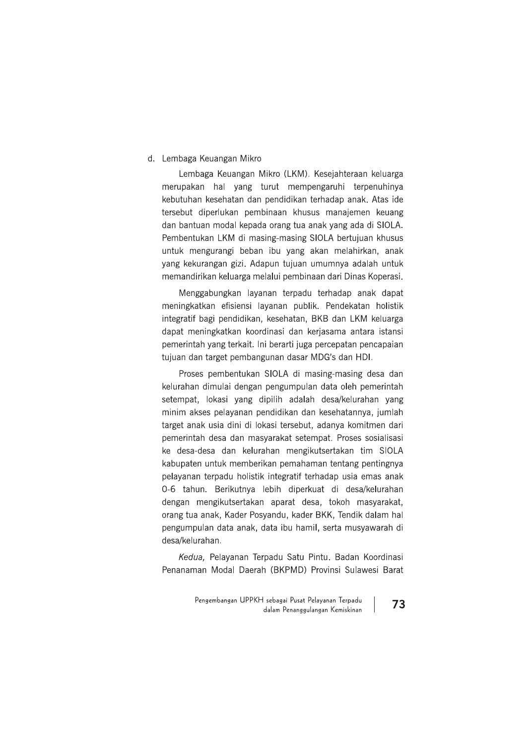d. Lembaga Keuangan Mikro

Lembaga Keuangan Mikro (LKM). Kesejahteraan keluarga merupakan hal yang turut mempengaruhi terpenuhinya kebutuhan kesehatan dan pendidikan terhadap anak. Atas ide tersebut diperlukan pembinaan khusus manajemen keuang dan bantuan modal kepada orang tua anak yang ada di SIOLA. Pembentukan LKM di masing-masing SIOLA bertujuan khusus untuk mengurangi beban ibu yang akan melahirkan, anak yang kekurangan gizi. Adapun tujuan umumnya adalah untuk memandirikan keluarga melalui pembinaan dari Dinas Koperasi.

Menggabungkan layanan terpadu terhadap anak dapat meningkatkan efisiensi layanan publik. Pendekatan holistik integratif bagi pendidikan, kesehatan, BKB dan LKM keluarga dapat meningkatkan koordinasi dan kerjasama antara istansi pemerintah yang terkait. Ini berarti juga percepatan pencapaian tujuan dan target pembangunan dasar MDG's dan HDI.

Proses pembentukan SIOLA di masing-masing desa dan kelurahan dimulai dengan pengumpulan data oleh pemerintah setempat, lokasi yang dipilih adalah desa/kelurahan yang minim akses pelayanan pendidikan dan kesehatannya, jumlah target anak usia dini di lokasi tersebut, adanya komitmen dari pemerintah desa dan masyarakat setempat. Proses sosialisasi ke desa-desa dan kelurahan mengikutsertakan tim SIOLA kabupaten untuk memberikan pemahaman tentang pentingnya pelayanan terpadu holistik integratif terhadap usia emas anak 0-6 tahun. Berikutnya lebih diperkuat di desa/kelurahan dengan mengikutsertakan aparat desa, tokoh masyarakat, orang tua anak, Kader Posyandu, kader BKK, Tendik dalam hal pengumpulan data anak, data ibu hamil, serta musyawarah di desa/kelurahan.

*Kedua,* Pelayanan Terpadu Satu Pintu. Badan Koordinasi Penanaman Modal Daerah (BKPMD) Provinsi Sulawesi Barat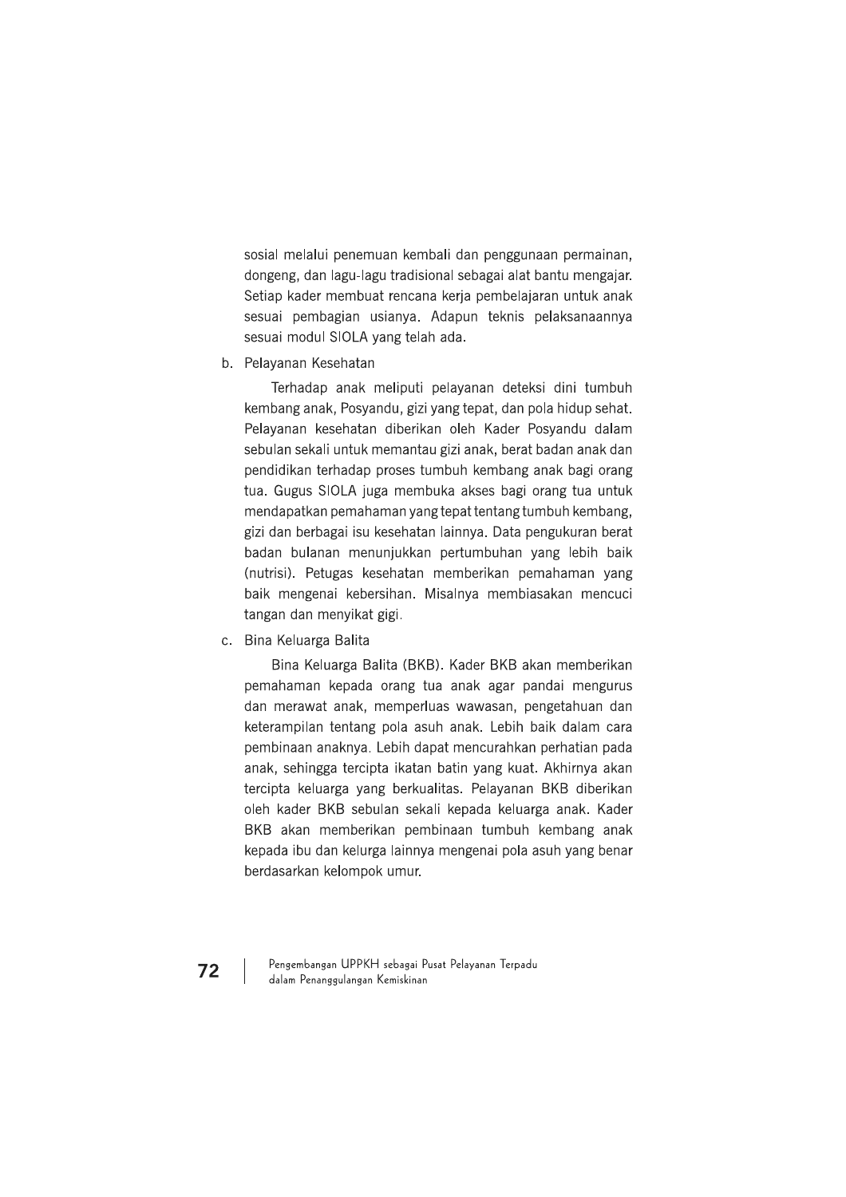sosial melalui penemuan kembali dan penggunaan permainan, dongeng, dan lagu-lagu tradisional sebagai alat bantu mengajar. Setiap kader membuat rencana kerja pembelajaran untuk anak sesuai pembagian usianya. Adapun teknis pelaksanaannya sesuai modul SIOLA yang telah ada.

b. Pelayanan Kesehatan

Terhadap anak meliputi pelayanan deteksi dini tumbuh kembang anak, Posyandu, gizi yang tepat, dan pola hidup sehat. Pelayanan kesehatan diberikan oleh Kader Posyandu dalam sebulan sekali untuk memantau gizi anak, berat badan anak dan pendidikan terhadap proses tumbuh kembang anak bagi orang tua. Gugus SIOLA juga membuka akses bagi orang tua untuk mendapatkan pemahaman yang tepat tentang tumbuh kembang, gizi dan berbagai isu kesehatan lainnya. Data pengukuran berat badan bulanan menunjukkan pertumbuhan yang lebih baik (nutrisi). Petugas kesehatan memberikan pemahaman yang baik mengenai kebersihan. Misalnya membiasakan mencuci tangan dan menyikat gigi.

c. Bina Keluarga Balita

Bina Keluarga Balita (BKB). Kader BKB akan memberikan pemahaman kepada orang tua anak agar pandai mengurus dan merawat anak, memperluas wawasan, pengetahuan dan keterampilan tentang pola asuh anak. Lebih baik dalam cara pembinaan anaknya. Lebih dapat mencurahkan perhatian pada anak, sehingga tercipta ikatan batin yang kuat. Akhirnya akan tercipta keluarga yang berkualitas. Pelayanan BKB diberikan oleh kader BKB sebulan sekali kepada keluarga anak. Kader BKB akan memberikan pembinaan tumbuh kembang anak kepada ibu dan kelurga lainnya mengenai pola asuh yang benar berdasarkan kelompok umur.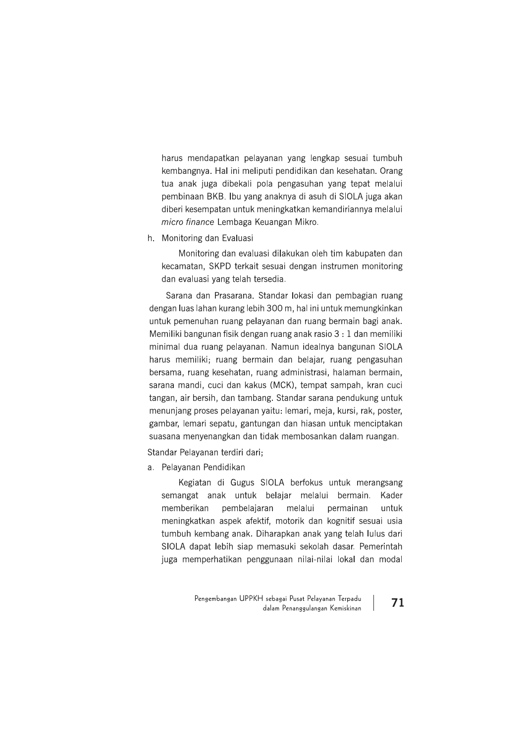harus mendapatkan pelayanan yang lengkap sesuai tumbuh kembangnya. Hal ini meliputi pendidikan dan kesehatan. Orang tua anak juga dibekali pola pengasuhan yang tepat melalui pembinaan BKB. Ibu yang anaknya di asuh di SIOLA juga akan diberi kesempatan untuk meningkatkan kemandiriannya melalui *micro finance* Lembaga Keuangan Mikro.

h. Monitoring dan Evaluasi

   Monitoring dan evaluasi dilakukan oleh tim kabupaten dan kecamatan, SKPD terkait sesuai dengan instrumen monitoring dan evaluasi yang telah tersedia.

Sarana dan Prasarana. Standar lokasi dan pembagian ruang dengan luas lahan kurang lebih 300 m, hal ini untuk memungkinkan untuk pemenuhan ruang pelayanan dan ruang bermain bagi anak. Memiliki bangunan fisik dengan ruang anak rasio 3 : 1 dan memiliki minimal dua ruang pelayanan. Namun idealnya bangunan SIOLA harus memiliki; ruang bermain dan belajar, ruang pengasuhan bersama, ruang kesehatan, ruang administrasi, halaman bermain, sarana mandi, cuci dan kakus (MCK), tempat sampah, kran cuci tangan, air bersih, dan tambang. Standar sarana pendukung untuk menunjang proses pelayanan yaitu: lemari, meja, kursi, rak, poster, gambar, lemari sepatu, gantungan dan hiasan untuk menciptakan suasana menyenangkan dan tidak membosankan dalam ruangan.

Standar Pelayanan terdiri dari;

a. Pelayanan Pendidikan

   Kegiatan di Gugus SIOLA berfokus untuk merangsang semangat anak untuk belajar melalui bermain. Kader memberikan pembelajaran melalui permainan untuk meningkatkan aspek afektif, motorik dan kognitif sesuai usia tumbuh kembang anak. Diharapkan anak yang telah lulus dari SIOLA dapat lebih siap memasuki sekolah dasar. Pemerintah juga memperhatikan penggunaan nilai-nilai lokal dan modal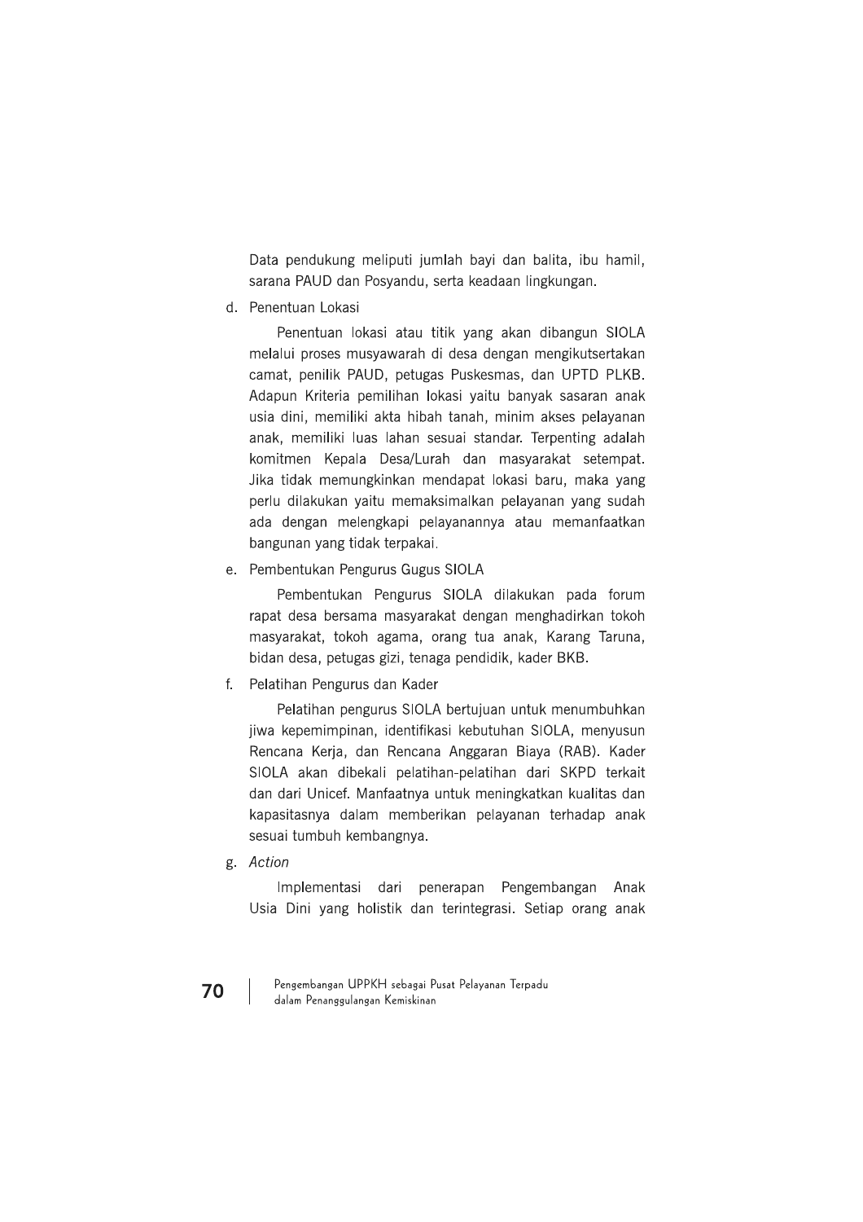Data pendukung meliputi jumlah bayi dan balita, ibu hamil, sarana PAUD dan Posyandu, serta keadaan lingkungan.

d. Penentuan Lokasi

Penentuan lokasi atau titik yang akan dibangun SIOLA melalui proses musyawarah di desa dengan mengikutsertakan camat, penilik PAUD, petugas Puskesmas, dan UPTD PLKB. Adapun Kriteria pemilihan lokasi yaitu banyak sasaran anak usia dini, memiliki akta hibah tanah, minim akses pelayanan anak, memiliki luas lahan sesuai standar. Terpenting adalah komitmen Kepala Desa/Lurah dan masyarakat setempat. Jika tidak memungkinkan mendapat lokasi baru, maka yang perlu dilakukan yaitu memaksimalkan pelayanan yang sudah ada dengan melengkapi pelayanannya atau memanfaatkan bangunan yang tidak terpakai.

e. Pembentukan Pengurus Gugus SIOLA

Pembentukan Pengurus SIOLA dilakukan pada forum rapat desa bersama masyarakat dengan menghadirkan tokoh masyarakat, tokoh agama, orang tua anak, Karang Taruna, bidan desa, petugas gizi, tenaga pendidik, kader BKB.

f. Pelatihan Pengurus dan Kader

Pelatihan pengurus SIOLA bertujuan untuk menumbuhkan jiwa kepemimpinan, identifikasi kebutuhan SIOLA, menyusun Rencana Kerja, dan Rencana Anggaran Biaya (RAB). Kader SIOLA akan dibekali pelatihan-pelatihan dari SKPD terkait dan dari Unicef. Manfaatnya untuk meningkatkan kualitas dan kapasitasnya dalam memberikan pelayanan terhadap anak sesuai tumbuh kembangnya.

g. *Action*

Implementasi dari penerapan Pengembangan Anak Usia Dini yang holistik dan terintegrasi. Setiap orang anak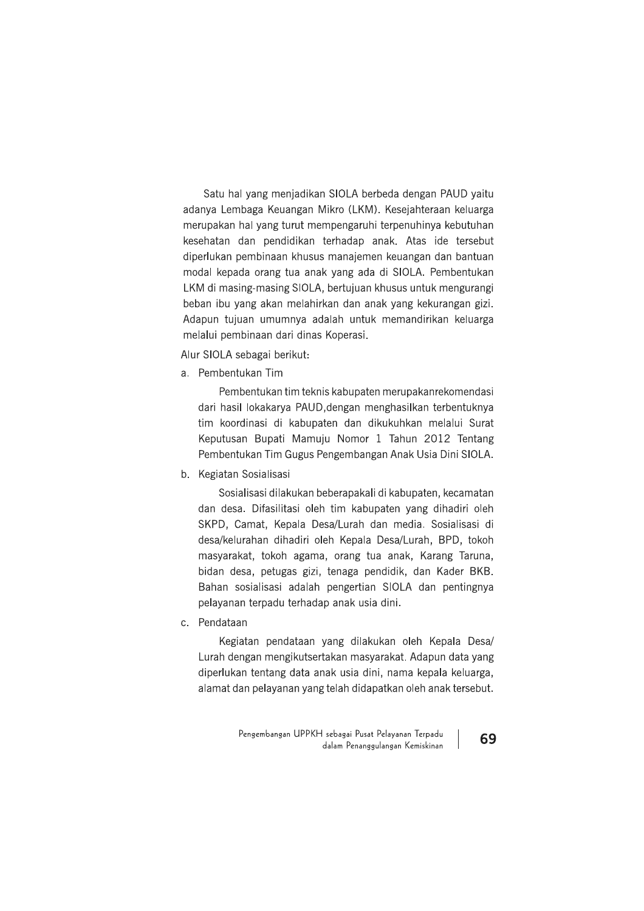Satu hal yang menjadikan SIOLA berbeda dengan PAUD yaitu adanya Lembaga Keuangan Mikro (LKM). Kesejahteraan keluarga merupakan hal yang turut mempengaruhi terpenuhinya kebutuhan kesehatan dan pendidikan terhadap anak. Atas ide tersebut diperlukan pembinaan khusus manajemen keuangan dan bantuan modal kepada orang tua anak yang ada di SIOLA. Pembentukan LKM di masing-masing SIOLA, bertujuan khusus untuk mengurangi beban ibu yang akan melahirkan dan anak yang kekurangan gizi. Adapun tujuan umumnya adalah untuk memandirikan keluarga melalui pembinaan dari dinas Koperasi.

Alur SIOLA sebagai berikut:

a. Pembentukan Tim

   Pembentukan tim teknis kabupaten merupakanrekomendasi dari hasil lokakarya PAUD,dengan menghasilkan terbentuknya tim koordinasi di kabupaten dan dikukuhkan melalui Surat Keputusan Bupati Mamuju Nomor 1 Tahun 2012 Tentang Pembentukan Tim Gugus Pengembangan Anak Usia Dini SIOLA.

b. Kegiatan Sosialisasi

   Sosialisasi dilakukan beberapakali di kabupaten, kecamatan dan desa. Difasilitasi oleh tim kabupaten yang dihadiri oleh SKPD, Camat, Kepala Desa/Lurah dan media. Sosialisasi di desa/kelurahan dihadiri oleh Kepala Desa/Lurah, BPD, tokoh masyarakat, tokoh agama, orang tua anak, Karang Taruna, bidan desa, petugas gizi, tenaga pendidik, dan Kader BKB. Bahan sosialisasi adalah pengertian SIOLA dan pentingnya pelayanan terpadu terhadap anak usia dini.

c. Pendataan

   Kegiatan pendataan yang dilakukan oleh Kepala Desa/Lurah dengan mengikutsertakan masyarakat. Adapun data yang diperlukan tentang data anak usia dini, nama kepala keluarga, alamat dan pelayanan yang telah didapatkan oleh anak tersebut.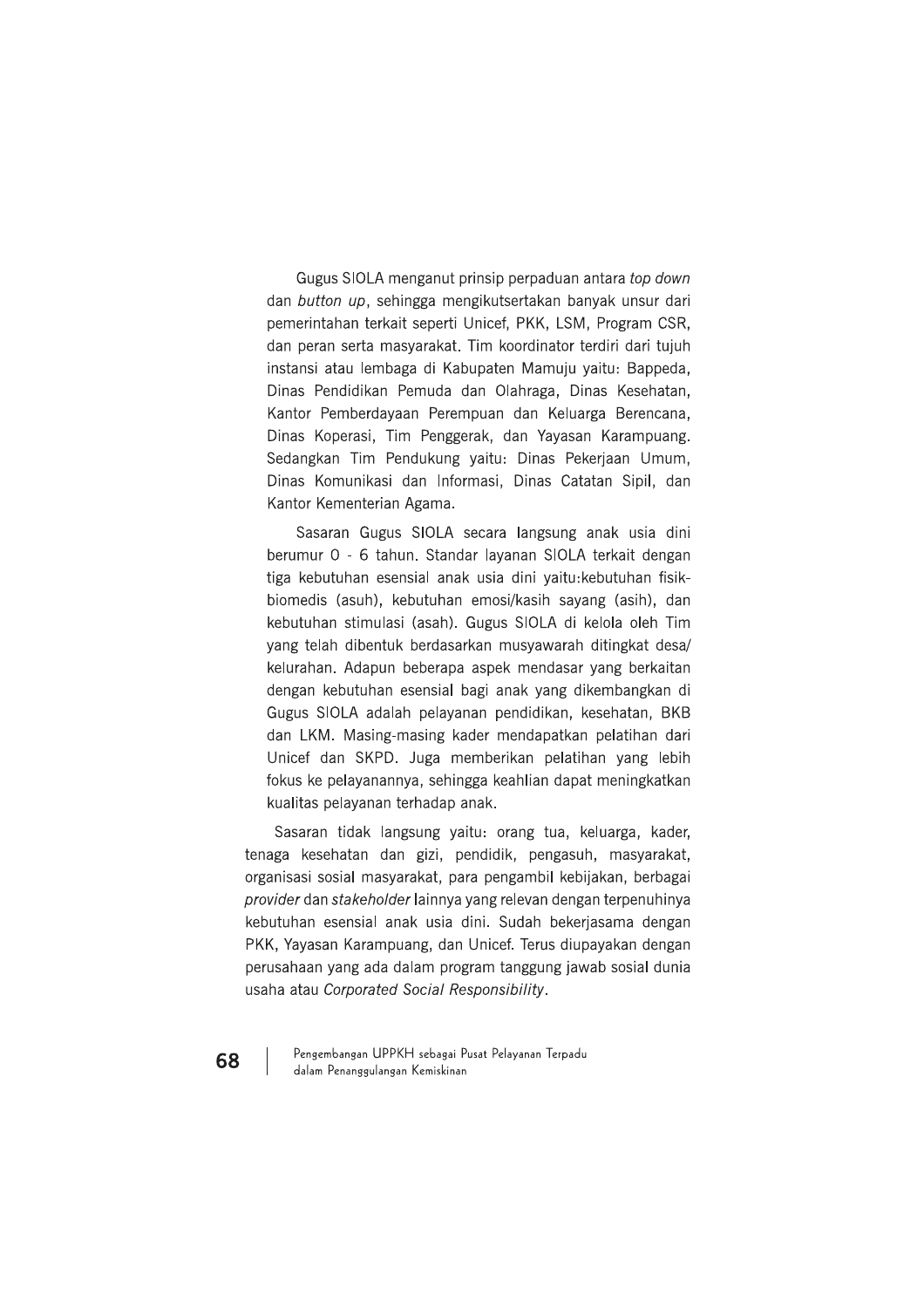Gugus SIOLA menganut prinsip perpaduan antara *top down* dan *button up*, sehingga mengikutsertakan banyak unsur dari pemerintahan terkait seperti Unicef, PKK, LSM, Program CSR, dan peran serta masyarakat. Tim koordinator terdiri dari tujuh instansi atau lembaga di Kabupaten Mamuju yaitu: Bappeda, Dinas Pendidikan Pemuda dan Olahraga, Dinas Kesehatan, Kantor Pemberdayaan Perempuan dan Keluarga Berencana, Dinas Koperasi, Tim Penggerak, dan Yayasan Karampuang. Sedangkan Tim Pendukung yaitu: Dinas Pekerjaan Umum, Dinas Komunikasi dan Informasi, Dinas Catatan Sipil, dan Kantor Kementerian Agama.

Sasaran Gugus SIOLA secara langsung anak usia dini berumur 0 - 6 tahun. Standar layanan SIOLA terkait dengan tiga kebutuhan esensial anak usia dini yaitu:kebutuhan fisik-biomedis (asuh), kebutuhan emosi/kasih sayang (asih), dan kebutuhan stimulasi (asah). Gugus SIOLA di kelola oleh Tim yang telah dibentuk berdasarkan musyawarah ditingkat desa/kelurahan. Adapun beberapa aspek mendasar yang berkaitan dengan kebutuhan esensial bagi anak yang dikembangkan di Gugus SIOLA adalah pelayanan pendidikan, kesehatan, BKB dan LKM. Masing-masing kader mendapatkan pelatihan dari Unicef dan SKPD. Juga memberikan pelatihan yang lebih fokus ke pelayanannya, sehingga keahlian dapat meningkatkan kualitas pelayanan terhadap anak.

Sasaran tidak langsung yaitu: orang tua, keluarga, kader, tenaga kesehatan dan gizi, pendidik, pengasuh, masyarakat, organisasi sosial masyarakat, para pengambil kebijakan, berbagai *provider* dan *stakeholder* lainnya yang relevan dengan terpenuhinya kebutuhan esensial anak usia dini. Sudah bekerjasama dengan PKK, Yayasan Karampuang, dan Unicef. Terus diupayakan dengan perusahaan yang ada dalam program tanggung jawab sosial dunia usaha atau *Corporated Social Responsibility*.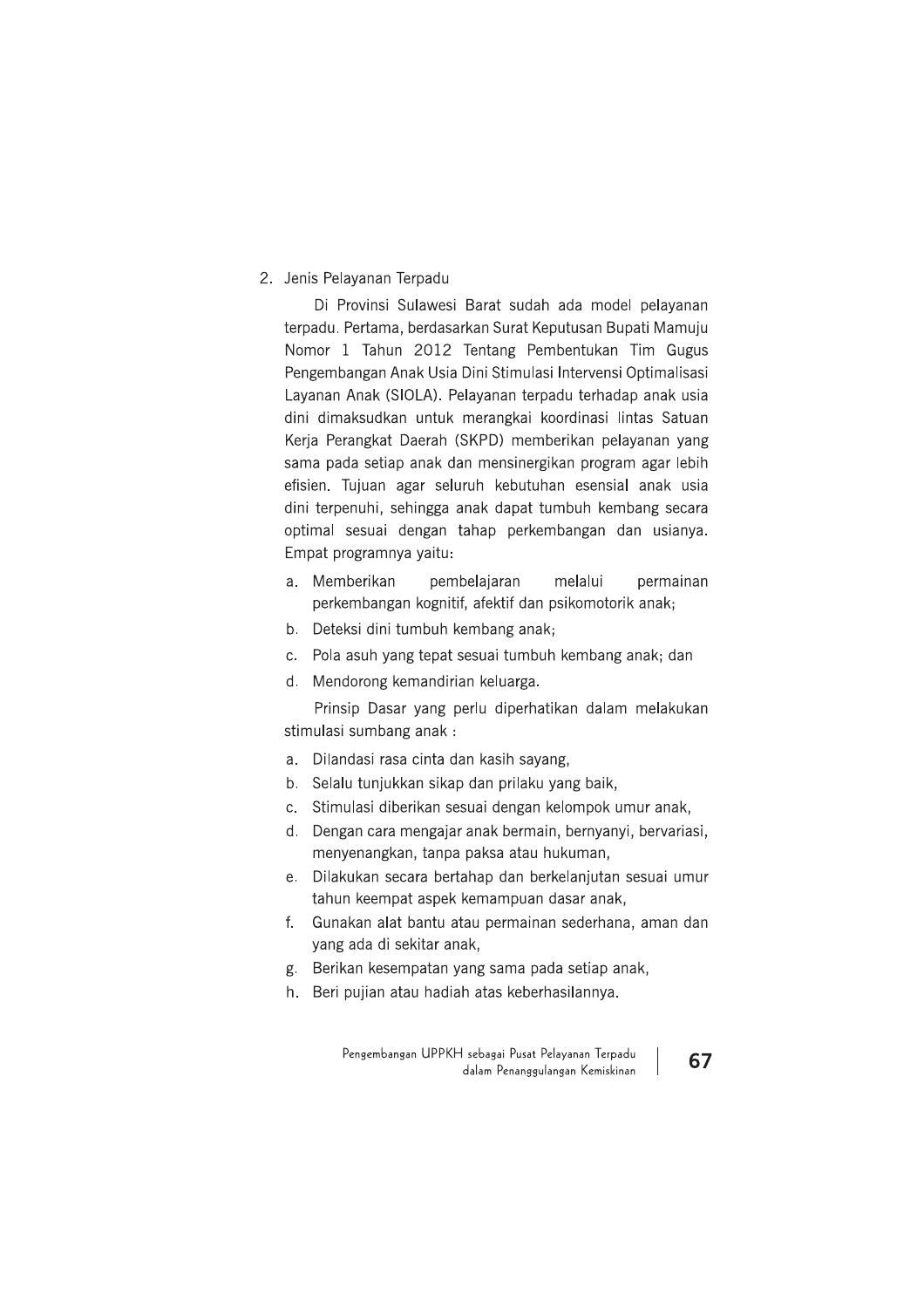2. Jenis Pelayanan Terpadu

Di Provinsi Sulawesi Barat sudah ada model pelayanan terpadu. Pertama, berdasarkan Surat Keputusan Bupati Mamuju Nomor 1 Tahun 2012 Tentang Pembentukan Tim Gugus Pengembangan Anak Usia Dini Stimulasi Intervensi Optimalisasi Layanan Anak (SIOLA). Pelayanan terpadu terhadap anak usia dini dimaksudkan untuk merangkai koordinasi lintas Satuan Kerja Perangkat Daerah (SKPD) memberikan pelayanan yang sama pada setiap anak dan mensinergikan program agar lebih efisien. Tujuan agar seluruh kebutuhan esensial anak usia dini terpenuhi, sehingga anak dapat tumbuh kembang secara optimal sesuai dengan tahap perkembangan dan usianya. Empat programnya yaitu:

a. Memberikan pembelajaran melalui permainan perkembangan kognitif, afektif dan psikomotorik anak;
b. Deteksi dini tumbuh kembang anak;
c. Pola asuh yang tepat sesuai tumbuh kembang anak; dan
d. Mendorong kemandirian keluarga.

Prinsip Dasar yang perlu diperhatikan dalam melakukan stimulasi sumbang anak :

a. Dilandasi rasa cinta dan kasih sayang,
b. Selalu tunjukkan sikap dan prilaku yang baik,
c. Stimulasi diberikan sesuai dengan kelompok umur anak,
d. Dengan cara mengajar anak bermain, bernyanyi, bervariasi, menyenangkan, tanpa paksa atau hukuman,
e. Dilakukan secara bertahap dan berkelanjutan sesuai umur tahun keempat aspek kemampuan dasar anak,
f. Gunakan alat bantu atau permainan sederhana, aman dan yang ada di sekitar anak,
g. Berikan kesempatan yang sama pada setiap anak,
h. Beri pujian atau hadiah atas keberhasilannya.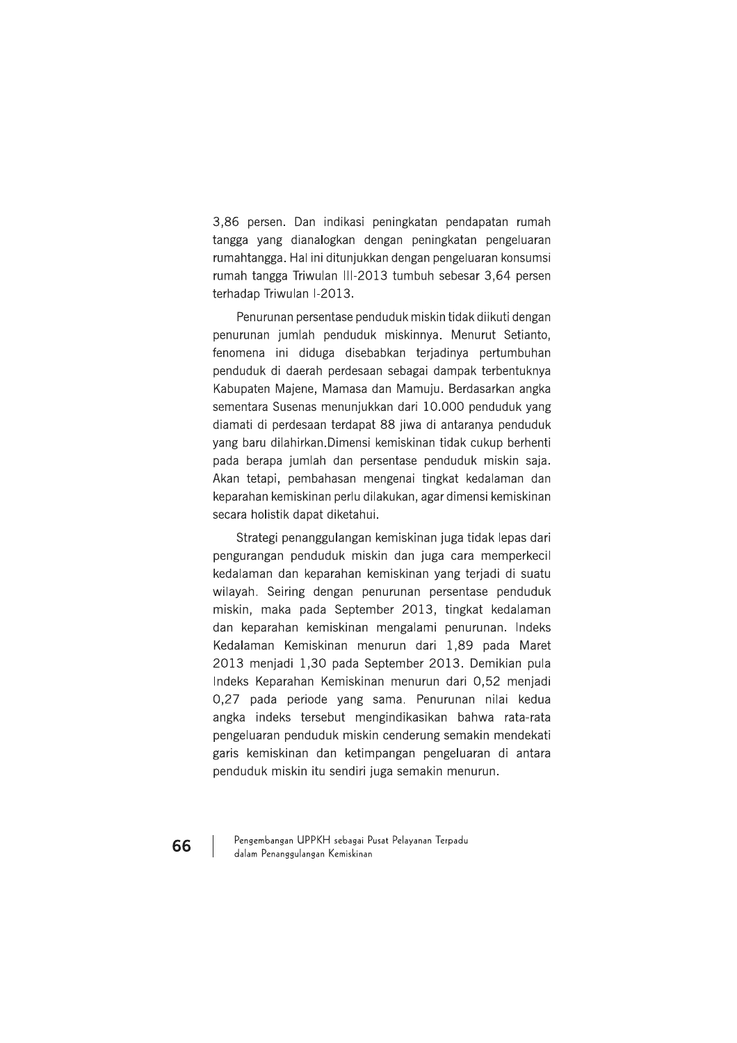3,86 persen. Dan indikasi peningkatan pendapatan rumah tangga yang dianalogkan dengan peningkatan pengeluaran rumahtangga. Hal ini ditunjukkan dengan pengeluaran konsumsi rumah tangga Triwulan III-2013 tumbuh sebesar 3,64 persen terhadap Triwulan I-2013.

Penurunan persentase penduduk miskin tidak diikuti dengan penurunan jumlah penduduk miskinnya. Menurut Setianto, fenomena ini diduga disebabkan terjadinya pertumbuhan penduduk di daerah perdesaan sebagai dampak terbentuknya Kabupaten Majene, Mamasa dan Mamuju. Berdasarkan angka sementara Susenas menunjukkan dari 10.000 penduduk yang diamati di perdesaan terdapat 88 jiwa di antaranya penduduk yang baru dilahirkan.Dimensi kemiskinan tidak cukup berhenti pada berapa jumlah dan persentase penduduk miskin saja. Akan tetapi, pembahasan mengenai tingkat kedalaman dan keparahan kemiskinan perlu dilakukan, agar dimensi kemiskinan secara holistik dapat diketahui.

Strategi penanggulangan kemiskinan juga tidak lepas dari pengurangan penduduk miskin dan juga cara memperkecil kedalaman dan keparahan kemiskinan yang terjadi di suatu wilayah. Seiring dengan penurunan persentase penduduk miskin, maka pada September 2013, tingkat kedalaman dan keparahan kemiskinan mengalami penurunan. Indeks Kedalaman Kemiskinan menurun dari 1,89 pada Maret 2013 menjadi 1,30 pada September 2013. Demikian pula Indeks Keparahan Kemiskinan menurun dari 0,52 menjadi 0,27 pada periode yang sama. Penurunan nilai kedua angka indeks tersebut mengindikasikan bahwa rata-rata pengeluaran penduduk miskin cenderung semakin mendekati garis kemiskinan dan ketimpangan pengeluaran di antara penduduk miskin itu sendiri juga semakin menurun.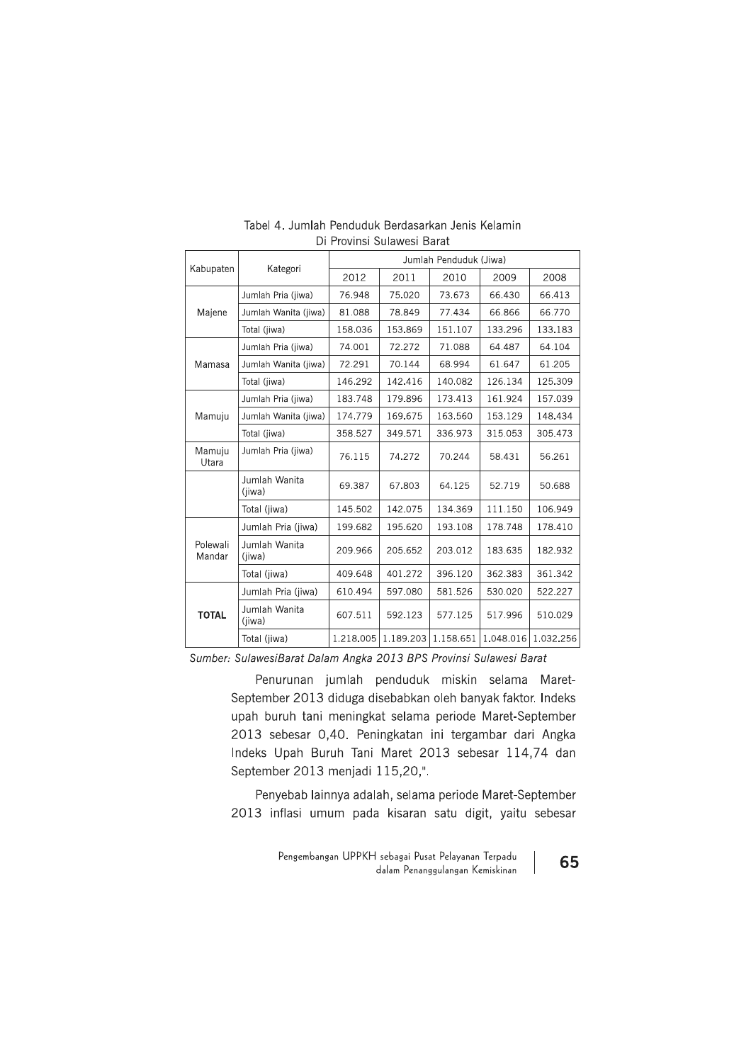Tabel 4. Jumlah Penduduk Berdasarkan Jenis Kelamin Di Provinsi Sulawesi Barat

| Kabupaten | Kategori | Jumlah Penduduk (Jiwa) | | | | |
|---|---|---|---|---|---|---|
| | | 2012 | 2011 | 2010 | 2009 | 2008 |
| Majene | Jumlah Pria (jiwa) | 76.948 | 75.020 | 73.673 | 66.430 | 66.413 |
| | Jumlah Wanita (jiwa) | 81.088 | 78.849 | 77.434 | 66.866 | 66.770 |
| | Total (jiwa) | 158.036 | 153.869 | 151.107 | 133.296 | 133.183 |
| Mamasa | Jumlah Pria (jiwa) | 74.001 | 72.272 | 71.088 | 64.487 | 64.104 |
| | Jumlah Wanita (jiwa) | 72.291 | 70.144 | 68.994 | 61.647 | 61.205 |
| | Total (jiwa) | 146.292 | 142.416 | 140.082 | 126.134 | 125.309 |
| Mamuju | Jumlah Pria (jiwa) | 183.748 | 179.896 | 173.413 | 161.924 | 157.039 |
| | Jumlah Wanita (jiwa) | 174.779 | 169.675 | 163.560 | 153.129 | 148.434 |
| | Total (jiwa) | 358.527 | 349.571 | 336.973 | 315.053 | 305.473 |
| Mamuju Utara | Jumlah Pria (jiwa) | 76.115 | 74.272 | 70.244 | 58.431 | 56.261 |
| | Jumlah Wanita (jiwa) | 69.387 | 67.803 | 64.125 | 52.719 | 50.688 |
| | Total (jiwa) | 145.502 | 142.075 | 134.369 | 111.150 | 106.949 |
| Polewali Mandar | Jumlah Pria (jiwa) | 199.682 | 195.620 | 193.108 | 178.748 | 178.410 |
| | Jumlah Wanita (jiwa) | 209.966 | 205.652 | 203.012 | 183.635 | 182.932 |
| | Total (jiwa) | 409.648 | 401.272 | 396.120 | 362.383 | 361.342 |
| **TOTAL** | Jumlah Pria (jiwa) | 610.494 | 597.080 | 581.526 | 530.020 | 522.227 |
| | Jumlah Wanita (jiwa) | 607.511 | 592.123 | 577.125 | 517.996 | 510.029 |
| | Total (jiwa) | 1.218.005 | 1.189.203 | 1.158.651 | 1.048.016 | 1.032.256 |

*Sumber: SulawesiBarat Dalam Angka 2013 BPS Provinsi Sulawesi Barat*

Penurunan jumlah penduduk miskin selama Maret-September 2013 diduga disebabkan oleh banyak faktor. Indeks upah buruh tani meningkat selama periode Maret-September 2013 sebesar 0,40. Peningkatan ini tergambar dari Angka Indeks Upah Buruh Tani Maret 2013 sebesar 114,74 dan September 2013 menjadi 115,20,".

Penyebab lainnya adalah, selama periode Maret-September 2013 inflasi umum pada kisaran satu digit, yaitu sebesar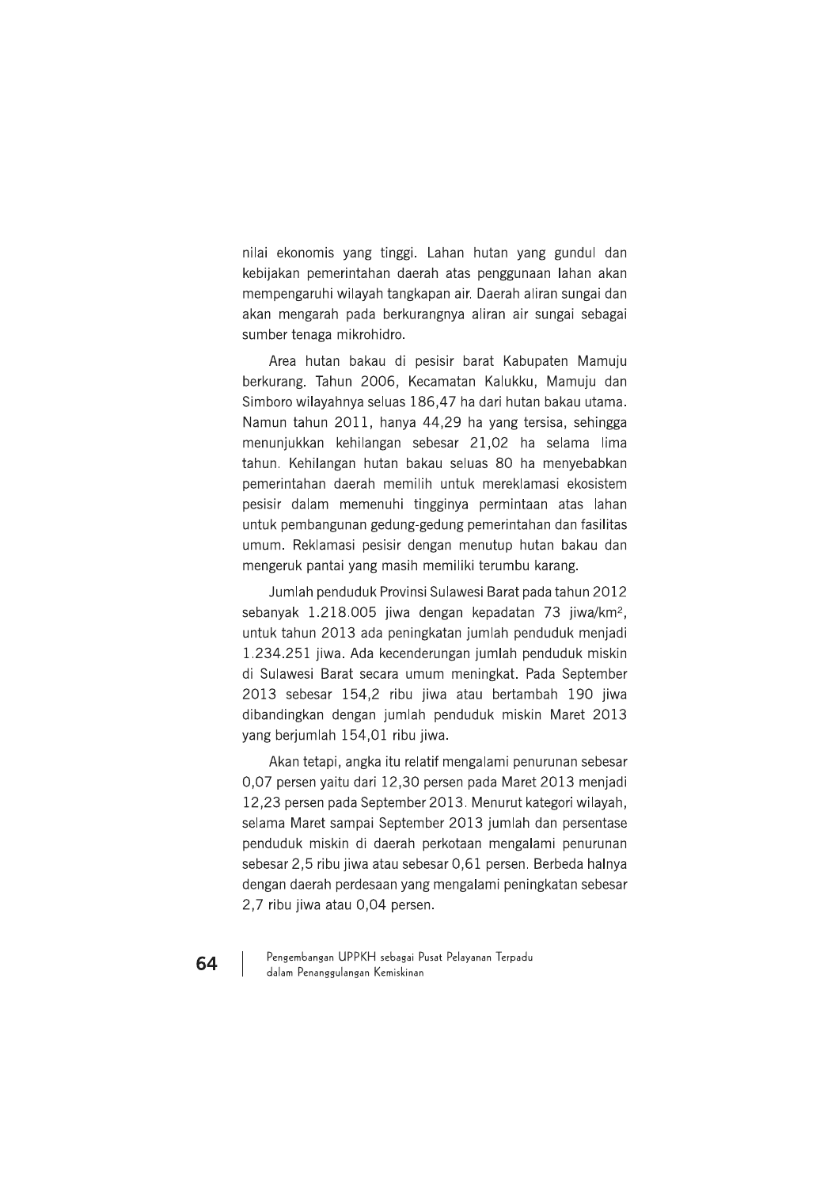nilai ekonomis yang tinggi. Lahan hutan yang gundul dan kebijakan pemerintahan daerah atas penggunaan lahan akan mempengaruhi wilayah tangkapan air. Daerah aliran sungai dan akan mengarah pada berkurangnya aliran air sungai sebagai sumber tenaga mikrohidro.

Area hutan bakau di pesisir barat Kabupaten Mamuju berkurang. Tahun 2006, Kecamatan Kalukku, Mamuju dan Simboro wilayahnya seluas 186,47 ha dari hutan bakau utama. Namun tahun 2011, hanya 44,29 ha yang tersisa, sehingga menunjukkan kehilangan sebesar 21,02 ha selama lima tahun. Kehilangan hutan bakau seluas 80 ha menyebabkan pemerintahan daerah memilih untuk mereklamasi ekosistem pesisir dalam memenuhi tingginya permintaan atas lahan untuk pembangunan gedung-gedung pemerintahan dan fasilitas umum. Reklamasi pesisir dengan menutup hutan bakau dan mengeruk pantai yang masih memiliki terumbu karang.

Jumlah penduduk Provinsi Sulawesi Barat pada tahun 2012 sebanyak 1.218.005 jiwa dengan kepadatan 73 jiwa/km$^2$, untuk tahun 2013 ada peningkatan jumlah penduduk menjadi 1.234.251 jiwa. Ada kecenderungan jumlah penduduk miskin di Sulawesi Barat secara umum meningkat. Pada September 2013 sebesar 154,2 ribu jiwa atau bertambah 190 jiwa dibandingkan dengan jumlah penduduk miskin Maret 2013 yang berjumlah 154,01 ribu jiwa.

Akan tetapi, angka itu relatif mengalami penurunan sebesar 0,07 persen yaitu dari 12,30 persen pada Maret 2013 menjadi 12,23 persen pada September 2013. Menurut kategori wilayah, selama Maret sampai September 2013 jumlah dan persentase penduduk miskin di daerah perkotaan mengalami penurunan sebesar 2,5 ribu jiwa atau sebesar 0,61 persen. Berbeda halnya dengan daerah perdesaan yang mengalami peningkatan sebesar 2,7 ribu jiwa atau 0,04 persen.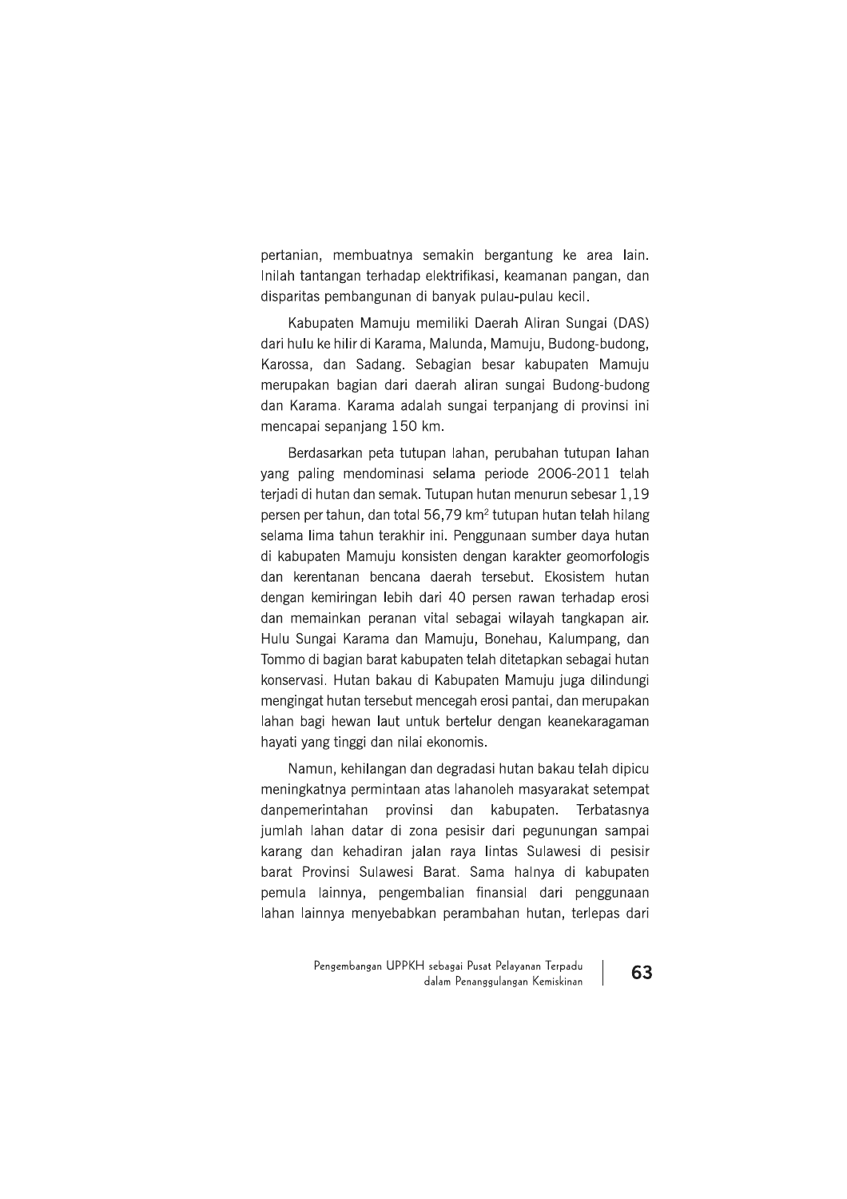pertanian, membuatnya semakin bergantung ke area lain. Inilah tantangan terhadap elektrifikasi, keamanan pangan, dan disparitas pembangunan di banyak pulau-pulau kecil.

Kabupaten Mamuju memiliki Daerah Aliran Sungai (DAS) dari hulu ke hilir di Karama, Malunda, Mamuju, Budong-budong, Karossa, dan Sadang. Sebagian besar kabupaten Mamuju merupakan bagian dari daerah aliran sungai Budong-budong dan Karama. Karama adalah sungai terpanjang di provinsi ini mencapai sepanjang 150 km.

Berdasarkan peta tutupan lahan, perubahan tutupan lahan yang paling mendominasi selama periode 2006-2011 telah terjadi di hutan dan semak. Tutupan hutan menurun sebesar 1,19 persen per tahun, dan total 56,79 km$^2$ tutupan hutan telah hilang selama lima tahun terakhir ini. Penggunaan sumber daya hutan di kabupaten Mamuju konsisten dengan karakter geomorfologis dan kerentanan bencana daerah tersebut. Ekosistem hutan dengan kemiringan lebih dari 40 persen rawan terhadap erosi dan memainkan peranan vital sebagai wilayah tangkapan air. Hulu Sungai Karama dan Mamuju, Bonehau, Kalumpang, dan Tommo di bagian barat kabupaten telah ditetapkan sebagai hutan konservasi. Hutan bakau di Kabupaten Mamuju juga dilindungi mengingat hutan tersebut mencegah erosi pantai, dan merupakan lahan bagi hewan laut untuk bertelur dengan keanekaragaman hayati yang tinggi dan nilai ekonomis.

Namun, kehilangan dan degradasi hutan bakau telah dipicu meningkatnya permintaan atas lahanoleh masyarakat setempat danpemerintahan provinsi dan kabupaten. Terbatasnya jumlah lahan datar di zona pesisir dari pegunungan sampai karang dan kehadiran jalan raya lintas Sulawesi di pesisir barat Provinsi Sulawesi Barat. Sama halnya di kabupaten pemula lainnya, pengembalian finansial dari penggunaan lahan lainnya menyebabkan perambahan hutan, terlepas dari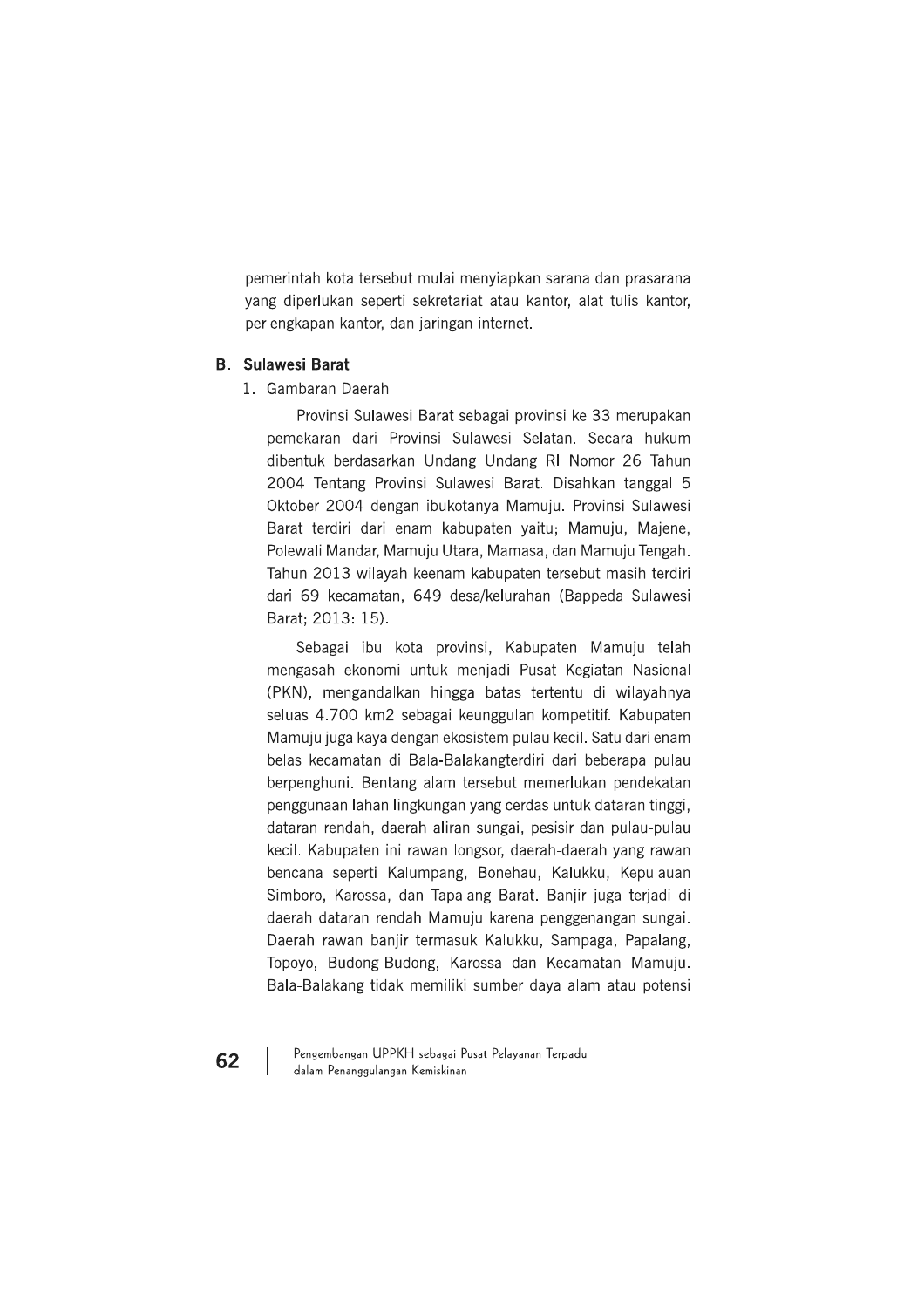pemerintah kota tersebut mulai menyiapkan sarana dan prasarana yang diperlukan seperti sekretariat atau kantor, alat tulis kantor, perlengkapan kantor, dan jaringan internet.

## B. Sulawesi Barat

1. Gambaran Daerah

Provinsi Sulawesi Barat sebagai provinsi ke 33 merupakan pemekaran dari Provinsi Sulawesi Selatan. Secara hukum dibentuk berdasarkan Undang Undang RI Nomor 26 Tahun 2004 Tentang Provinsi Sulawesi Barat. Disahkan tanggal 5 Oktober 2004 dengan ibukotanya Mamuju. Provinsi Sulawesi Barat terdiri dari enam kabupaten yaitu; Mamuju, Majene, Polewali Mandar, Mamuju Utara, Mamasa, dan Mamuju Tengah. Tahun 2013 wilayah keenam kabupaten tersebut masih terdiri dari 69 kecamatan, 649 desa/kelurahan (Bappeda Sulawesi Barat; 2013: 15).

Sebagai ibu kota provinsi, Kabupaten Mamuju telah mengasah ekonomi untuk menjadi Pusat Kegiatan Nasional (PKN), mengandalkan hingga batas tertentu di wilayahnya seluas 4.700 km2 sebagai keunggulan kompetitif. Kabupaten Mamuju juga kaya dengan ekosistem pulau kecil. Satu dari enam belas kecamatan di Bala-Balakangterdiri dari beberapa pulau berpenghuni. Bentang alam tersebut memerlukan pendekatan penggunaan lahan lingkungan yang cerdas untuk dataran tinggi, dataran rendah, daerah aliran sungai, pesisir dan pulau-pulau kecil. Kabupaten ini rawan longsor, daerah-daerah yang rawan bencana seperti Kalumpang, Bonehau, Kalukku, Kepulauan Simboro, Karossa, dan Tapalang Barat. Banjir juga terjadi di daerah dataran rendah Mamuju karena penggenangan sungai. Daerah rawan banjir termasuk Kalukku, Sampaga, Papalang, Topoyo, Budong-Budong, Karossa dan Kecamatan Mamuju. Bala-Balakang tidak memiliki sumber daya alam atau potensi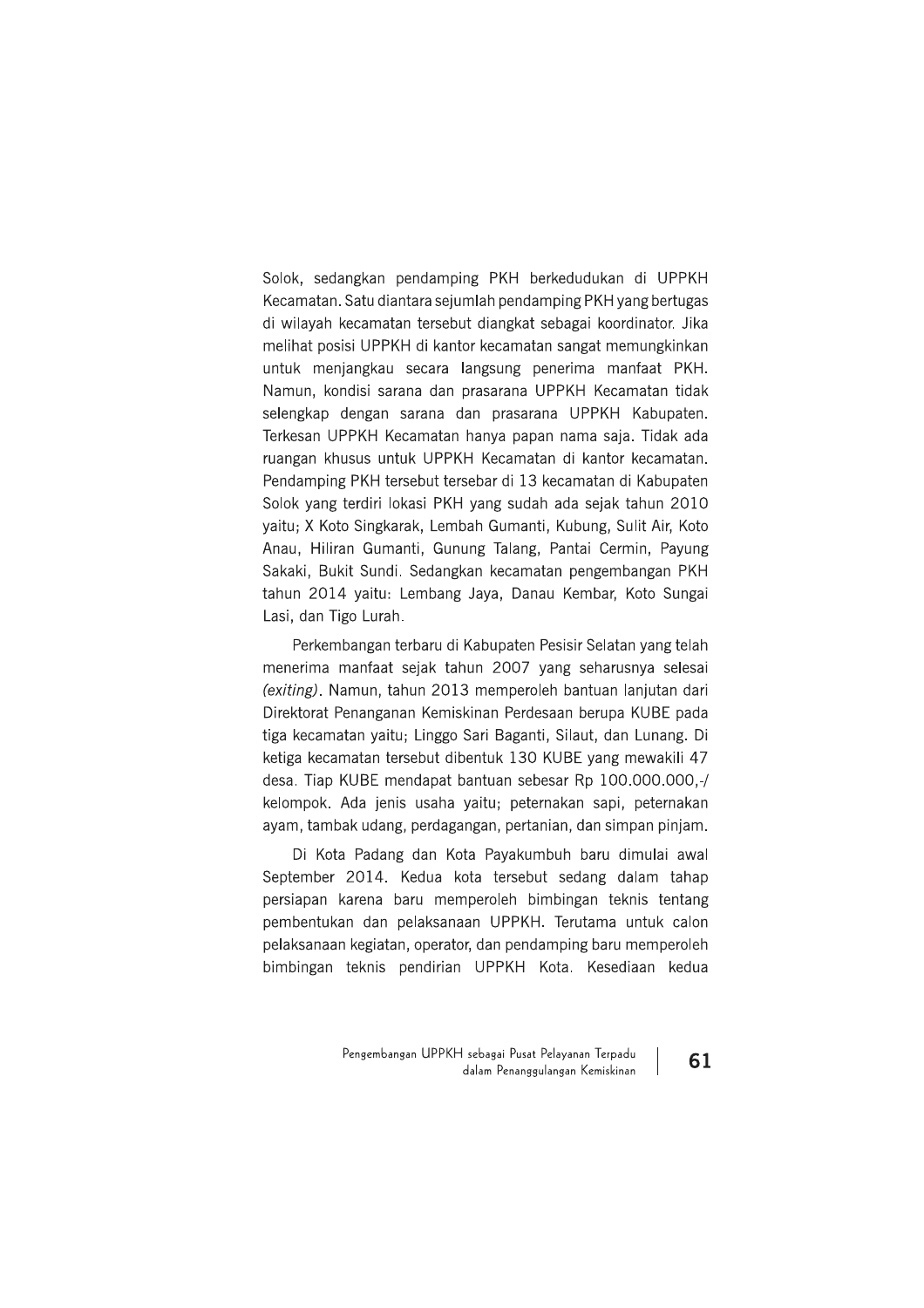Solok, sedangkan pendamping PKH berkedudukan di UPPKH Kecamatan. Satu diantara sejumlah pendamping PKH yang bertugas di wilayah kecamatan tersebut diangkat sebagai koordinator. Jika melihat posisi UPPKH di kantor kecamatan sangat memungkinkan untuk menjangkau secara langsung penerima manfaat PKH. Namun, kondisi sarana dan prasarana UPPKH Kecamatan tidak selengkap dengan sarana dan prasarana UPPKH Kabupaten. Terkesan UPPKH Kecamatan hanya papan nama saja. Tidak ada ruangan khusus untuk UPPKH Kecamatan di kantor kecamatan. Pendamping PKH tersebut tersebar di 13 kecamatan di Kabupaten Solok yang terdiri lokasi PKH yang sudah ada sejak tahun 2010 yaitu; X Koto Singkarak, Lembah Gumanti, Kubung, Sulit Air, Koto Anau, Hiliran Gumanti, Gunung Talang, Pantai Cermin, Payung Sakaki, Bukit Sundi. Sedangkan kecamatan pengembangan PKH tahun 2014 yaitu: Lembang Jaya, Danau Kembar, Koto Sungai Lasi, dan Tigo Lurah.

Perkembangan terbaru di Kabupaten Pesisir Selatan yang telah menerima manfaat sejak tahun 2007 yang seharusnya selesai *(exiting)*. Namun, tahun 2013 memperoleh bantuan lanjutan dari Direktorat Penanganan Kemiskinan Perdesaan berupa KUBE pada tiga kecamatan yaitu; Linggo Sari Baganti, Silaut, dan Lunang. Di ketiga kecamatan tersebut dibentuk 130 KUBE yang mewakili 47 desa. Tiap KUBE mendapat bantuan sebesar Rp 100.000.000,-/ kelompok. Ada jenis usaha yaitu; peternakan sapi, peternakan ayam, tambak udang, perdagangan, pertanian, dan simpan pinjam.

Di Kota Padang dan Kota Payakumbuh baru dimulai awal September 2014. Kedua kota tersebut sedang dalam tahap persiapan karena baru memperoleh bimbingan teknis tentang pembentukan dan pelaksanaan UPPKH. Terutama untuk calon pelaksanaan kegiatan, operator, dan pendamping baru memperoleh bimbingan teknis pendirian UPPKH Kota. Kesediaan kedua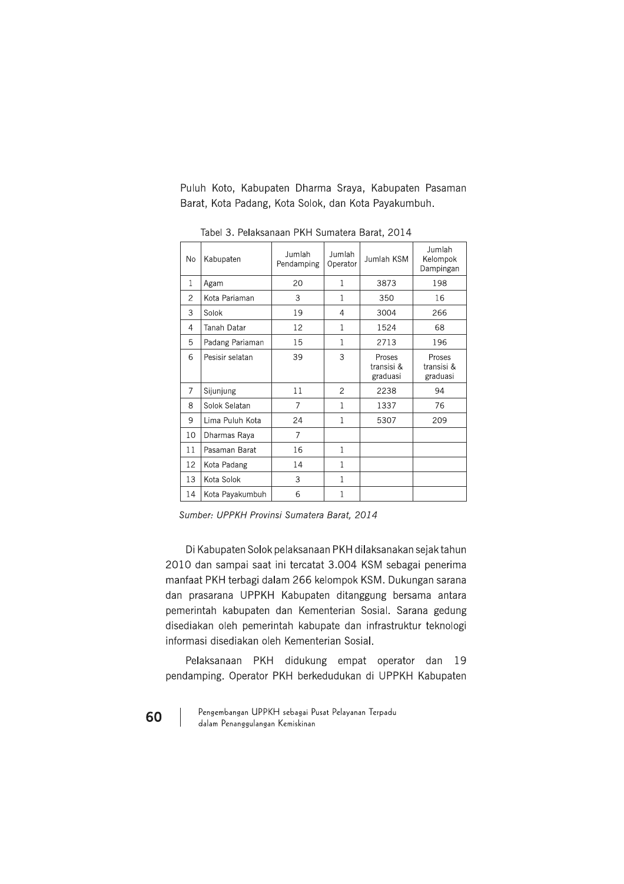Puluh Koto, Kabupaten Dharma Sraya, Kabupaten Pasaman Barat, Kota Padang, Kota Solok, dan Kota Payakumbuh.

Tabel 3. Pelaksanaan PKH Sumatera Barat, 2014

| No | Kabupaten | Jumlah Pendamping | Jumlah Operator | Jumlah KSM | Jumlah Kelompok Dampingan |
|---|---|---|---|---|---|
| 1 | Agam | 20 | 1 | 3873 | 198 |
| 2 | Kota Pariaman | 3 | 1 | 350 | 16 |
| 3 | Solok | 19 | 4 | 3004 | 266 |
| 4 | Tanah Datar | 12 | 1 | 1524 | 68 |
| 5 | Padang Pariaman | 15 | 1 | 2713 | 196 |
| 6 | Pesisir selatan | 39 | 3 | Proses transisi & graduasi | Proses transisi & graduasi |
| 7 | Sijunjung | 11 | 2 | 2238 | 94 |
| 8 | Solok Selatan | 7 | 1 | 1337 | 76 |
| 9 | Lima Puluh Kota | 24 | 1 | 5307 | 209 |
| 10 | Dharmas Raya | 7 | | | |
| 11 | Pasaman Barat | 16 | 1 | | |
| 12 | Kota Padang | 14 | 1 | | |
| 13 | Kota Solok | 3 | 1 | | |
| 14 | Kota Payakumbuh | 6 | 1 | | |

*Sumber: UPPKH Provinsi Sumatera Barat, 2014*

Di Kabupaten Solok pelaksanaan PKH dilaksanakan sejak tahun 2010 dan sampai saat ini tercatat 3.004 KSM sebagai penerima manfaat PKH terbagi dalam 266 kelompok KSM. Dukungan sarana dan prasarana UPPKH Kabupaten ditanggung bersama antara pemerintah kabupaten dan Kementerian Sosial. Sarana gedung disediakan oleh pemerintah kabupate dan infrastruktur teknologi informasi disediakan oleh Kementerian Sosial.

Pelaksanaan PKH didukung empat operator dan 19 pendamping. Operator PKH berkedudukan di UPPKH Kabupaten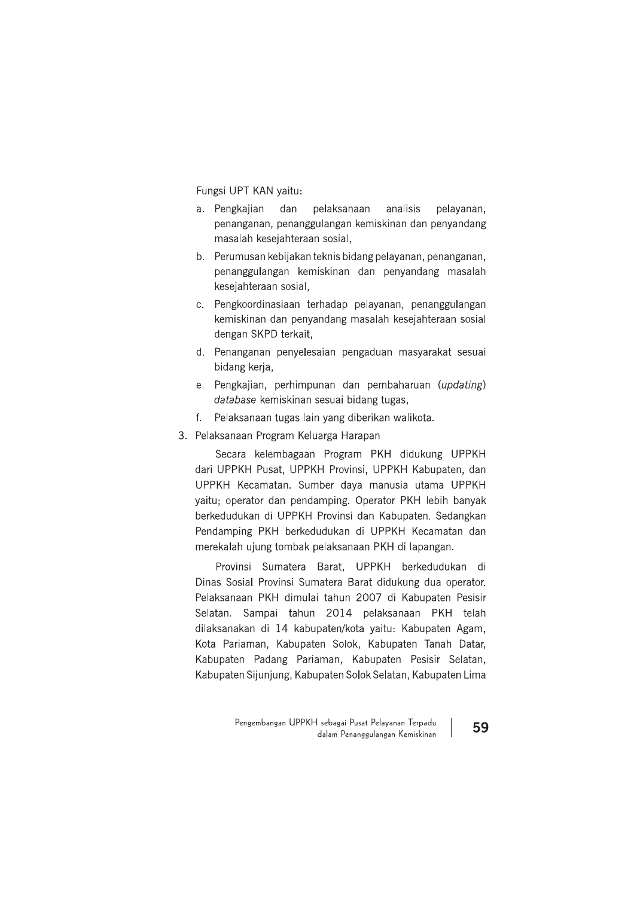Fungsi UPT KAN yaitu:

a. Pengkajian dan pelaksanaan analisis pelayanan, penanganan, penanggulangan kemiskinan dan penyandang masalah kesejahteraan sosial,
b. Perumusan kebijakan teknis bidang pelayanan, penanganan, penanggulangan kemiskinan dan penyandang masalah kesejahteraan sosial,
c. Pengkoordinasiaan terhadap pelayanan, penanggulangan kemiskinan dan penyandang masalah kesejahteraan sosial dengan SKPD terkait,
d. Penanganan penyelesaian pengaduan masyarakat sesuai bidang kerja,
e. Pengkajian, perhimpunan dan pembaharuan (*updating*) *database* kemiskinan sesuai bidang tugas,
f. Pelaksanaan tugas lain yang diberikan walikota.

3. Pelaksanaan Program Keluarga Harapan

Secara kelembagaan Program PKH didukung UPPKH dari UPPKH Pusat, UPPKH Provinsi, UPPKH Kabupaten, dan UPPKH Kecamatan. Sumber daya manusia utama UPPKH yaitu; operator dan pendamping. Operator PKH lebih banyak berkedudukan di UPPKH Provinsi dan Kabupaten. Sedangkan Pendamping PKH berkedudukan di UPPKH Kecamatan dan merekalah ujung tombak pelaksanaan PKH di lapangan.

Provinsi Sumatera Barat, UPPKH berkedudukan di Dinas Sosial Provinsi Sumatera Barat didukung dua operator. Pelaksanaan PKH dimulai tahun 2007 di Kabupaten Pesisir Selatan. Sampai tahun 2014 pelaksanaan PKH telah dilaksanakan di 14 kabupaten/kota yaitu: Kabupaten Agam, Kota Pariaman, Kabupaten Solok, Kabupaten Tanah Datar, Kabupaten Padang Pariaman, Kabupaten Pesisir Selatan, Kabupaten Sijunjung, Kabupaten Solok Selatan, Kabupaten Lima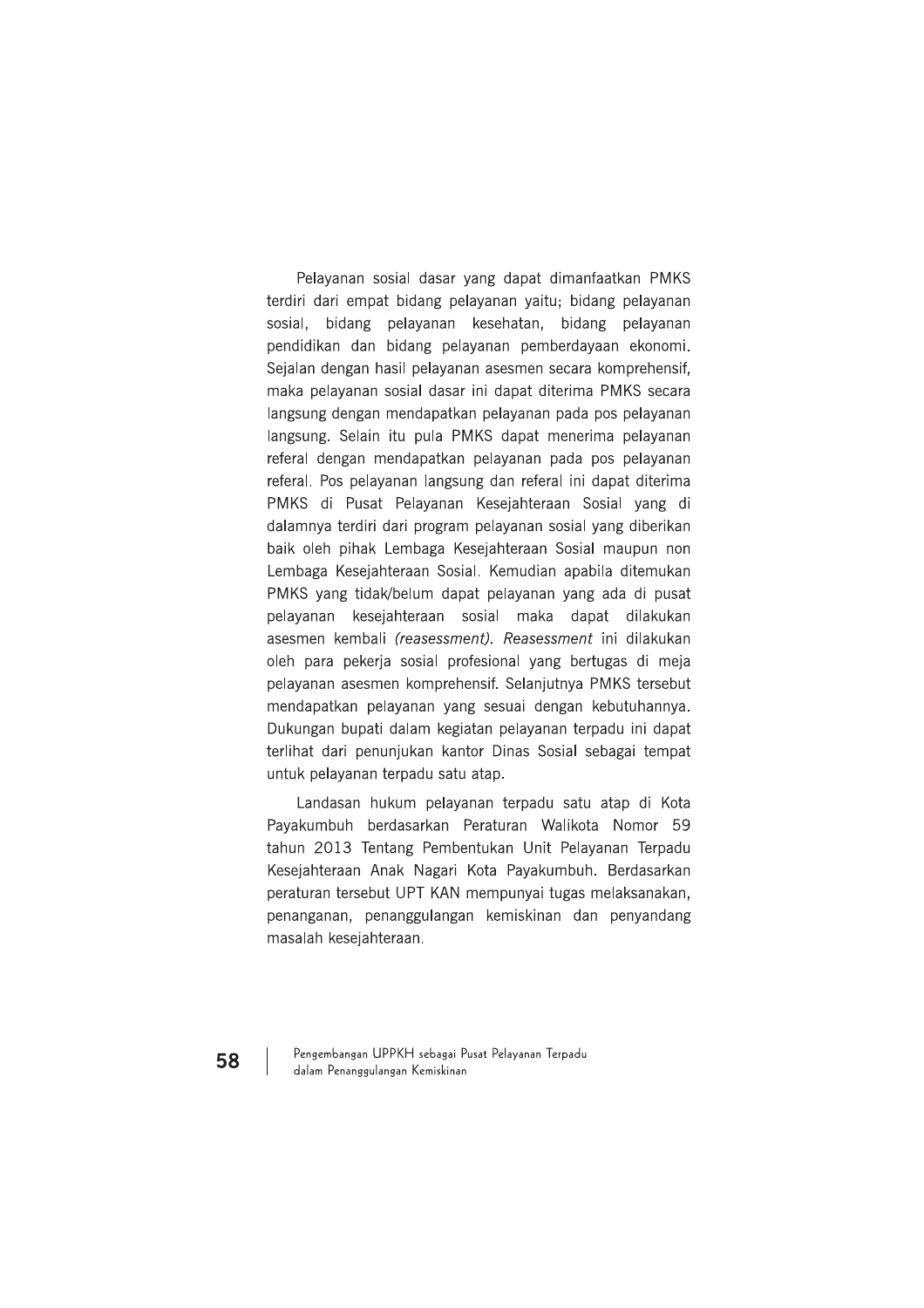Pelayanan sosial dasar yang dapat dimanfaatkan PMKS terdiri dari empat bidang pelayanan yaitu; bidang pelayanan sosial, bidang pelayanan kesehatan, bidang pelayanan pendidikan dan bidang pelayanan pemberdayaan ekonomi. Sejalan dengan hasil pelayanan asesmen secara komprehensif, maka pelayanan sosial dasar ini dapat diterima PMKS secara langsung dengan mendapatkan pelayanan pada pos pelayanan langsung. Selain itu pula PMKS dapat menerima pelayanan referal dengan mendapatkan pelayanan pada pos pelayanan referal. Pos pelayanan langsung dan referal ini dapat diterima PMKS di Pusat Pelayanan Kesejahteraan Sosial yang di dalamnya terdiri dari program pelayanan sosial yang diberikan baik oleh pihak Lembaga Kesejahteraan Sosial maupun non Lembaga Kesejahteraan Sosial. Kemudian apabila ditemukan PMKS yang tidak/belum dapat pelayanan yang ada di pusat pelayanan kesejahteraan sosial maka dapat dilakukan asesmen kembali *(reasessment). Reasessment* ini dilakukan oleh para pekerja sosial profesional yang bertugas di meja pelayanan asesmen komprehensif. Selanjutnya PMKS tersebut mendapatkan pelayanan yang sesuai dengan kebutuhannya. Dukungan bupati dalam kegiatan pelayanan terpadu ini dapat terlihat dari penunjukan kantor Dinas Sosial sebagai tempat untuk pelayanan terpadu satu atap.

Landasan hukum pelayanan terpadu satu atap di Kota Payakumbuh berdasarkan Peraturan Walikota Nomor 59 tahun 2013 Tentang Pembentukan Unit Pelayanan Terpadu Kesejahteraan Anak Nagari Kota Payakumbuh. Berdasarkan peraturan tersebut UPT KAN mempunyai tugas melaksanakan, penanganan, penanggulangan kemiskinan dan penyandang masalah kesejahteraan.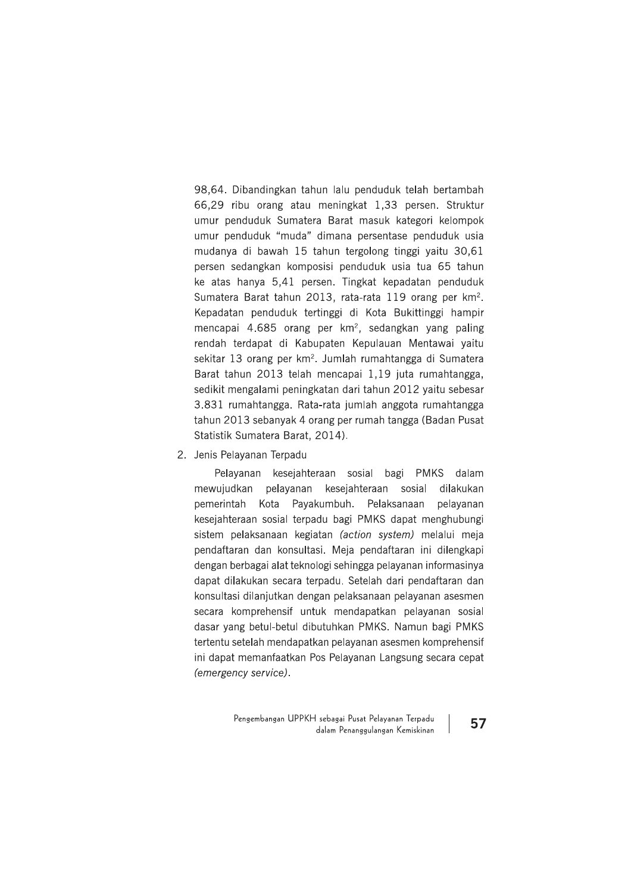98,64. Dibandingkan tahun lalu penduduk telah bertambah 66,29 ribu orang atau meningkat 1,33 persen. Struktur umur penduduk Sumatera Barat masuk kategori kelompok umur penduduk "muda" dimana persentase penduduk usia mudanya di bawah 15 tahun tergolong tinggi yaitu 30,61 persen sedangkan komposisi penduduk usia tua 65 tahun ke atas hanya 5,41 persen. Tingkat kepadatan penduduk Sumatera Barat tahun 2013, rata-rata 119 orang per km$^2$. Kepadatan penduduk tertinggi di Kota Bukittinggi hampir mencapai 4.685 orang per km$^2$, sedangkan yang paling rendah terdapat di Kabupaten Kepulauan Mentawai yaitu sekitar 13 orang per km$^2$. Jumlah rumahtangga di Sumatera Barat tahun 2013 telah mencapai 1,19 juta rumahtangga, sedikit mengalami peningkatan dari tahun 2012 yaitu sebesar 3.831 rumahtangga. Rata-rata jumlah anggota rumahtangga tahun 2013 sebanyak 4 orang per rumah tangga (Badan Pusat Statistik Sumatera Barat, 2014).

2. Jenis Pelayanan Terpadu

   Pelayanan kesejahteraan sosial bagi PMKS dalam mewujudkan pelayanan kesejahteraan sosial dilakukan pemerintah Kota Payakumbuh. Pelaksanaan pelayanan kesejahteraan sosial terpadu bagi PMKS dapat menghubungi sistem pelaksanaan kegiatan *(action system)* melalui meja pendaftaran dan konsultasi. Meja pendaftaran ini dilengkapi dengan berbagai alat teknologi sehingga pelayanan informasinya dapat dilakukan secara terpadu. Setelah dari pendaftaran dan konsultasi dilanjutkan dengan pelaksanaan pelayanan asesmen secara komprehensif untuk mendapatkan pelayanan sosial dasar yang betul-betul dibutuhkan PMKS. Namun bagi PMKS tertentu setelah mendapatkan pelayanan asesmen komprehensif ini dapat memanfaatkan Pos Pelayanan Langsung secara cepat *(emergency service)*.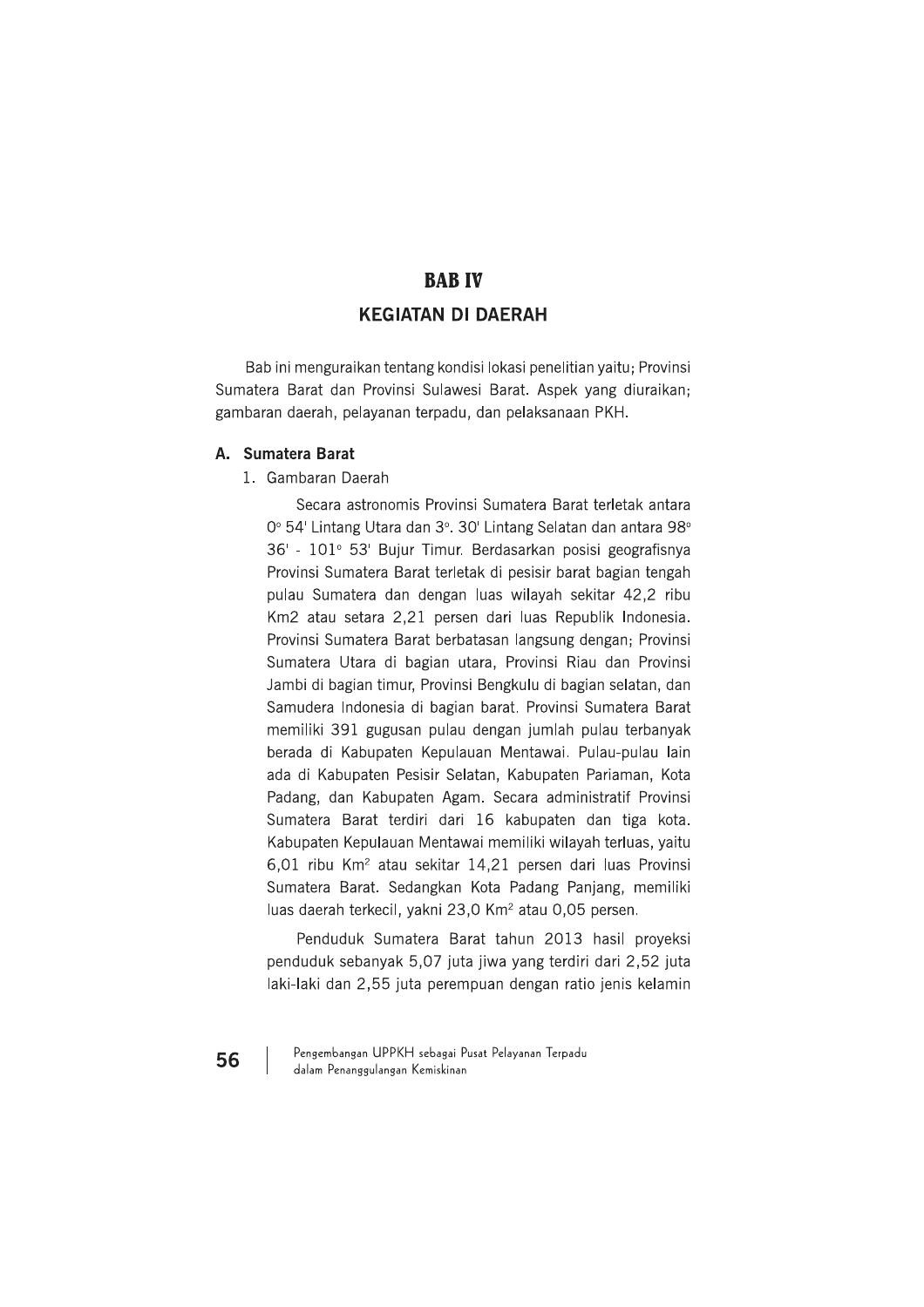# BAB IV

## KEGIATAN DI DAERAH

Bab ini menguraikan tentang kondisi lokasi penelitian yaitu; Provinsi Sumatera Barat dan Provinsi Sulawesi Barat. Aspek yang diuraikan; gambaran daerah, pelayanan terpadu, dan pelaksanaan PKH.

### A. Sumatera Barat

1. Gambaran Daerah

Secara astronomis Provinsi Sumatera Barat terletak antara 0° 54' Lintang Utara dan 3°. 30' Lintang Selatan dan antara 98° 36' - 101° 53' Bujur Timur. Berdasarkan posisi geografisnya Provinsi Sumatera Barat terletak di pesisir barat bagian tengah pulau Sumatera dan dengan luas wilayah sekitar 42,2 ribu Km2 atau setara 2,21 persen dari luas Republik Indonesia. Provinsi Sumatera Barat berbatasan langsung dengan; Provinsi Sumatera Utara di bagian utara, Provinsi Riau dan Provinsi Jambi di bagian timur, Provinsi Bengkulu di bagian selatan, dan Samudera Indonesia di bagian barat. Provinsi Sumatera Barat memiliki 391 gugusan pulau dengan jumlah pulau terbanyak berada di Kabupaten Kepulauan Mentawai. Pulau-pulau lain ada di Kabupaten Pesisir Selatan, Kabupaten Pariaman, Kota Padang, dan Kabupaten Agam. Secara administratif Provinsi Sumatera Barat terdiri dari 16 kabupaten dan tiga kota. Kabupaten Kepulauan Mentawai memiliki wilayah terluas, yaitu 6,01 ribu $Km^2$ atau sekitar 14,21 persen dari luas Provinsi Sumatera Barat. Sedangkan Kota Padang Panjang, memiliki luas daerah terkecil, yakni 23,0 $Km^2$ atau 0,05 persen.

Penduduk Sumatera Barat tahun 2013 hasil proyeksi penduduk sebanyak 5,07 juta jiwa yang terdiri dari 2,52 juta laki-laki dan 2,55 juta perempuan dengan ratio jenis kelamin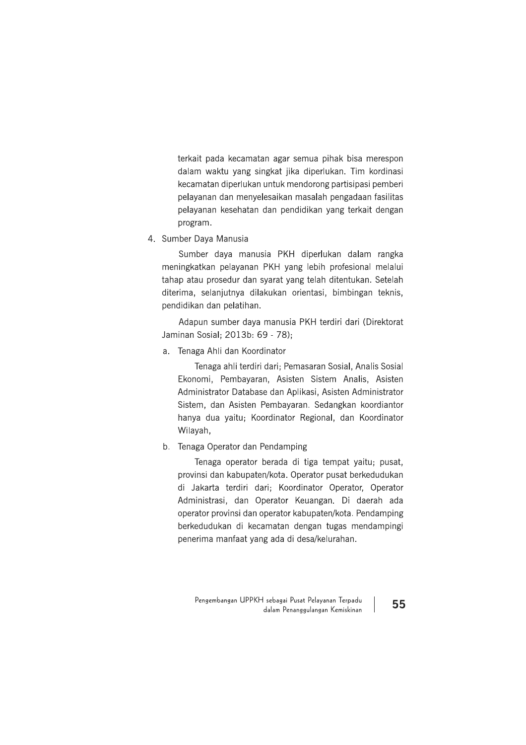terkait pada kecamatan agar semua pihak bisa merespon dalam waktu yang singkat jika diperlukan. Tim kordinasi kecamatan diperlukan untuk mendorong partisipasi pemberi pelayanan dan menyelesaikan masalah pengadaan fasilitas pelayanan kesehatan dan pendidikan yang terkait dengan program.

4. Sumber Daya Manusia

   Sumber daya manusia PKH diperlukan dalam rangka meningkatkan pelayanan PKH yang lebih profesional melalui tahap atau prosedur dan syarat yang telah ditentukan. Setelah diterima, selanjutnya dilakukan orientasi, bimbingan teknis, pendidikan dan pelatihan.

   Adapun sumber daya manusia PKH terdiri dari (Direktorat Jaminan Sosial; 2013b: 69 - 78);

   a. Tenaga Ahli dan Koordinator

      Tenaga ahli terdiri dari; Pemasaran Sosial, Analis Sosial Ekonomi, Pembayaran, Asisten Sistem Analis, Asisten Administrator Database dan Aplikasi, Asisten Administrator Sistem, dan Asisten Pembayaran. Sedangkan koordiantor hanya dua yaitu; Koordinator Regional, dan Koordinator Wilayah,

   b. Tenaga Operator dan Pendamping

      Tenaga operator berada di tiga tempat yaitu; pusat, provinsi dan kabupaten/kota. Operator pusat berkedudukan di Jakarta terdiri dari; Koordinator Operator, Operator Administrasi, dan Operator Keuangan. Di daerah ada operator provinsi dan operator kabupaten/kota. Pendamping berkedudukan di kecamatan dengan tugas mendampingi penerima manfaat yang ada di desa/kelurahan.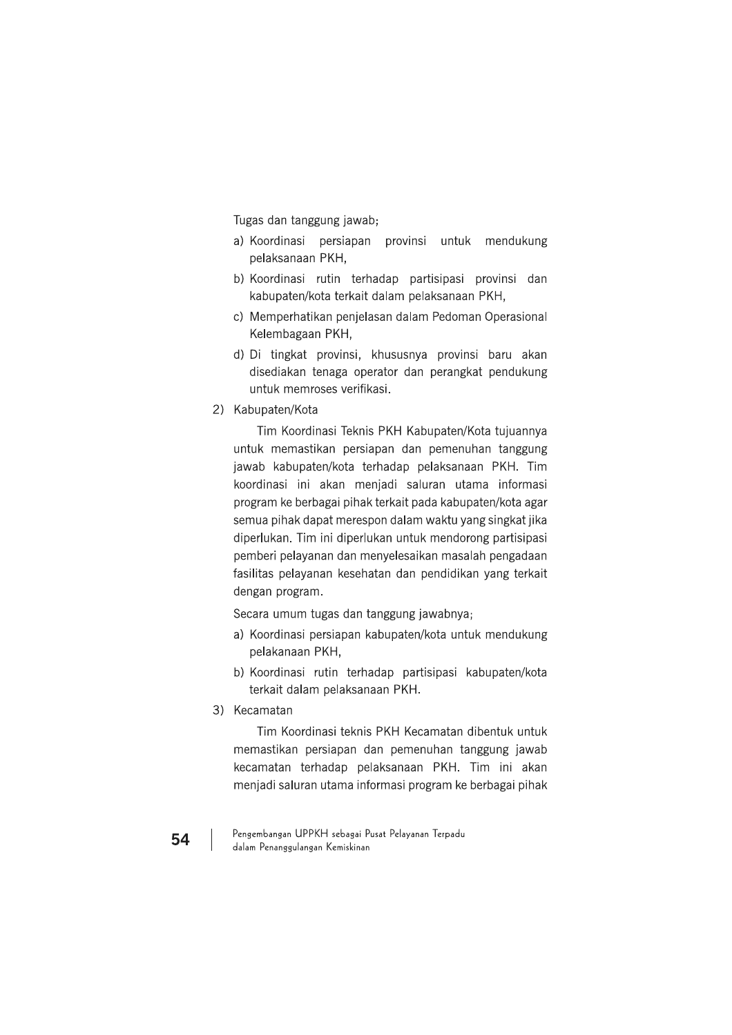Tugas dan tanggung jawab;

a) Koordinasi persiapan provinsi untuk mendukung pelaksanaan PKH,
b) Koordinasi rutin terhadap partisipasi provinsi dan kabupaten/kota terkait dalam pelaksanaan PKH,
c) Memperhatikan penjelasan dalam Pedoman Operasional Kelembagaan PKH,
d) Di tingkat provinsi, khususnya provinsi baru akan disediakan tenaga operator dan perangkat pendukung untuk memroses verifikasi.

2) Kabupaten/Kota

Tim Koordinasi Teknis PKH Kabupaten/Kota tujuannya untuk memastikan persiapan dan pemenuhan tanggung jawab kabupaten/kota terhadap pelaksanaan PKH. Tim koordinasi ini akan menjadi saluran utama informasi program ke berbagai pihak terkait pada kabupaten/kota agar semua pihak dapat merespon dalam waktu yang singkat jika diperlukan. Tim ini diperlukan untuk mendorong partisipasi pemberi pelayanan dan menyelesaikan masalah pengadaan fasilitas pelayanan kesehatan dan pendidikan yang terkait dengan program.

Secara umum tugas dan tanggung jawabnya;

a) Koordinasi persiapan kabupaten/kota untuk mendukung pelakanaan PKH,
b) Koordinasi rutin terhadap partisipasi kabupaten/kota terkait dalam pelaksanaan PKH.

3) Kecamatan

Tim Koordinasi teknis PKH Kecamatan dibentuk untuk memastikan persiapan dan pemenuhan tanggung jawab kecamatan terhadap pelaksanaan PKH. Tim ini akan menjadi saluran utama informasi program ke berbagai pihak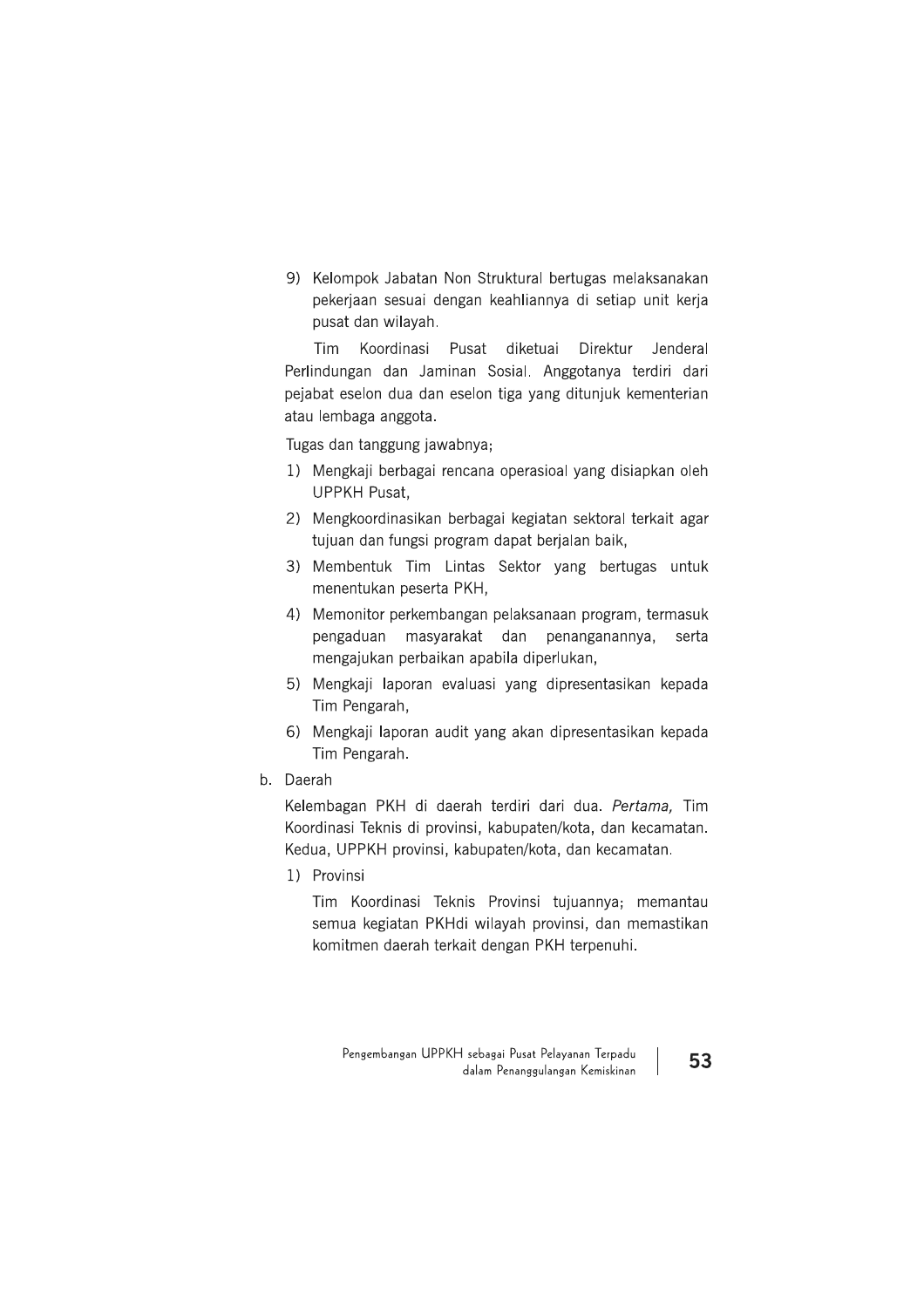9) Kelompok Jabatan Non Struktural bertugas melaksanakan pekerjaan sesuai dengan keahliannya di setiap unit kerja pusat dan wilayah.

Tim Koordinasi Pusat diketuai Direktur Jenderal Perlindungan dan Jaminan Sosial. Anggotanya terdiri dari pejabat eselon dua dan eselon tiga yang ditunjuk kementerian atau lembaga anggota.

Tugas dan tanggung jawabnya;

1) Mengkaji berbagai rencana operasioal yang disiapkan oleh UPPKH Pusat,
2) Mengkoordinasikan berbagai kegiatan sektoral terkait agar tujuan dan fungsi program dapat berjalan baik,
3) Membentuk Tim Lintas Sektor yang bertugas untuk menentukan peserta PKH,
4) Memonitor perkembangan pelaksanaan program, termasuk pengaduan masyarakat dan penanganannya, serta mengajukan perbaikan apabila diperlukan,
5) Mengkaji laporan evaluasi yang dipresentasikan kepada Tim Pengarah,
6) Mengkaji laporan audit yang akan dipresentasikan kepada Tim Pengarah.

b. Daerah

Kelembagan PKH di daerah terdiri dari dua. *Pertama,* Tim Koordinasi Teknis di provinsi, kabupaten/kota, dan kecamatan. Kedua, UPPKH provinsi, kabupaten/kota, dan kecamatan.

1) Provinsi

Tim Koordinasi Teknis Provinsi tujuannya; memantau semua kegiatan PKHdi wilayah provinsi, dan memastikan komitmen daerah terkait dengan PKH terpenuhi.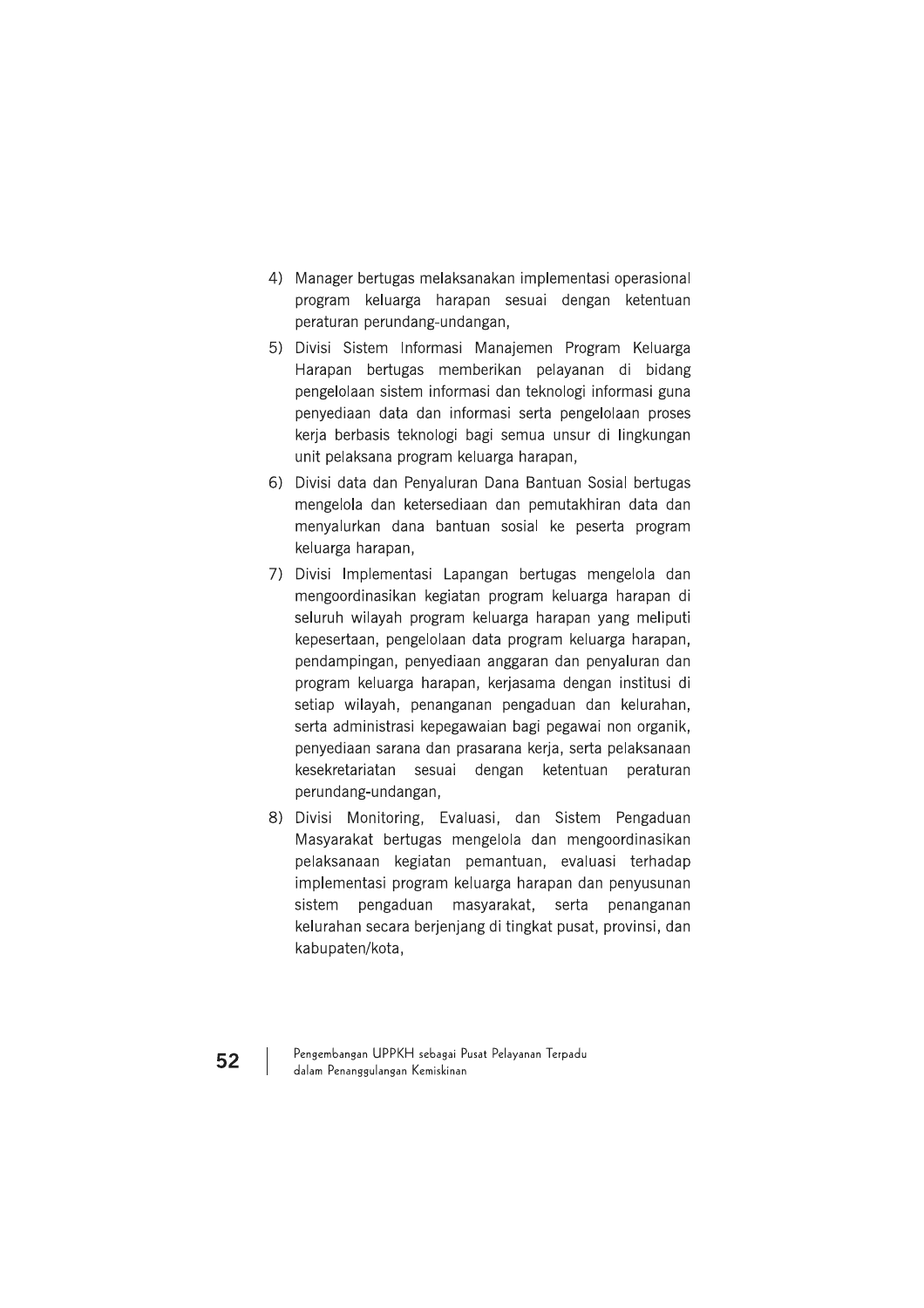4) Manager bertugas melaksanakan implementasi operasional program keluarga harapan sesuai dengan ketentuan peraturan perundang-undangan,
5) Divisi Sistem Informasi Manajemen Program Keluarga Harapan bertugas memberikan pelayanan di bidang pengelolaan sistem informasi dan teknologi informasi guna penyediaan data dan informasi serta pengelolaan proses kerja berbasis teknologi bagi semua unsur di lingkungan unit pelaksana program keluarga harapan,
6) Divisi data dan Penyaluran Dana Bantuan Sosial bertugas mengelola dan ketersediaan dan pemutakhiran data dan menyalurkan dana bantuan sosial ke peserta program keluarga harapan,
7) Divisi Implementasi Lapangan bertugas mengelola dan mengoordinasikan kegiatan program keluarga harapan di seluruh wilayah program keluarga harapan yang meliputi kepesertaan, pengelolaan data program keluarga harapan, pendampingan, penyediaan anggaran dan penyaluran dan program keluarga harapan, kerjasama dengan institusi di setiap wilayah, penanganan pengaduan dan kelurahan, serta administrasi kepegawaian bagi pegawai non organik, penyediaan sarana dan prasarana kerja, serta pelaksanaan kesekretariatan sesuai dengan ketentuan peraturan perundang-undangan,
8) Divisi Monitoring, Evaluasi, dan Sistem Pengaduan Masyarakat bertugas mengelola dan mengoordinasikan pelaksanaan kegiatan pemantuan, evaluasi terhadap implementasi program keluarga harapan dan penyusunan sistem pengaduan masyarakat, serta penanganan kelurahan secara berjenjang di tingkat pusat, provinsi, dan kabupaten/kota,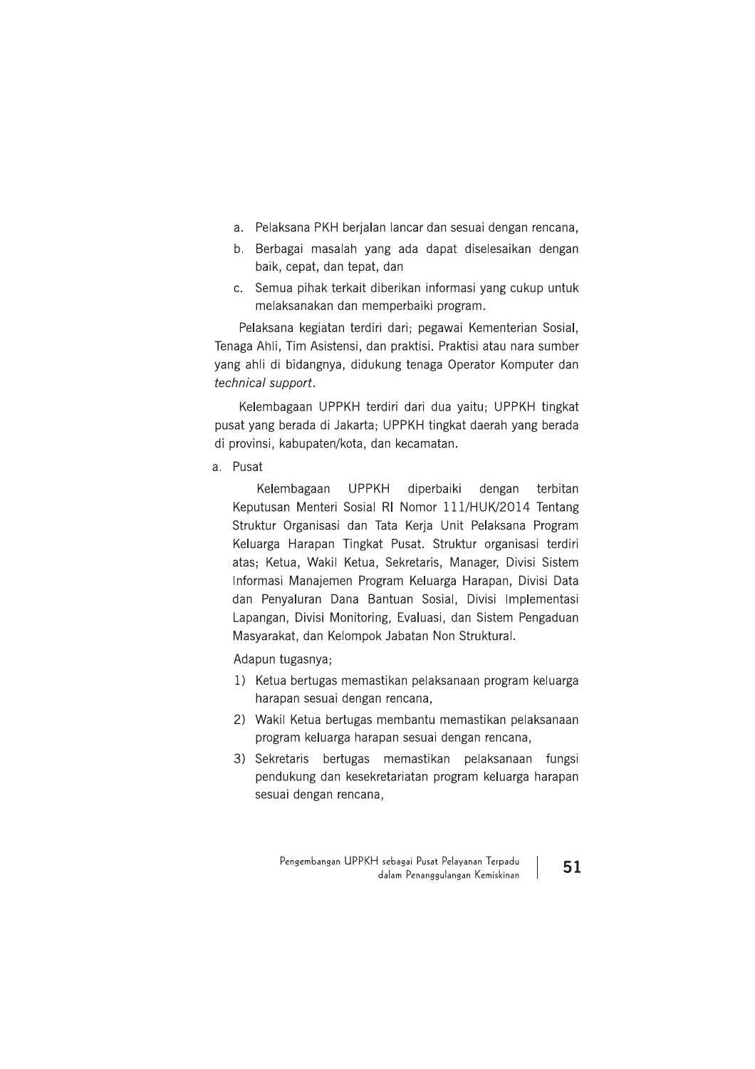a. Pelaksana PKH berjalan lancar dan sesuai dengan rencana,
b. Berbagai masalah yang ada dapat diselesaikan dengan baik, cepat, dan tepat, dan
c. Semua pihak terkait diberikan informasi yang cukup untuk melaksanakan dan memperbaiki program.

Pelaksana kegiatan terdiri dari; pegawai Kementerian Sosial, Tenaga Ahli, Tim Asistensi, dan praktisi. Praktisi atau nara sumber yang ahli di bidangnya, didukung tenaga Operator Komputer dan *technical support*.

Kelembagaan UPPKH terdiri dari dua yaitu; UPPKH tingkat pusat yang berada di Jakarta; UPPKH tingkat daerah yang berada di provinsi, kabupaten/kota, dan kecamatan.

a. Pusat

   Kelembagaan UPPKH diperbaiki dengan terbitan Keputusan Menteri Sosial RI Nomor 111/HUK/2014 Tentang Struktur Organisasi dan Tata Kerja Unit Pelaksana Program Keluarga Harapan Tingkat Pusat. Struktur organisasi terdiri atas; Ketua, Wakil Ketua, Sekretaris, Manager, Divisi Sistem Informasi Manajemen Program Keluarga Harapan, Divisi Data dan Penyaluran Dana Bantuan Sosial, Divisi Implementasi Lapangan, Divisi Monitoring, Evaluasi, dan Sistem Pengaduan Masyarakat, dan Kelompok Jabatan Non Struktural.

   Adapun tugasnya;

   1) Ketua bertugas memastikan pelaksanaan program keluarga harapan sesuai dengan rencana,
   2) Wakil Ketua bertugas membantu memastikan pelaksanaan program keluarga harapan sesuai dengan rencana,
   3) Sekretaris bertugas memastikan pelaksanaan fungsi pendukung dan kesekretariatan program keluarga harapan sesuai dengan rencana,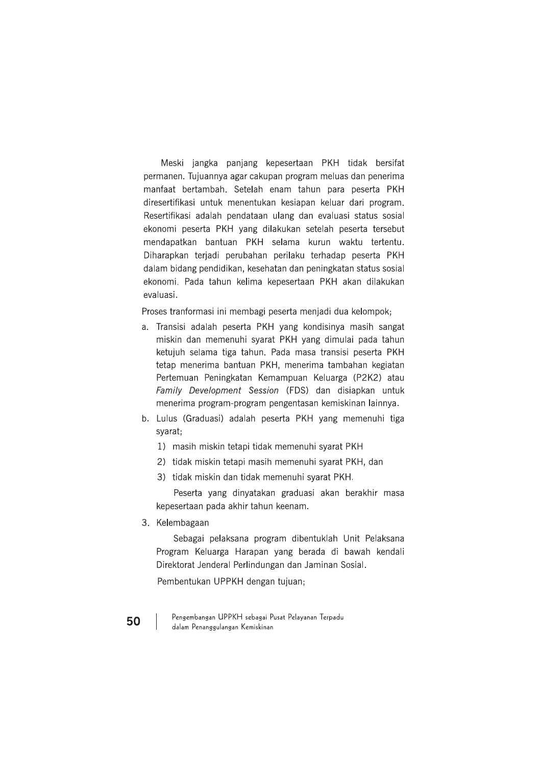Meski jangka panjang kepesertaan PKH tidak bersifat permanen. Tujuannya agar cakupan program meluas dan penerima manfaat bertambah. Setelah enam tahun para peserta PKH diresertifikasi untuk menentukan kesiapan keluar dari program. Resertifikasi adalah pendataan ulang dan evaluasi status sosial ekonomi peserta PKH yang dilakukan setelah peserta tersebut mendapatkan bantuan PKH selama kurun waktu tertentu. Diharapkan terjadi perubahan perilaku terhadap peserta PKH dalam bidang pendidikan, kesehatan dan peningkatan status sosial ekonomi. Pada tahun kelima kepesertaan PKH akan dilakukan evaluasi.

Proses tranformasi ini membagi peserta menjadi dua kelompok;

a. Transisi adalah peserta PKH yang kondisinya masih sangat miskin dan memenuhi syarat PKH yang dimulai pada tahun ketujuh selama tiga tahun. Pada masa transisi peserta PKH tetap menerima bantuan PKH, menerima tambahan kegiatan Pertemuan Peningkatan Kemampuan Keluarga (P2K2) atau *Family Development Session* (FDS) dan disiapkan untuk menerima program-program pengentasan kemiskinan lainnya.
b. Lulus (Graduasi) adalah peserta PKH yang memenuhi tiga syarat;
   1) masih miskin tetapi tidak memenuhi syarat PKH
   2) tidak miskin tetapi masih memenuhi syarat PKH, dan
   3) tidak miskin dan tidak memenuhi syarat PKH.

   Peserta yang dinyatakan graduasi akan berakhir masa kepesertaan pada akhir tahun keenam.

3. Kelembagaan

   Sebagai pelaksana program dibentuklah Unit Pelaksana Program Keluarga Harapan yang berada di bawah kendali Direktorat Jenderal Perlindungan dan Jaminan Sosial.

   Pembentukan UPPKH dengan tujuan;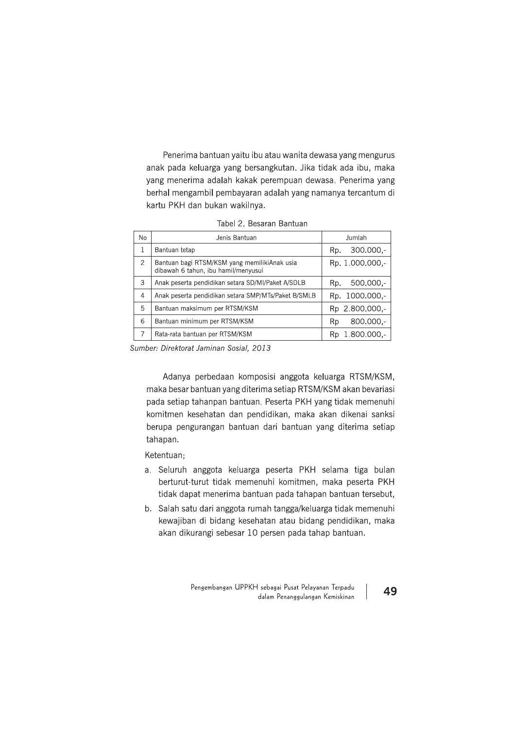Penerima bantuan yaitu ibu atau wanita dewasa yang mengurus anak pada keluarga yang bersangkutan. Jika tidak ada ibu, maka yang menerima adalah kakak perempuan dewasa. Penerima yang berhal mengambil pembayaran adalah yang namanya tercantum di kartu PKH dan bukan wakilnya.

Tabel 2. Besaran Bantuan

| No | Jenis Bantuan | Jumlah |
|---|---|---|
| 1 | Bantuan tetap | Rp. 300.000,- |
| 2 | Bantuan bagi RTSM/KSM yang memilikiAnak usia dibawah 6 tahun, ibu hamil/menyusui | Rp. 1.000.000,- |
| 3 | Anak peserta pendidikan setara SD/MI/Paket A/SDLB | Rp. 500.000,- |
| 4 | Anak peserta pendidikan setara SMP/MTs/Paket B/SMLB | Rp. 1000.000,- |
| 5 | Bantuan maksimum per RTSM/KSM | Rp 2.800.000,- |
| 6 | Bantuan minimum per RTSM/KSM | Rp 800.000,- |
| 7 | Rata-rata bantuan per RTSM/KSM | Rp 1.800.000,- |

*Sumber: Direktorat Jaminan Sosial, 2013*

Adanya perbedaan komposisi anggota keluarga RTSM/KSM, maka besar bantuan yang diterima setiap RTSM/KSM akan bevariasi pada setiap tahanpan bantuan. Peserta PKH yang tidak memenuhi komitmen kesehatan dan pendidikan, maka akan dikenai sanksi berupa pengurangan bantuan dari bantuan yang diterima setiap tahapan.

Ketentuan;

a. Seluruh anggota keluarga peserta PKH selama tiga bulan berturut-turut tidak memenuhi komitmen, maka peserta PKH tidak dapat menerima bantuan pada tahapan bantuan tersebut,
b. Salah satu dari anggota rumah tangga/keluarga tidak memenuhi kewajiban di bidang kesehatan atau bidang pendidikan, maka akan dikurangi sebesar 10 persen pada tahap bantuan.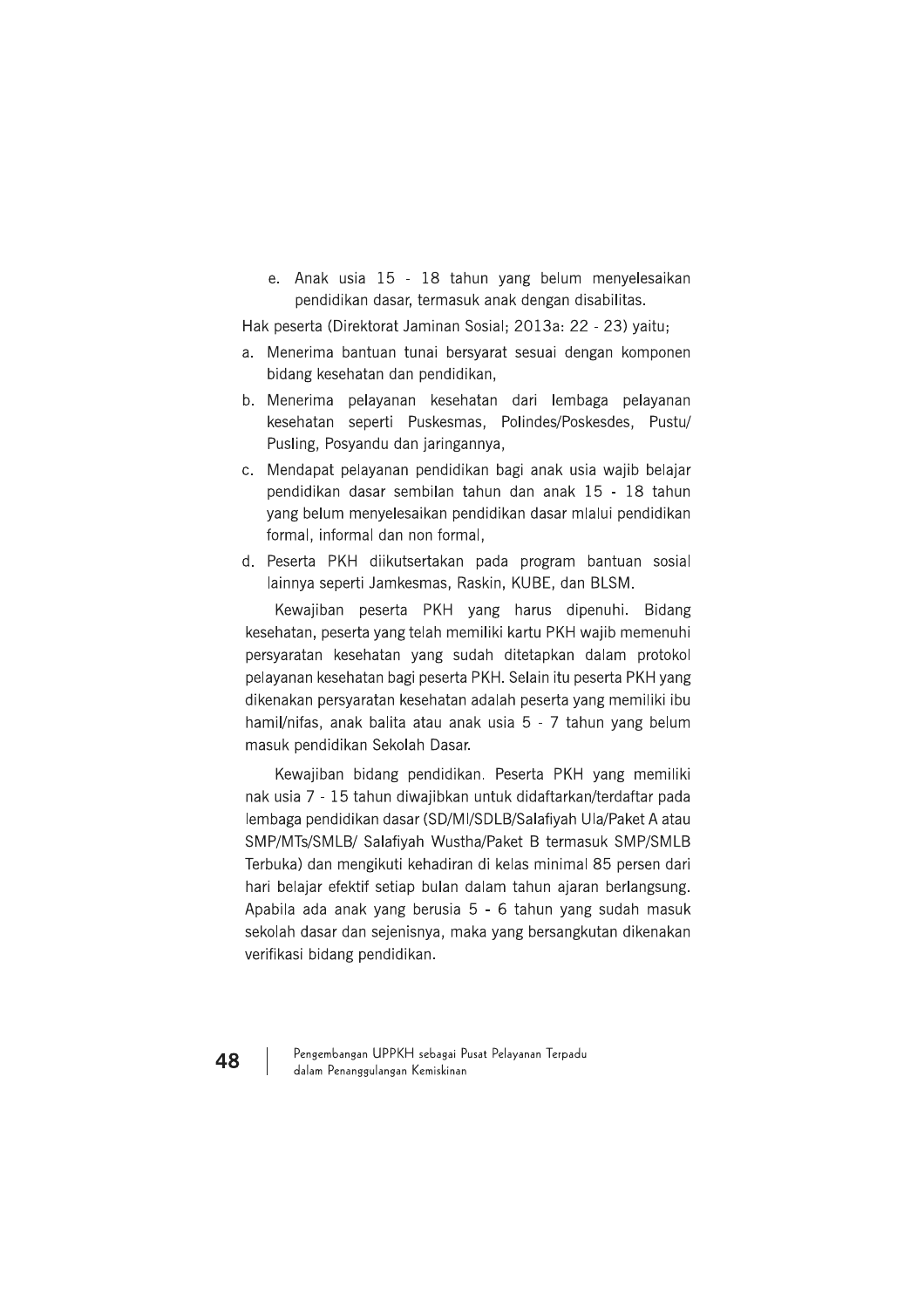e. Anak usia 15 - 18 tahun yang belum menyelesaikan pendidikan dasar, termasuk anak dengan disabilitas.

Hak peserta (Direktorat Jaminan Sosial; 2013a: 22 - 23) yaitu;

a. Menerima bantuan tunai bersyarat sesuai dengan komponen bidang kesehatan dan pendidikan,
b. Menerima pelayanan kesehatan dari lembaga pelayanan kesehatan seperti Puskesmas, Polindes/Poskesdes, Pustu/ Pusling, Posyandu dan jaringannya,
c. Mendapat pelayanan pendidikan bagi anak usia wajib belajar pendidikan dasar sembilan tahun dan anak 15 - 18 tahun yang belum menyelesaikan pendidikan dasar mlalui pendidikan formal, informal dan non formal,
d. Peserta PKH diikutsertakan pada program bantuan sosial lainnya seperti Jamkesmas, Raskin, KUBE, dan BLSM.

Kewajiban peserta PKH yang harus dipenuhi. Bidang kesehatan, peserta yang telah memiliki kartu PKH wajib memenuhi persyaratan kesehatan yang sudah ditetapkan dalam protokol pelayanan kesehatan bagi peserta PKH. Selain itu peserta PKH yang dikenakan persyaratan kesehatan adalah peserta yang memiliki ibu hamil/nifas, anak balita atau anak usia 5 - 7 tahun yang belum masuk pendidikan Sekolah Dasar.

Kewajiban bidang pendidikan. Peserta PKH yang memiliki nak usia 7 - 15 tahun diwajibkan untuk didaftarkan/terdaftar pada lembaga pendidikan dasar (SD/MI/SDLB/Salafiyah Ula/Paket A atau SMP/MTs/SMLB/ Salafiyah Wustha/Paket B termasuk SMP/SMLB Terbuka) dan mengikuti kehadiran di kelas minimal 85 persen dari hari belajar efektif setiap bulan dalam tahun ajaran berlangsung. Apabila ada anak yang berusia 5 - 6 tahun yang sudah masuk sekolah dasar dan sejenisnya, maka yang bersangkutan dikenakan verifikasi bidang pendidikan.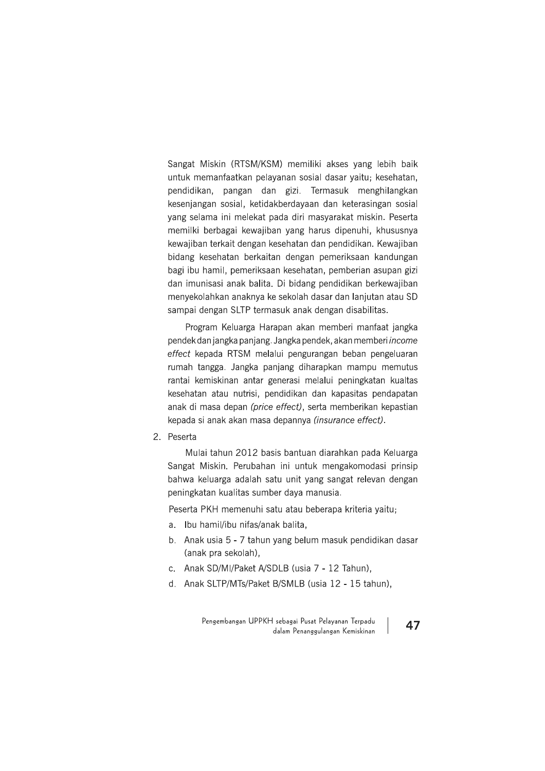Sangat Miskin (RTSM/KSM) memiliki akses yang lebih baik untuk memanfaatkan pelayanan sosial dasar yaitu; kesehatan, pendidikan, pangan dan gizi. Termasuk menghilangkan kesenjangan sosial, ketidakberdayaan dan keterasingan sosial yang selama ini melekat pada diri masyarakat miskin. Peserta memilki berbagai kewajiban yang harus dipenuhi, khususnya kewajiban terkait dengan kesehatan dan pendidikan. Kewajiban bidang kesehatan berkaitan dengan pemeriksaan kandungan bagi ibu hamil, pemeriksaan kesehatan, pemberian asupan gizi dan imunisasi anak balita. Di bidang pendidikan berkewajiban menyekolahkan anaknya ke sekolah dasar dan lanjutan atau SD sampai dengan SLTP termasuk anak dengan disabilitas.

Program Keluarga Harapan akan memberi manfaat jangka pendek dan jangka panjang. Jangka pendek, akan memberi *income effect* kepada RTSM melalui pengurangan beban pengeluaran rumah tangga. Jangka panjang diharapkan mampu memutus rantai kemiskinan antar generasi melalui peningkatan kualtas kesehatan atau nutrisi, pendidikan dan kapasitas pendapatan anak di masa depan *(price effect)*, serta memberikan kepastian kepada si anak akan masa depannya *(insurance effect)*.

2. Peserta

   Mulai tahun 2012 basis bantuan diarahkan pada Keluarga Sangat Miskin. Perubahan ini untuk mengakomodasi prinsip bahwa keluarga adalah satu unit yang sangat relevan dengan peningkatan kualitas sumber daya manusia.

   Peserta PKH memenuhi satu atau beberapa kriteria yaitu;

   a. Ibu hamil/ibu nifas/anak balita,
   b. Anak usia 5 - 7 tahun yang belum masuk pendidikan dasar (anak pra sekolah),
   c. Anak SD/MI/Paket A/SDLB (usia 7 - 12 Tahun),
   d. Anak SLTP/MTs/Paket B/SMLB (usia 12 - 15 tahun),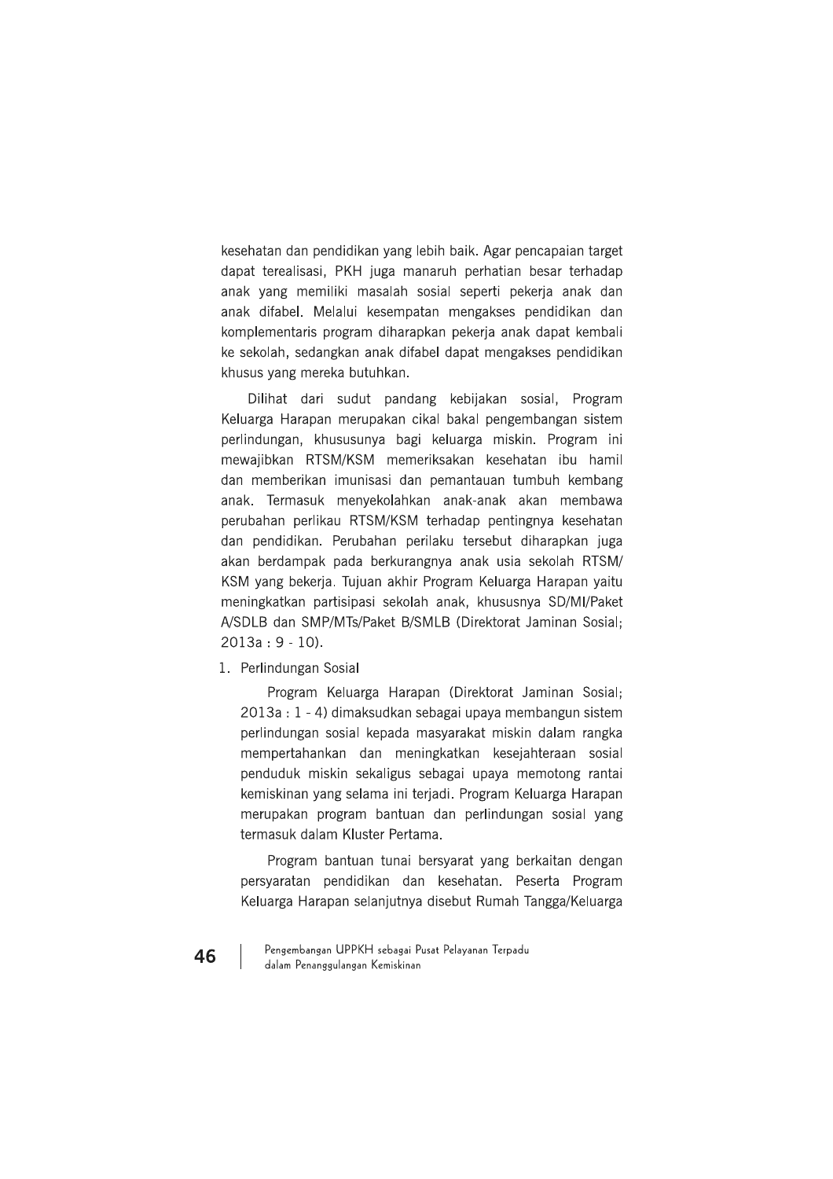kesehatan dan pendidikan yang lebih baik. Agar pencapaian target dapat terealisasi, PKH juga manaruh perhatian besar terhadap anak yang memiliki masalah sosial seperti pekerja anak dan anak difabel. Melalui kesempatan mengakses pendidikan dan komplementaris program diharapkan pekerja anak dapat kembali ke sekolah, sedangkan anak difabel dapat mengakses pendidikan khusus yang mereka butuhkan.

Dilihat dari sudut pandang kebijakan sosial, Program Keluarga Harapan merupakan cikal bakal pengembangan sistem perlindungan, khususunya bagi keluarga miskin. Program ini mewajibkan RTSM/KSM memeriksakan kesehatan ibu hamil dan memberikan imunisasi dan pemantauan tumbuh kembang anak. Termasuk menyekolahkan anak-anak akan membawa perubahan perlikau RTSM/KSM terhadap pentingnya kesehatan dan pendidikan. Perubahan perilaku tersebut diharapkan juga akan berdampak pada berkurangnya anak usia sekolah RTSM/KSM yang bekerja. Tujuan akhir Program Keluarga Harapan yaitu meningkatkan partisipasi sekolah anak, khususnya SD/MI/Paket A/SDLB dan SMP/MTs/Paket B/SMLB (Direktorat Jaminan Sosial; 2013a : 9 - 10).

1. Perlindungan Sosial

   Program Keluarga Harapan (Direktorat Jaminan Sosial; 2013a : 1 - 4) dimaksudkan sebagai upaya membangun sistem perlindungan sosial kepada masyarakat miskin dalam rangka mempertahankan dan meningkatkan kesejahteraan sosial penduduk miskin sekaligus sebagai upaya memotong rantai kemiskinan yang selama ini terjadi. Program Keluarga Harapan merupakan program bantuan dan perlindungan sosial yang termasuk dalam Kluster Pertama.

   Program bantuan tunai bersyarat yang berkaitan dengan persyaratan pendidikan dan kesehatan. Peserta Program Keluarga Harapan selanjutnya disebut Rumah Tangga/Keluarga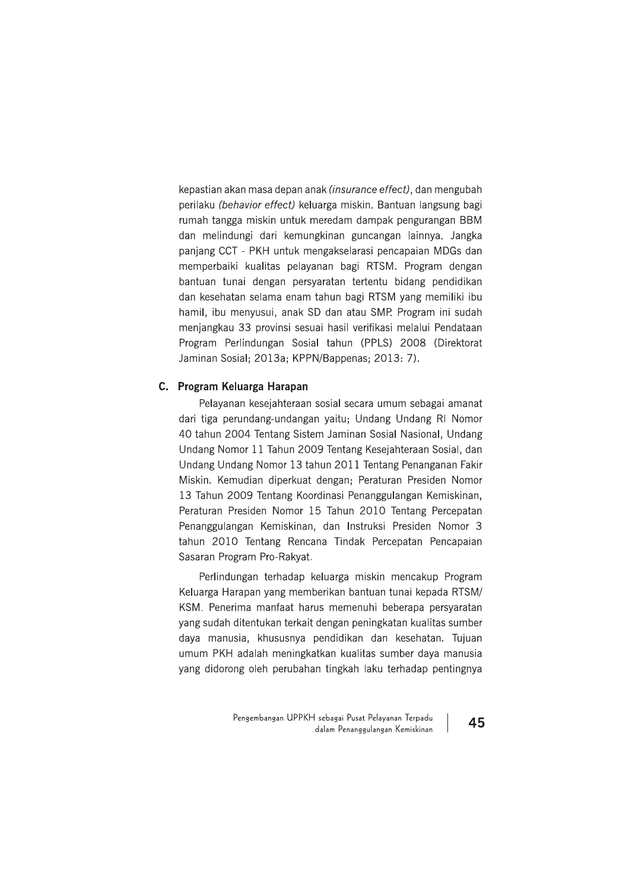kepastian akan masa depan anak *(insurance effect)*, dan mengubah perilaku *(behavior effect)* keluarga miskin. Bantuan langsung bagi rumah tangga miskin untuk meredam dampak pengurangan BBM dan melindungi dari kemungkinan guncangan lainnya. Jangka panjang CCT - PKH untuk mengakselarasi pencapaian MDGs dan memperbaiki kualitas pelayanan bagi RTSM. Program dengan bantuan tunai dengan persyaratan tertentu bidang pendidikan dan kesehatan selama enam tahun bagi RTSM yang memiliki ibu hamil, ibu menyusui, anak SD dan atau SMP. Program ini sudah menjangkau 33 provinsi sesuai hasil verifikasi melalui Pendataan Program Perlindungan Sosial tahun (PPLS) 2008 (Direktorat Jaminan Sosial; 2013a; KPPN/Bappenas; 2013: 7).

## C. Program Keluarga Harapan

Pelayanan kesejahteraan sosial secara umum sebagai amanat dari tiga perundang-undangan yaitu; Undang Undang RI Nomor 40 tahun 2004 Tentang Sistem Jaminan Sosial Nasional, Undang Undang Nomor 11 Tahun 2009 Tentang Kesejahteraan Sosial, dan Undang Undang Nomor 13 tahun 2011 Tentang Penanganan Fakir Miskin. Kemudian diperkuat dengan; Peraturan Presiden Nomor 13 Tahun 2009 Tentang Koordinasi Penanggulangan Kemiskinan, Peraturan Presiden Nomor 15 Tahun 2010 Tentang Percepatan Penanggulangan Kemiskinan, dan Instruksi Presiden Nomor 3 tahun 2010 Tentang Rencana Tindak Percepatan Pencapaian Sasaran Program Pro-Rakyat.

Perlindungan terhadap keluarga miskin mencakup Program Keluarga Harapan yang memberikan bantuan tunai kepada RTSM/ KSM. Penerima manfaat harus memenuhi beberapa persyaratan yang sudah ditentukan terkait dengan peningkatan kualitas sumber daya manusia, khususnya pendidikan dan kesehatan. Tujuan umum PKH adalah meningkatkan kualitas sumber daya manusia yang didorong oleh perubahan tingkah laku terhadap pentingnya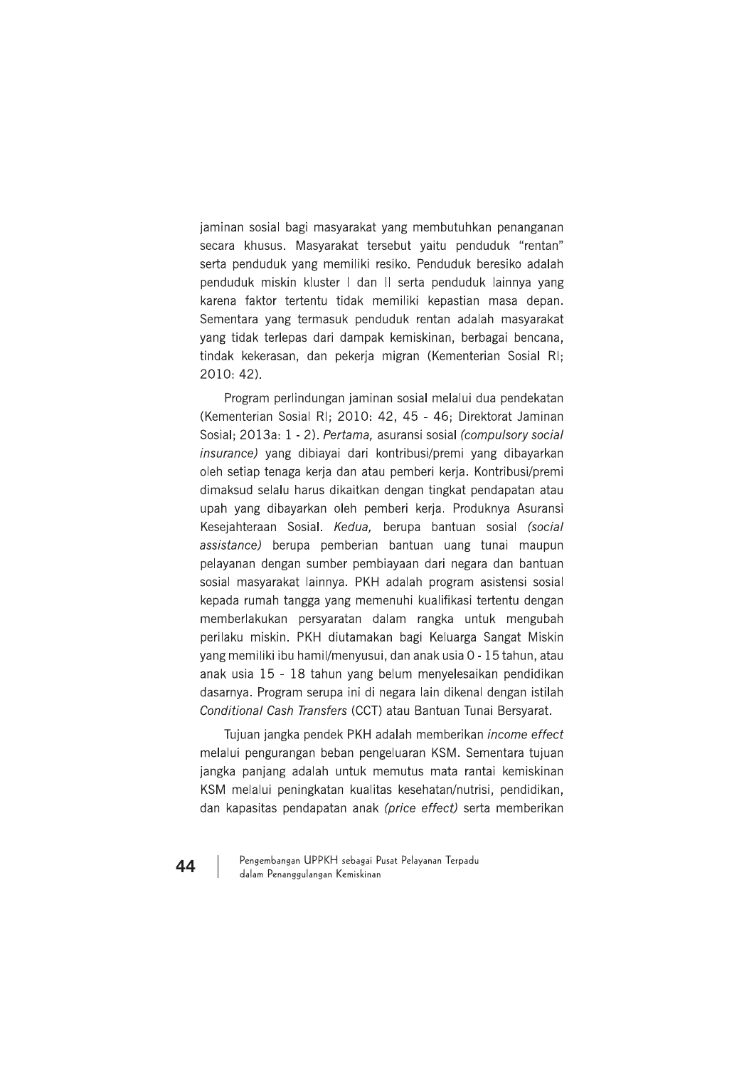jaminan sosial bagi masyarakat yang membutuhkan penanganan secara khusus. Masyarakat tersebut yaitu penduduk "rentan" serta penduduk yang memiliki resiko. Penduduk beresiko adalah penduduk miskin kluster I dan II serta penduduk lainnya yang karena faktor tertentu tidak memiliki kepastian masa depan. Sementara yang termasuk penduduk rentan adalah masyarakat yang tidak terlepas dari dampak kemiskinan, berbagai bencana, tindak kekerasan, dan pekerja migran (Kementerian Sosial RI; 2010: 42).

Program perlindungan jaminan sosial melalui dua pendekatan (Kementerian Sosial RI; 2010: 42, 45 - 46; Direktorat Jaminan Sosial; 2013a: 1 - 2). *Pertama,* asuransi sosial *(compulsory social insurance)* yang dibiayai dari kontribusi/premi yang dibayarkan oleh setiap tenaga kerja dan atau pemberi kerja. Kontribusi/premi dimaksud selalu harus dikaitkan dengan tingkat pendapatan atau upah yang dibayarkan oleh pemberi kerja. Produknya Asuransi Kesejahteraan Sosial. *Kedua,* berupa bantuan sosial *(social assistance)* berupa pemberian bantuan uang tunai maupun pelayanan dengan sumber pembiayaan dari negara dan bantuan sosial masyarakat lainnya. PKH adalah program asistensi sosial kepada rumah tangga yang memenuhi kualifikasi tertentu dengan memberlakukan persyaratan dalam rangka untuk mengubah perilaku miskin. PKH diutamakan bagi Keluarga Sangat Miskin yang memiliki ibu hamil/menyusui, dan anak usia 0 - 15 tahun, atau anak usia 15 - 18 tahun yang belum menyelesaikan pendidikan dasarnya. Program serupa ini di negara lain dikenal dengan istilah *Conditional Cash Transfers* (CCT) atau Bantuan Tunai Bersyarat.

Tujuan jangka pendek PKH adalah memberikan *income effect* melalui pengurangan beban pengeluaran KSM. Sementara tujuan jangka panjang adalah untuk memutus mata rantai kemiskinan KSM melalui peningkatan kualitas kesehatan/nutrisi, pendidikan, dan kapasitas pendapatan anak *(price effect)* serta memberikan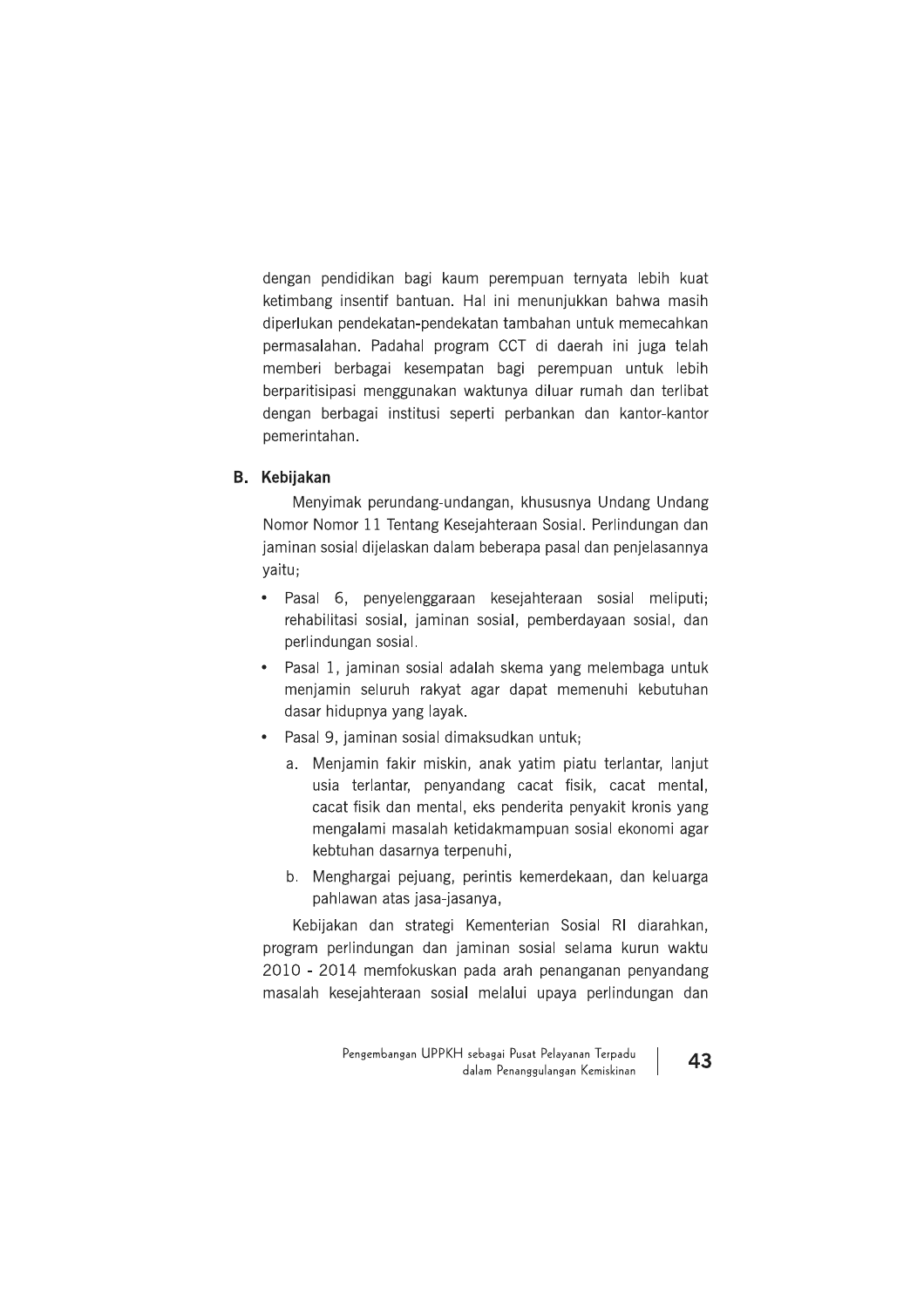dengan pendidikan bagi kaum perempuan ternyata lebih kuat ketimbang insentif bantuan. Hal ini menunjukkan bahwa masih diperlukan pendekatan-pendekatan tambahan untuk memecahkan permasalahan. Padahal program CCT di daerah ini juga telah memberi berbagai kesempatan bagi perempuan untuk lebih berparitisipasi menggunakan waktunya diluar rumah dan terlibat dengan berbagai institusi seperti perbankan dan kantor-kantor pemerintahan.

## B. Kebijakan

Menyimak perundang-undangan, khususnya Undang Undang Nomor Nomor 11 Tentang Kesejahteraan Sosial. Perlindungan dan jaminan sosial dijelaskan dalam beberapa pasal dan penjelasannya yaitu;

- Pasal 6, penyelenggaraan kesejahteraan sosial meliputi; rehabilitasi sosial, jaminan sosial, pemberdayaan sosial, dan perlindungan sosial.
- Pasal 1, jaminan sosial adalah skema yang melembaga untuk menjamin seluruh rakyat agar dapat memenuhi kebutuhan dasar hidupnya yang layak.
- Pasal 9, jaminan sosial dimaksudkan untuk;
  a. Menjamin fakir miskin, anak yatim piatu terlantar, lanjut usia terlantar, penyandang cacat fisik, cacat mental, cacat fisik dan mental, eks penderita penyakit kronis yang mengalami masalah ketidakmampuan sosial ekonomi agar kebtuhan dasarnya terpenuhi,
  b. Menghargai pejuang, perintis kemerdekaan, dan keluarga pahlawan atas jasa-jasanya,

Kebijakan dan strategi Kementerian Sosial RI diarahkan, program perlindungan dan jaminan sosial selama kurun waktu 2010 - 2014 memfokuskan pada arah penanganan penyandang masalah kesejahteraan sosial melalui upaya perlindungan dan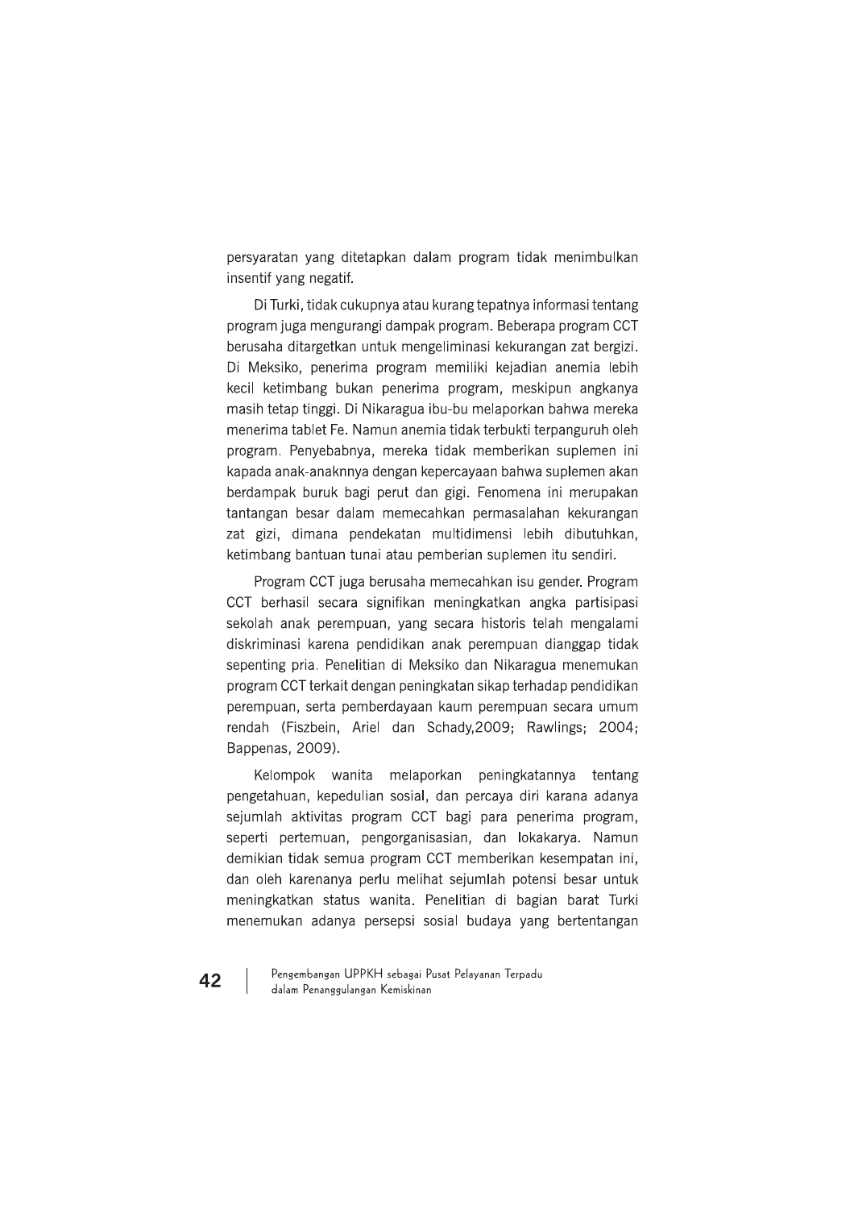persyaratan yang ditetapkan dalam program tidak menimbulkan insentif yang negatif.

Di Turki, tidak cukupnya atau kurang tepatnya informasi tentang program juga mengurangi dampak program. Beberapa program CCT berusaha ditargetkan untuk mengeliminasi kekurangan zat bergizi. Di Meksiko, penerima program memiliki kejadian anemia lebih kecil ketimbang bukan penerima program, meskipun angkanya masih tetap tinggi. Di Nikaragua ibu-bu melaporkan bahwa mereka menerima tablet Fe. Namun anemia tidak terbukti terpanguruh oleh program. Penyebabnya, mereka tidak memberikan suplemen ini kapada anak-anaknnya dengan kepercayaan bahwa suplemen akan berdampak buruk bagi perut dan gigi. Fenomena ini merupakan tantangan besar dalam memecahkan permasalahan kekurangan zat gizi, dimana pendekatan multidimensi lebih dibutuhkan, ketimbang bantuan tunai atau pemberian suplemen itu sendiri.

Program CCT juga berusaha memecahkan isu gender. Program CCT berhasil secara signifikan meningkatkan angka partisipasi sekolah anak perempuan, yang secara historis telah mengalami diskriminasi karena pendidikan anak perempuan dianggap tidak sepenting pria. Penelitian di Meksiko dan Nikaragua menemukan program CCT terkait dengan peningkatan sikap terhadap pendidikan perempuan, serta pemberdayaan kaum perempuan secara umum rendah (Fiszbein, Ariel dan Schady,2009; Rawlings; 2004; Bappenas, 2009).

Kelompok wanita melaporkan peningkatannya tentang pengetahuan, kepedulian sosial, dan percaya diri karana adanya sejumlah aktivitas program CCT bagi para penerima program, seperti pertemuan, pengorganisasian, dan lokakarya. Namun demikian tidak semua program CCT memberikan kesempatan ini, dan oleh karenanya perlu melihat sejumlah potensi besar untuk meningkatkan status wanita. Penelitian di bagian barat Turki menemukan adanya persepsi sosial budaya yang bertentangan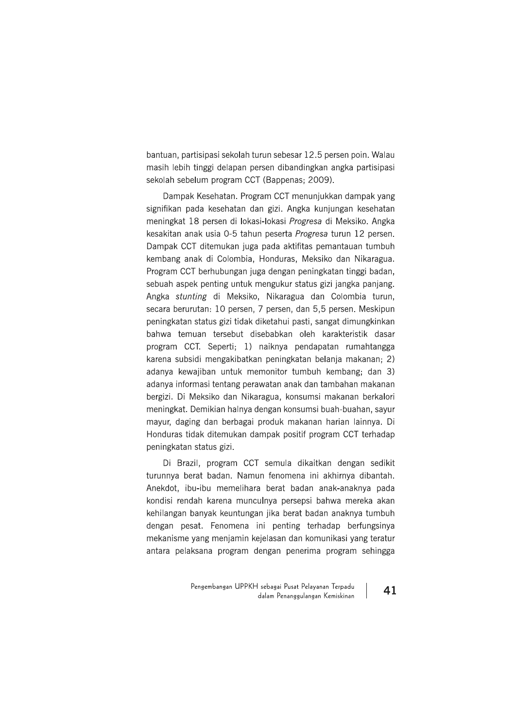bantuan, partisipasi sekolah turun sebesar 12.5 persen poin. Walau masih lebih tinggi delapan persen dibandingkan angka partisipasi sekolah sebelum program CCT (Bappenas; 2009).

Dampak Kesehatan. Program CCT menunjukkan dampak yang signifikan pada kesehatan dan gizi. Angka kunjungan kesehatan meningkat 18 persen di lokasi-lokasi *Progresa* di Meksiko. Angka kesakitan anak usia 0-5 tahun peserta *Progresa* turun 12 persen. Dampak CCT ditemukan juga pada aktifitas pemantauan tumbuh kembang anak di Colombia, Honduras, Meksiko dan Nikaragua. Program CCT berhubungan juga dengan peningkatan tinggi badan, sebuah aspek penting untuk mengukur status gizi jangka panjang. Angka *stunting* di Meksiko, Nikaragua dan Colombia turun, secara berurutan: 10 persen, 7 persen, dan 5,5 persen. Meskipun peningkatan status gizi tidak diketahui pasti, sangat dimungkinkan bahwa temuan tersebut disebabkan oleh karakteristik dasar program CCT. Seperti; 1) naiknya pendapatan rumahtangga karena subsidi mengakibatkan peningkatan belanja makanan; 2) adanya kewajiban untuk memonitor tumbuh kembang; dan 3) adanya informasi tentang perawatan anak dan tambahan makanan bergizi. Di Meksiko dan Nikaragua, konsumsi makanan berkalori meningkat. Demikian halnya dengan konsumsi buah-buahan, sayur mayur, daging dan berbagai produk makanan harian lainnya. Di Honduras tidak ditemukan dampak positif program CCT terhadap peningkatan status gizi.

Di Brazil, program CCT semula dikaitkan dengan sedikit turunnya berat badan. Namun fenomena ini akhirnya dibantah. Anekdot, ibu-ibu memelihara berat badan anak-anaknya pada kondisi rendah karena munculnya persepsi bahwa mereka akan kehilangan banyak keuntungan jika berat badan anaknya tumbuh dengan pesat. Fenomena ini penting terhadap berfungsinya mekanisme yang menjamin kejelasan dan komunikasi yang teratur antara pelaksana program dengan penerima program sehingga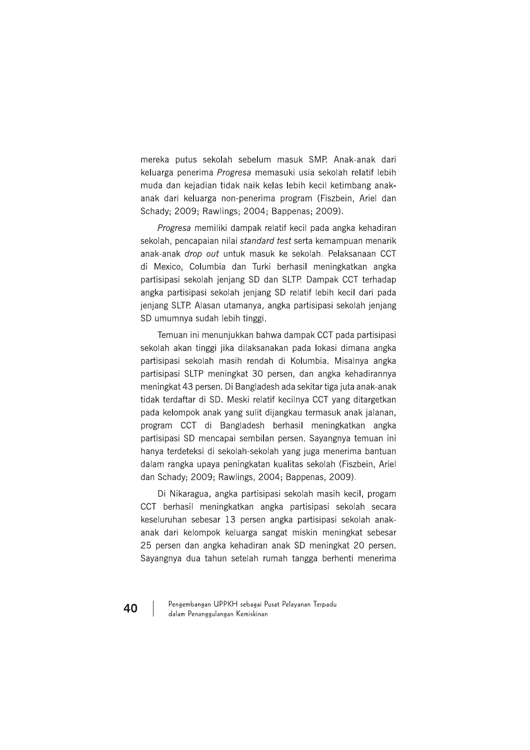mereka putus sekolah sebelum masuk SMP. Anak-anak dari keluarga penerima *Progresa* memasuki usia sekolah relatif lebih muda dan kejadian tidak naik kelas lebih kecil ketimbang anak-anak dari keluarga non-penerima program (Fiszbein, Ariel dan Schady; 2009; Rawlings; 2004; Bappenas; 2009).

*Progresa* memiliki dampak relatif kecil pada angka kehadiran sekolah, pencapaian nilai *standard test* serta kemampuan menarik anak-anak *drop out* untuk masuk ke sekolah. Pelaksanaan CCT di Mexico, Columbia dan Turki berhasil meningkatkan angka partisipasi sekolah jenjang SD dan SLTP. Dampak CCT terhadap angka partisipasi sekolah jenjang SD relatif lebih kecil dari pada jenjang SLTP. Alasan utamanya, angka partisipasi sekolah jenjang SD umumnya sudah lebih tinggi.

Temuan ini menunjukkan bahwa dampak CCT pada partisipasi sekolah akan tinggi jika dilaksanakan pada lokasi dimana angka partisipasi sekolah masih rendah di Kolumbia. Misalnya angka partisipasi SLTP meningkat 30 persen, dan angka kehadirannya meningkat 43 persen. Di Bangladesh ada sekitar tiga juta anak-anak tidak terdaftar di SD. Meski relatif kecilnya CCT yang ditargetkan pada kelompok anak yang sulit dijangkau termasuk anak jalanan, program CCT di Bangladesh berhasil meningkatkan angka partisipasi SD mencapai sembilan persen. Sayangnya temuan ini hanya terdeteksi di sekolah-sekolah yang juga menerima bantuan dalam rangka upaya peningkatan kualitas sekolah (Fiszbein, Ariel dan Schady; 2009; Rawlings, 2004; Bappenas, 2009).

Di Nikaragua, angka partisipasi sekolah masih kecil, progam CCT berhasil meningkatkan angka partisipasi sekolah secara keseluruhan sebesar 13 persen angka partisipasi sekolah anak-anak dari kelompok keluarga sangat miskin meningkat sebesar 25 persen dan angka kehadiran anak SD meningkat 20 persen. Sayangnya dua tahun setelah rumah tangga berhenti menerima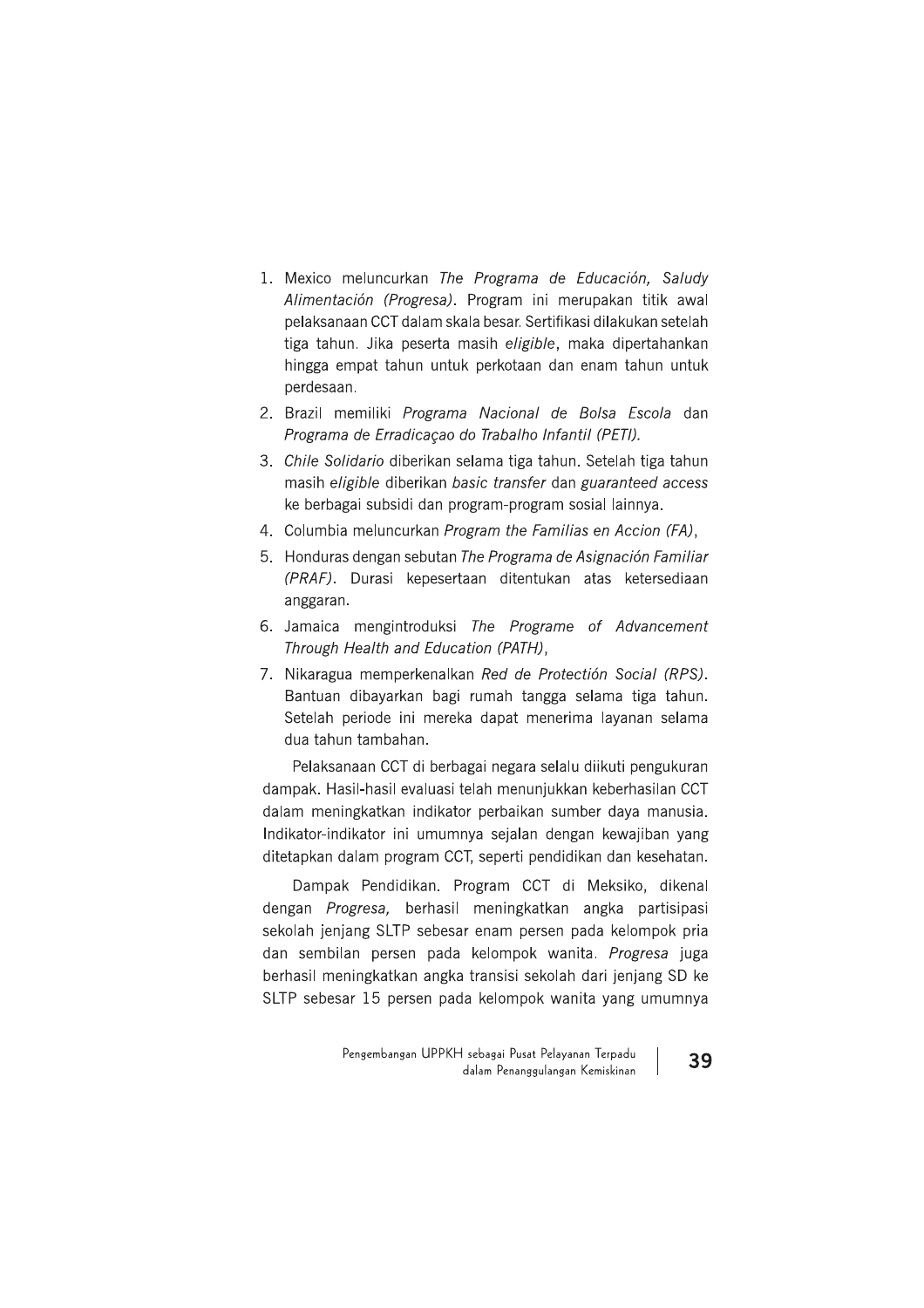1. Mexico meluncurkan *The Programa de Educación, Saludy Alimentación (Progresa)*. Program ini merupakan titik awal pelaksanaan CCT dalam skala besar. Sertifikasi dilakukan setelah tiga tahun. Jika peserta masih *eligible*, maka dipertahankan hingga empat tahun untuk perkotaan dan enam tahun untuk perdesaan.
2. Brazil memiliki *Programa Nacional de Bolsa Escola* dan *Programa de Erradicaçao do Trabalho Infantil (PETI).*
3. *Chile Solidario* diberikan selama tiga tahun. Setelah tiga tahun masih *eligible* diberikan *basic transfer* dan *guaranteed access* ke berbagai subsidi dan program-program sosial lainnya.
4. Columbia meluncurkan *Program the Familias en Accion (FA)*,
5. Honduras dengan sebutan *The Programa de Asignación Familiar (PRAF)*. Durasi kepesertaan ditentukan atas ketersediaan anggaran.
6. Jamaica mengintroduksi *The Programe of Advancement Through Health and Education (PATH)*,
7. Nikaragua memperkenalkan *Red de Protectión Social (RPS)*. Bantuan dibayarkan bagi rumah tangga selama tiga tahun. Setelah periode ini mereka dapat menerima layanan selama dua tahun tambahan.

Pelaksanaan CCT di berbagai negara selalu diikuti pengukuran dampak. Hasil-hasil evaluasi telah menunjukkan keberhasilan CCT dalam meningkatkan indikator perbaikan sumber daya manusia. Indikator-indikator ini umumnya sejalan dengan kewajiban yang ditetapkan dalam program CCT, seperti pendidikan dan kesehatan.

Dampak Pendidikan. Program CCT di Meksiko, dikenal dengan *Progresa,* berhasil meningkatkan angka partisipasi sekolah jenjang SLTP sebesar enam persen pada kelompok pria dan sembilan persen pada kelompok wanita. *Progresa* juga berhasil meningkatkan angka transisi sekolah dari jenjang SD ke SLTP sebesar 15 persen pada kelompok wanita yang umumnya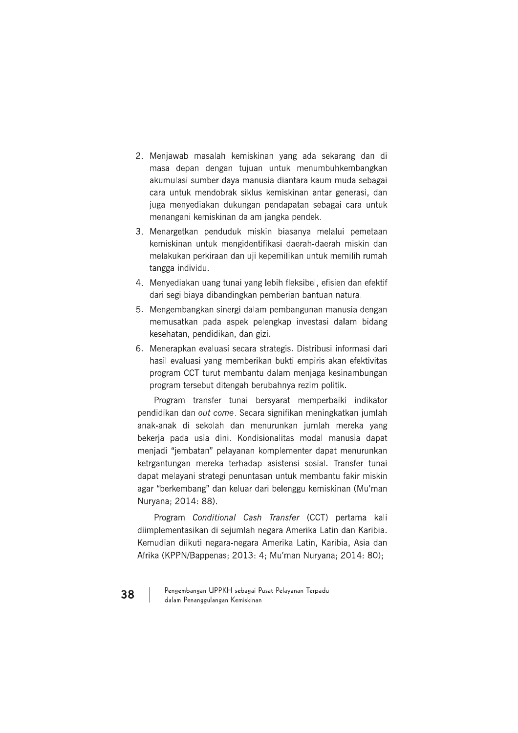2. Menjawab masalah kemiskinan yang ada sekarang dan di masa depan dengan tujuan untuk menumbuhkembangkan akumulasi sumber daya manusia diantara kaum muda sebagai cara untuk mendobrak siklus kemiskinan antar generasi, dan juga menyediakan dukungan pendapatan sebagai cara untuk menangani kemiskinan dalam jangka pendek.
3. Menargetkan penduduk miskin biasanya melalui pemetaan kemiskinan untuk mengidentifikasi daerah-daerah miskin dan melakukan perkiraan dan uji kepemilikan untuk memilih rumah tangga individu.
4. Menyediakan uang tunai yang lebih fleksibel, efisien dan efektif dari segi biaya dibandingkan pemberian bantuan natura.
5. Mengembangkan sinergi dalam pembangunan manusia dengan memusatkan pada aspek pelengkap investasi dalam bidang kesehatan, pendidikan, dan gizi.
6. Menerapkan evaluasi secara strategis. Distribusi informasi dari hasil evaluasi yang memberikan bukti empiris akan efektivitas program CCT turut membantu dalam menjaga kesinambungan program tersebut ditengah berubahnya rezim politik.

Program transfer tunai bersyarat memperbaiki indikator pendidikan dan *out come*. Secara signifikan meningkatkan jumlah anak-anak di sekolah dan menurunkan jumlah mereka yang bekerja pada usia dini. Kondisionalitas modal manusia dapat menjadi "jembatan" pelayanan komplementer dapat menurunkan ketrgantungan mereka terhadap asistensi sosial. Transfer tunai dapat melayani strategi penuntasan untuk membantu fakir miskin agar "berkembang" dan keluar dari belenggu kemiskinan (Mu'man Nuryana; 2014: 88).

Program *Conditional Cash Transfer* (CCT) pertama kali diimplementasikan di sejumlah negara Amerika Latin dan Karibia. Kemudian diikuti negara-negara Amerika Latin, Karibia, Asia dan Afrika (KPPN/Bappenas; 2013: 4; Mu'man Nuryana; 2014: 80);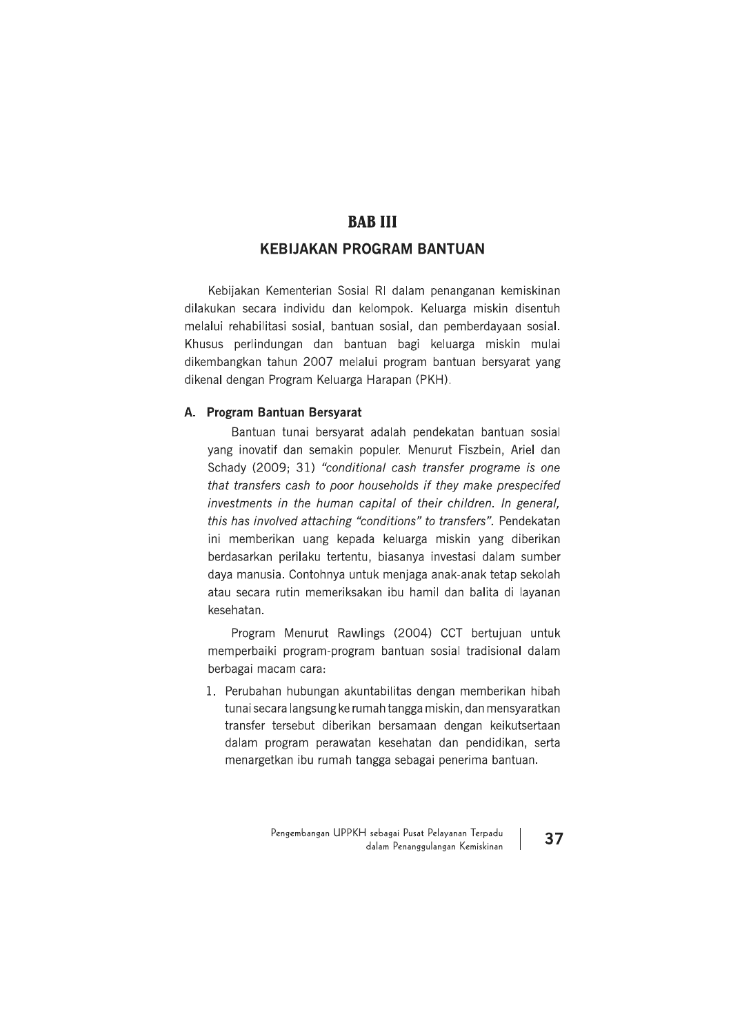# BAB III

## KEBIJAKAN PROGRAM BANTUAN

Kebijakan Kementerian Sosial RI dalam penanganan kemiskinan dilakukan secara individu dan kelompok. Keluarga miskin disentuh melalui rehabilitasi sosial, bantuan sosial, dan pemberdayaan sosial. Khusus perlindungan dan bantuan bagi keluarga miskin mulai dikembangkan tahun 2007 melalui program bantuan bersyarat yang dikenal dengan Program Keluarga Harapan (PKH).

### A. Program Bantuan Bersyarat

Bantuan tunai bersyarat adalah pendekatan bantuan sosial yang inovatif dan semakin populer. Menurut Fiszbein, Ariel dan Schady (2009; 31) *"conditional cash transfer programe is one that transfers cash to poor households if they make prespecifed investments in the human capital of their children. In general, this has involved attaching "conditions" to transfers".* Pendekatan ini memberikan uang kepada keluarga miskin yang diberikan berdasarkan perilaku tertentu, biasanya investasi dalam sumber daya manusia. Contohnya untuk menjaga anak-anak tetap sekolah atau secara rutin memeriksakan ibu hamil dan balita di layanan kesehatan.

Program Menurut Rawlings (2004) CCT bertujuan untuk memperbaiki program-program bantuan sosial tradisional dalam berbagai macam cara:

1. Perubahan hubungan akuntabilitas dengan memberikan hibah tunai secara langsung ke rumah tangga miskin, dan mensyaratkan transfer tersebut diberikan bersamaan dengan keikutsertaan dalam program perawatan kesehatan dan pendidikan, serta menargetkan ibu rumah tangga sebagai penerima bantuan.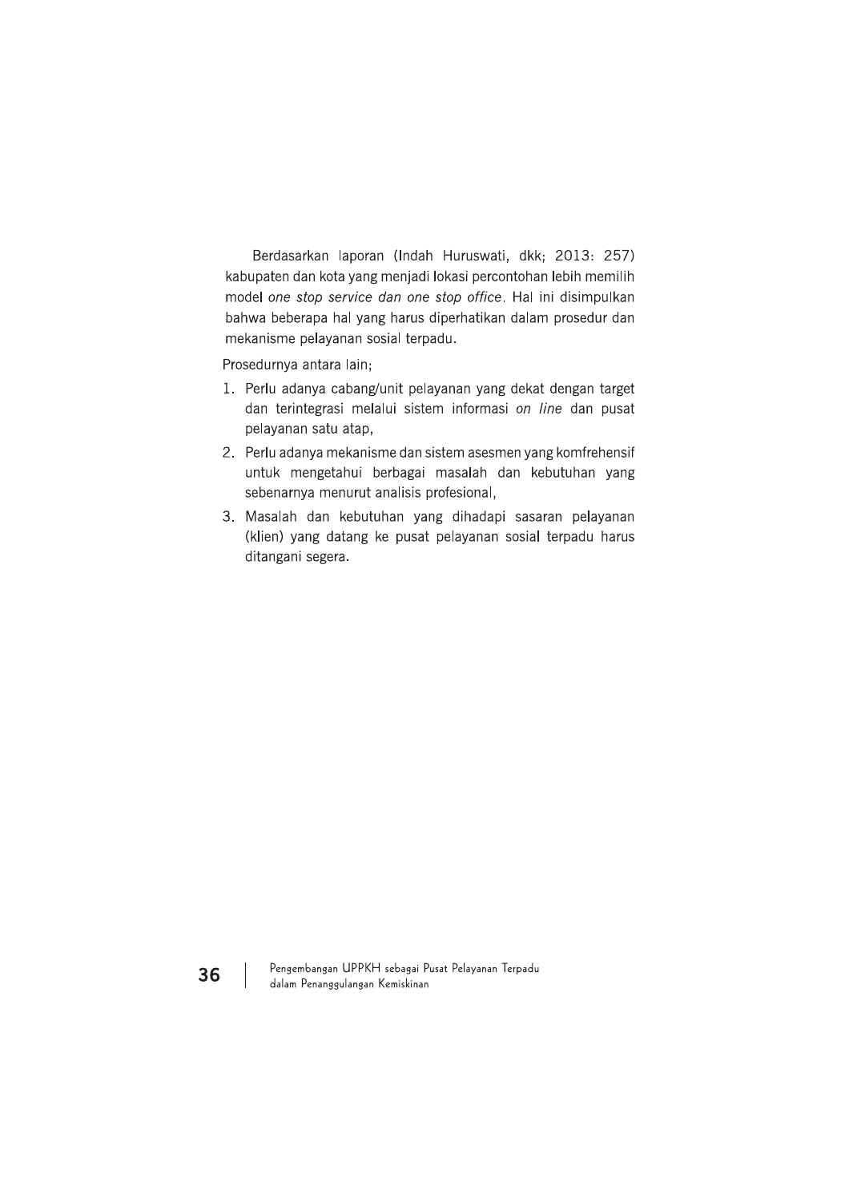Berdasarkan laporan (Indah Huruswati, dkk; 2013: 257) kabupaten dan kota yang menjadi lokasi percontohan lebih memilih model *one stop service dan one stop office*. Hal ini disimpulkan bahwa beberapa hal yang harus diperhatikan dalam prosedur dan mekanisme pelayanan sosial terpadu.

Prosedurnya antara lain;

1. Perlu adanya cabang/unit pelayanan yang dekat dengan target dan terintegrasi melalui sistem informasi *on line* dan pusat pelayanan satu atap,
2. Perlu adanya mekanisme dan sistem asesmen yang komfrehensif untuk mengetahui berbagai masalah dan kebutuhan yang sebenarnya menurut analisis profesional,
3. Masalah dan kebutuhan yang dihadapi sasaran pelayanan (klien) yang datang ke pusat pelayanan sosial terpadu harus ditangani segera.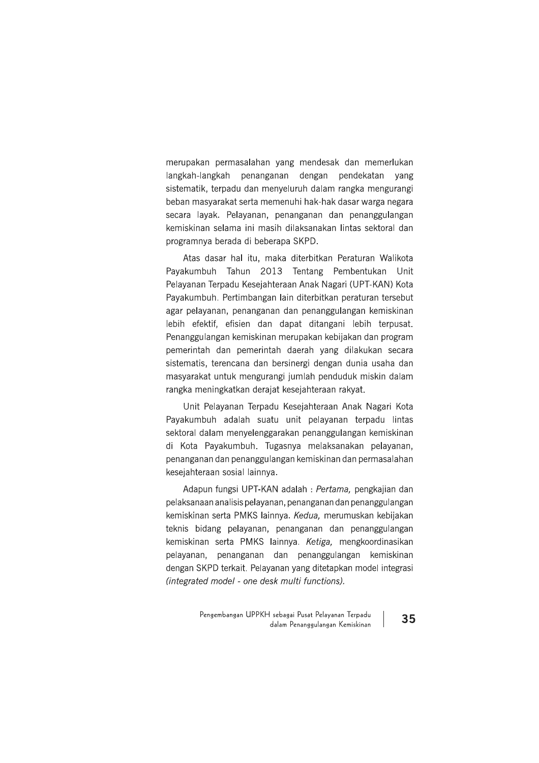merupakan permasalahan yang mendesak dan memerlukan langkah-langkah penanganan dengan pendekatan yang sistematik, terpadu dan menyeluruh dalam rangka mengurangi beban masyarakat serta memenuhi hak-hak dasar warga negara secara layak. Pelayanan, penanganan dan penanggulangan kemiskinan selama ini masih dilaksanakan lintas sektoral dan programnya berada di beberapa SKPD.

Atas dasar hal itu, maka diterbitkan Peraturan Walikota Payakumbuh Tahun 2013 Tentang Pembentukan Unit Pelayanan Terpadu Kesejahteraan Anak Nagari (UPT-KAN) Kota Payakumbuh. Pertimbangan lain diterbitkan peraturan tersebut agar pelayanan, penanganan dan penanggulangan kemiskinan lebih efektif, efisien dan dapat ditangani lebih terpusat. Penanggulangan kemiskinan merupakan kebijakan dan program pemerintah dan pemerintah daerah yang dilakukan secara sistematis, terencana dan bersinergi dengan dunia usaha dan masyarakat untuk mengurangi jumlah penduduk miskin dalam rangka meningkatkan derajat kesejahteraan rakyat.

Unit Pelayanan Terpadu Kesejahteraan Anak Nagari Kota Payakumbuh adalah suatu unit pelayanan terpadu lintas sektoral dalam menyelenggarakan penanggulangan kemiskinan di Kota Payakumbuh. Tugasnya melaksanakan pelayanan, penanganan dan penanggulangan kemiskinan dan permasalahan kesejahteraan sosial lainnya.

Adapun fungsi UPT-KAN adalah : *Pertama,* pengkajian dan pelaksanaan analisis pelayanan, penanganan dan penanggulangan kemiskinan serta PMKS lainnya. *Kedua,* merumuskan kebijakan teknis bidang pelayanan, penanganan dan penanggulangan kemiskinan serta PMKS lainnya. *Ketiga,* mengkoordinasikan pelayanan, penanganan dan penanggulangan kemiskinan dengan SKPD terkait. Pelayanan yang ditetapkan model integrasi *(integrated model - one desk multi functions).*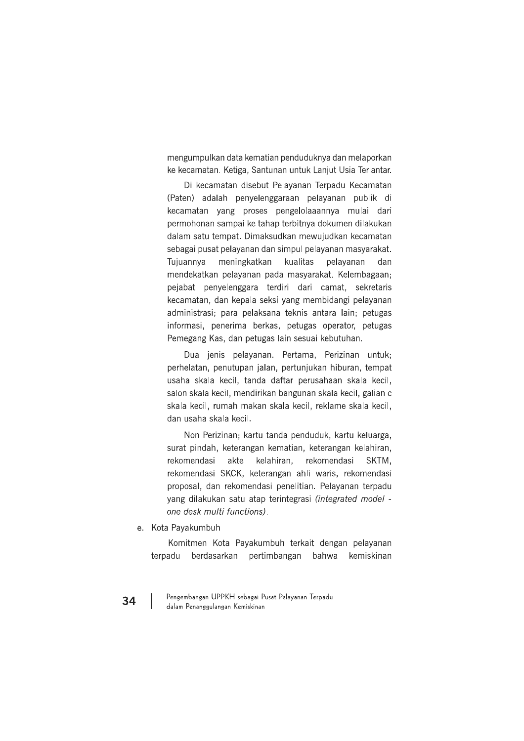mengumpulkan data kematian penduduknya dan melaporkan ke kecamatan. Ketiga, Santunan untuk Lanjut Usia Terlantar.

Di kecamatan disebut Pelayanan Terpadu Kecamatan (Paten) adalah penyelenggaraan pelayanan publik di kecamatan yang proses pengelolaaannya mulai dari permohonan sampai ke tahap terbitnya dokumen dilakukan dalam satu tempat. Dimaksudkan mewujudkan kecamatan sebagai pusat pelayanan dan simpul pelayanan masyarakat. Tujuannya meningkatkan kualitas pelayanan dan mendekatkan pelayanan pada masyarakat. Kelembagaan; pejabat penyelenggara terdiri dari camat, sekretaris kecamatan, dan kepala seksi yang membidangi pelayanan administrasi; para pelaksana teknis antara lain; petugas informasi, penerima berkas, petugas operator, petugas Pemegang Kas, dan petugas lain sesuai kebutuhan.

Dua jenis pelayanan. Pertama, Perizinan untuk; perhelatan, penutupan jalan, pertunjukan hiburan, tempat usaha skala kecil, tanda daftar perusahaan skala kecil, salon skala kecil, mendirikan bangunan skala kecil, galian c skala kecil, rumah makan skala kecil, reklame skala kecil, dan usaha skala kecil.

Non Perizinan; kartu tanda penduduk, kartu keluarga, surat pindah, keterangan kematian, keterangan kelahiran, rekomendasi akte kelahiran, rekomendasi SKTM, rekomendasi SKCK, keterangan ahli waris, rekomendasi proposal, dan rekomendasi penelitian. Pelayanan terpadu yang dilakukan satu atap terintegrasi *(integrated model - one desk multi functions)*.

e. Kota Payakumbuh

Komitmen Kota Payakumbuh terkait dengan pelayanan terpadu berdasarkan pertimbangan bahwa kemiskinan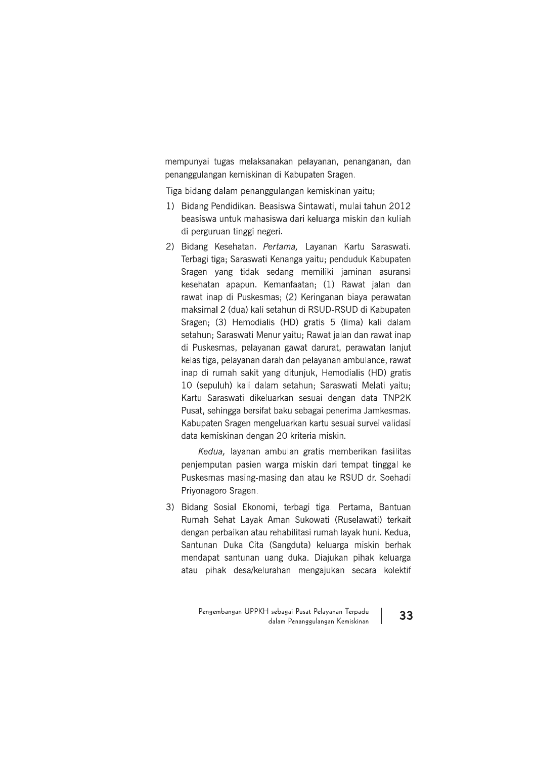mempunyai tugas melaksanakan pelayanan, penanganan, dan penanggulangan kemiskinan di Kabupaten Sragen.

Tiga bidang dalam penanggulangan kemiskinan yaitu;

1) Bidang Pendidikan. Beasiswa Sintawati, mulai tahun 2012 beasiswa untuk mahasiswa dari keluarga miskin dan kuliah di perguruan tinggi negeri.
2) Bidang Kesehatan. *Pertama,* Layanan Kartu Saraswati. Terbagi tiga; Saraswati Kenanga yaitu; penduduk Kabupaten Sragen yang tidak sedang memiliki jaminan asuransi kesehatan apapun. Kemanfaatan; (1) Rawat jalan dan rawat inap di Puskesmas; (2) Keringanan biaya perawatan maksimal 2 (dua) kali setahun di RSUD-RSUD di Kabupaten Sragen; (3) Hemodialis (HD) gratis 5 (lima) kali dalam setahun; Saraswati Menur yaitu; Rawat jalan dan rawat inap di Puskesmas, pelayanan gawat darurat, perawatan lanjut kelas tiga, pelayanan darah dan pelayanan ambulance, rawat inap di rumah sakit yang ditunjuk, Hemodialis (HD) gratis 10 (sepuluh) kali dalam setahun; Saraswati Melati yaitu; Kartu Saraswati dikeluarkan sesuai dengan data TNP2K Pusat, sehingga bersifat baku sebagai penerima Jamkesmas. Kabupaten Sragen mengeluarkan kartu sesuai survei validasi data kemiskinan dengan 20 kriteria miskin.

   *Kedua,* layanan ambulan gratis memberikan fasilitas penjemputan pasien warga miskin dari tempat tinggal ke Puskesmas masing-masing dan atau ke RSUD dr. Soehadi Priyonagoro Sragen.
3) Bidang Sosial Ekonomi, terbagi tiga. Pertama, Bantuan Rumah Sehat Layak Aman Sukowati (Ruselawati) terkait dengan perbaikan atau rehabilitasi rumah layak huni. Kedua, Santunan Duka Cita (Sangduta) keluarga miskin berhak mendapat santunan uang duka. Diajukan pihak keluarga atau pihak desa/kelurahan mengajukan secara kolektif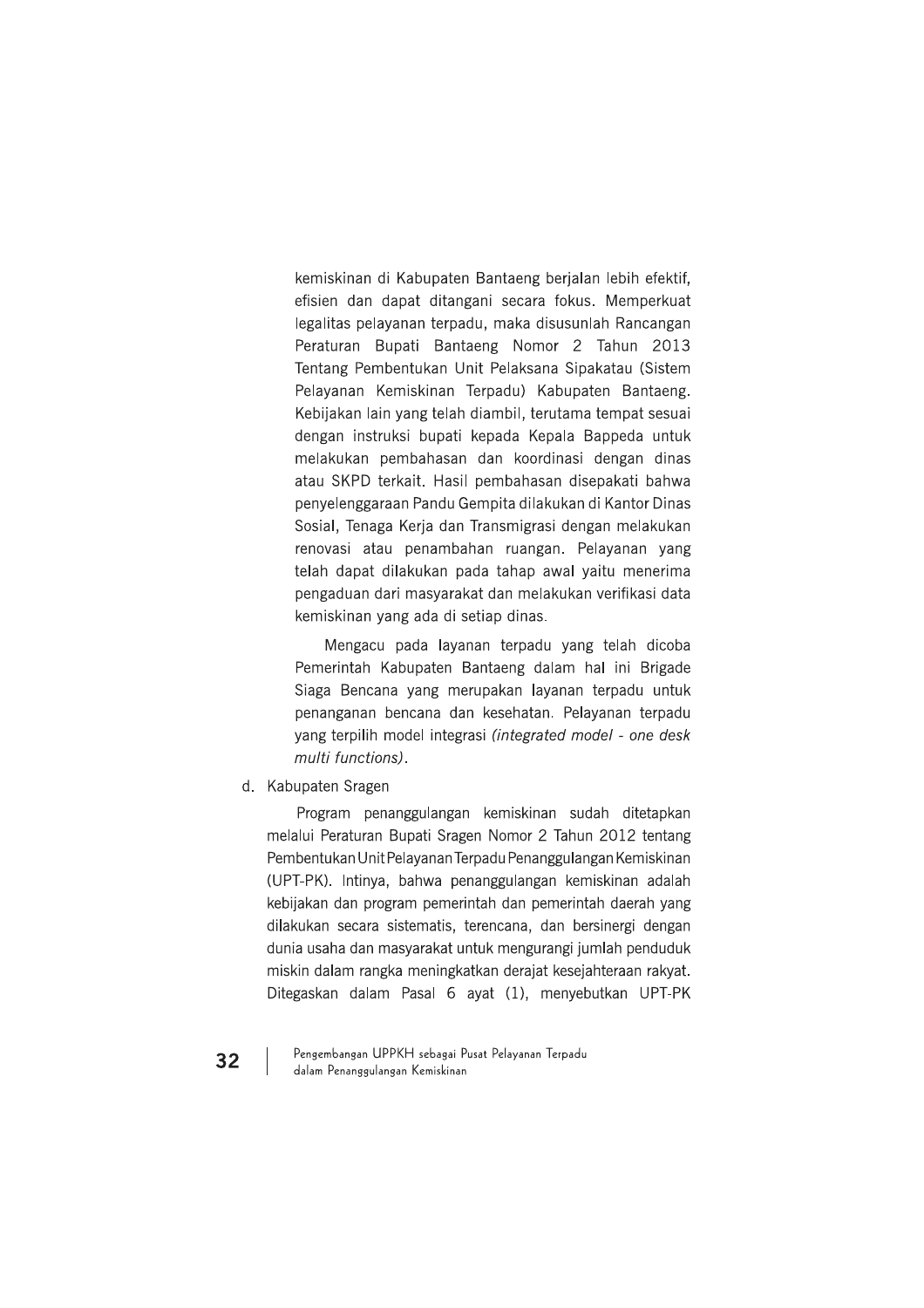kemiskinan di Kabupaten Bantaeng berjalan lebih efektif, efisien dan dapat ditangani secara fokus. Memperkuat legalitas pelayanan terpadu, maka disusunlah Rancangan Peraturan Bupati Bantaeng Nomor 2 Tahun 2013 Tentang Pembentukan Unit Pelaksana Sipakatau (Sistem Pelayanan Kemiskinan Terpadu) Kabupaten Bantaeng. Kebijakan lain yang telah diambil, terutama tempat sesuai dengan instruksi bupati kepada Kepala Bappeda untuk melakukan pembahasan dan koordinasi dengan dinas atau SKPD terkait. Hasil pembahasan disepakati bahwa penyelenggaraan Pandu Gempita dilakukan di Kantor Dinas Sosial, Tenaga Kerja dan Transmigrasi dengan melakukan renovasi atau penambahan ruangan. Pelayanan yang telah dapat dilakukan pada tahap awal yaitu menerima pengaduan dari masyarakat dan melakukan verifikasi data kemiskinan yang ada di setiap dinas.

Mengacu pada layanan terpadu yang telah dicoba Pemerintah Kabupaten Bantaeng dalam hal ini Brigade Siaga Bencana yang merupakan layanan terpadu untuk penanganan bencana dan kesehatan. Pelayanan terpadu yang terpilih model integrasi *(integrated model - one desk multi functions)*.

d. Kabupaten Sragen

Program penanggulangan kemiskinan sudah ditetapkan melalui Peraturan Bupati Sragen Nomor 2 Tahun 2012 tentang Pembentukan Unit Pelayanan Terpadu Penanggulangan Kemiskinan (UPT-PK). Intinya, bahwa penanggulangan kemiskinan adalah kebijakan dan program pemerintah dan pemerintah daerah yang dilakukan secara sistematis, terencana, dan bersinergi dengan dunia usaha dan masyarakat untuk mengurangi jumlah penduduk miskin dalam rangka meningkatkan derajat kesejahteraan rakyat. Ditegaskan dalam Pasal 6 ayat (1), menyebutkan UPT-PK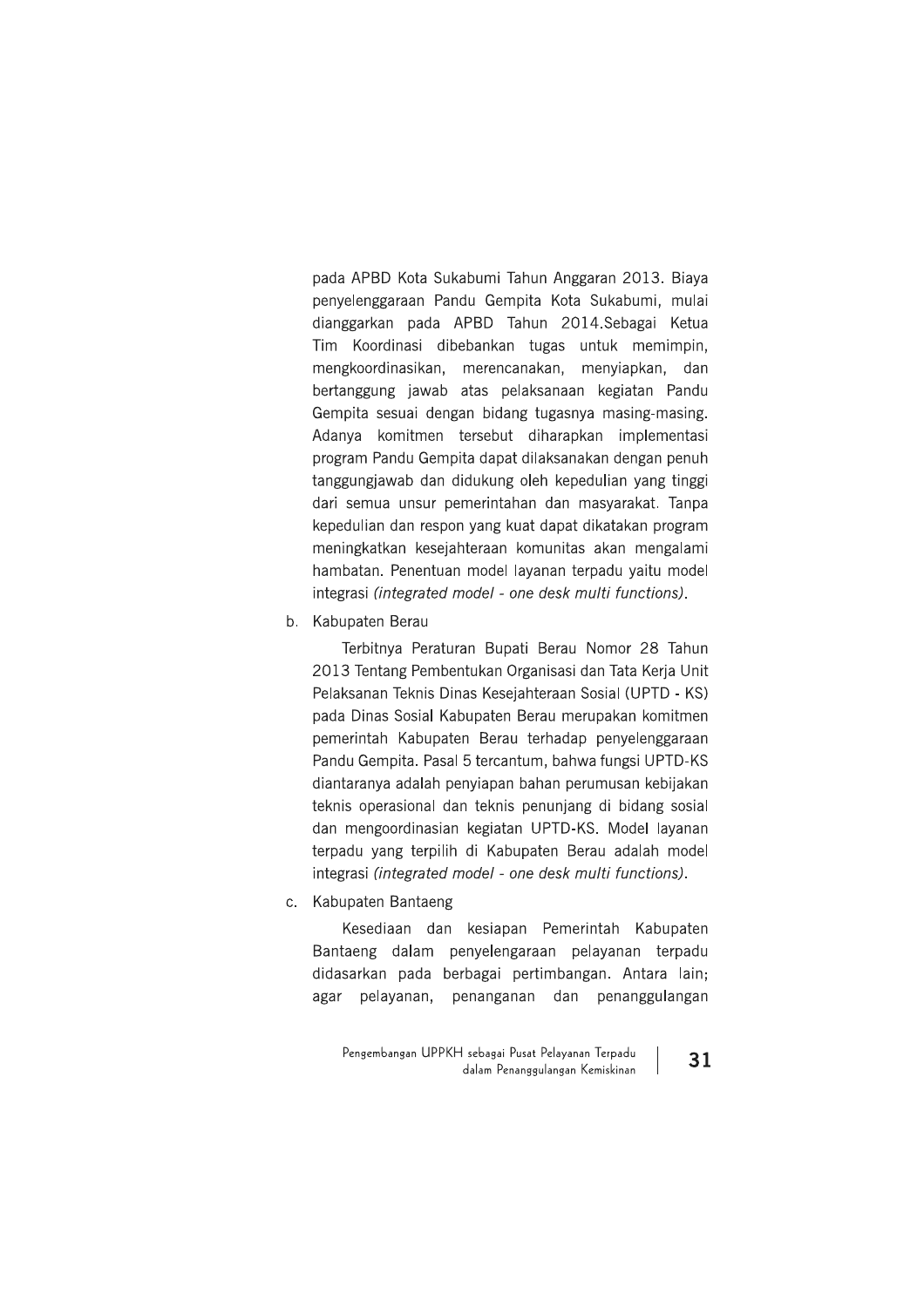pada APBD Kota Sukabumi Tahun Anggaran 2013. Biaya penyelenggaraan Pandu Gempita Kota Sukabumi, mulai dianggarkan pada APBD Tahun 2014.Sebagai Ketua Tim Koordinasi dibebankan tugas untuk memimpin, mengkoordinasikan, merencanakan, menyiapkan, dan bertanggung jawab atas pelaksanaan kegiatan Pandu Gempita sesuai dengan bidang tugasnya masing-masing. Adanya komitmen tersebut diharapkan implementasi program Pandu Gempita dapat dilaksanakan dengan penuh tanggungjawab dan didukung oleh kepedulian yang tinggi dari semua unsur pemerintahan dan masyarakat. Tanpa kepedulian dan respon yang kuat dapat dikatakan program meningkatkan kesejahteraan komunitas akan mengalami hambatan. Penentuan model layanan terpadu yaitu model integrasi *(integrated model - one desk multi functions)*.

b. Kabupaten Berau

Terbitnya Peraturan Bupati Berau Nomor 28 Tahun 2013 Tentang Pembentukan Organisasi dan Tata Kerja Unit Pelaksanan Teknis Dinas Kesejahteraan Sosial (UPTD - KS) pada Dinas Sosial Kabupaten Berau merupakan komitmen pemerintah Kabupaten Berau terhadap penyelenggaraan Pandu Gempita. Pasal 5 tercantum, bahwa fungsi UPTD-KS diantaranya adalah penyiapan bahan perumusan kebijakan teknis operasional dan teknis penunjang di bidang sosial dan mengoordinasian kegiatan UPTD-KS. Model layanan terpadu yang terpilih di Kabupaten Berau adalah model integrasi *(integrated model - one desk multi functions)*.

c. Kabupaten Bantaeng

Kesediaan dan kesiapan Pemerintah Kabupaten Bantaeng dalam penyelengaraan pelayanan terpadu didasarkan pada berbagai pertimbangan. Antara lain; agar pelayanan, penanganan dan penanggulangan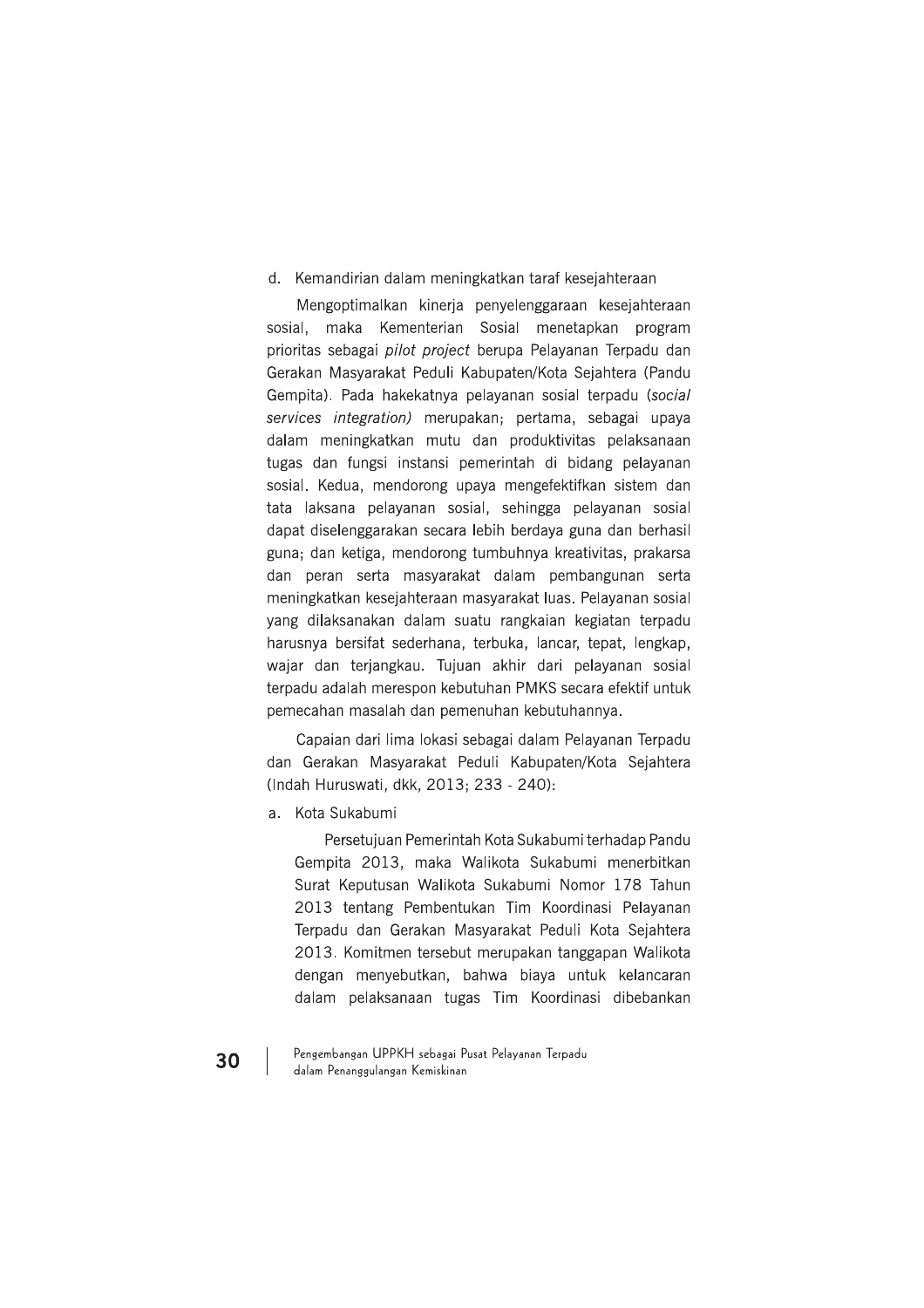d. Kemandirian dalam meningkatkan taraf kesejahteraan

Mengoptimalkan kinerja penyelenggaraan kesejahteraan sosial, maka Kementerian Sosial menetapkan program prioritas sebagai *pilot project* berupa Pelayanan Terpadu dan Gerakan Masyarakat Peduli Kabupaten/Kota Sejahtera (Pandu Gempita). Pada hakekatnya pelayanan sosial terpadu (*social services integration)* merupakan; pertama, sebagai upaya dalam meningkatkan mutu dan produktivitas pelaksanaan tugas dan fungsi instansi pemerintah di bidang pelayanan sosial. Kedua, mendorong upaya mengefektifkan sistem dan tata laksana pelayanan sosial, sehingga pelayanan sosial dapat diselenggarakan secara lebih berdaya guna dan berhasil guna; dan ketiga, mendorong tumbuhnya kreativitas, prakarsa dan peran serta masyarakat dalam pembangunan serta meningkatkan kesejahteraan masyarakat luas. Pelayanan sosial yang dilaksanakan dalam suatu rangkaian kegiatan terpadu harusnya bersifat sederhana, terbuka, lancar, tepat, lengkap, wajar dan terjangkau. Tujuan akhir dari pelayanan sosial terpadu adalah merespon kebutuhan PMKS secara efektif untuk pemecahan masalah dan pemenuhan kebutuhannya.

Capaian dari lima lokasi sebagai dalam Pelayanan Terpadu dan Gerakan Masyarakat Peduli Kabupaten/Kota Sejahtera (Indah Huruswati, dkk, 2013; 233 - 240):

a. Kota Sukabumi

   Persetujuan Pemerintah Kota Sukabumi terhadap Pandu Gempita 2013, maka Walikota Sukabumi menerbitkan Surat Keputusan Walikota Sukabumi Nomor 178 Tahun 2013 tentang Pembentukan Tim Koordinasi Pelayanan Terpadu dan Gerakan Masyarakat Peduli Kota Sejahtera 2013. Komitmen tersebut merupakan tanggapan Walikota dengan menyebutkan, bahwa biaya untuk kelancaran dalam pelaksanaan tugas Tim Koordinasi dibebankan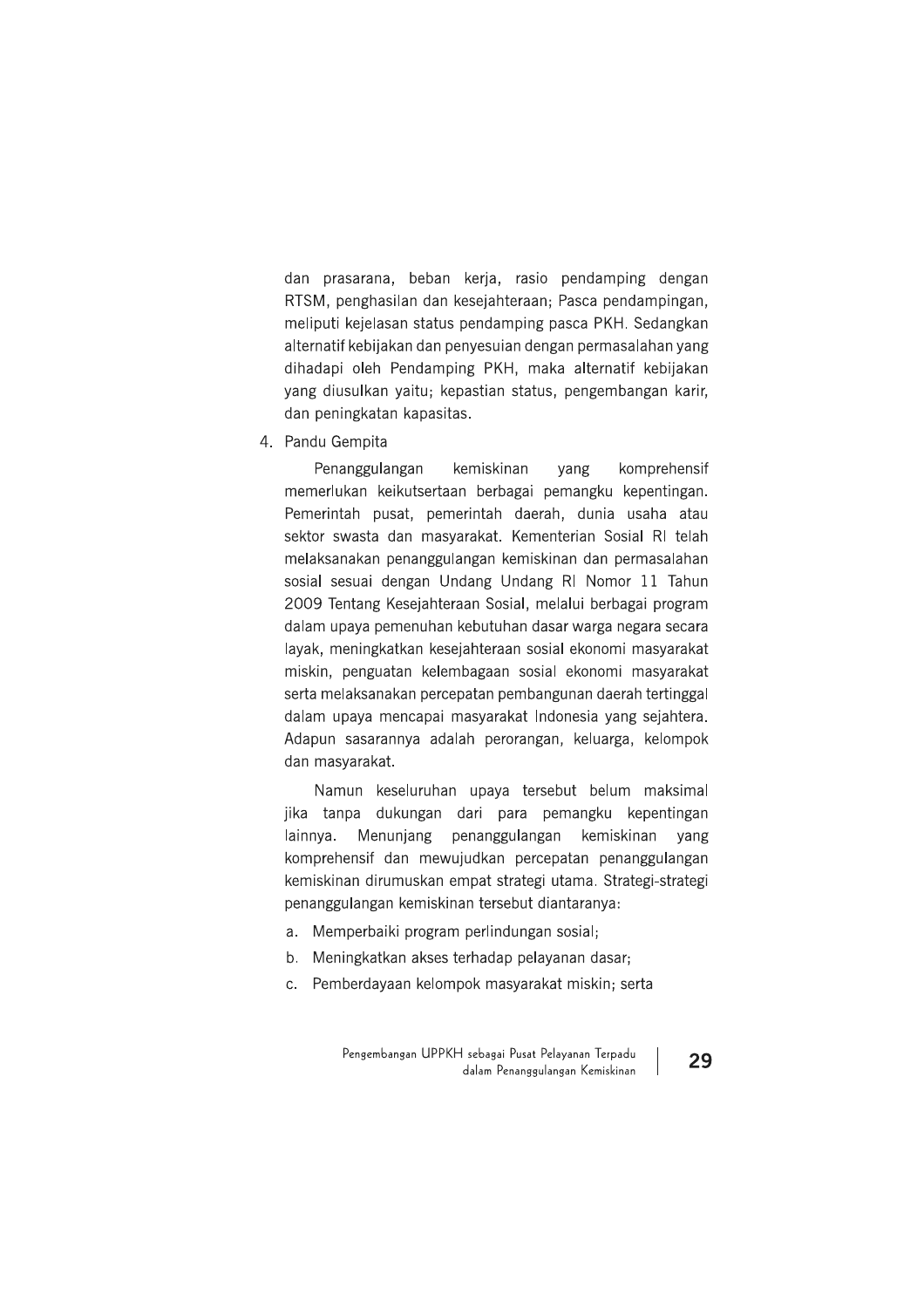dan prasarana, beban kerja, rasio pendamping dengan RTSM, penghasilan dan kesejahteraan; Pasca pendampingan, meliputi kejelasan status pendamping pasca PKH. Sedangkan alternatif kebijakan dan penyesuian dengan permasalahan yang dihadapi oleh Pendamping PKH, maka alternatif kebijakan yang diusulkan yaitu; kepastian status, pengembangan karir, dan peningkatan kapasitas.

4. Pandu Gempita

   Penanggulangan kemiskinan yang komprehensif memerlukan keikutsertaan berbagai pemangku kepentingan. Pemerintah pusat, pemerintah daerah, dunia usaha atau sektor swasta dan masyarakat. Kementerian Sosial RI telah melaksanakan penanggulangan kemiskinan dan permasalahan sosial sesuai dengan Undang Undang RI Nomor 11 Tahun 2009 Tentang Kesejahteraan Sosial, melalui berbagai program dalam upaya pemenuhan kebutuhan dasar warga negara secara layak, meningkatkan kesejahteraan sosial ekonomi masyarakat miskin, penguatan kelembagaan sosial ekonomi masyarakat serta melaksanakan percepatan pembangunan daerah tertinggal dalam upaya mencapai masyarakat Indonesia yang sejahtera. Adapun sasarannya adalah perorangan, keluarga, kelompok dan masyarakat.

   Namun keseluruhan upaya tersebut belum maksimal jika tanpa dukungan dari para pemangku kepentingan lainnya. Menunjang penanggulangan kemiskinan yang komprehensif dan mewujudkan percepatan penanggulangan kemiskinan dirumuskan empat strategi utama. Strategi-strategi penanggulangan kemiskinan tersebut diantaranya:

   a. Memperbaiki program perlindungan sosial;
   b. Meningkatkan akses terhadap pelayanan dasar;
   c. Pemberdayaan kelompok masyarakat miskin; serta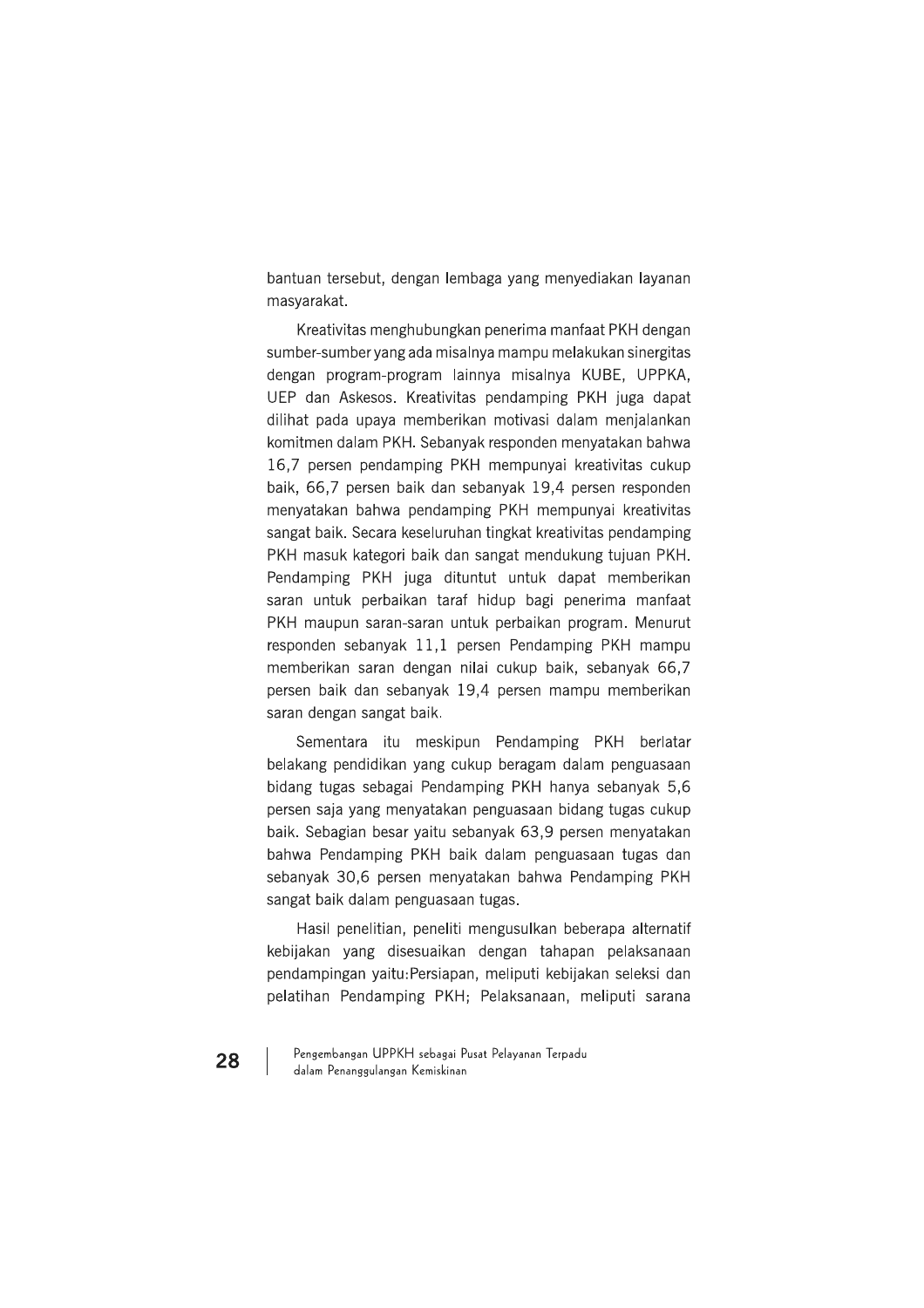bantuan tersebut, dengan lembaga yang menyediakan layanan masyarakat.

Kreativitas menghubungkan penerima manfaat PKH dengan sumber-sumber yang ada misalnya mampu melakukan sinergitas dengan program-program lainnya misalnya KUBE, UPPKA, UEP dan Askesos. Kreativitas pendamping PKH juga dapat dilihat pada upaya memberikan motivasi dalam menjalankan komitmen dalam PKH. Sebanyak responden menyatakan bahwa 16,7 persen pendamping PKH mempunyai kreativitas cukup baik, 66,7 persen baik dan sebanyak 19,4 persen responden menyatakan bahwa pendamping PKH mempunyai kreativitas sangat baik. Secara keseluruhan tingkat kreativitas pendamping PKH masuk kategori baik dan sangat mendukung tujuan PKH. Pendamping PKH juga dituntut untuk dapat memberikan saran untuk perbaikan taraf hidup bagi penerima manfaat PKH maupun saran-saran untuk perbaikan program. Menurut responden sebanyak 11,1 persen Pendamping PKH mampu memberikan saran dengan nilai cukup baik, sebanyak 66,7 persen baik dan sebanyak 19,4 persen mampu memberikan saran dengan sangat baik.

Sementara itu meskipun Pendamping PKH berlatar belakang pendidikan yang cukup beragam dalam penguasaan bidang tugas sebagai Pendamping PKH hanya sebanyak 5,6 persen saja yang menyatakan penguasaan bidang tugas cukup baik. Sebagian besar yaitu sebanyak 63,9 persen menyatakan bahwa Pendamping PKH baik dalam penguasaan tugas dan sebanyak 30,6 persen menyatakan bahwa Pendamping PKH sangat baik dalam penguasaan tugas.

Hasil penelitian, peneliti mengusulkan beberapa alternatif kebijakan yang disesuaikan dengan tahapan pelaksanaan pendampingan yaitu:Persiapan, meliputi kebijakan seleksi dan pelatihan Pendamping PKH; Pelaksanaan, meliputi sarana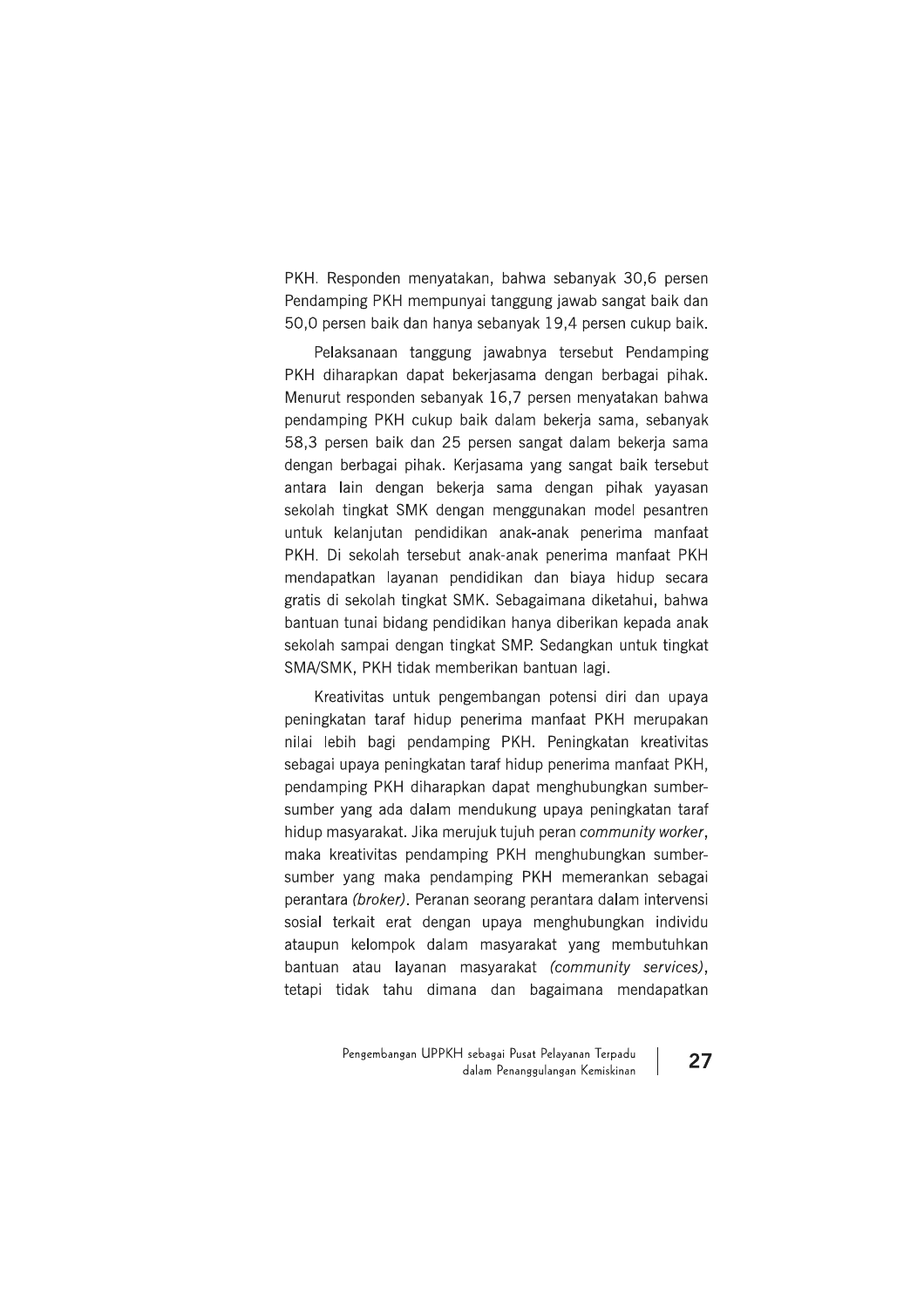PKH. Responden menyatakan, bahwa sebanyak 30,6 persen Pendamping PKH mempunyai tanggung jawab sangat baik dan 50,0 persen baik dan hanya sebanyak 19,4 persen cukup baik.

Pelaksanaan tanggung jawabnya tersebut Pendamping PKH diharapkan dapat bekerjasama dengan berbagai pihak. Menurut responden sebanyak 16,7 persen menyatakan bahwa pendamping PKH cukup baik dalam bekerja sama, sebanyak 58,3 persen baik dan 25 persen sangat dalam bekerja sama dengan berbagai pihak. Kerjasama yang sangat baik tersebut antara lain dengan bekerja sama dengan pihak yayasan sekolah tingkat SMK dengan menggunakan model pesantren untuk kelanjutan pendidikan anak-anak penerima manfaat PKH. Di sekolah tersebut anak-anak penerima manfaat PKH mendapatkan layanan pendidikan dan biaya hidup secara gratis di sekolah tingkat SMK. Sebagaimana diketahui, bahwa bantuan tunai bidang pendidikan hanya diberikan kepada anak sekolah sampai dengan tingkat SMP. Sedangkan untuk tingkat SMA/SMK, PKH tidak memberikan bantuan lagi.

Kreativitas untuk pengembangan potensi diri dan upaya peningkatan taraf hidup penerima manfaat PKH merupakan nilai lebih bagi pendamping PKH. Peningkatan kreativitas sebagai upaya peningkatan taraf hidup penerima manfaat PKH, pendamping PKH diharapkan dapat menghubungkan sumber-sumber yang ada dalam mendukung upaya peningkatan taraf hidup masyarakat. Jika merujuk tujuh peran *community worker*, maka kreativitas pendamping PKH menghubungkan sumber-sumber yang maka pendamping PKH memerankan sebagai perantara *(broker)*. Peranan seorang perantara dalam intervensi sosial terkait erat dengan upaya menghubungkan individu ataupun kelompok dalam masyarakat yang membutuhkan bantuan atau layanan masyarakat *(community services)*, tetapi tidak tahu dimana dan bagaimana mendapatkan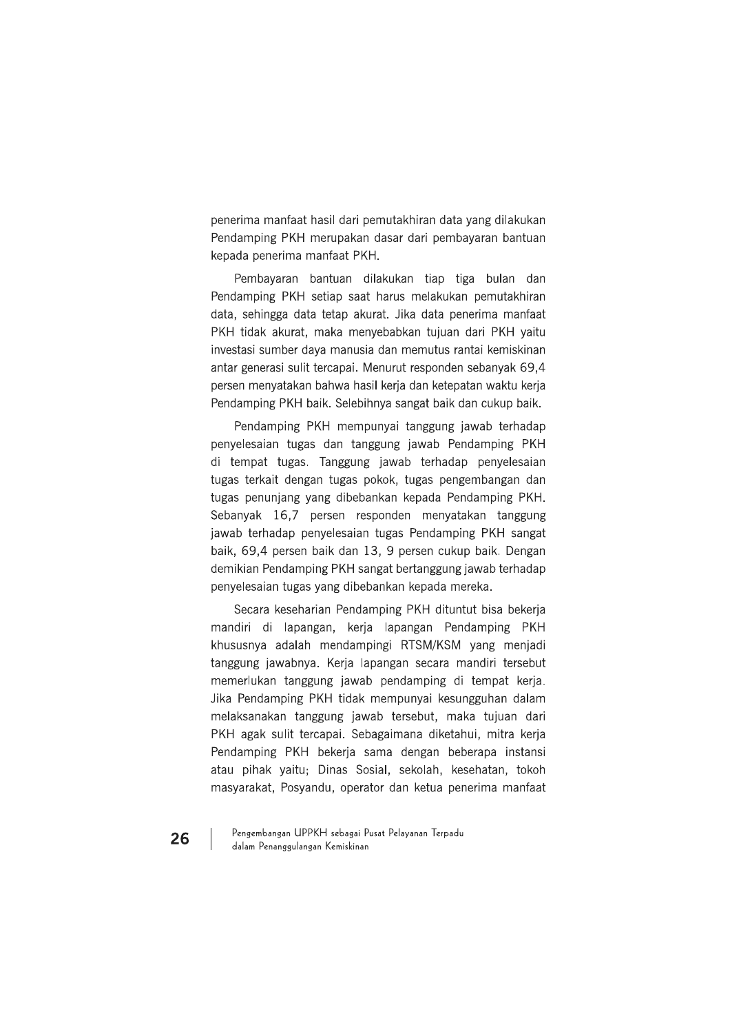penerima manfaat hasil dari pemutakhiran data yang dilakukan Pendamping PKH merupakan dasar dari pembayaran bantuan kepada penerima manfaat PKH.

Pembayaran bantuan dilakukan tiap tiga bulan dan Pendamping PKH setiap saat harus melakukan pemutakhiran data, sehingga data tetap akurat. Jika data penerima manfaat PKH tidak akurat, maka menyebabkan tujuan dari PKH yaitu investasi sumber daya manusia dan memutus rantai kemiskinan antar generasi sulit tercapai. Menurut responden sebanyak 69,4 persen menyatakan bahwa hasil kerja dan ketepatan waktu kerja Pendamping PKH baik. Selebihnya sangat baik dan cukup baik.

Pendamping PKH mempunyai tanggung jawab terhadap penyelesaian tugas dan tanggung jawab Pendamping PKH di tempat tugas. Tanggung jawab terhadap penyelesaian tugas terkait dengan tugas pokok, tugas pengembangan dan tugas penunjang yang dibebankan kepada Pendamping PKH. Sebanyak 16,7 persen responden menyatakan tanggung jawab terhadap penyelesaian tugas Pendamping PKH sangat baik, 69,4 persen baik dan 13, 9 persen cukup baik. Dengan demikian Pendamping PKH sangat bertanggung jawab terhadap penyelesaian tugas yang dibebankan kepada mereka.

Secara keseharian Pendamping PKH dituntut bisa bekerja mandiri di lapangan, kerja lapangan Pendamping PKH khususnya adalah mendampingi RTSM/KSM yang menjadi tanggung jawabnya. Kerja lapangan secara mandiri tersebut memerlukan tanggung jawab pendamping di tempat kerja. Jika Pendamping PKH tidak mempunyai kesungguhan dalam melaksanakan tanggung jawab tersebut, maka tujuan dari PKH agak sulit tercapai. Sebagaimana diketahui, mitra kerja Pendamping PKH bekerja sama dengan beberapa instansi atau pihak yaitu; Dinas Sosial, sekolah, kesehatan, tokoh masyarakat, Posyandu, operator dan ketua penerima manfaat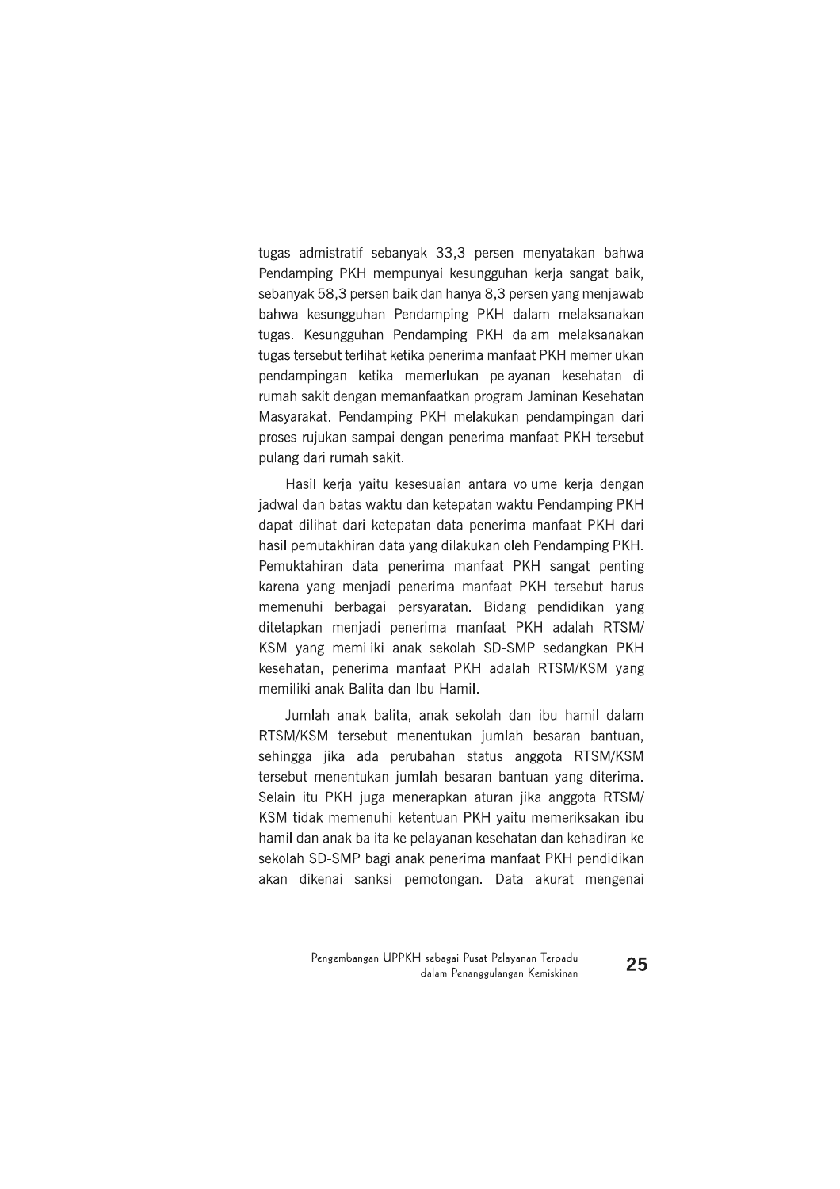tugas admistratif sebanyak 33,3 persen menyatakan bahwa Pendamping PKH mempunyai kesungguhan kerja sangat baik, sebanyak 58,3 persen baik dan hanya 8,3 persen yang menjawab bahwa kesungguhan Pendamping PKH dalam melaksanakan tugas. Kesungguhan Pendamping PKH dalam melaksanakan tugas tersebut terlihat ketika penerima manfaat PKH memerlukan pendampingan ketika memerlukan pelayanan kesehatan di rumah sakit dengan memanfaatkan program Jaminan Kesehatan Masyarakat. Pendamping PKH melakukan pendampingan dari proses rujukan sampai dengan penerima manfaat PKH tersebut pulang dari rumah sakit.

Hasil kerja yaitu kesesuaian antara volume kerja dengan jadwal dan batas waktu dan ketepatan waktu Pendamping PKH dapat dilihat dari ketepatan data penerima manfaat PKH dari hasil pemutakhiran data yang dilakukan oleh Pendamping PKH. Pemuktahiran data penerima manfaat PKH sangat penting karena yang menjadi penerima manfaat PKH tersebut harus memenuhi berbagai persyaratan. Bidang pendidikan yang ditetapkan menjadi penerima manfaat PKH adalah RTSM/KSM yang memiliki anak sekolah SD-SMP sedangkan PKH kesehatan, penerima manfaat PKH adalah RTSM/KSM yang memiliki anak Balita dan Ibu Hamil.

Jumlah anak balita, anak sekolah dan ibu hamil dalam RTSM/KSM tersebut menentukan jumlah besaran bantuan, sehingga jika ada perubahan status anggota RTSM/KSM tersebut menentukan jumlah besaran bantuan yang diterima. Selain itu PKH juga menerapkan aturan jika anggota RTSM/KSM tidak memenuhi ketentuan PKH yaitu memeriksakan ibu hamil dan anak balita ke pelayanan kesehatan dan kehadiran ke sekolah SD-SMP bagi anak penerima manfaat PKH pendidikan akan dikenai sanksi pemotongan. Data akurat mengenai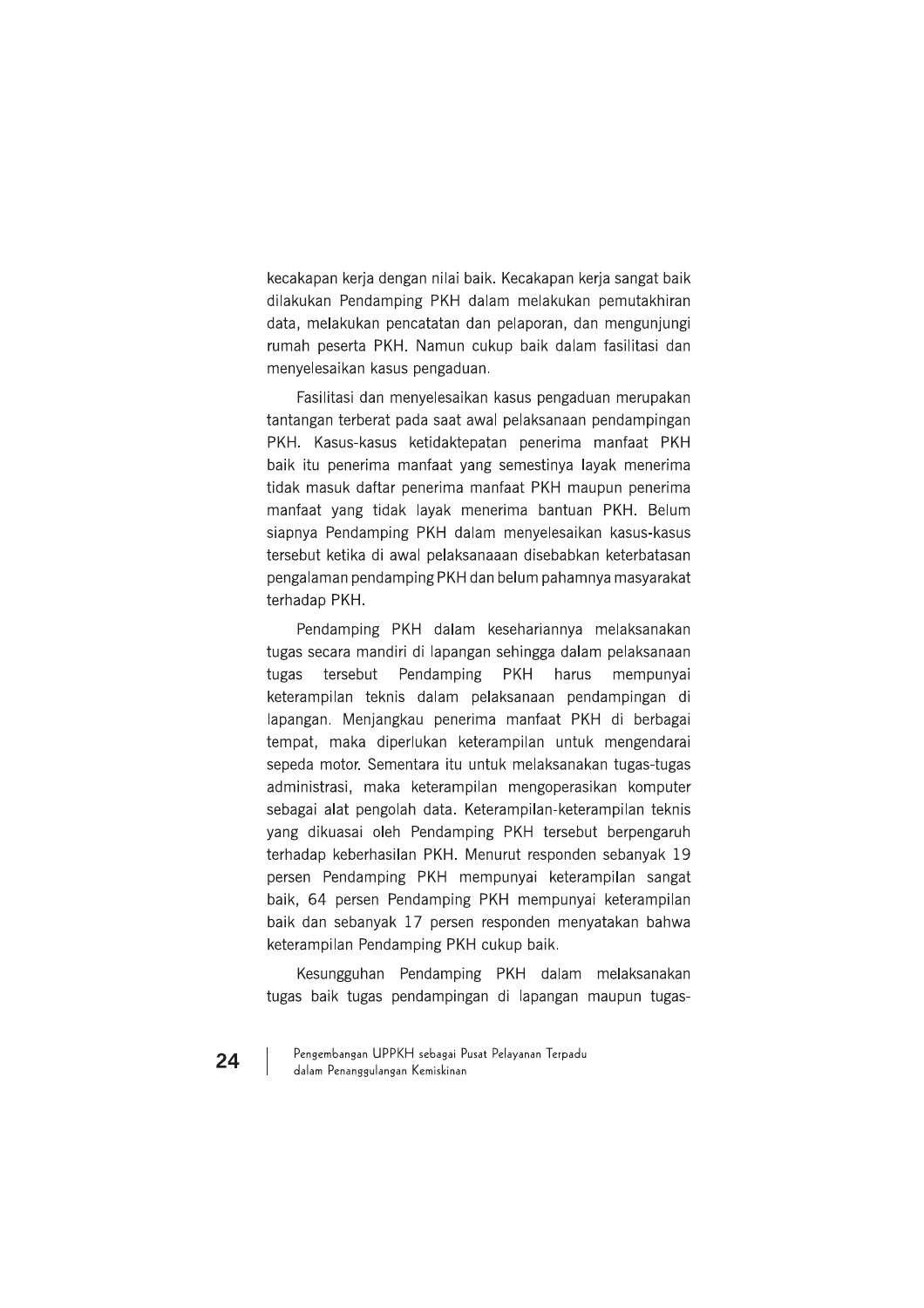kecakapan kerja dengan nilai baik. Kecakapan kerja sangat baik dilakukan Pendamping PKH dalam melakukan pemutakhiran data, melakukan pencatatan dan pelaporan, dan mengunjungi rumah peserta PKH. Namun cukup baik dalam fasilitasi dan menyelesaikan kasus pengaduan.

Fasilitasi dan menyelesaikan kasus pengaduan merupakan tantangan terberat pada saat awal pelaksanaan pendampingan PKH. Kasus-kasus ketidaktepatan penerima manfaat PKH baik itu penerima manfaat yang semestinya layak menerima tidak masuk daftar penerima manfaat PKH maupun penerima manfaat yang tidak layak menerima bantuan PKH. Belum siapnya Pendamping PKH dalam menyelesaikan kasus-kasus tersebut ketika di awal pelaksanaaan disebabkan keterbatasan pengalaman pendamping PKH dan belum pahamnya masyarakat terhadap PKH.

Pendamping PKH dalam kesehariannya melaksanakan tugas secara mandiri di lapangan sehingga dalam pelaksanaan tugas tersebut Pendamping PKH harus mempunyai keterampilan teknis dalam pelaksanaan pendampingan di lapangan. Menjangkau penerima manfaat PKH di berbagai tempat, maka diperlukan keterampilan untuk mengendarai sepeda motor. Sementara itu untuk melaksanakan tugas-tugas administrasi, maka keterampilan mengoperasikan komputer sebagai alat pengolah data. Keterampilan-keterampilan teknis yang dikuasai oleh Pendamping PKH tersebut berpengaruh terhadap keberhasilan PKH. Menurut responden sebanyak 19 persen Pendamping PKH mempunyai keterampilan sangat baik, 64 persen Pendamping PKH mempunyai keterampilan baik dan sebanyak 17 persen responden menyatakan bahwa keterampilan Pendamping PKH cukup baik.

Kesungguhan Pendamping PKH dalam melaksanakan tugas baik tugas pendampingan di lapangan maupun tugas-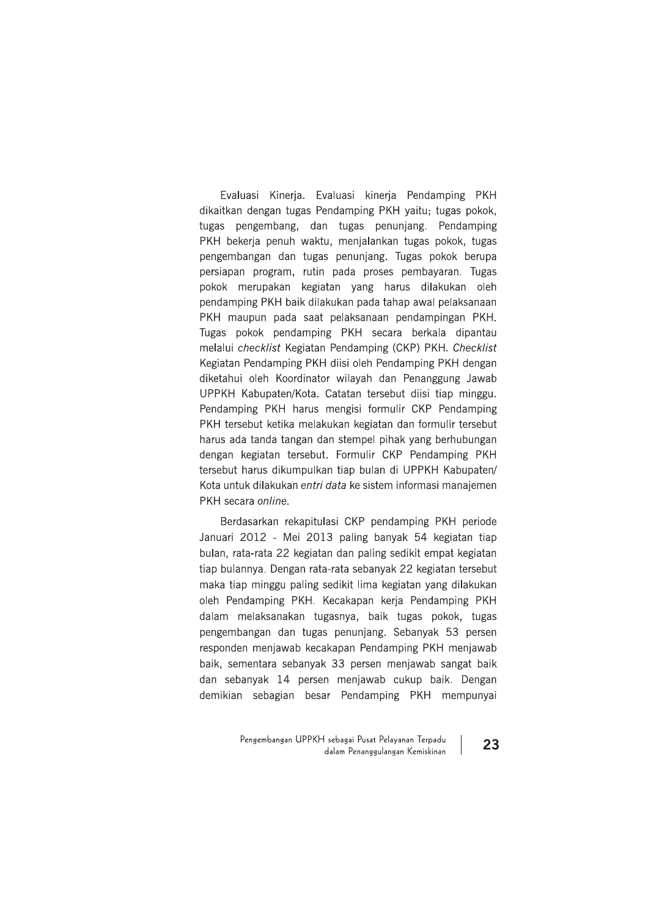Evaluasi Kinerja. Evaluasi kinerja Pendamping PKH dikaitkan dengan tugas Pendamping PKH yaitu; tugas pokok, tugas pengembang, dan tugas penunjang. Pendamping PKH bekerja penuh waktu, menjalankan tugas pokok, tugas pengembangan dan tugas penunjang. Tugas pokok berupa persiapan program, rutin pada proses pembayaran. Tugas pokok merupakan kegiatan yang harus dilakukan oleh pendamping PKH baik dilakukan pada tahap awal pelaksanaan PKH maupun pada saat pelaksanaan pendampingan PKH. Tugas pokok pendamping PKH secara berkala dipantau melalui *checklist* Kegiatan Pendamping (CKP) PKH. *Checklist* Kegiatan Pendamping PKH diisi oleh Pendamping PKH dengan diketahui oleh Koordinator wilayah dan Penanggung Jawab UPPKH Kabupaten/Kota. Catatan tersebut diisi tiap minggu. Pendamping PKH harus mengisi formulir CKP Pendamping PKH tersebut ketika melakukan kegiatan dan formulir tersebut harus ada tanda tangan dan stempel pihak yang berhubungan dengan kegiatan tersebut. Formulir CKP Pendamping PKH tersebut harus dikumpulkan tiap bulan di UPPKH Kabupaten/ Kota untuk dilakukan *entri data* ke sistem informasi manajemen PKH secara *online*.

Berdasarkan rekapitulasi CKP pendamping PKH periode Januari 2012 - Mei 2013 paling banyak 54 kegiatan tiap bulan, rata-rata 22 kegiatan dan paling sedikit empat kegiatan tiap bulannya. Dengan rata-rata sebanyak 22 kegiatan tersebut maka tiap minggu paling sedikit lima kegiatan yang dilakukan oleh Pendamping PKH. Kecakapan kerja Pendamping PKH dalam melaksanakan tugasnya, baik tugas pokok, tugas pengembangan dan tugas penunjang. Sebanyak 53 persen responden menjawab kecakapan Pendamping PKH menjawab baik, sementara sebanyak 33 persen menjawab sangat baik dan sebanyak 14 persen menjawab cukup baik. Dengan demikian sebagian besar Pendamping PKH mempunyai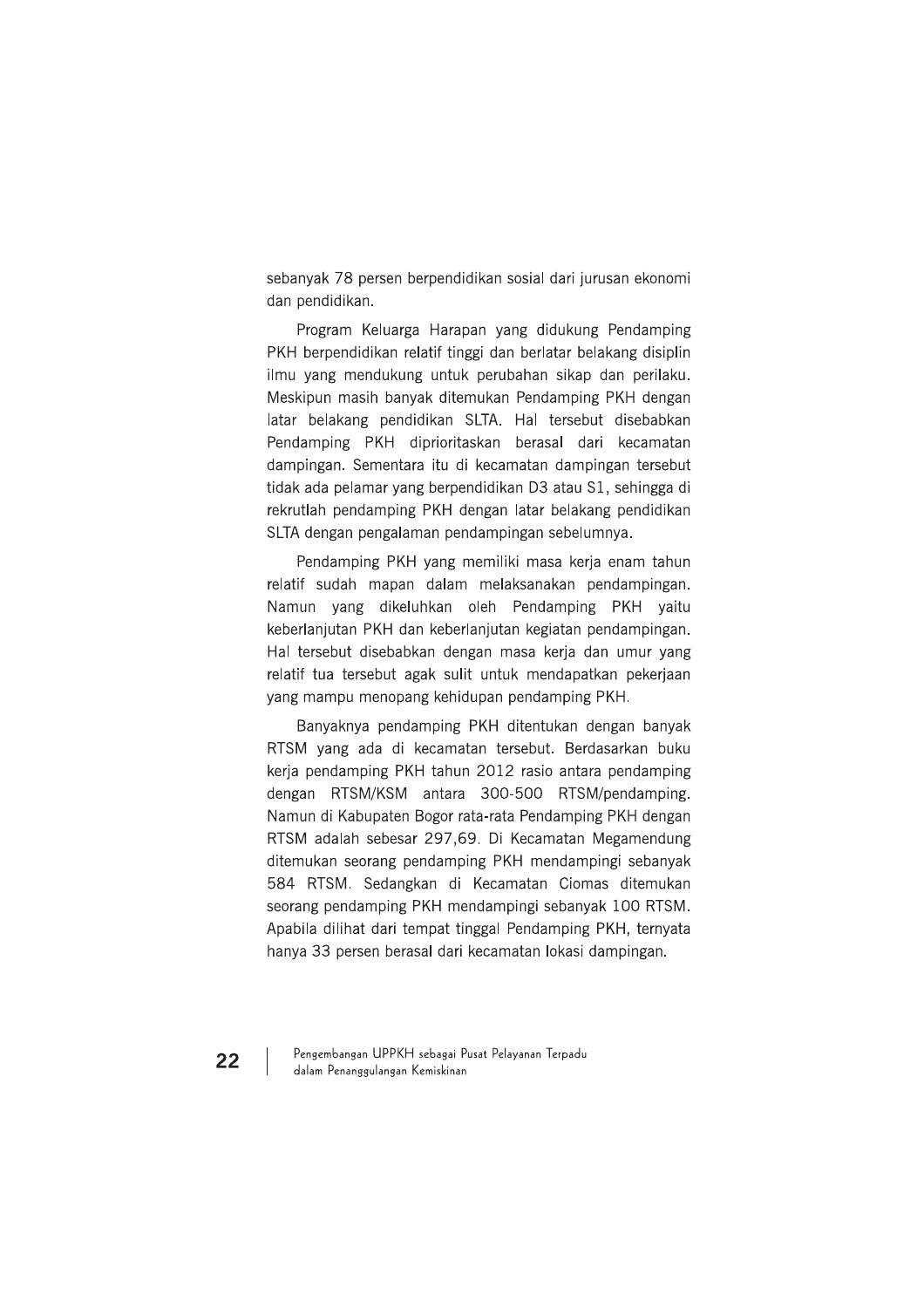sebanyak 78 persen berpendidikan sosial dari jurusan ekonomi dan pendidikan.

Program Keluarga Harapan yang didukung Pendamping PKH berpendidikan relatif tinggi dan berlatar belakang disiplin ilmu yang mendukung untuk perubahan sikap dan perilaku. Meskipun masih banyak ditemukan Pendamping PKH dengan latar belakang pendidikan SLTA. Hal tersebut disebabkan Pendamping PKH diprioritaskan berasal dari kecamatan dampingan. Sementara itu di kecamatan dampingan tersebut tidak ada pelamar yang berpendidikan D3 atau S1, sehingga di rekrutlah pendamping PKH dengan latar belakang pendidikan SLTA dengan pengalaman pendampingan sebelumnya.

Pendamping PKH yang memiliki masa kerja enam tahun relatif sudah mapan dalam melaksanakan pendampingan. Namun yang dikeluhkan oleh Pendamping PKH yaitu keberlanjutan PKH dan keberlanjutan kegiatan pendampingan. Hal tersebut disebabkan dengan masa kerja dan umur yang relatif tua tersebut agak sulit untuk mendapatkan pekerjaan yang mampu menopang kehidupan pendamping PKH.

Banyaknya pendamping PKH ditentukan dengan banyak RTSM yang ada di kecamatan tersebut. Berdasarkan buku kerja pendamping PKH tahun 2012 rasio antara pendamping dengan RTSM/KSM antara 300-500 RTSM/pendamping. Namun di Kabupaten Bogor rata-rata Pendamping PKH dengan RTSM adalah sebesar 297,69. Di Kecamatan Megamendung ditemukan seorang pendamping PKH mendampingi sebanyak 584 RTSM. Sedangkan di Kecamatan Ciomas ditemukan seorang pendamping PKH mendampingi sebanyak 100 RTSM. Apabila dilihat dari tempat tinggal Pendamping PKH, ternyata hanya 33 persen berasal dari kecamatan lokasi dampingan.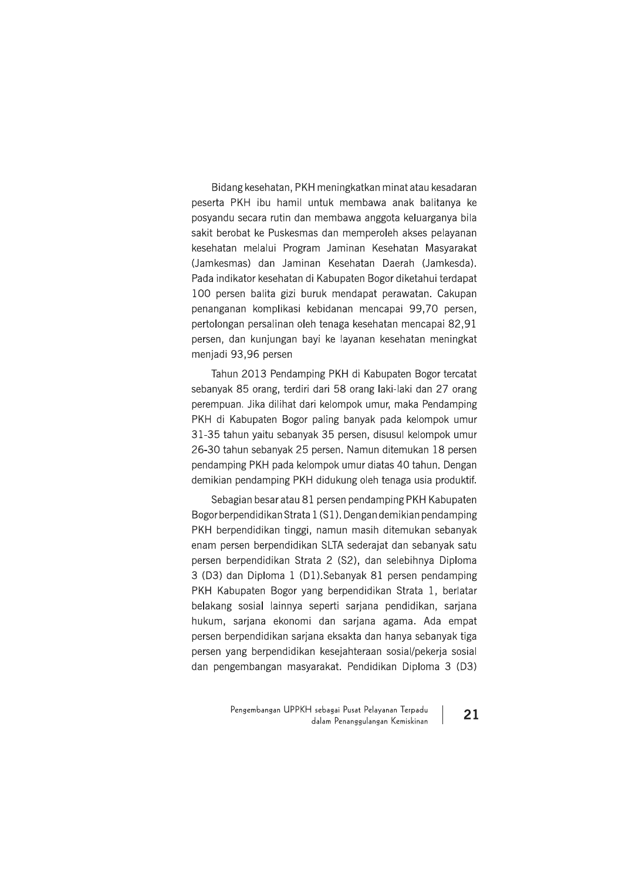Bidang kesehatan, PKH meningkatkan minat atau kesadaran peserta PKH ibu hamil untuk membawa anak balitanya ke posyandu secara rutin dan membawa anggota keluarganya bila sakit berobat ke Puskesmas dan memperoleh akses pelayanan kesehatan melalui Program Jaminan Kesehatan Masyarakat (Jamkesmas) dan Jaminan Kesehatan Daerah (Jamkesda). Pada indikator kesehatan di Kabupaten Bogor diketahui terdapat 100 persen balita gizi buruk mendapat perawatan. Cakupan penanganan komplikasi kebidanan mencapai 99,70 persen, pertolongan persalinan oleh tenaga kesehatan mencapai 82,91 persen, dan kunjungan bayi ke layanan kesehatan meningkat menjadi 93,96 persen

Tahun 2013 Pendamping PKH di Kabupaten Bogor tercatat sebanyak 85 orang, terdiri dari 58 orang laki-laki dan 27 orang perempuan. Jika dilihat dari kelompok umur, maka Pendamping PKH di Kabupaten Bogor paling banyak pada kelompok umur 31-35 tahun yaitu sebanyak 35 persen, disusul kelompok umur 26-30 tahun sebanyak 25 persen. Namun ditemukan 18 persen pendamping PKH pada kelompok umur diatas 40 tahun. Dengan demikian pendamping PKH didukung oleh tenaga usia produktif.

Sebagian besar atau 81 persen pendamping PKH Kabupaten Bogor berpendidikan Strata 1 (S1). Dengan demikian pendamping PKH berpendidikan tinggi, namun masih ditemukan sebanyak enam persen berpendidikan SLTA sederajat dan sebanyak satu persen berpendidikan Strata 2 (S2), dan selebihnya Diploma 3 (D3) dan Diploma 1 (D1).Sebanyak 81 persen pendamping PKH Kabupaten Bogor yang berpendidikan Strata 1, berlatar belakang sosial lainnya seperti sarjana pendidikan, sarjana hukum, sarjana ekonomi dan sarjana agama. Ada empat persen berpendidikan sarjana eksakta dan hanya sebanyak tiga persen yang berpendidikan kesejahteraan sosial/pekerja sosial dan pengembangan masyarakat. Pendidikan Diploma 3 (D3)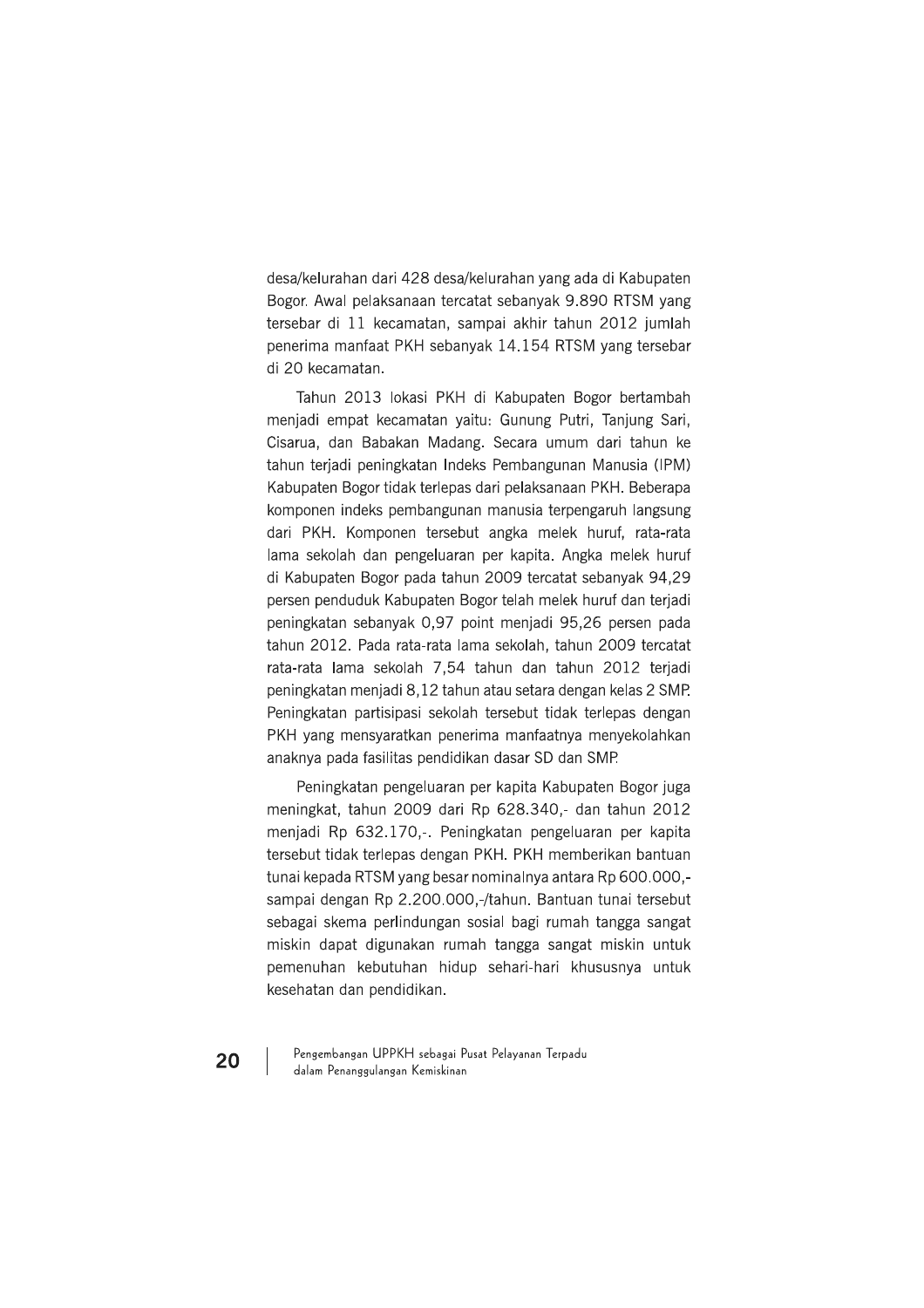desa/kelurahan dari 428 desa/kelurahan yang ada di Kabupaten Bogor. Awal pelaksanaan tercatat sebanyak 9.890 RTSM yang tersebar di 11 kecamatan, sampai akhir tahun 2012 jumlah penerima manfaat PKH sebanyak 14.154 RTSM yang tersebar di 20 kecamatan.

Tahun 2013 lokasi PKH di Kabupaten Bogor bertambah menjadi empat kecamatan yaitu: Gunung Putri, Tanjung Sari, Cisarua, dan Babakan Madang. Secara umum dari tahun ke tahun terjadi peningkatan Indeks Pembangunan Manusia (IPM) Kabupaten Bogor tidak terlepas dari pelaksanaan PKH. Beberapa komponen indeks pembangunan manusia terpengaruh langsung dari PKH. Komponen tersebut angka melek huruf, rata-rata lama sekolah dan pengeluaran per kapita. Angka melek huruf di Kabupaten Bogor pada tahun 2009 tercatat sebanyak 94,29 persen penduduk Kabupaten Bogor telah melek huruf dan terjadi peningkatan sebanyak 0,97 point menjadi 95,26 persen pada tahun 2012. Pada rata-rata lama sekolah, tahun 2009 tercatat rata-rata lama sekolah 7,54 tahun dan tahun 2012 terjadi peningkatan menjadi 8,12 tahun atau setara dengan kelas 2 SMP. Peningkatan partisipasi sekolah tersebut tidak terlepas dengan PKH yang mensyaratkan penerima manfaatnya menyekolahkan anaknya pada fasilitas pendidikan dasar SD dan SMP.

Peningkatan pengeluaran per kapita Kabupaten Bogor juga meningkat, tahun 2009 dari Rp 628.340,- dan tahun 2012 menjadi Rp 632.170,-. Peningkatan pengeluaran per kapita tersebut tidak terlepas dengan PKH. PKH memberikan bantuan tunai kepada RTSM yang besar nominalnya antara Rp 600.000,- sampai dengan Rp 2.200.000,-/tahun. Bantuan tunai tersebut sebagai skema perlindungan sosial bagi rumah tangga sangat miskin dapat digunakan rumah tangga sangat miskin untuk pemenuhan kebutuhan hidup sehari-hari khususnya untuk kesehatan dan pendidikan.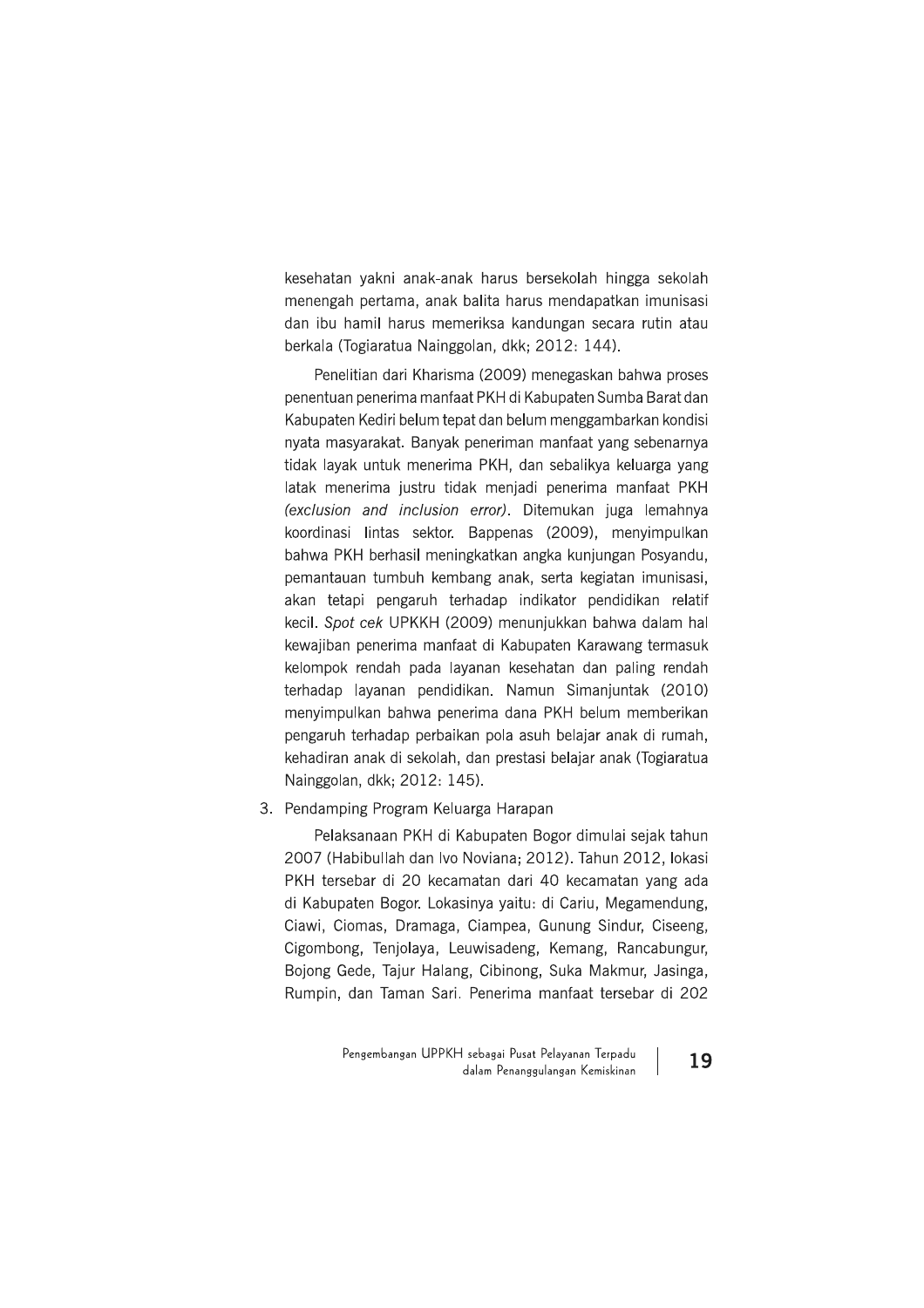kesehatan yakni anak-anak harus bersekolah hingga sekolah menengah pertama, anak balita harus mendapatkan imunisasi dan ibu hamil harus memeriksa kandungan secara rutin atau berkala (Togiaratua Nainggolan, dkk; 2012: 144).

Penelitian dari Kharisma (2009) menegaskan bahwa proses penentuan penerima manfaat PKH di Kabupaten Sumba Barat dan Kabupaten Kediri belum tepat dan belum menggambarkan kondisi nyata masyarakat. Banyak peneriman manfaat yang sebenarnya tidak layak untuk menerima PKH, dan sebalikya keluarga yang latak menerima justru tidak menjadi penerima manfaat PKH *(exclusion and inclusion error)*. Ditemukan juga lemahnya koordinasi lintas sektor. Bappenas (2009), menyimpulkan bahwa PKH berhasil meningkatkan angka kunjungan Posyandu, pemantauan tumbuh kembang anak, serta kegiatan imunisasi, akan tetapi pengaruh terhadap indikator pendidikan relatif kecil. *Spot cek* UPKKH (2009) menunjukkan bahwa dalam hal kewajiban penerima manfaat di Kabupaten Karawang termasuk kelompok rendah pada layanan kesehatan dan paling rendah terhadap layanan pendidikan. Namun Simanjuntak (2010) menyimpulkan bahwa penerima dana PKH belum memberikan pengaruh terhadap perbaikan pola asuh belajar anak di rumah, kehadiran anak di sekolah, dan prestasi belajar anak (Togiaratua Nainggolan, dkk; 2012: 145).

3. Pendamping Program Keluarga Harapan

Pelaksanaan PKH di Kabupaten Bogor dimulai sejak tahun 2007 (Habibullah dan Ivo Noviana; 2012). Tahun 2012, lokasi PKH tersebar di 20 kecamatan dari 40 kecamatan yang ada di Kabupaten Bogor. Lokasinya yaitu: di Cariu, Megamendung, Ciawi, Ciomas, Dramaga, Ciampea, Gunung Sindur, Ciseeng, Cigombong, Tenjolaya, Leuwisadeng, Kemang, Rancabungur, Bojong Gede, Tajur Halang, Cibinong, Suka Makmur, Jasinga, Rumpin, dan Taman Sari. Penerima manfaat tersebar di 202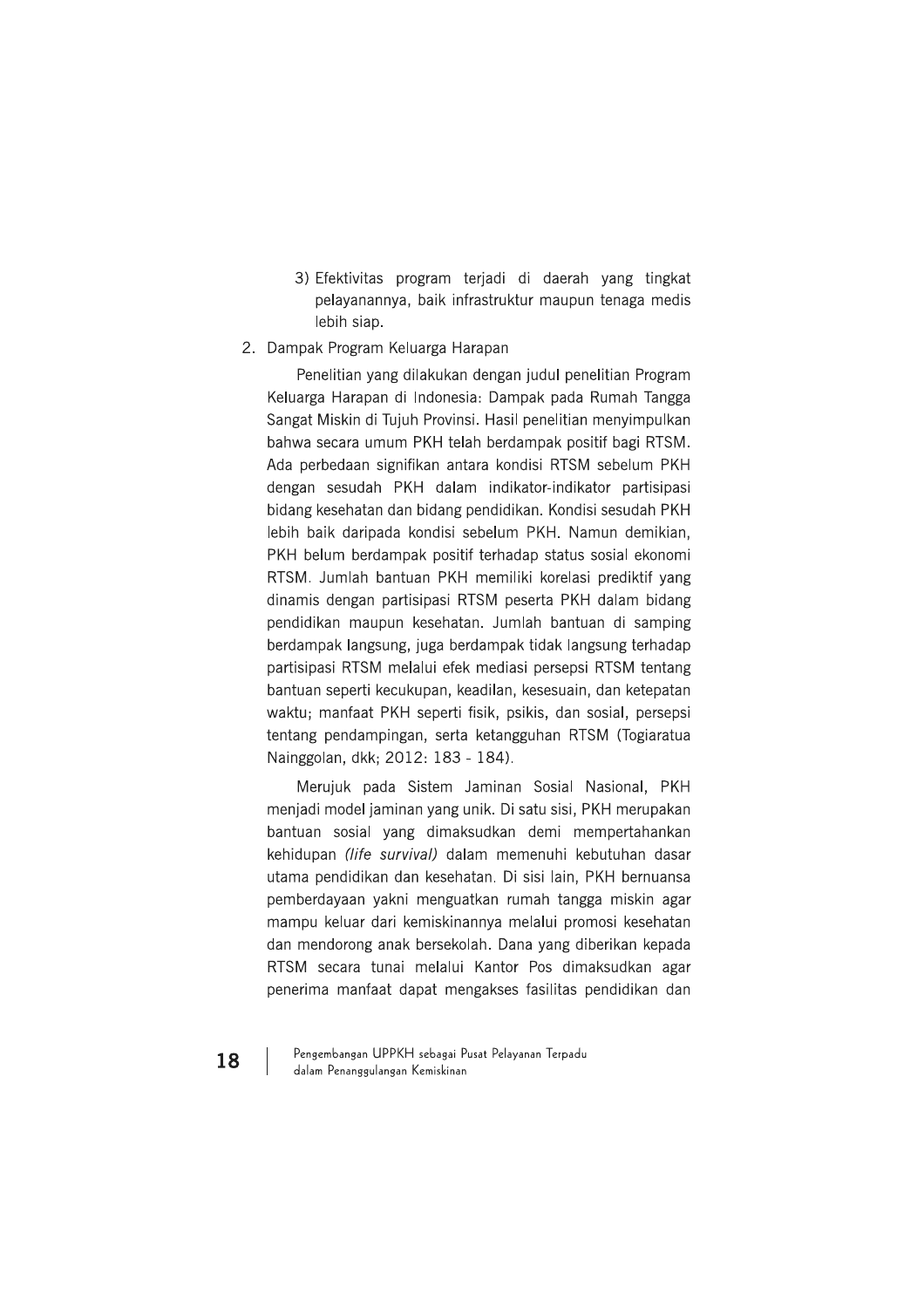3) Efektivitas program terjadi di daerah yang tingkat pelayanannya, baik infrastruktur maupun tenaga medis lebih siap.

2. Dampak Program Keluarga Harapan

   Penelitian yang dilakukan dengan judul penelitian Program Keluarga Harapan di Indonesia: Dampak pada Rumah Tangga Sangat Miskin di Tujuh Provinsi. Hasil penelitian menyimpulkan bahwa secara umum PKH telah berdampak positif bagi RTSM. Ada perbedaan signifikan antara kondisi RTSM sebelum PKH dengan sesudah PKH dalam indikator-indikator partisipasi bidang kesehatan dan bidang pendidikan. Kondisi sesudah PKH lebih baik daripada kondisi sebelum PKH. Namun demikian, PKH belum berdampak positif terhadap status sosial ekonomi RTSM. Jumlah bantuan PKH memiliki korelasi prediktif yang dinamis dengan partisipasi RTSM peserta PKH dalam bidang pendidikan maupun kesehatan. Jumlah bantuan di samping berdampak langsung, juga berdampak tidak langsung terhadap partisipasi RTSM melalui efek mediasi persepsi RTSM tentang bantuan seperti kecukupan, keadilan, kesesuain, dan ketepatan waktu; manfaat PKH seperti fisik, psikis, dan sosial, persepsi tentang pendampingan, serta ketangguhan RTSM (Togiaratua Nainggolan, dkk; 2012: 183 - 184).

   Merujuk pada Sistem Jaminan Sosial Nasional, PKH menjadi model jaminan yang unik. Di satu sisi, PKH merupakan bantuan sosial yang dimaksudkan demi mempertahankan kehidupan *(life survival)* dalam memenuhi kebutuhan dasar utama pendidikan dan kesehatan. Di sisi lain, PKH bernuansa pemberdayaan yakni menguatkan rumah tangga miskin agar mampu keluar dari kemiskinannya melalui promosi kesehatan dan mendorong anak bersekolah. Dana yang diberikan kepada RTSM secara tunai melalui Kantor Pos dimaksudkan agar penerima manfaat dapat mengakses fasilitas pendidikan dan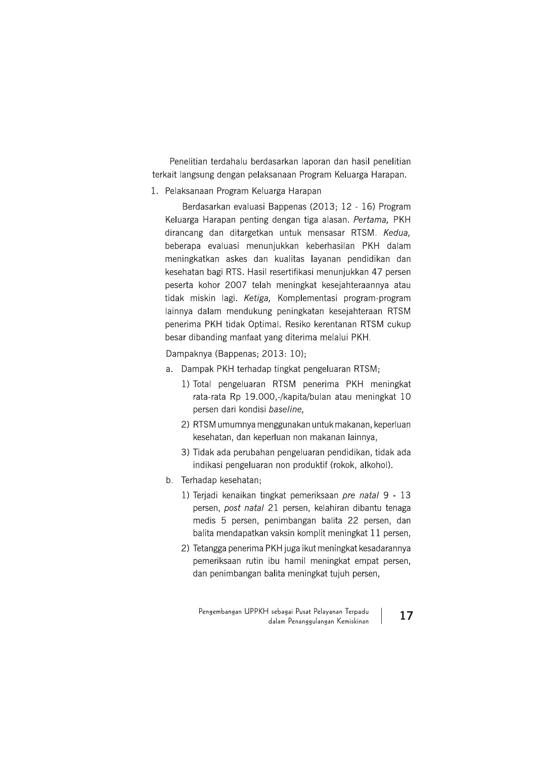Penelitian terdahalu berdasarkan laporan dan hasil penelitian terkait langsung dengan pelaksanaan Program Keluarga Harapan.

1. Pelaksanaan Program Keluarga Harapan

   Berdasarkan evaluasi Bappenas (2013; 12 - 16) Program Keluarga Harapan penting dengan tiga alasan. *Pertama,* PKH dirancang dan ditargetkan untuk mensasar RTSM. *Kedua,* beberapa evaluasi menunjukkan keberhasilan PKH dalam meningkatkan askes dan kualitas layanan pendidikan dan kesehatan bagi RTS. Hasil resertifikasi menunjukkan 47 persen peserta kohor 2007 telah meningkat kesejahteraannya atau tidak miskin lagi. *Ketiga,* Komplementasi program-program lainnya dalam mendukung peningkatan kesejahteraan RTSM penerima PKH tidak Optimal. Resiko kerentanan RTSM cukup besar dibanding manfaat yang diterima melalui PKH.

   Dampaknya (Bappenas; 2013: 10);

   a. Dampak PKH terhadap tingkat pengeluaran RTSM;
      1) Total pengeluaran RTSM penerima PKH meningkat rata-rata Rp 19.000,-/kapita/bulan atau meningkat 10 persen dari kondisi *baseline,*
      2) RTSM umumnya menggunakan untuk makanan, keperluan kesehatan, dan keperluan non makanan lainnya,
      3) Tidak ada perubahan pengeluaran pendidikan, tidak ada indikasi pengeluaran non produktif (rokok, alkohol).
   b. Terhadap kesehatan;
      1) Terjadi kenaikan tingkat pemeriksaan *pre natal* 9 - 13 persen, *post natal* 21 persen, kelahiran dibantu tenaga medis 5 persen, penimbangan balita 22 persen, dan balita mendapatkan vaksin komplit meningkat 11 persen,
      2) Tetangga penerima PKH juga ikut meningkat kesadarannya pemeriksaan rutin ibu hamil meningkat empat persen, dan penimbangan balita meningkat tujuh persen,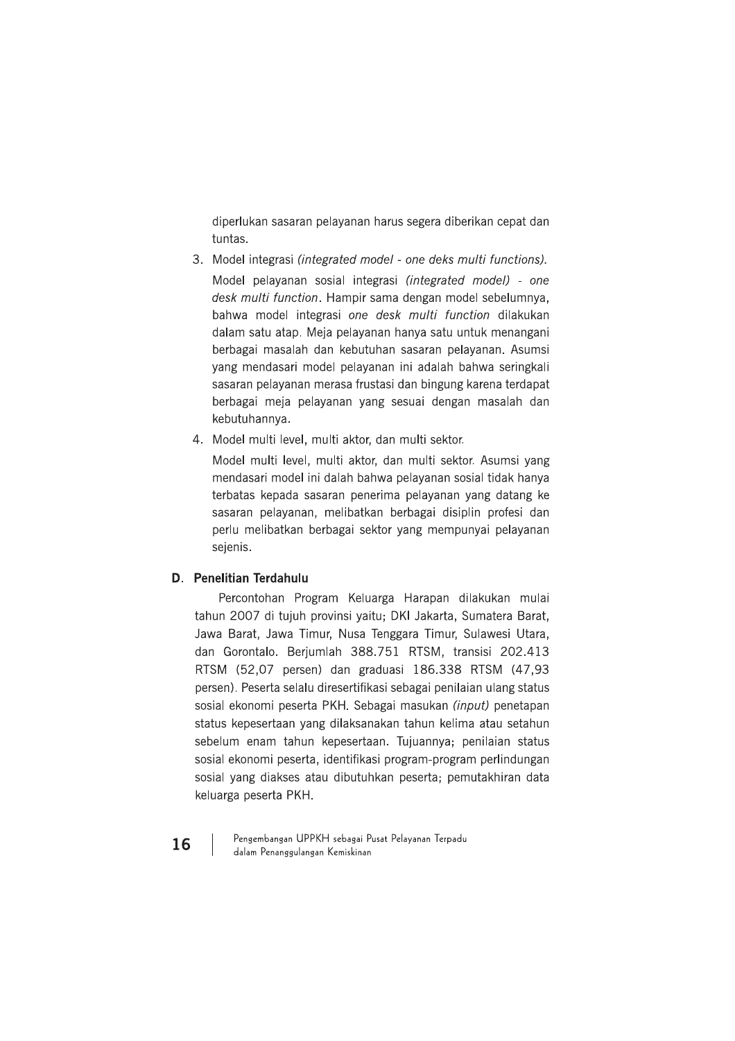diperlukan sasaran pelayanan harus segera diberikan cepat dan tuntas.

3. Model integrasi *(integrated model - one deks multi functions).*

   Model pelayanan sosial integrasi *(integrated model) - one desk multi function*. Hampir sama dengan model sebelumnya, bahwa model integrasi *one desk multi function* dilakukan dalam satu atap. Meja pelayanan hanya satu untuk menangani berbagai masalah dan kebutuhan sasaran pelayanan. Asumsi yang mendasari model pelayanan ini adalah bahwa seringkali sasaran pelayanan merasa frustasi dan bingung karena terdapat berbagai meja pelayanan yang sesuai dengan masalah dan kebutuhannya.

4. Model multi level, multi aktor, dan multi sektor.

   Model multi level, multi aktor, dan multi sektor. Asumsi yang mendasari model ini dalah bahwa pelayanan sosial tidak hanya terbatas kepada sasaran penerima pelayanan yang datang ke sasaran pelayanan, melibatkan berbagai disiplin profesi dan perlu melibatkan berbagai sektor yang mempunyai pelayanan sejenis.

## D. Penelitian Terdahulu

Percontohan Program Keluarga Harapan dilakukan mulai tahun 2007 di tujuh provinsi yaitu; DKI Jakarta, Sumatera Barat, Jawa Barat, Jawa Timur, Nusa Tenggara Timur, Sulawesi Utara, dan Gorontalo. Berjumlah 388.751 RTSM, transisi 202.413 RTSM (52,07 persen) dan graduasi 186.338 RTSM (47,93 persen). Peserta selalu diresertifikasi sebagai penilaian ulang status sosial ekonomi peserta PKH. Sebagai masukan *(input)* penetapan status kepesertaan yang dilaksanakan tahun kelima atau setahun sebelum enam tahun kepesertaan. Tujuannya; penilaian status sosial ekonomi peserta, identifikasi program-program perlindungan sosial yang diakses atau dibutuhkan peserta; pemutakhiran data keluarga peserta PKH.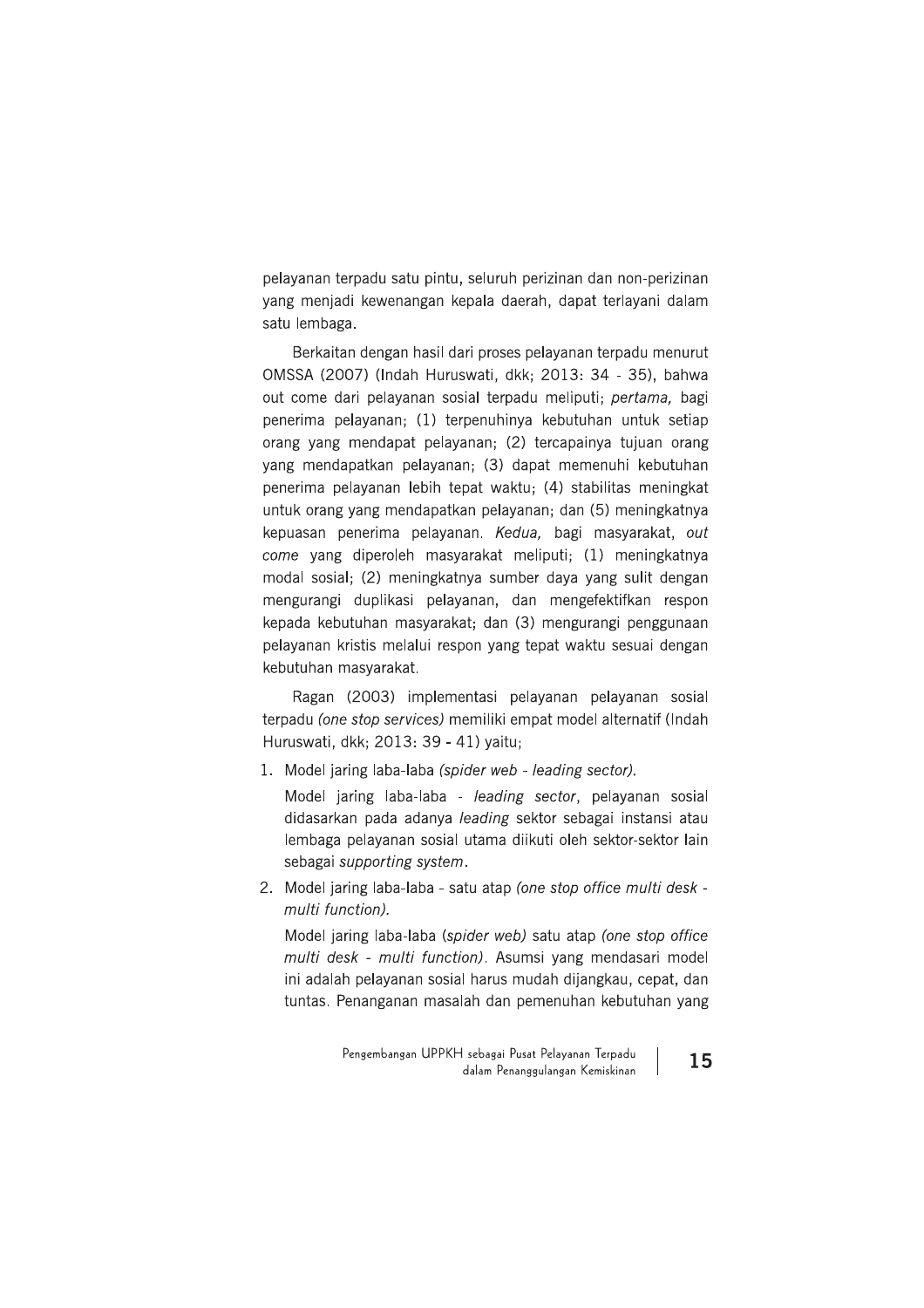pelayanan terpadu satu pintu, seluruh perizinan dan non-perizinan yang menjadi kewenangan kepala daerah, dapat terlayani dalam satu lembaga.

Berkaitan dengan hasil dari proses pelayanan terpadu menurut OMSSA (2007) (Indah Huruswati, dkk; 2013: 34 - 35), bahwa out come dari pelayanan sosial terpadu meliputi; *pertama,* bagi penerima pelayanan; (1) terpenuhinya kebutuhan untuk setiap orang yang mendapat pelayanan; (2) tercapainya tujuan orang yang mendapatkan pelayanan; (3) dapat memenuhi kebutuhan penerima pelayanan lebih tepat waktu; (4) stabilitas meningkat untuk orang yang mendapatkan pelayanan; dan (5) meningkatnya kepuasan penerima pelayanan. *Kedua,* bagi masyarakat, *out come* yang diperoleh masyarakat meliputi; (1) meningkatnya modal sosial; (2) meningkatnya sumber daya yang sulit dengan mengurangi duplikasi pelayanan, dan mengefektifkan respon kepada kebutuhan masyarakat; dan (3) mengurangi penggunaan pelayanan kristis melalui respon yang tepat waktu sesuai dengan kebutuhan masyarakat.

Ragan (2003) implementasi pelayanan pelayanan sosial terpadu *(one stop services)* memiliki empat model alternatif (Indah Huruswati, dkk; 2013: 39 - 41) yaitu;

1. Model jaring laba-laba *(spider web - leading sector).*

   Model jaring laba-laba - *leading sector*, pelayanan sosial didasarkan pada adanya *leading* sektor sebagai instansi atau lembaga pelayanan sosial utama diikuti oleh sektor-sektor lain sebagai *supporting system*.

2. Model jaring laba-laba - satu atap *(one stop office multi desk - multi function).*

   Model jaring laba-laba (*spider web)* satu atap *(one stop office multi desk - multi function)*. Asumsi yang mendasari model ini adalah pelayanan sosial harus mudah dijangkau, cepat, dan tuntas. Penanganan masalah dan pemenuhan kebutuhan yang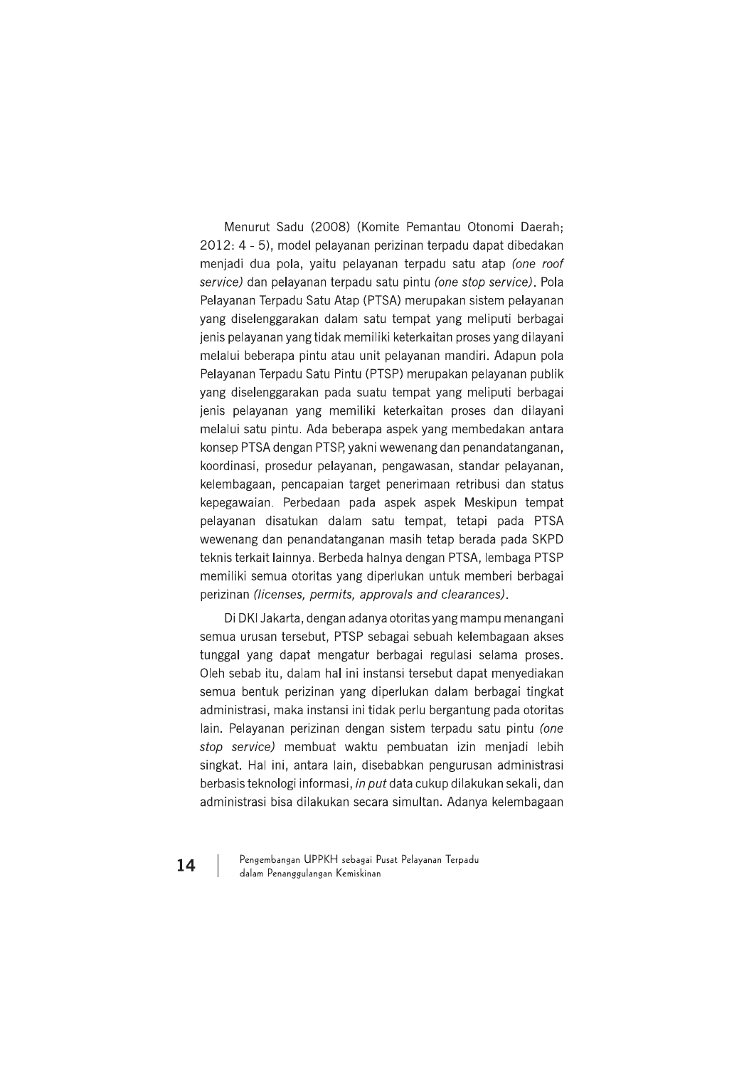Menurut Sadu (2008) (Komite Pemantau Otonomi Daerah; 2012: 4 - 5), model pelayanan perizinan terpadu dapat dibedakan menjadi dua pola, yaitu pelayanan terpadu satu atap *(one roof service)* dan pelayanan terpadu satu pintu *(one stop service)*. Pola Pelayanan Terpadu Satu Atap (PTSA) merupakan sistem pelayanan yang diselenggarakan dalam satu tempat yang meliputi berbagai jenis pelayanan yang tidak memiliki keterkaitan proses yang dilayani melalui beberapa pintu atau unit pelayanan mandiri. Adapun pola Pelayanan Terpadu Satu Pintu (PTSP) merupakan pelayanan publik yang diselenggarakan pada suatu tempat yang meliputi berbagai jenis pelayanan yang memiliki keterkaitan proses dan dilayani melalui satu pintu. Ada beberapa aspek yang membedakan antara konsep PTSA dengan PTSP, yakni wewenang dan penandatanganan, koordinasi, prosedur pelayanan, pengawasan, standar pelayanan, kelembagaan, pencapaian target penerimaan retribusi dan status kepegawaian. Perbedaan pada aspek aspek Meskipun tempat pelayanan disatukan dalam satu tempat, tetapi pada PTSA wewenang dan penandatanganan masih tetap berada pada SKPD teknis terkait lainnya. Berbeda halnya dengan PTSA, lembaga PTSP memiliki semua otoritas yang diperlukan untuk memberi berbagai perizinan *(licenses, permits, approvals and clearances)*.

Di DKI Jakarta, dengan adanya otoritas yang mampu menangani semua urusan tersebut, PTSP sebagai sebuah kelembagaan akses tunggal yang dapat mengatur berbagai regulasi selama proses. Oleh sebab itu, dalam hal ini instansi tersebut dapat menyediakan semua bentuk perizinan yang diperlukan dalam berbagai tingkat administrasi, maka instansi ini tidak perlu bergantung pada otoritas lain. Pelayanan perizinan dengan sistem terpadu satu pintu *(one stop service)* membuat waktu pembuatan izin menjadi lebih singkat. Hal ini, antara lain, disebabkan pengurusan administrasi berbasis teknologi informasi, *in put* data cukup dilakukan sekali, dan administrasi bisa dilakukan secara simultan. Adanya kelembagaan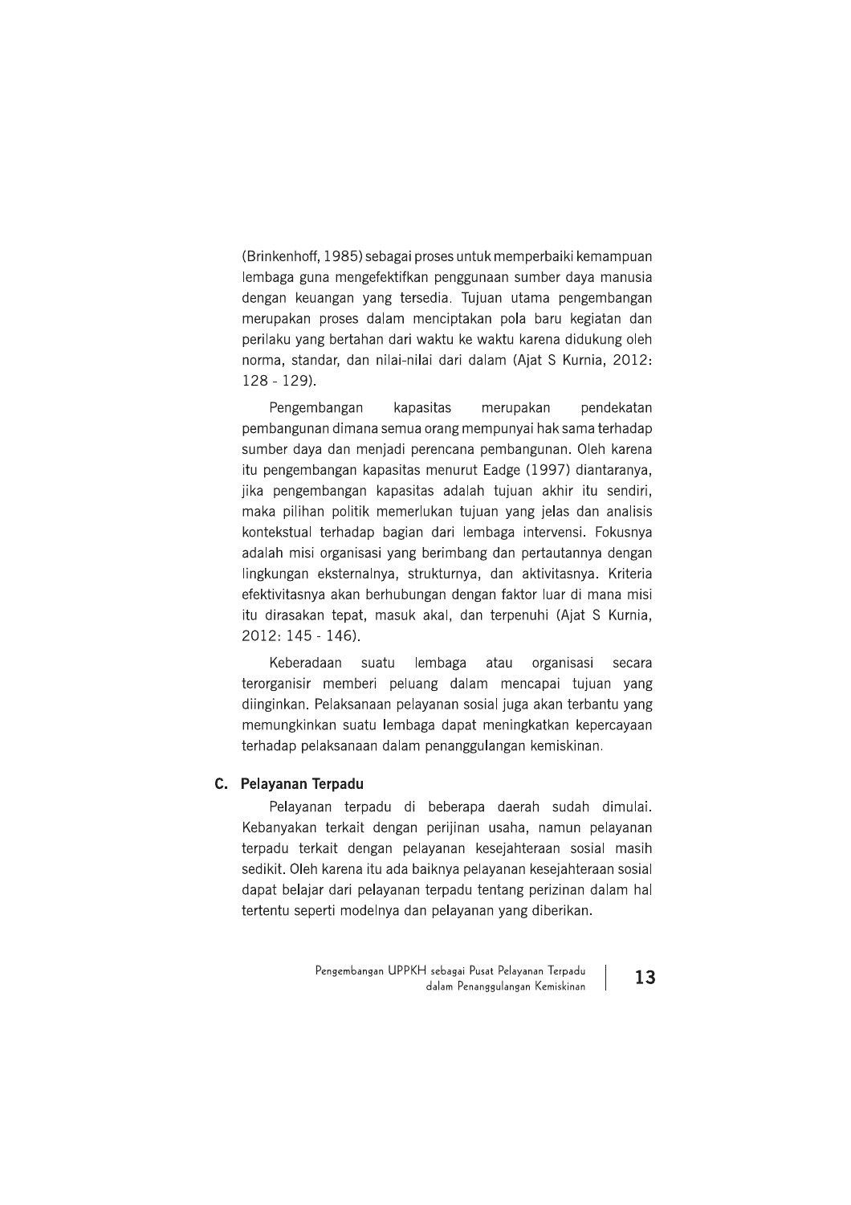(Brinkenhoff, 1985) sebagai proses untuk memperbaiki kemampuan lembaga guna mengefektifkan penggunaan sumber daya manusia dengan keuangan yang tersedia. Tujuan utama pengembangan merupakan proses dalam menciptakan pola baru kegiatan dan perilaku yang bertahan dari waktu ke waktu karena didukung oleh norma, standar, dan nilai-nilai dari dalam (Ajat S Kurnia, 2012: 128 - 129).

Pengembangan kapasitas merupakan pendekatan pembangunan dimana semua orang mempunyai hak sama terhadap sumber daya dan menjadi perencana pembangunan. Oleh karena itu pengembangan kapasitas menurut Eadge (1997) diantaranya, jika pengembangan kapasitas adalah tujuan akhir itu sendiri, maka pilihan politik memerlukan tujuan yang jelas dan analisis kontekstual terhadap bagian dari lembaga intervensi. Fokusnya adalah misi organisasi yang berimbang dan pertautannya dengan lingkungan eksternalnya, strukturnya, dan aktivitasnya. Kriteria efektivitasnya akan berhubungan dengan faktor luar di mana misi itu dirasakan tepat, masuk akal, dan terpenuhi (Ajat S Kurnia, 2012: 145 - 146).

Keberadaan suatu lembaga atau organisasi secara terorganisir memberi peluang dalam mencapai tujuan yang diinginkan. Pelaksanaan pelayanan sosial juga akan terbantu yang memungkinkan suatu lembaga dapat meningkatkan kepercayaan terhadap pelaksanaan dalam penanggulangan kemiskinan.

## C. Pelayanan Terpadu

Pelayanan terpadu di beberapa daerah sudah dimulai. Kebanyakan terkait dengan perijinan usaha, namun pelayanan terpadu terkait dengan pelayanan kesejahteraan sosial masih sedikit. Oleh karena itu ada baiknya pelayanan kesejahteraan sosial dapat belajar dari pelayanan terpadu tentang perizinan dalam hal tertentu seperti modelnya dan pelayanan yang diberikan.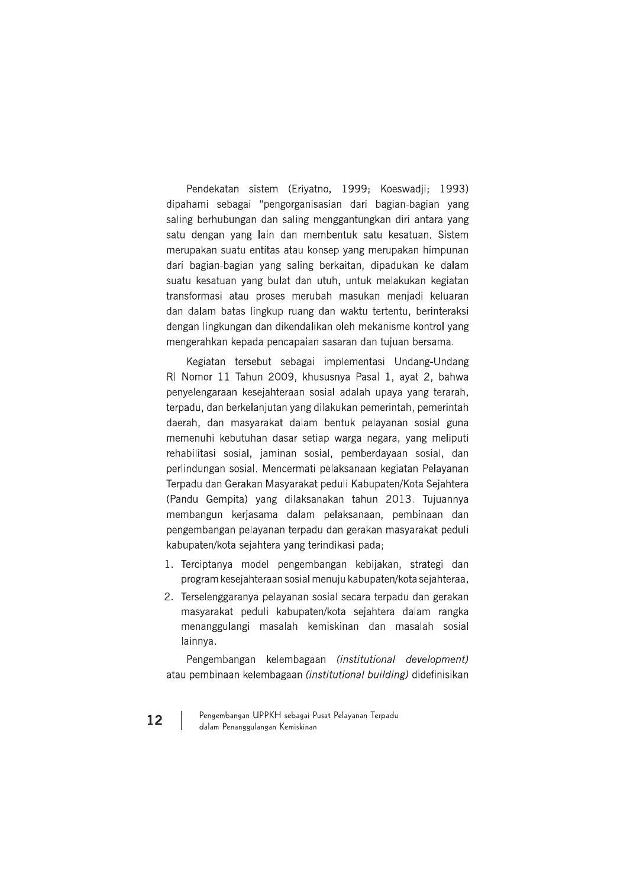Pendekatan sistem (Eriyatno, 1999; Koeswadji; 1993) dipahami sebagai "pengorganisasian dari bagian-bagian yang saling berhubungan dan saling menggantungkan diri antara yang satu dengan yang lain dan membentuk satu kesatuan. Sistem merupakan suatu entitas atau konsep yang merupakan himpunan dari bagian-bagian yang saling berkaitan, dipadukan ke dalam suatu kesatuan yang bulat dan utuh, untuk melakukan kegiatan transformasi atau proses merubah masukan menjadi keluaran dan dalam batas lingkup ruang dan waktu tertentu, berinteraksi dengan lingkungan dan dikendalikan oleh mekanisme kontrol yang mengerahkan kepada pencapaian sasaran dan tujuan bersama.

Kegiatan tersebut sebagai implementasi Undang-Undang RI Nomor 11 Tahun 2009, khususnya Pasal 1, ayat 2, bahwa penyelengaraan kesejahteraan sosial adalah upaya yang terarah, terpadu, dan berkelanjutan yang dilakukan pemerintah, pemerintah daerah, dan masyarakat dalam bentuk pelayanan sosial guna memenuhi kebutuhan dasar setiap warga negara, yang meliputi rehabilitasi sosial, jaminan sosial, pemberdayaan sosial, dan perlindungan sosial. Mencermati pelaksanaan kegiatan Pelayanan Terpadu dan Gerakan Masyarakat peduli Kabupaten/Kota Sejahtera (Pandu Gempita) yang dilaksanakan tahun 2013. Tujuannya membangun kerjasama dalam pelaksanaan, pembinaan dan pengembangan pelayanan terpadu dan gerakan masyarakat peduli kabupaten/kota sejahtera yang terindikasi pada;

1. Terciptanya model pengembangan kebijakan, strategi dan program kesejahteraan sosial menuju kabupaten/kota sejahteraa,
2. Terselenggaranya pelayanan sosial secara terpadu dan gerakan masyarakat peduli kabupaten/kota sejahtera dalam rangka menanggulangi masalah kemiskinan dan masalah sosial lainnya.

Pengembangan kelembagaan *(institutional development)* atau pembinaan kelembagaan *(institutional building)* didefinisikan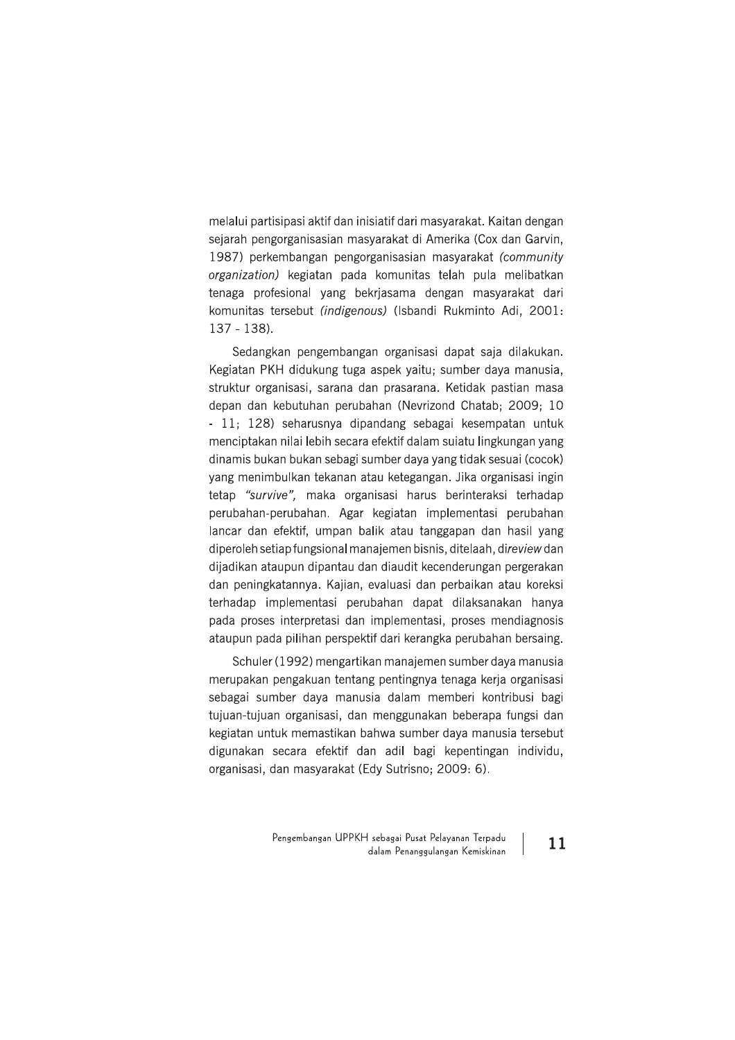melalui partisipasi aktif dan inisiatif dari masyarakat. Kaitan dengan sejarah pengorganisasian masyarakat di Amerika (Cox dan Garvin, 1987) perkembangan pengorganisasian masyarakat *(community organization)* kegiatan pada komunitas telah pula melibatkan tenaga profesional yang bekrjasama dengan masyarakat dari komunitas tersebut *(indigenous)* (Isbandi Rukminto Adi, 2001: 137 - 138).

Sedangkan pengembangan organisasi dapat saja dilakukan. Kegiatan PKH didukung tuga aspek yaitu; sumber daya manusia, struktur organisasi, sarana dan prasarana. Ketidak pastian masa depan dan kebutuhan perubahan (Nevrizond Chatab; 2009; 10 - 11; 128) seharusnya dipandang sebagai kesempatan untuk menciptakan nilai lebih secara efektif dalam suiatu lingkungan yang dinamis bukan bukan sebagi sumber daya yang tidak sesuai (cocok) yang menimbulkan tekanan atau ketegangan. Jika organisasi ingin tetap *"survive",* maka organisasi harus berinteraksi terhadap perubahan-perubahan. Agar kegiatan implementasi perubahan lancar dan efektif, umpan balik atau tanggapan dan hasil yang diperoleh setiap fungsional manajemen bisnis, ditelaah, di*review* dan dijadikan ataupun dipantau dan diaudit kecenderungan pergerakan dan peningkatannya. Kajian, evaluasi dan perbaikan atau koreksi terhadap implementasi perubahan dapat dilaksanakan hanya pada proses interpretasi dan implementasi, proses mendiagnosis ataupun pada pilihan perspektif dari kerangka perubahan bersaing.

Schuler (1992) mengartikan manajemen sumber daya manusia merupakan pengakuan tentang pentingnya tenaga kerja organisasi sebagai sumber daya manusia dalam memberi kontribusi bagi tujuan-tujuan organisasi, dan menggunakan beberapa fungsi dan kegiatan untuk memastikan bahwa sumber daya manusia tersebut digunakan secara efektif dan adil bagi kepentingan individu, organisasi, dan masyarakat (Edy Sutrisno; 2009: 6).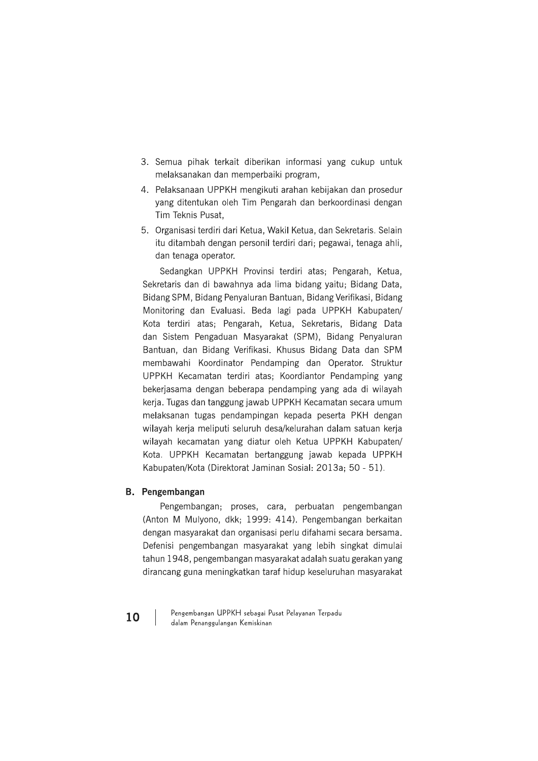3. Semua pihak terkait diberikan informasi yang cukup untuk melaksanakan dan memperbaiki program,
4. Pelaksanaan UPPKH mengikuti arahan kebijakan dan prosedur yang ditentukan oleh Tim Pengarah dan berkoordinasi dengan Tim Teknis Pusat,
5. Organisasi terdiri dari Ketua, Wakil Ketua, dan Sekretaris. Selain itu ditambah dengan personil terdiri dari; pegawai, tenaga ahli, dan tenaga operator.

Sedangkan UPPKH Provinsi terdiri atas; Pengarah, Ketua, Sekretaris dan di bawahnya ada lima bidang yaitu; Bidang Data, Bidang SPM, Bidang Penyaluran Bantuan, Bidang Verifikasi, Bidang Monitoring dan Evaluasi. Beda lagi pada UPPKH Kabupaten/Kota terdiri atas; Pengarah, Ketua, Sekretaris, Bidang Data dan Sistem Pengaduan Masyarakat (SPM), Bidang Penyaluran Bantuan, dan Bidang Verifikasi. Khusus Bidang Data dan SPM membawahi Koordinator Pendamping dan Operator. Struktur UPPKH Kecamatan terdiri atas; Koordiantor Pendamping yang bekerjasama dengan beberapa pendamping yang ada di wilayah kerja. Tugas dan tanggung jawab UPPKH Kecamatan secara umum melaksanan tugas pendampingan kepada peserta PKH dengan wilayah kerja meliputi seluruh desa/kelurahan dalam satuan kerja wilayah kecamatan yang diatur oleh Ketua UPPKH Kabupaten/Kota. UPPKH Kecamatan bertanggung jawab kepada UPPKH Kabupaten/Kota (Direktorat Jaminan Sosial: 2013a; 50 - 51).

## B. Pengembangan

Pengembangan; proses, cara, perbuatan pengembangan (Anton M Mulyono, dkk; 1999: 414). Pengembangan berkaitan dengan masyarakat dan organisasi perlu difahami secara bersama. Defenisi pengembangan masyarakat yang lebih singkat dimulai tahun 1948, pengembangan masyarakat adalah suatu gerakan yang dirancang guna meningkatkan taraf hidup keseluruhan masyarakat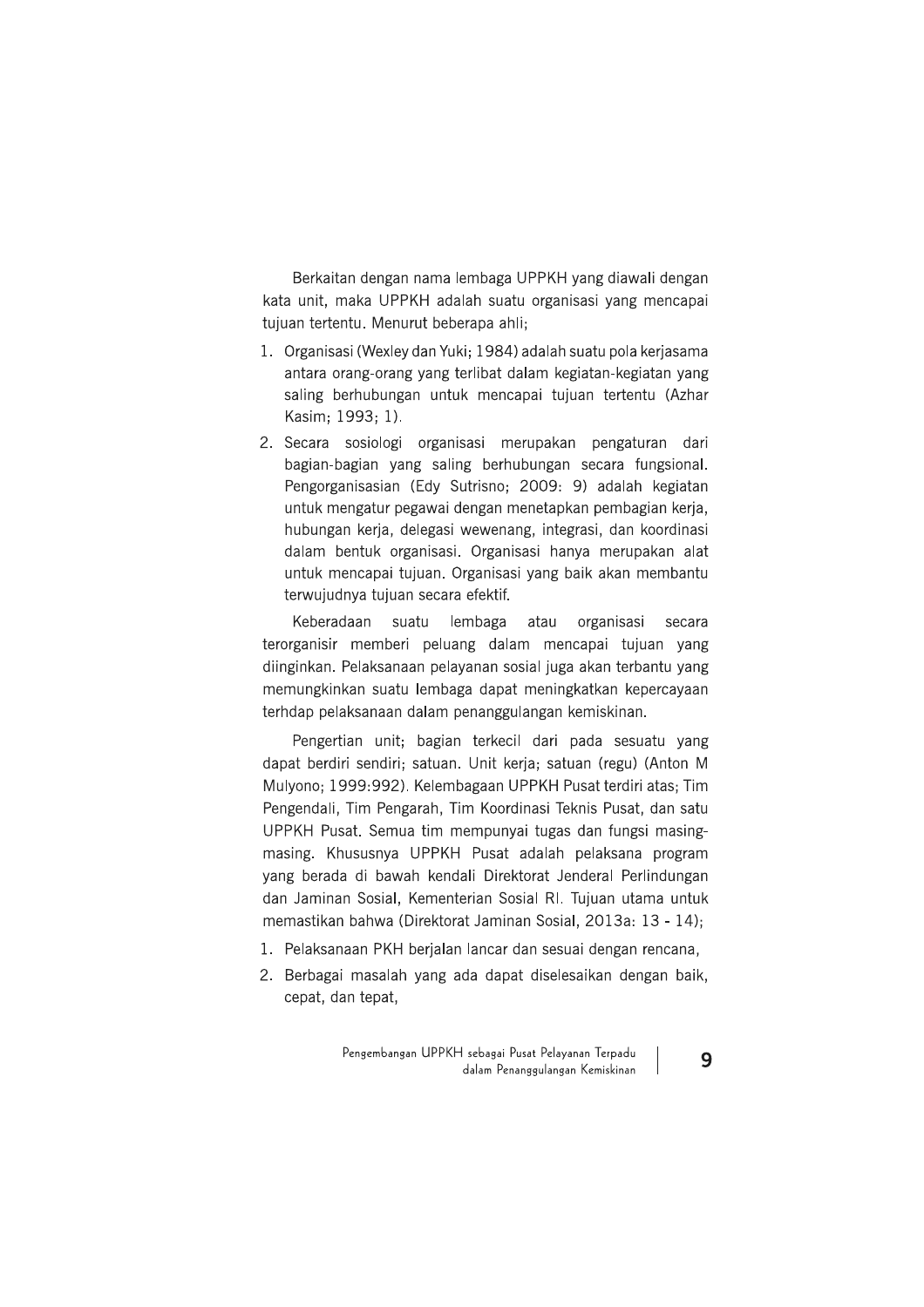Berkaitan dengan nama lembaga UPPKH yang diawali dengan kata unit, maka UPPKH adalah suatu organisasi yang mencapai tujuan tertentu. Menurut beberapa ahli;

1. Organisasi (Wexley dan Yuki; 1984) adalah suatu pola kerjasama antara orang-orang yang terlibat dalam kegiatan-kegiatan yang saling berhubungan untuk mencapai tujuan tertentu (Azhar Kasim; 1993; 1).
2. Secara sosiologi organisasi merupakan pengaturan dari bagian-bagian yang saling berhubungan secara fungsional. Pengorganisasian (Edy Sutrisno; 2009: 9) adalah kegiatan untuk mengatur pegawai dengan menetapkan pembagian kerja, hubungan kerja, delegasi wewenang, integrasi, dan koordinasi dalam bentuk organisasi. Organisasi hanya merupakan alat untuk mencapai tujuan. Organisasi yang baik akan membantu terwujudnya tujuan secara efektif.

Keberadaan suatu lembaga atau organisasi secara terorganisir memberi peluang dalam mencapai tujuan yang diinginkan. Pelaksanaan pelayanan sosial juga akan terbantu yang memungkinkan suatu lembaga dapat meningkatkan kepercayaan terhdap pelaksanaan dalam penanggulangan kemiskinan.

Pengertian unit; bagian terkecil dari pada sesuatu yang dapat berdiri sendiri; satuan. Unit kerja; satuan (regu) (Anton M Mulyono; 1999:992). Kelembagaan UPPKH Pusat terdiri atas; Tim Pengendali, Tim Pengarah, Tim Koordinasi Teknis Pusat, dan satu UPPKH Pusat. Semua tim mempunyai tugas dan fungsi masing-masing. Khususnya UPPKH Pusat adalah pelaksana program yang berada di bawah kendali Direktorat Jenderal Perlindungan dan Jaminan Sosial, Kementerian Sosial RI. Tujuan utama untuk memastikan bahwa (Direktorat Jaminan Sosial, 2013a: 13 - 14);

1. Pelaksanaan PKH berjalan lancar dan sesuai dengan rencana,
2. Berbagai masalah yang ada dapat diselesaikan dengan baik, cepat, dan tepat,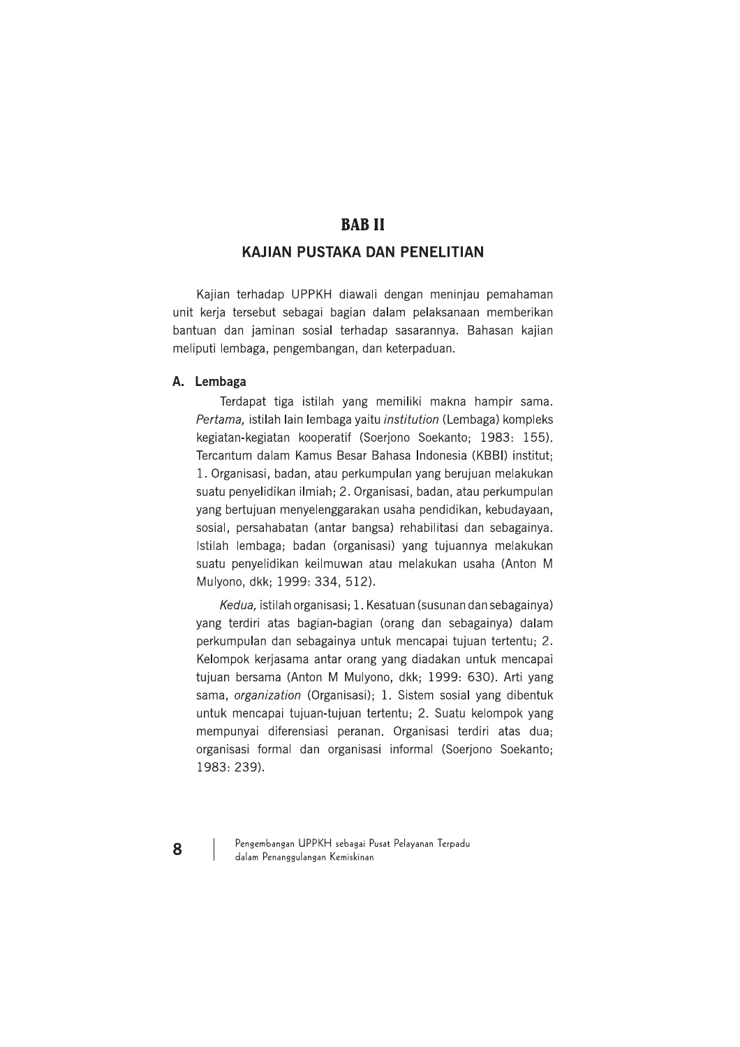# BAB II

## KAJIAN PUSTAKA DAN PENELITIAN

Kajian terhadap UPPKH diawali dengan meninjau pemahaman unit kerja tersebut sebagai bagian dalam pelaksanaan memberikan bantuan dan jaminan sosial terhadap sasarannya. Bahasan kajian meliputi lembaga, pengembangan, dan keterpaduan.

### A. Lembaga

Terdapat tiga istilah yang memiliki makna hampir sama. *Pertama,* istilah lain lembaga yaitu *institution* (Lembaga) kompleks kegiatan-kegiatan kooperatif (Soerjono Soekanto; 1983: 155). Tercantum dalam Kamus Besar Bahasa Indonesia (KBBI) institut; 1. Organisasi, badan, atau perkumpulan yang berujuan melakukan suatu penyelidikan ilmiah; 2. Organisasi, badan, atau perkumpulan yang bertujuan menyelenggarakan usaha pendidikan, kebudayaan, sosial, persahabatan (antar bangsa) rehabilitasi dan sebagainya. Istilah lembaga; badan (organisasi) yang tujuannya melakukan suatu penyelidikan keilmuwan atau melakukan usaha (Anton M Mulyono, dkk; 1999: 334, 512).

*Kedua,* istilah organisasi; 1. Kesatuan (susunan dan sebagainya) yang terdiri atas bagian-bagian (orang dan sebagainya) dalam perkumpulan dan sebagainya untuk mencapai tujuan tertentu; 2. Kelompok kerjasama antar orang yang diadakan untuk mencapai tujuan bersama (Anton M Mulyono, dkk; 1999: 630). Arti yang sama, *organization* (Organisasi); 1. Sistem sosial yang dibentuk untuk mencapai tujuan-tujuan tertentu; 2. Suatu kelompok yang mempunyai diferensiasi peranan. Organisasi terdiri atas dua; organisasi formal dan organisasi informal (Soerjono Soekanto; 1983: 239).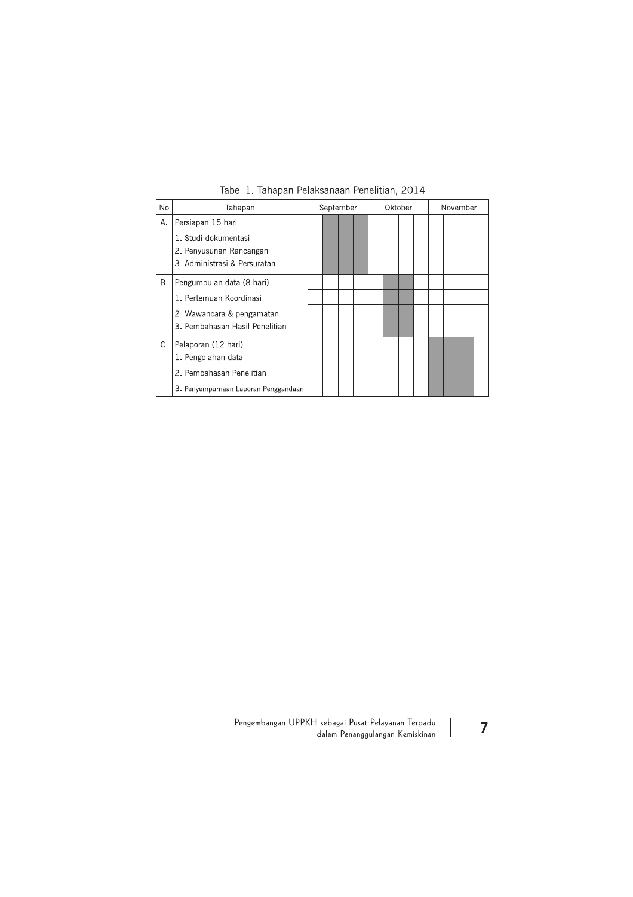Tabel 1. Tahapan Pelaksanaan Penelitian, 2014

| No | Tahapan | September | | | | Oktober | | | | November | | | |
|---|---|---|---|---|---|---|---|---|---|---|---|---|---|
| A. | Persiapan 15 hari | | ■ | ■ | ■ | | | | | | | | |
| | 1. Studi dokumentasi | | ■ | ■ | ■ | | | | | | | | |
| | 2. Penyusunan Rancangan | | ■ | ■ | ■ | | | | | | | | |
| | 3. Administrasi & Persuratan | | ■ | ■ | ■ | | | | | | | | |
| B. | Pengumpulan data (8 hari) | | | | | | ■ | ■ | | | | | |
| | 1. Pertemuan Koordinasi | | | | | | ■ | ■ | | | | | |
| | 2. Wawancara & pengamatan | | | | | | ■ | ■ | | | | | |
| | 3. Pembahasan Hasil Penelitian | | | | | | ■ | ■ | | | | | |
| C. | Pelaporan (12 hari) | | | | | | | | | ■ | ■ | ■ | |
| | 1. Pengolahan data | | | | | | | | | ■ | ■ | ■ | |
| | 2. Pembahasan Penelitian | | | | | | | | | ■ | ■ | ■ | |
| | 3. Penyempurnaan Laporan Penggandaan | | | | | | | | | ■ | ■ | ■ | |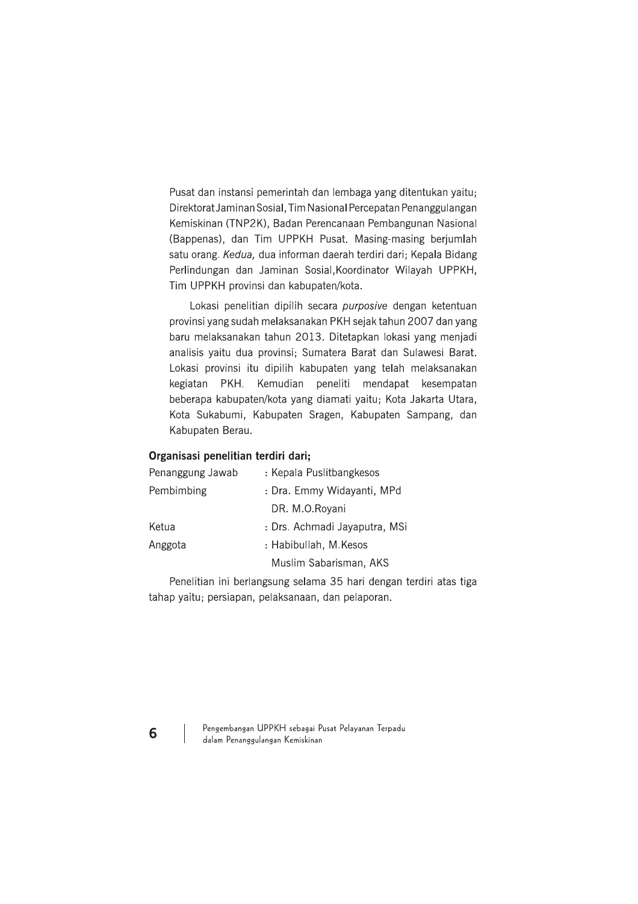Pusat dan instansi pemerintah dan lembaga yang ditentukan yaitu; Direktorat Jaminan Sosial, Tim Nasional Percepatan Penanggulangan Kemiskinan (TNP2K), Badan Perencanaan Pembangunan Nasional (Bappenas), dan Tim UPPKH Pusat. Masing-masing berjumlah satu orang. *Kedua,* dua informan daerah terdiri dari; Kepala Bidang Perlindungan dan Jaminan Sosial,Koordinator Wilayah UPPKH, Tim UPPKH provinsi dan kabupaten/kota.

Lokasi penelitian dipilih secara *purposive* dengan ketentuan provinsi yang sudah melaksanakan PKH sejak tahun 2007 dan yang baru melaksanakan tahun 2013. Ditetapkan lokasi yang menjadi analisis yaitu dua provinsi; Sumatera Barat dan Sulawesi Barat. Lokasi provinsi itu dipilih kabupaten yang telah melaksanakan kegiatan PKH. Kemudian peneliti mendapat kesempatan beberapa kabupaten/kota yang diamati yaitu; Kota Jakarta Utara, Kota Sukabumi, Kabupaten Sragen, Kabupaten Sampang, dan Kabupaten Berau.

**Organisasi penelitian terdiri dari;**

| | |
|---|---|
| Penanggung Jawab | : Kepala Puslitbangkesos |
| Pembimbing | : Dra. Emmy Widayanti, MPd |
| | DR. M.O.Royani |
| Ketua | : Drs. Achmadi Jayaputra, MSi |
| Anggota | : Habibullah, M.Kesos |
| | Muslim Sabarisman, AKS |

Penelitian ini berlangsung selama 35 hari dengan terdiri atas tiga tahap yaitu; persiapan, pelaksanaan, dan pelaporan.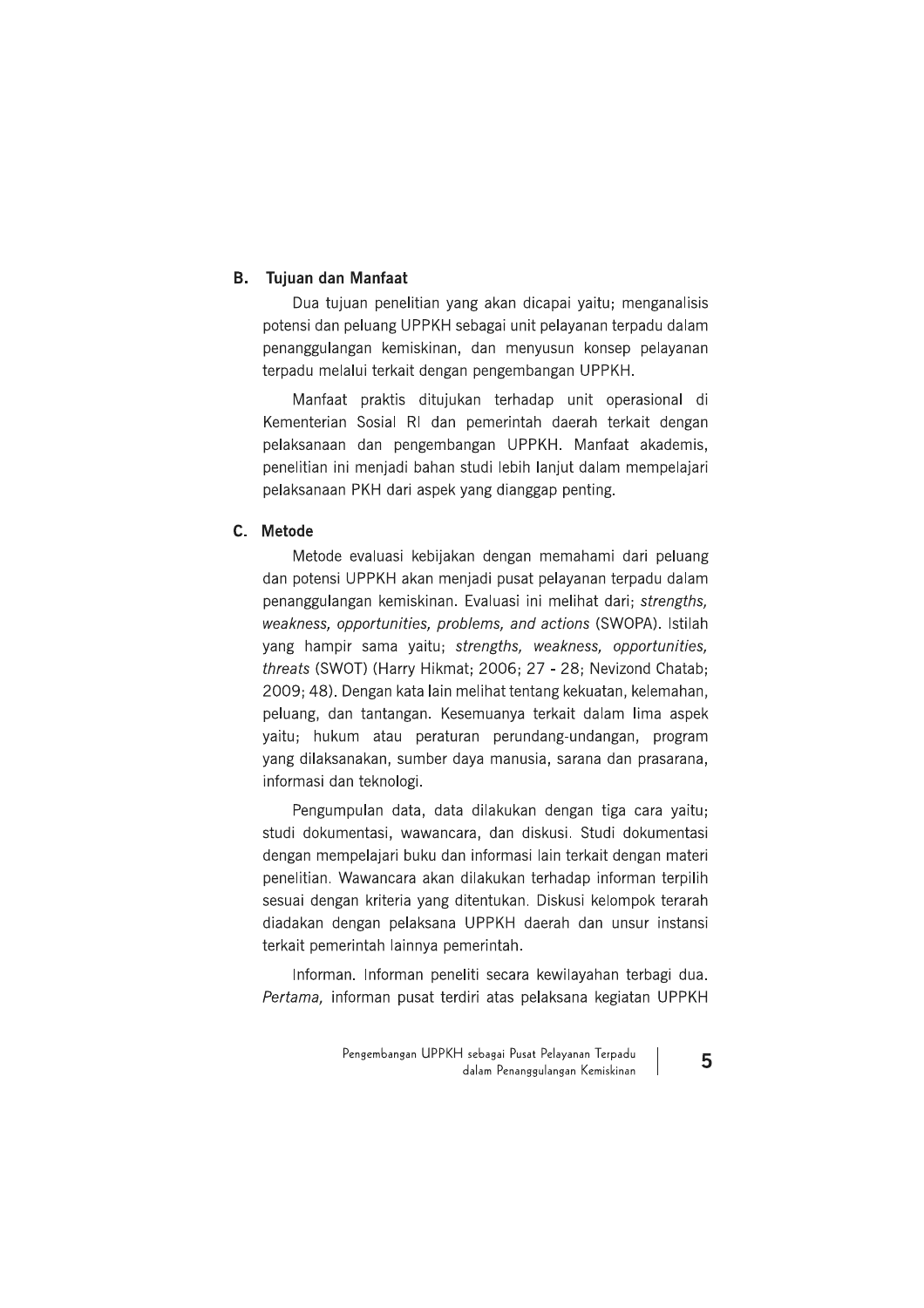## B. Tujuan dan Manfaat

Dua tujuan penelitian yang akan dicapai yaitu; menganalisis potensi dan peluang UPPKH sebagai unit pelayanan terpadu dalam penanggulangan kemiskinan, dan menyusun konsep pelayanan terpadu melalui terkait dengan pengembangan UPPKH.

Manfaat praktis ditujukan terhadap unit operasional di Kementerian Sosial RI dan pemerintah daerah terkait dengan pelaksanaan dan pengembangan UPPKH. Manfaat akademis, penelitian ini menjadi bahan studi lebih lanjut dalam mempelajari pelaksanaan PKH dari aspek yang dianggap penting.

## C. Metode

Metode evaluasi kebijakan dengan memahami dari peluang dan potensi UPPKH akan menjadi pusat pelayanan terpadu dalam penanggulangan kemiskinan. Evaluasi ini melihat dari; *strengths, weakness, opportunities, problems, and actions* (SWOPA). Istilah yang hampir sama yaitu; *strengths, weakness, opportunities, threats* (SWOT) (Harry Hikmat; 2006; 27 - 28; Nevizond Chatab; 2009; 48). Dengan kata lain melihat tentang kekuatan, kelemahan, peluang, dan tantangan. Kesemuanya terkait dalam lima aspek yaitu; hukum atau peraturan perundang-undangan, program yang dilaksanakan, sumber daya manusia, sarana dan prasarana, informasi dan teknologi.

Pengumpulan data, data dilakukan dengan tiga cara yaitu; studi dokumentasi, wawancara, dan diskusi. Studi dokumentasi dengan mempelajari buku dan informasi lain terkait dengan materi penelitian. Wawancara akan dilakukan terhadap informan terpilih sesuai dengan kriteria yang ditentukan. Diskusi kelompok terarah diadakan dengan pelaksana UPPKH daerah dan unsur instansi terkait pemerintah lainnya pemerintah.

Informan. Informan peneliti secara kewilayahan terbagi dua. *Pertama,* informan pusat terdiri atas pelaksana kegiatan UPPKH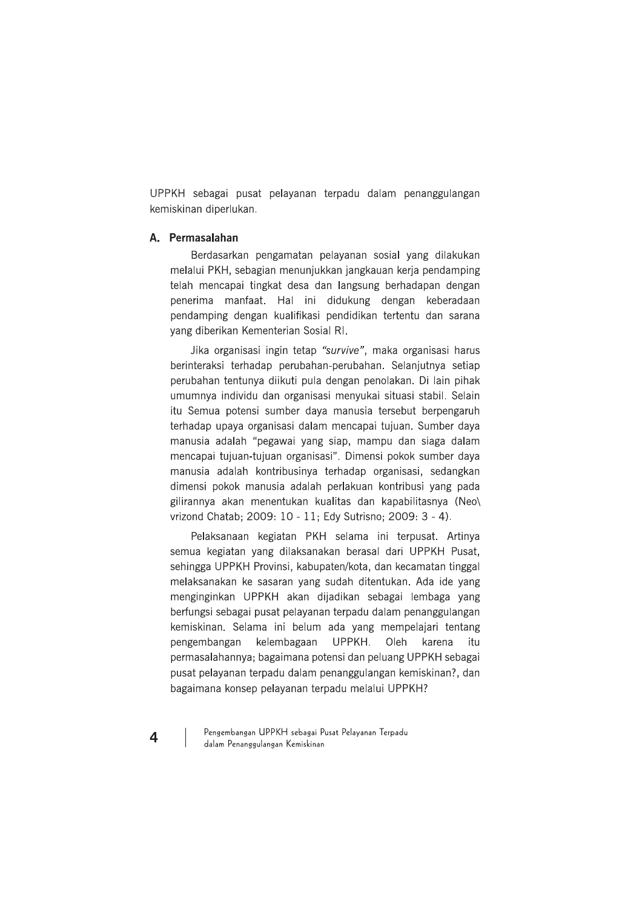UPPKH sebagai pusat pelayanan terpadu dalam penanggulangan kemiskinan diperlukan.

## A. Permasalahan

Berdasarkan pengamatan pelayanan sosial yang dilakukan melalui PKH, sebagian menunjukkan jangkauan kerja pendamping telah mencapai tingkat desa dan langsung berhadapan dengan penerima manfaat. Hal ini didukung dengan keberadaan pendamping dengan kualifikasi pendidikan tertentu dan sarana yang diberikan Kementerian Sosial RI.

Jika organisasi ingin tetap *"survive"*, maka organisasi harus berinteraksi terhadap perubahan-perubahan. Selanjutnya setiap perubahan tentunya diikuti pula dengan penolakan. Di lain pihak umumnya individu dan organisasi menyukai situasi stabil. Selain itu Semua potensi sumber daya manusia tersebut berpengaruh terhadap upaya organisasi dalam mencapai tujuan. Sumber daya manusia adalah "pegawai yang siap, mampu dan siaga dalam mencapai tujuan-tujuan organisasi". Dimensi pokok sumber daya manusia adalah kontribusinya terhadap organisasi, sedangkan dimensi pokok manusia adalah perlakuan kontribusi yang pada gilirannya akan menentukan kualitas dan kapabilitasnya (Neo\ vrizond Chatab; 2009: 10 - 11; Edy Sutrisno; 2009: 3 - 4).

Pelaksanaan kegiatan PKH selama ini terpusat. Artinya semua kegiatan yang dilaksanakan berasal dari UPPKH Pusat, sehingga UPPKH Provinsi, kabupaten/kota, dan kecamatan tinggal melaksanakan ke sasaran yang sudah ditentukan. Ada ide yang menginginkan UPPKH akan dijadikan sebagai lembaga yang berfungsi sebagai pusat pelayanan terpadu dalam penanggulangan kemiskinan. Selama ini belum ada yang mempelajari tentang pengembangan kelembagaan UPPKH. Oleh karena itu permasalahannya; bagaimana potensi dan peluang UPPKH sebagai pusat pelayanan terpadu dalam penanggulangan kemiskinan?, dan bagaimana konsep pelayanan terpadu melalui UPPKH?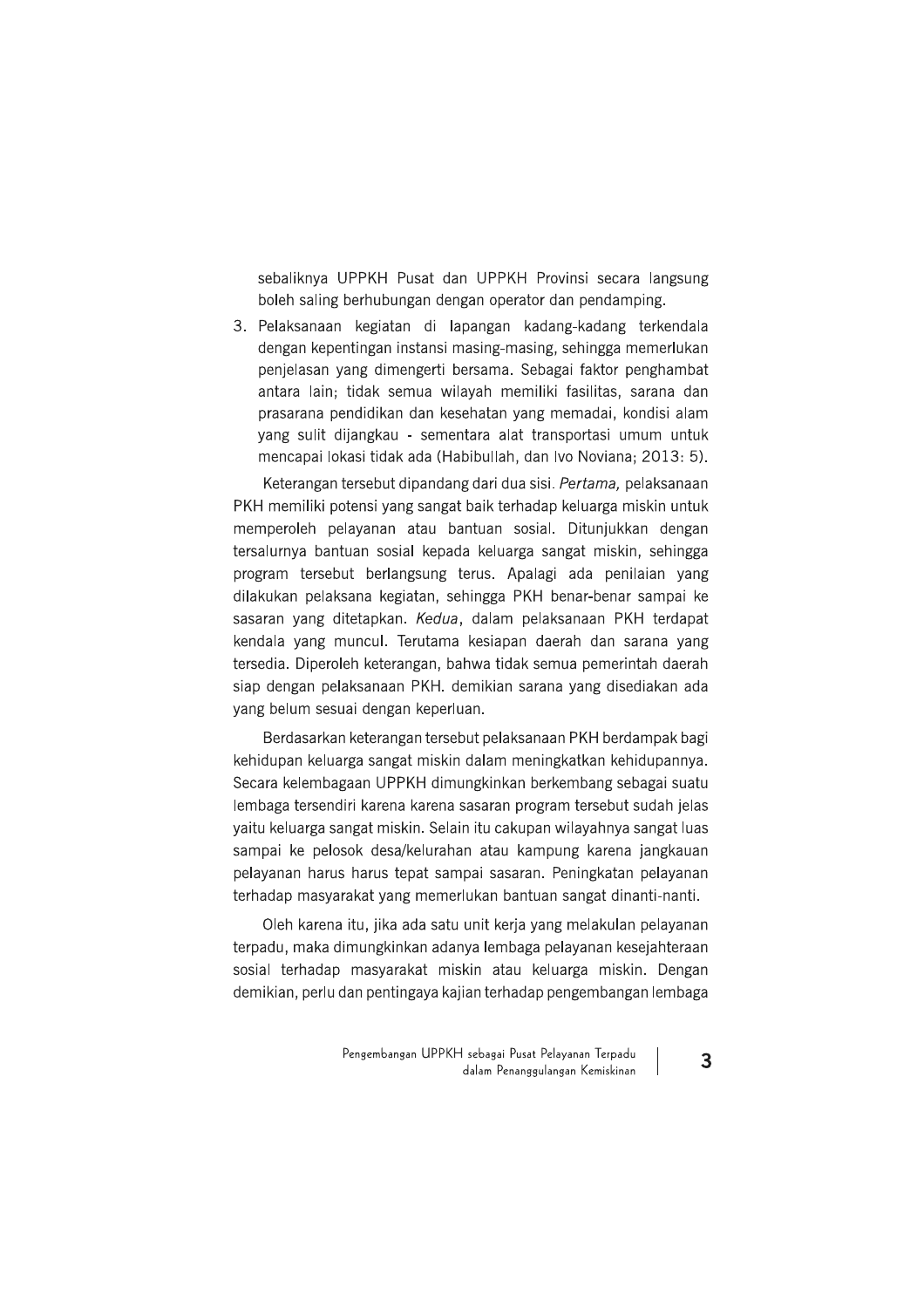sebaliknya UPPKH Pusat dan UPPKH Provinsi secara langsung boleh saling berhubungan dengan operator dan pendamping.

3. Pelaksanaan kegiatan di lapangan kadang-kadang terkendala dengan kepentingan instansi masing-masing, sehingga memerlukan penjelasan yang dimengerti bersama. Sebagai faktor penghambat antara lain; tidak semua wilayah memiliki fasilitas, sarana dan prasarana pendidikan dan kesehatan yang memadai, kondisi alam yang sulit dijangkau - sementara alat transportasi umum untuk mencapai lokasi tidak ada (Habibullah, dan Ivo Noviana; 2013: 5).

Keterangan tersebut dipandang dari dua sisi. *Pertama,* pelaksanaan PKH memiliki potensi yang sangat baik terhadap keluarga miskin untuk memperoleh pelayanan atau bantuan sosial. Ditunjukkan dengan tersalurnya bantuan sosial kepada keluarga sangat miskin, sehingga program tersebut berlangsung terus. Apalagi ada penilaian yang dilakukan pelaksana kegiatan, sehingga PKH benar-benar sampai ke sasaran yang ditetapkan. *Kedua*, dalam pelaksanaan PKH terdapat kendala yang muncul. Terutama kesiapan daerah dan sarana yang tersedia. Diperoleh keterangan, bahwa tidak semua pemerintah daerah siap dengan pelaksanaan PKH. demikian sarana yang disediakan ada yang belum sesuai dengan keperluan.

Berdasarkan keterangan tersebut pelaksanaan PKH berdampak bagi kehidupan keluarga sangat miskin dalam meningkatkan kehidupannya. Secara kelembagaan UPPKH dimungkinkan berkembang sebagai suatu lembaga tersendiri karena karena sasaran program tersebut sudah jelas yaitu keluarga sangat miskin. Selain itu cakupan wilayahnya sangat luas sampai ke pelosok desa/kelurahan atau kampung karena jangkauan pelayanan harus harus tepat sampai sasaran. Peningkatan pelayanan terhadap masyarakat yang memerlukan bantuan sangat dinanti-nanti.

Oleh karena itu, jika ada satu unit kerja yang melakulan pelayanan terpadu, maka dimungkinkan adanya lembaga pelayanan kesejahteraan sosial terhadap masyarakat miskin atau keluarga miskin. Dengan demikian, perlu dan pentingaya kajian terhadap pengembangan lembaga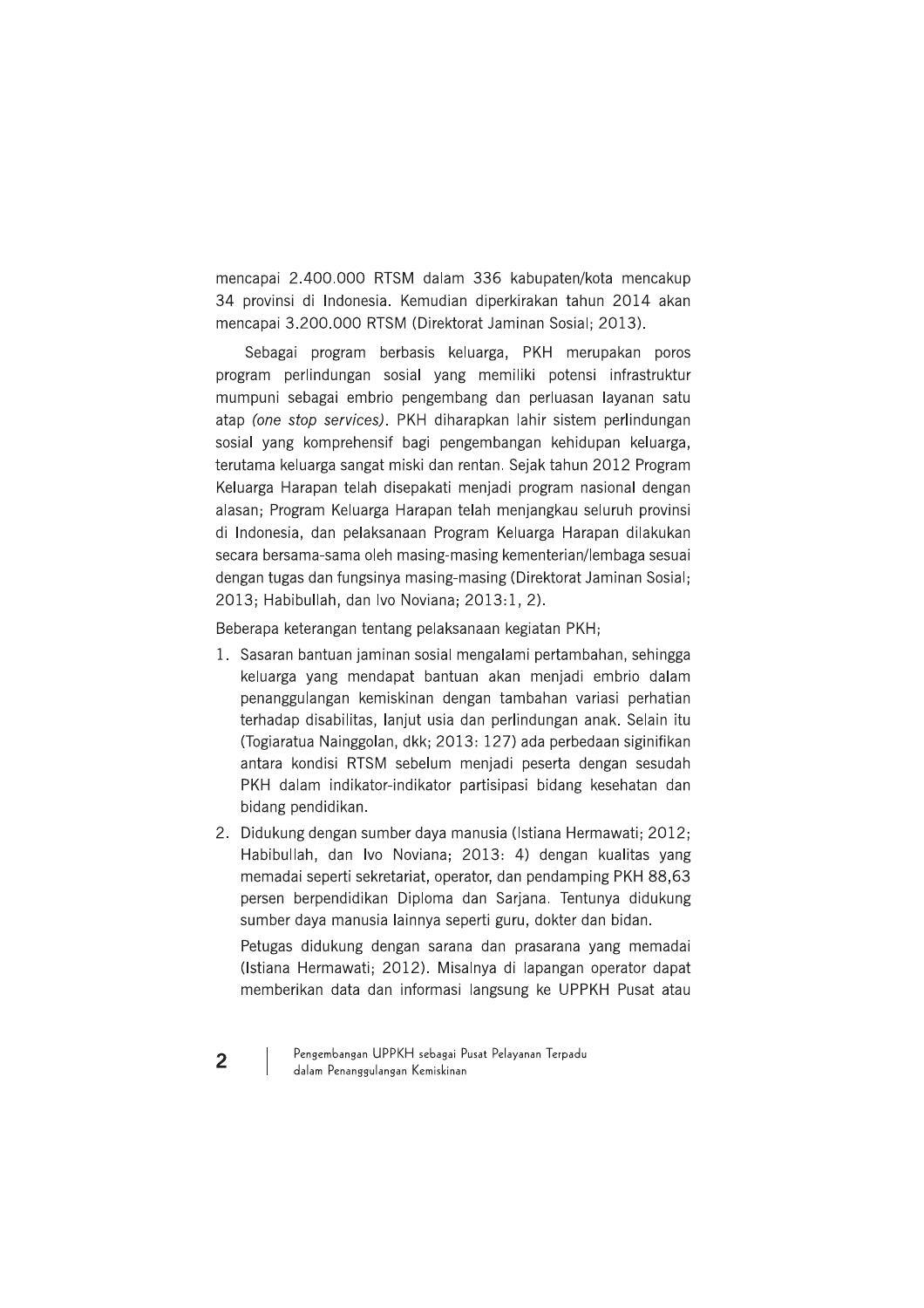mencapai 2.400.000 RTSM dalam 336 kabupaten/kota mencakup 34 provinsi di Indonesia. Kemudian diperkirakan tahun 2014 akan mencapai 3.200.000 RTSM (Direktorat Jaminan Sosial; 2013).

Sebagai program berbasis keluarga, PKH merupakan poros program perlindungan sosial yang memiliki potensi infrastruktur mumpuni sebagai embrio pengembang dan perluasan layanan satu atap *(one stop services)*. PKH diharapkan lahir sistem perlindungan sosial yang komprehensif bagi pengembangan kehidupan keluarga, terutama keluarga sangat miski dan rentan. Sejak tahun 2012 Program Keluarga Harapan telah disepakati menjadi program nasional dengan alasan; Program Keluarga Harapan telah menjangkau seluruh provinsi di Indonesia, dan pelaksanaan Program Keluarga Harapan dilakukan secara bersama-sama oleh masing-masing kementerian/lembaga sesuai dengan tugas dan fungsinya masing-masing (Direktorat Jaminan Sosial; 2013; Habibullah, dan Ivo Noviana; 2013:1, 2).

Beberapa keterangan tentang pelaksanaan kegiatan PKH;

1. Sasaran bantuan jaminan sosial mengalami pertambahan, sehingga keluarga yang mendapat bantuan akan menjadi embrio dalam penanggulangan kemiskinan dengan tambahan variasi perhatian terhadap disabilitas, lanjut usia dan perlindungan anak. Selain itu (Togiaratua Nainggolan, dkk; 2013: 127) ada perbedaan siginifikan antara kondisi RTSM sebelum menjadi peserta dengan sesudah PKH dalam indikator-indikator partisipasi bidang kesehatan dan bidang pendidikan.
2. Didukung dengan sumber daya manusia (Istiana Hermawati; 2012; Habibullah, dan Ivo Noviana; 2013: 4) dengan kualitas yang memadai seperti sekretariat, operator, dan pendamping PKH 88,63 persen berpendidikan Diploma dan Sarjana. Tentunya didukung sumber daya manusia lainnya seperti guru, dokter dan bidan.

   Petugas didukung dengan sarana dan prasarana yang memadai (Istiana Hermawati; 2012). Misalnya di lapangan operator dapat memberikan data dan informasi langsung ke UPPKH Pusat atau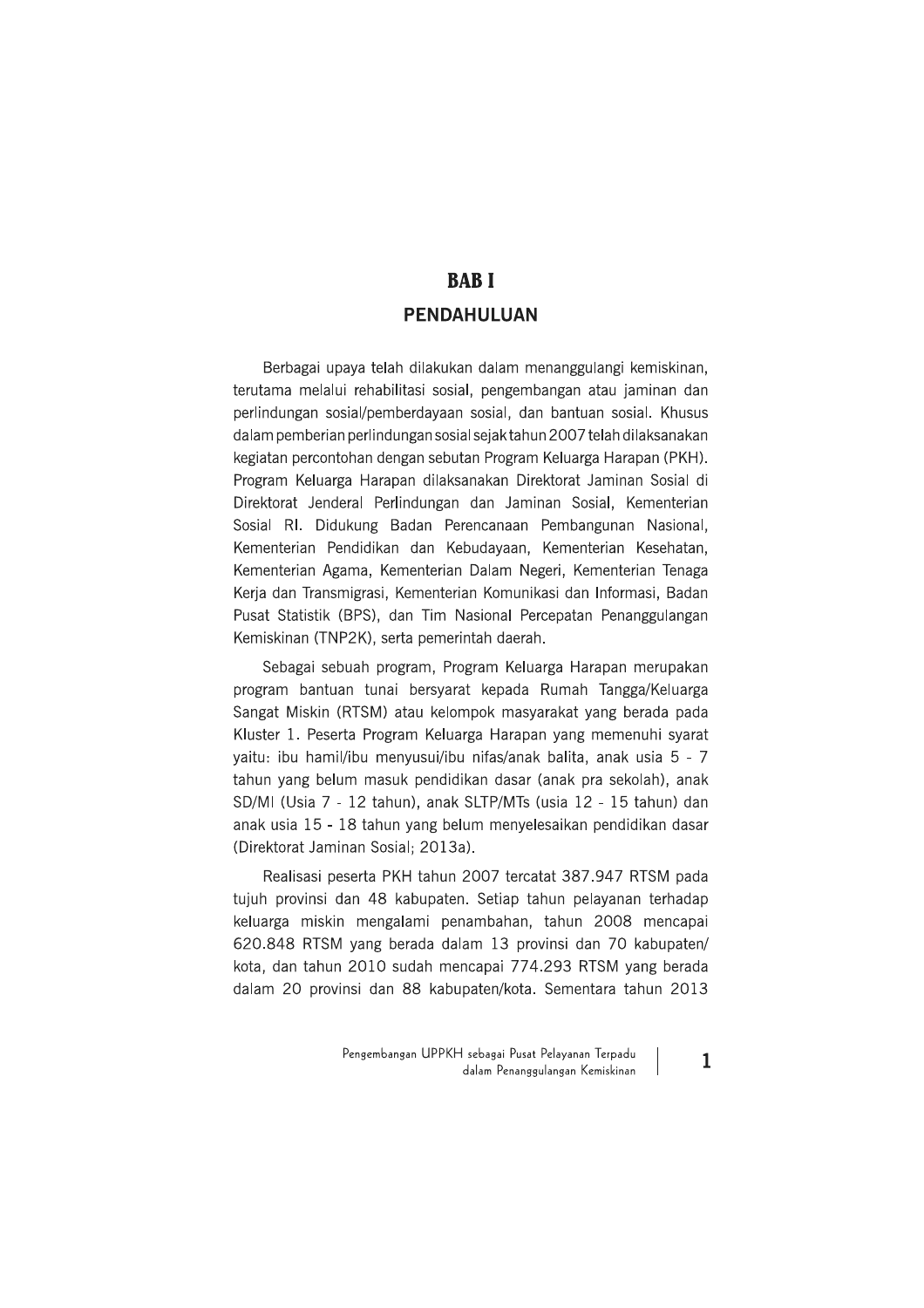# BAB I

## PENDAHULUAN

Berbagai upaya telah dilakukan dalam menanggulangi kemiskinan, terutama melalui rehabilitasi sosial, pengembangan atau jaminan dan perlindungan sosial/pemberdayaan sosial, dan bantuan sosial. Khusus dalam pemberian perlindungan sosial sejak tahun 2007 telah dilaksanakan kegiatan percontohan dengan sebutan Program Keluarga Harapan (PKH). Program Keluarga Harapan dilaksanakan Direktorat Jaminan Sosial di Direktorat Jenderal Perlindungan dan Jaminan Sosial, Kementerian Sosial RI. Didukung Badan Perencanaan Pembangunan Nasional, Kementerian Pendidikan dan Kebudayaan, Kementerian Kesehatan, Kementerian Agama, Kementerian Dalam Negeri, Kementerian Tenaga Kerja dan Transmigrasi, Kementerian Komunikasi dan Informasi, Badan Pusat Statistik (BPS), dan Tim Nasional Percepatan Penanggulangan Kemiskinan (TNP2K), serta pemerintah daerah.

Sebagai sebuah program, Program Keluarga Harapan merupakan program bantuan tunai bersyarat kepada Rumah Tangga/Keluarga Sangat Miskin (RTSM) atau kelompok masyarakat yang berada pada Kluster 1. Peserta Program Keluarga Harapan yang memenuhi syarat yaitu: ibu hamil/ibu menyusui/ibu nifas/anak balita, anak usia 5 - 7 tahun yang belum masuk pendidikan dasar (anak pra sekolah), anak SD/MI (Usia 7 - 12 tahun), anak SLTP/MTs (usia 12 - 15 tahun) dan anak usia 15 - 18 tahun yang belum menyelesaikan pendidikan dasar (Direktorat Jaminan Sosial; 2013a).

Realisasi peserta PKH tahun 2007 tercatat 387.947 RTSM pada tujuh provinsi dan 48 kabupaten. Setiap tahun pelayanan terhadap keluarga miskin mengalami penambahan, tahun 2008 mencapai 620.848 RTSM yang berada dalam 13 provinsi dan 70 kabupaten/kota, dan tahun 2010 sudah mencapai 774.293 RTSM yang berada dalam 20 provinsi dan 88 kabupaten/kota. Sementara tahun 2013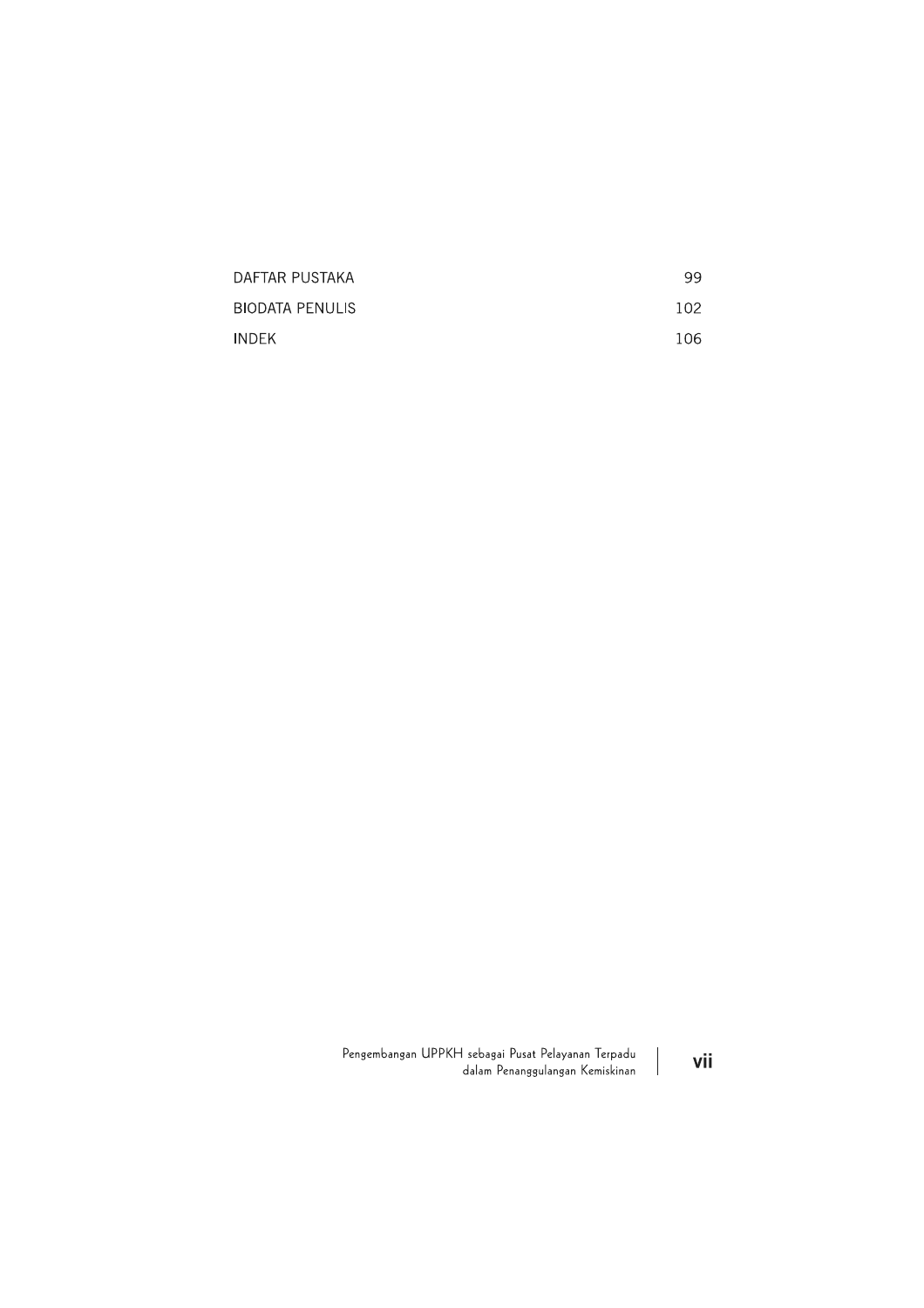| | |
|---|---|
| DAFTAR PUSTAKA | 99 |
| BIODATA PENULIS | 102 |
| INDEK | 106 |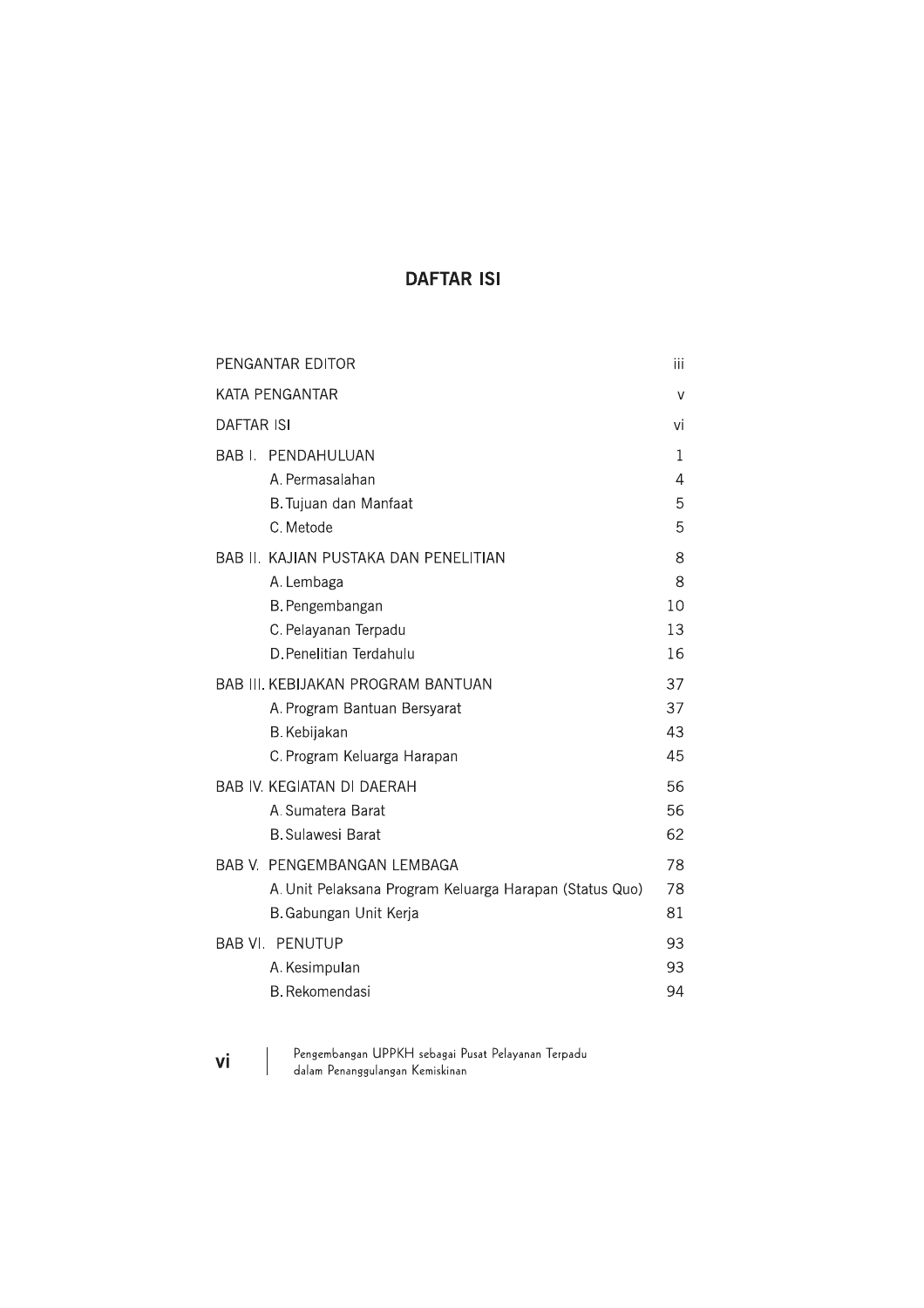# DAFTAR ISI

| | |
|---|---|
| PENGANTAR EDITOR | iii |
| KATA PENGANTAR | v |
| DAFTAR ISI | vi |
| BAB I. PENDAHULUAN | 1 |
| A. Permasalahan | 4 |
| B. Tujuan dan Manfaat | 5 |
| C. Metode | 5 |
| BAB II. KAJIAN PUSTAKA DAN PENELITIAN | 8 |
| A. Lembaga | 8 |
| B. Pengembangan | 10 |
| C. Pelayanan Terpadu | 13 |
| D. Penelitian Terdahulu | 16 |
| BAB III. KEBIJAKAN PROGRAM BANTUAN | 37 |
| A. Program Bantuan Bersyarat | 37 |
| B. Kebijakan | 43 |
| C. Program Keluarga Harapan | 45 |
| BAB IV. KEGIATAN DI DAERAH | 56 |
| A. Sumatera Barat | 56 |
| B. Sulawesi Barat | 62 |
| BAB V. PENGEMBANGAN LEMBAGA | 78 |
| A. Unit Pelaksana Program Keluarga Harapan (Status Quo) | 78 |
| B. Gabungan Unit Kerja | 81 |
| BAB VI. PENUTUP | 93 |
| A. Kesimpulan | 93 |
| B. Rekomendasi | 94 |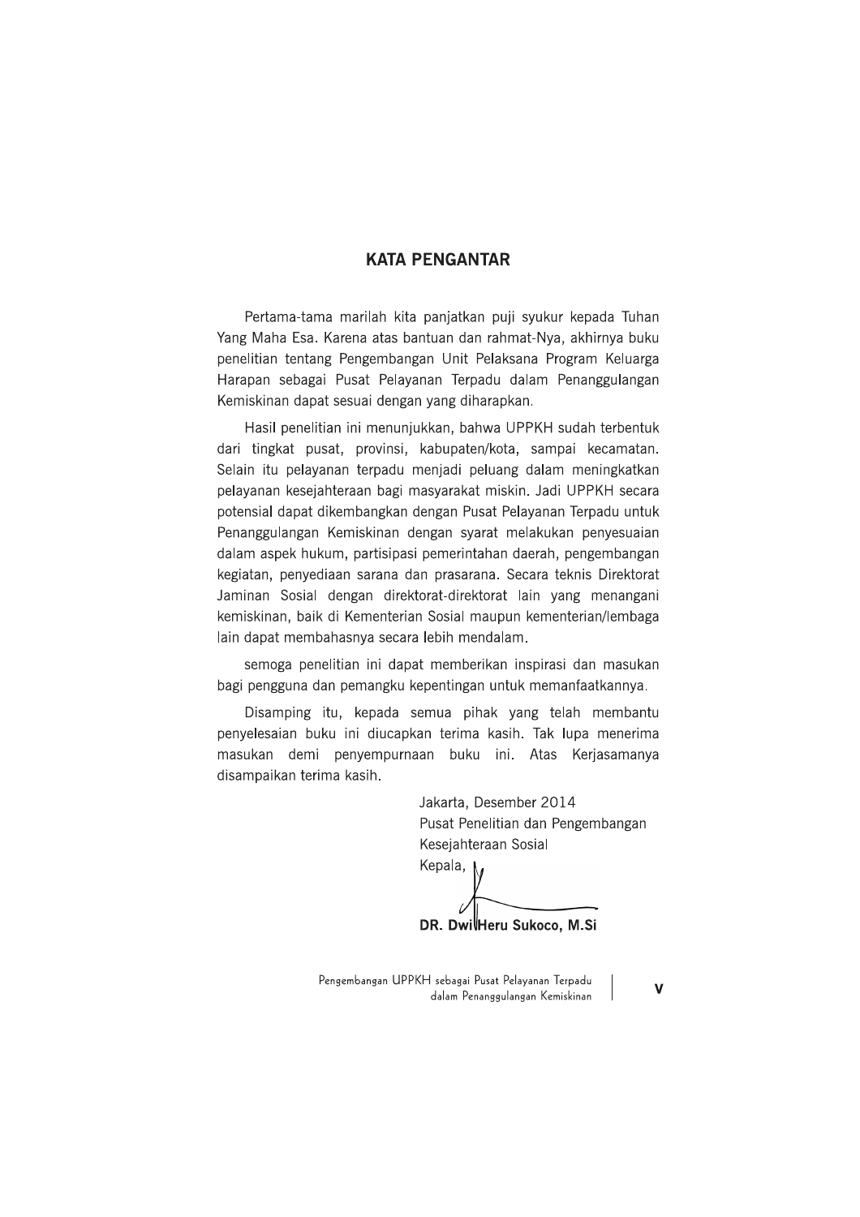# KATA PENGANTAR

Pertama-tama marilah kita panjatkan puji syukur kepada Tuhan Yang Maha Esa. Karena atas bantuan dan rahmat-Nya, akhirnya buku penelitian tentang Pengembangan Unit Pelaksana Program Keluarga Harapan sebagai Pusat Pelayanan Terpadu dalam Penanggulangan Kemiskinan dapat sesuai dengan yang diharapkan.

Hasil penelitian ini menunjukkan, bahwa UPPKH sudah terbentuk dari tingkat pusat, provinsi, kabupaten/kota, sampai kecamatan. Selain itu pelayanan terpadu menjadi peluang dalam meningkatkan pelayanan kesejahteraan bagi masyarakat miskin. Jadi UPPKH secara potensial dapat dikembangkan dengan Pusat Pelayanan Terpadu untuk Penanggulangan Kemiskinan dengan syarat melakukan penyesuaian dalam aspek hukum, partisipasi pemerintahan daerah, pengembangan kegiatan, penyediaan sarana dan prasarana. Secara teknis Direktorat Jaminan Sosial dengan direktorat-direktorat lain yang menangani kemiskinan, baik di Kementerian Sosial maupun kementerian/lembaga lain dapat membahasnya secara lebih mendalam.

semoga penelitian ini dapat memberikan inspirasi dan masukan bagi pengguna dan pemangku kepentingan untuk memanfaatkannya.

Disamping itu, kepada semua pihak yang telah membantu penyelesaian buku ini diucapkan terima kasih. Tak lupa menerima masukan demi penyempurnaan buku ini. Atas Kerjasamanya disampaikan terima kasih.

Jakarta, Desember 2014
Pusat Penelitian dan Pengembangan
Kesejahteraan Sosial
Kepala,

**DR. Dwi Heru Sukoco, M.Si**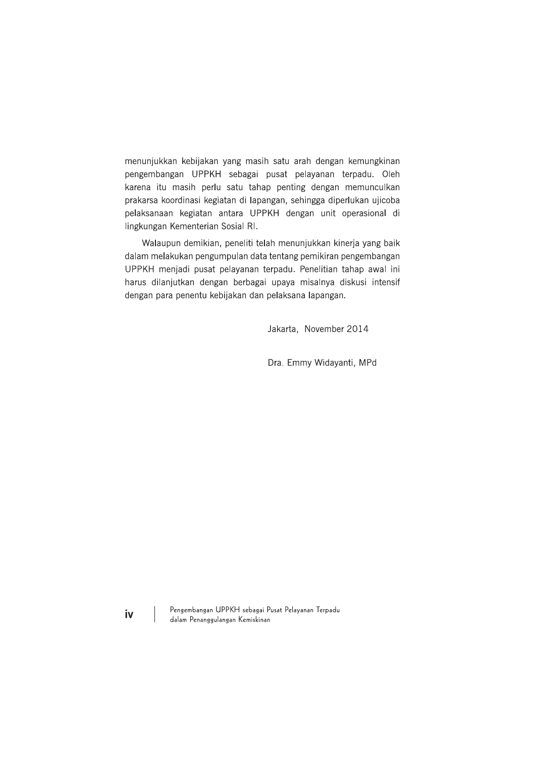menunjukkan kebijakan yang masih satu arah dengan kemungkinan pengembangan UPPKH sebagai pusat pelayanan terpadu. Oleh karena itu masih perlu satu tahap penting dengan memunculkan prakarsa koordinasi kegiatan di lapangan, sehingga diperlukan ujicoba pelaksanaan kegiatan antara UPPKH dengan unit operasional di lingkungan Kementerian Sosial RI.

Walaupun demikian, peneliti telah menunjukkan kinerja yang baik dalam melakukan pengumpulan data tentang pemikiran pengembangan UPPKH menjadi pusat pelayanan terpadu. Penelitian tahap awal ini harus dilanjutkan dengan berbagai upaya misalnya diskusi intensif dengan para penentu kebijakan dan pelaksana lapangan.

Jakarta, November 2014

Dra. Emmy Widayanti, MPd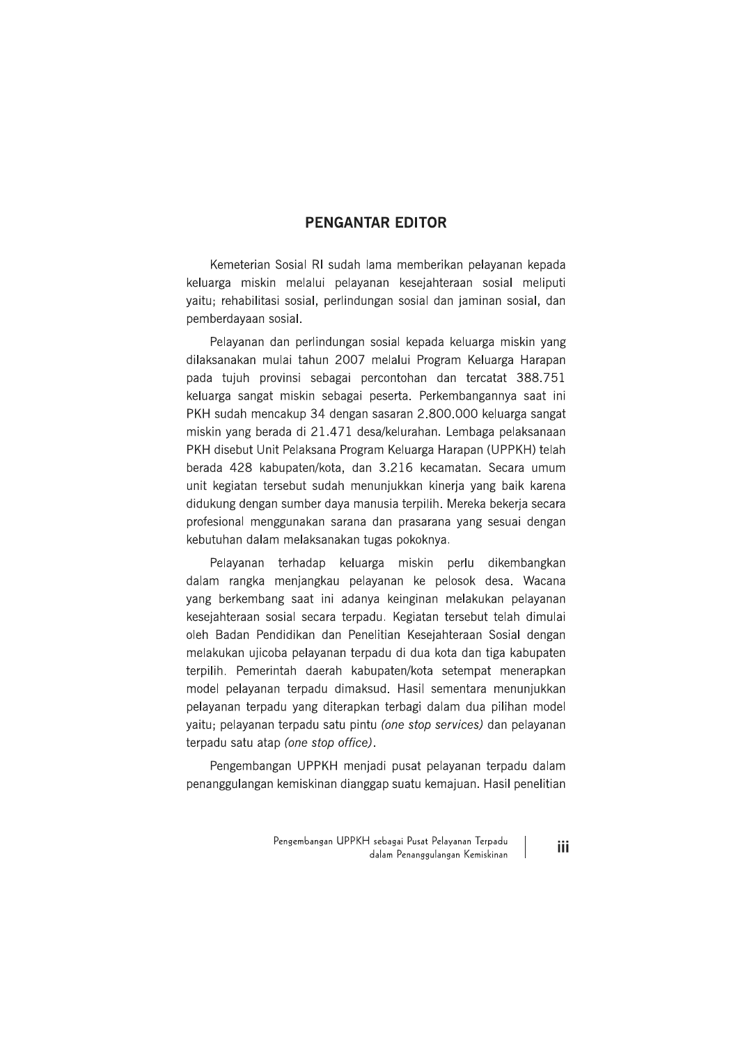## PENGANTAR EDITOR

Kemeterian Sosial RI sudah lama memberikan pelayanan kepada keluarga miskin melalui pelayanan kesejahteraan sosial meliputi yaitu; rehabilitasi sosial, perlindungan sosial dan jaminan sosial, dan pemberdayaan sosial.

Pelayanan dan perlindungan sosial kepada keluarga miskin yang dilaksanakan mulai tahun 2007 melalui Program Keluarga Harapan pada tujuh provinsi sebagai percontohan dan tercatat 388.751 keluarga sangat miskin sebagai peserta. Perkembangannya saat ini PKH sudah mencakup 34 dengan sasaran 2.800.000 keluarga sangat miskin yang berada di 21.471 desa/kelurahan. Lembaga pelaksanaan PKH disebut Unit Pelaksana Program Keluarga Harapan (UPPKH) telah berada 428 kabupaten/kota, dan 3.216 kecamatan. Secara umum unit kegiatan tersebut sudah menunjukkan kinerja yang baik karena didukung dengan sumber daya manusia terpilih. Mereka bekerja secara profesional menggunakan sarana dan prasarana yang sesuai dengan kebutuhan dalam melaksanakan tugas pokoknya.

Pelayanan terhadap keluarga miskin perlu dikembangkan dalam rangka menjangkau pelayanan ke pelosok desa. Wacana yang berkembang saat ini adanya keinginan melakukan pelayanan kesejahteraan sosial secara terpadu. Kegiatan tersebut telah dimulai oleh Badan Pendidikan dan Penelitian Kesejahteraan Sosial dengan melakukan ujicoba pelayanan terpadu di dua kota dan tiga kabupaten terpilih. Pemerintah daerah kabupaten/kota setempat menerapkan model pelayanan terpadu dimaksud. Hasil sementara menunjukkan pelayanan terpadu yang diterapkan terbagi dalam dua pilihan model yaitu; pelayanan terpadu satu pintu *(one stop services)* dan pelayanan terpadu satu atap *(one stop office)*.

Pengembangan UPPKH menjadi pusat pelayanan terpadu dalam penanggulangan kemiskinan dianggap suatu kemajuan. Hasil penelitian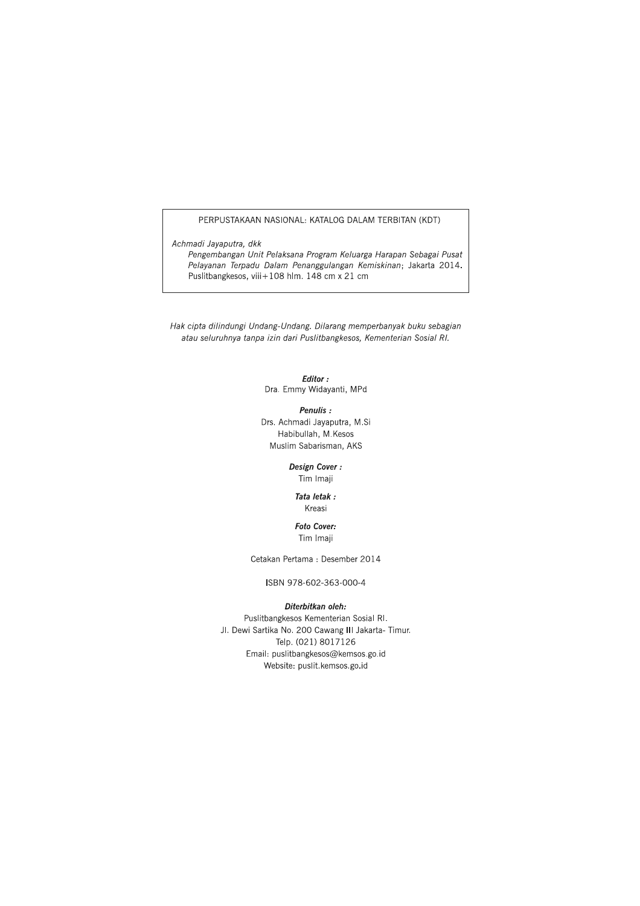PERPUSTAKAAN NASIONAL: KATALOG DALAM TERBITAN (KDT)

*Achmadi Jayaputra, dkk*
*Pengembangan Unit Pelaksana Program Keluarga Harapan Sebagai Pusat Pelayanan Terpadu Dalam Penanggulangan Kemiskinan*; Jakarta 2014. Puslitbangkesos, viii+108 hlm. 148 cm x 21 cm

*Hak cipta dilindungi Undang-Undang. Dilarang memperbanyak buku sebagian atau seluruhnya tanpa izin dari Puslitbangkesos, Kementerian Sosial RI.*

***Editor :***
Dra. Emmy Widayanti, MPd

***Penulis :***
Drs. Achmadi Jayaputra, M.Si
Habibullah, M.Kesos
Muslim Sabarisman, AKS

***Design Cover :***
Tim Imaji

***Tata letak :***
Kreasi

***Foto Cover:***
Tim Imaji

Cetakan Pertama : Desember 2014

ISBN 978-602-363-000-4

***Diterbitkan oleh:***
Puslitbangkesos Kementerian Sosial RI.
Jl. Dewi Sartika No. 200 Cawang III Jakarta- Timur.
Telp. (021) 8017126
Email: puslitbangkesos@kemsos.go.id
Website: puslit.kemsos.go.id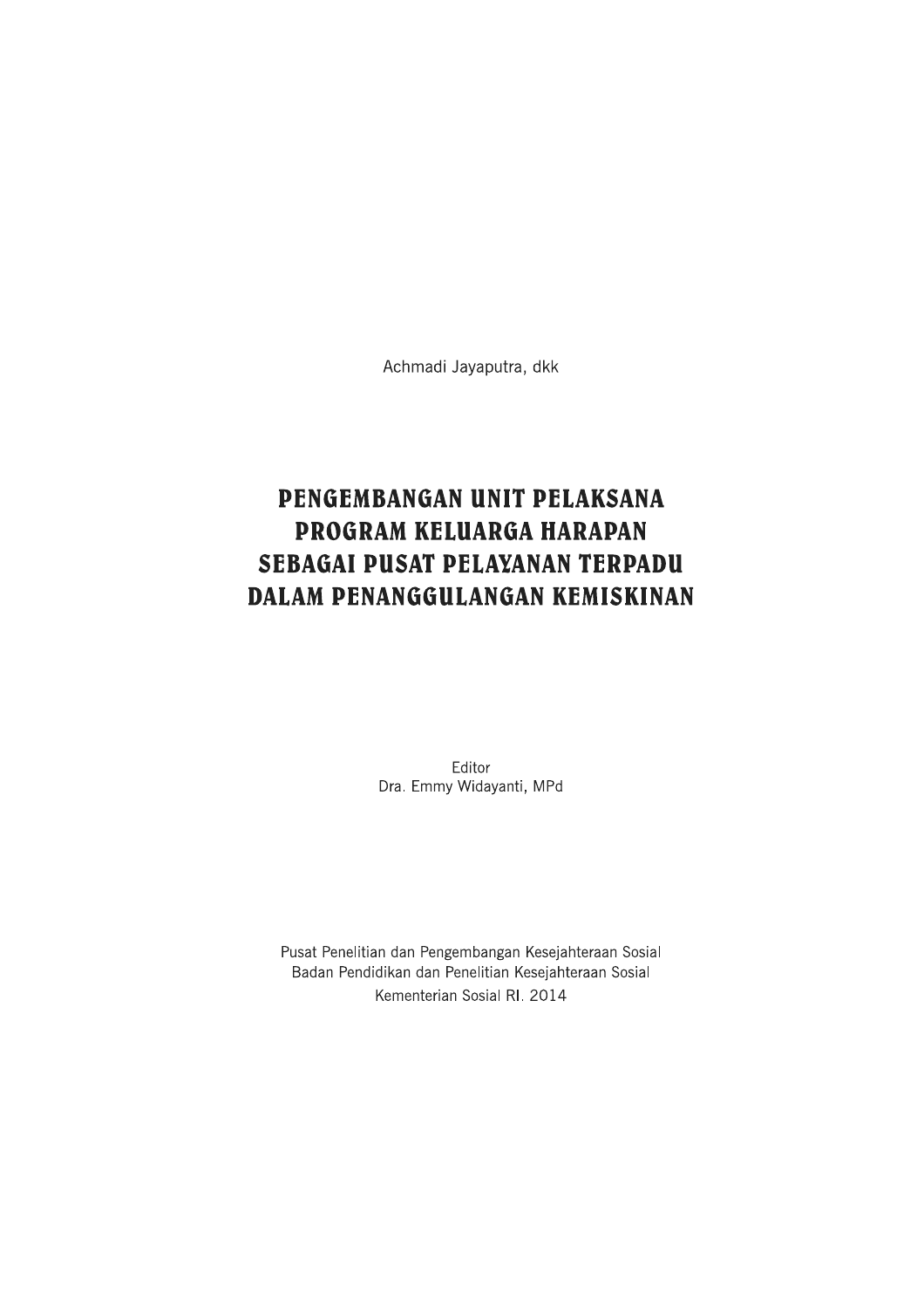Achmadi Jayaputra, dkk

# PENGEMBANGAN UNIT PELAKSANA PROGRAM KELUARGA HARAPAN SEBAGAI PUSAT PELAYANAN TERPADU DALAM PENANGGULANGAN KEMISKINAN

Editor
Dra. Emmy Widayanti, MPd

Pusat Penelitian dan Pengembangan Kesejahteraan Sosial
Badan Pendidikan dan Penelitian Kesejahteraan Sosial
Kementerian Sosial RI. 2014